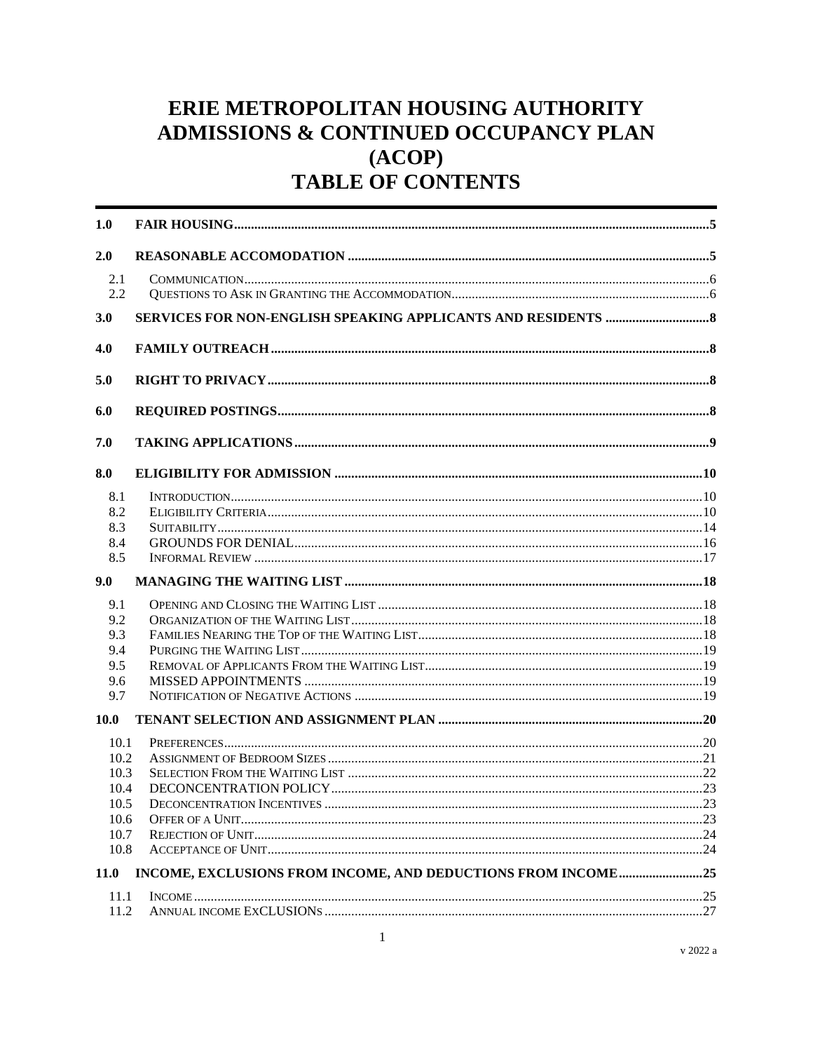# ERIE METROPOLITAN HOUSING AUTHORITY
# ADMISSIONS & CONTINUED OCCUPANCY PLAN
# (ACOP)
# TABLE OF CONTENTS

| | | |
|---|---|---|
| **1.0** | **FAIR HOUSING** | **5** |
| **2.0** | **REASONABLE ACCOMODATION** | **5** |
| 2.1 | COMMUNICATION | 6 |
| 2.2 | QUESTIONS TO ASK IN GRANTING THE ACCOMMODATION | 6 |
| **3.0** | **SERVICES FOR NON-ENGLISH SPEAKING APPLICANTS AND RESIDENTS** | **8** |
| **4.0** | **FAMILY OUTREACH** | **8** |
| **5.0** | **RIGHT TO PRIVACY** | **8** |
| **6.0** | **REQUIRED POSTINGS** | **8** |
| **7.0** | **TAKING APPLICATIONS** | **9** |
| **8.0** | **ELIGIBILITY FOR ADMISSION** | **10** |
| 8.1 | INTRODUCTION | 10 |
| 8.2 | ELIGIBILITY CRITERIA | 10 |
| 8.3 | SUITABILITY | 14 |
| 8.4 | GROUNDS FOR DENIAL | 16 |
| 8.5 | INFORMAL REVIEW | 17 |
| **9.0** | **MANAGING THE WAITING LIST** | **18** |
| 9.1 | OPENING AND CLOSING THE WAITING LIST | 18 |
| 9.2 | ORGANIZATION OF THE WAITING LIST | 18 |
| 9.3 | FAMILIES NEARING THE TOP OF THE WAITING LIST | 18 |
| 9.4 | PURGING THE WAITING LIST | 19 |
| 9.5 | REMOVAL OF APPLICANTS FROM THE WAITING LIST | 19 |
| 9.6 | MISSED APPOINTMENTS | 19 |
| 9.7 | NOTIFICATION OF NEGATIVE ACTIONS | 19 |
| **10.0** | **TENANT SELECTION AND ASSIGNMENT PLAN** | **20** |
| 10.1 | PREFERENCES | 20 |
| 10.2 | ASSIGNMENT OF BEDROOM SIZES | 21 |
| 10.3 | SELECTION FROM THE WAITING LIST | 22 |
| 10.4 | DECONCENTRATION POLICY | 23 |
| 10.5 | DECONCENTRATION INCENTIVES | 23 |
| 10.6 | OFFER OF A UNIT | 23 |
| 10.7 | REJECTION OF UNIT | 24 |
| 10.8 | ACCEPTANCE OF UNIT | 24 |
| **11.0** | **INCOME, EXCLUSIONS FROM INCOME, AND DEDUCTIONS FROM INCOME** | **25** |
| 11.1 | INCOME | 25 |
| 11.2 | ANNUAL INCOME EXCLUSIONS | 27 |

v 2022 a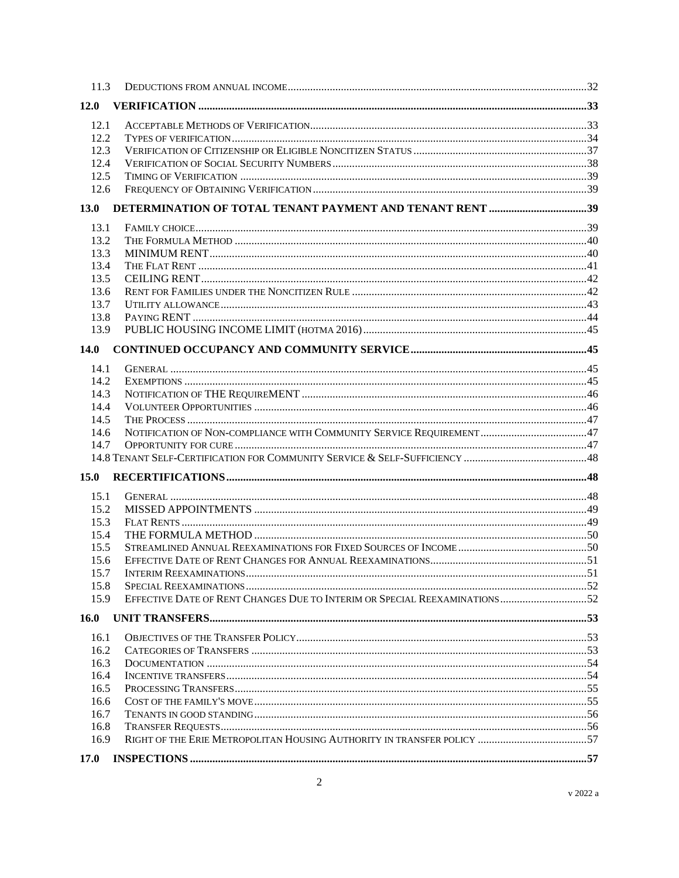| | | |
|---|---|---|
| 11.3 | DEDUCTIONS FROM ANNUAL INCOME | 32 |
| **12.0** | **VERIFICATION** | **33** |
| 12.1 | ACCEPTABLE METHODS OF VERIFICATION | 33 |
| 12.2 | TYPES OF VERIFICATION | 34 |
| 12.3 | VERIFICATION OF CITIZENSHIP OR ELIGIBLE NONCITIZEN STATUS | 37 |
| 12.4 | VERIFICATION OF SOCIAL SECURITY NUMBERS | 38 |
| 12.5 | TIMING OF VERIFICATION | 39 |
| 12.6 | FREQUENCY OF OBTAINING VERIFICATION | 39 |
| **13.0** | **DETERMINATION OF TOTAL TENANT PAYMENT AND TENANT RENT** | **39** |
| 13.1 | FAMILY CHOICE | 39 |
| 13.2 | THE FORMULA METHOD | 40 |
| 13.3 | MINIMUM RENT | 40 |
| 13.4 | THE FLAT RENT | 41 |
| 13.5 | CEILING RENT | 42 |
| 13.6 | RENT FOR FAMILIES UNDER THE NONCITIZEN RULE | 42 |
| 13.7 | UTILITY ALLOWANCE | 43 |
| 13.8 | PAYING RENT | 44 |
| 13.9 | PUBLIC HOUSING INCOME LIMIT (HOTMA 2016) | 45 |
| **14.0** | **CONTINUED OCCUPANCY AND COMMUNITY SERVICE** | **45** |
| 14.1 | GENERAL | 45 |
| 14.2 | EXEMPTIONS | 45 |
| 14.3 | NOTIFICATION OF THE REQUIREMENT | 46 |
| 14.4 | VOLUNTEER OPPORTUNITIES | 46 |
| 14.5 | THE PROCESS | 47 |
| 14.6 | NOTIFICATION OF NON-COMPLIANCE WITH COMMUNITY SERVICE REQUIREMENT | 47 |
| 14.7 | OPPORTUNITY FOR CURE | 47 |
| 14.8 | TENANT SELF-CERTIFICATION FOR COMMUNITY SERVICE & SELF-SUFFICIENCY | 48 |
| **15.0** | **RECERTIFICATIONS** | **48** |
| 15.1 | GENERAL | 48 |
| 15.2 | MISSED APPOINTMENTS | 49 |
| 15.3 | FLAT RENTS | 49 |
| 15.4 | THE FORMULA METHOD | 50 |
| 15.5 | STREAMLINED ANNUAL REEXAMINATIONS FOR FIXED SOURCES OF INCOME | 50 |
| 15.6 | EFFECTIVE DATE OF RENT CHANGES FOR ANNUAL REEXAMINATIONS | 51 |
| 15.7 | INTERIM REEXAMINATIONS | 51 |
| 15.8 | SPECIAL REEXAMINATIONS | 52 |
| 15.9 | EFFECTIVE DATE OF RENT CHANGES DUE TO INTERIM OR SPECIAL REEXAMINATIONS | 52 |
| **16.0** | **UNIT TRANSFERS** | **53** |
| 16.1 | OBJECTIVES OF THE TRANSFER POLICY | 53 |
| 16.2 | CATEGORIES OF TRANSFERS | 53 |
| 16.3 | DOCUMENTATION | 54 |
| 16.4 | INCENTIVE TRANSFERS | 54 |
| 16.5 | PROCESSING TRANSFERS | 55 |
| 16.6 | COST OF THE FAMILY'S MOVE | 55 |
| 16.7 | TENANTS IN GOOD STANDING | 56 |
| 16.8 | TRANSFER REQUESTS | 56 |
| 16.9 | RIGHT OF THE ERIE METROPOLITAN HOUSING AUTHORITY IN TRANSFER POLICY | 57 |
| **17.0** | **INSPECTIONS** | **57** |

v 2022 a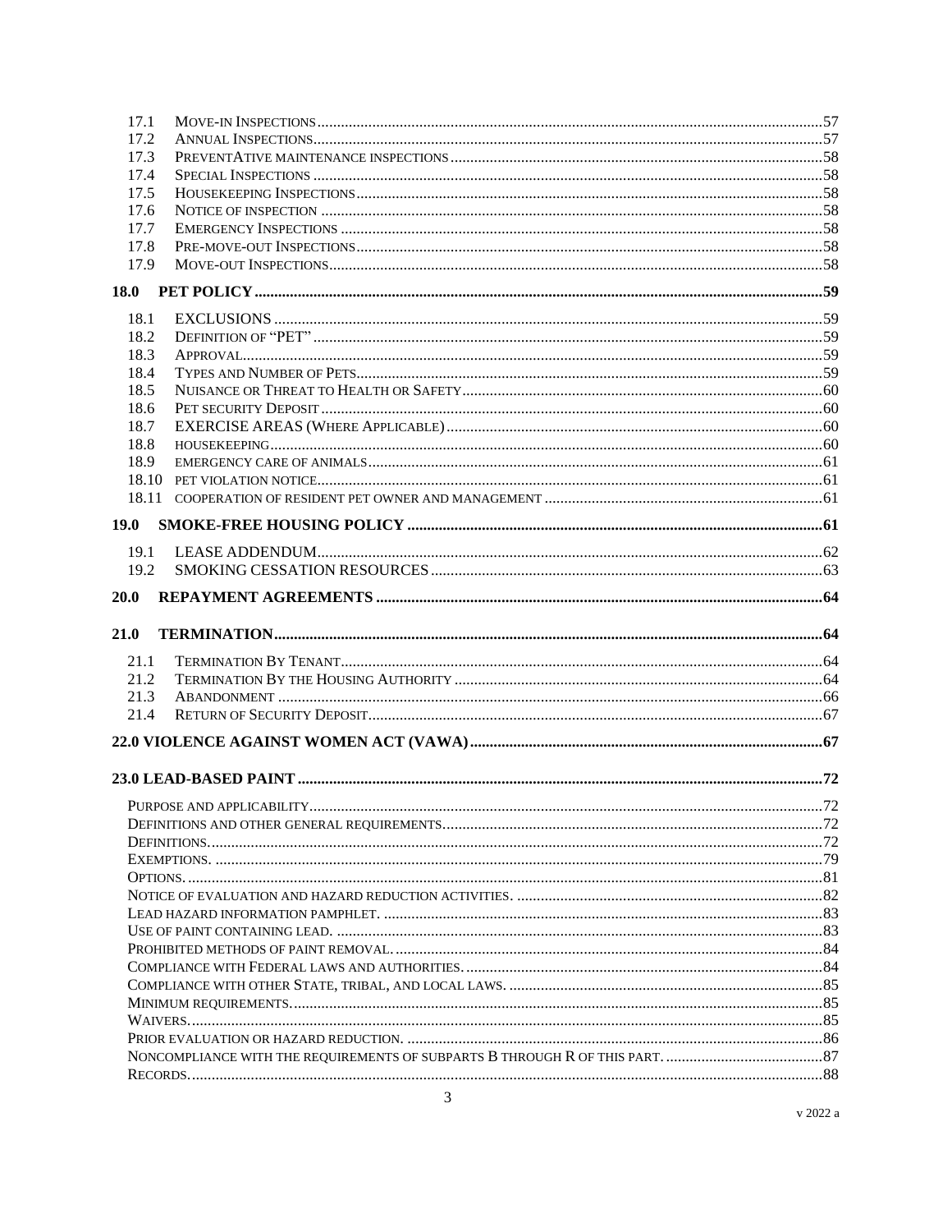| | | |
|---|---|---|
| 17.1 | Move-in Inspections | 57 |
| 17.2 | Annual Inspections | 57 |
| 17.3 | PreventAtive maintenance inspections | 58 |
| 17.4 | Special Inspections | 58 |
| 17.5 | Housekeeping Inspections | 58 |
| 17.6 | Notice of inspection | 58 |
| 17.7 | Emergency Inspections | 58 |
| 17.8 | Pre-move-out Inspections | 58 |
| 17.9 | Move-out Inspections | 58 |
| **18.0** | **PET POLICY** | **59** |
| 18.1 | EXCLUSIONS | 59 |
| 18.2 | Definition of "PET" | 59 |
| 18.3 | Approval | 59 |
| 18.4 | Types and Number of Pets | 59 |
| 18.5 | Nuisance or Threat to Health or Safety | 60 |
| 18.6 | Pet security Deposit | 60 |
| 18.7 | EXERCISE AREAS (Where Applicable) | 60 |
| 18.8 | housekeeping | 60 |
| 18.9 | emergency care of animals | 61 |
| 18.10 | pet violation notice | 61 |
| 18.11 | cooperation of resident pet owner and management | 61 |
| **19.0** | **SMOKE-FREE HOUSING POLICY** | **61** |
| 19.1 | LEASE ADDENDUM | 62 |
| 19.2 | SMOKING CESSATION RESOURCES | 63 |
| **20.0** | **REPAYMENT AGREEMENTS** | **64** |
| **21.0** | **TERMINATION** | **64** |
| 21.1 | Termination By Tenant | 64 |
| 21.2 | Termination By the Housing Authority | 64 |
| 21.3 | Abandonment | 66 |
| 21.4 | Return of Security Deposit | 67 |
| **22.0** | **VIOLENCE AGAINST WOMEN ACT (VAWA)** | **67** |
| **23.0** | **LEAD-BASED PAINT** | **72** |
| | Purpose and applicability | 72 |
| | Definitions and other general requirements | 72 |
| | Definitions. | 72 |
| | Exemptions. | 79 |
| | Options. | 81 |
| | Notice of evaluation and hazard reduction activities. | 82 |
| | Lead hazard information pamphlet. | 83 |
| | Use of paint containing lead. | 83 |
| | Prohibited methods of paint removal. | 84 |
| | Compliance with Federal laws and authorities. | 84 |
| | Compliance with other State, tribal, and local laws. | 85 |
| | Minimum requirements. | 85 |
| | Waivers. | 85 |
| | Prior evaluation or hazard reduction. | 86 |
| | Noncompliance with the requirements of subparts B through R of this part. | 87 |
| | Records. | 88 |

v 2022 a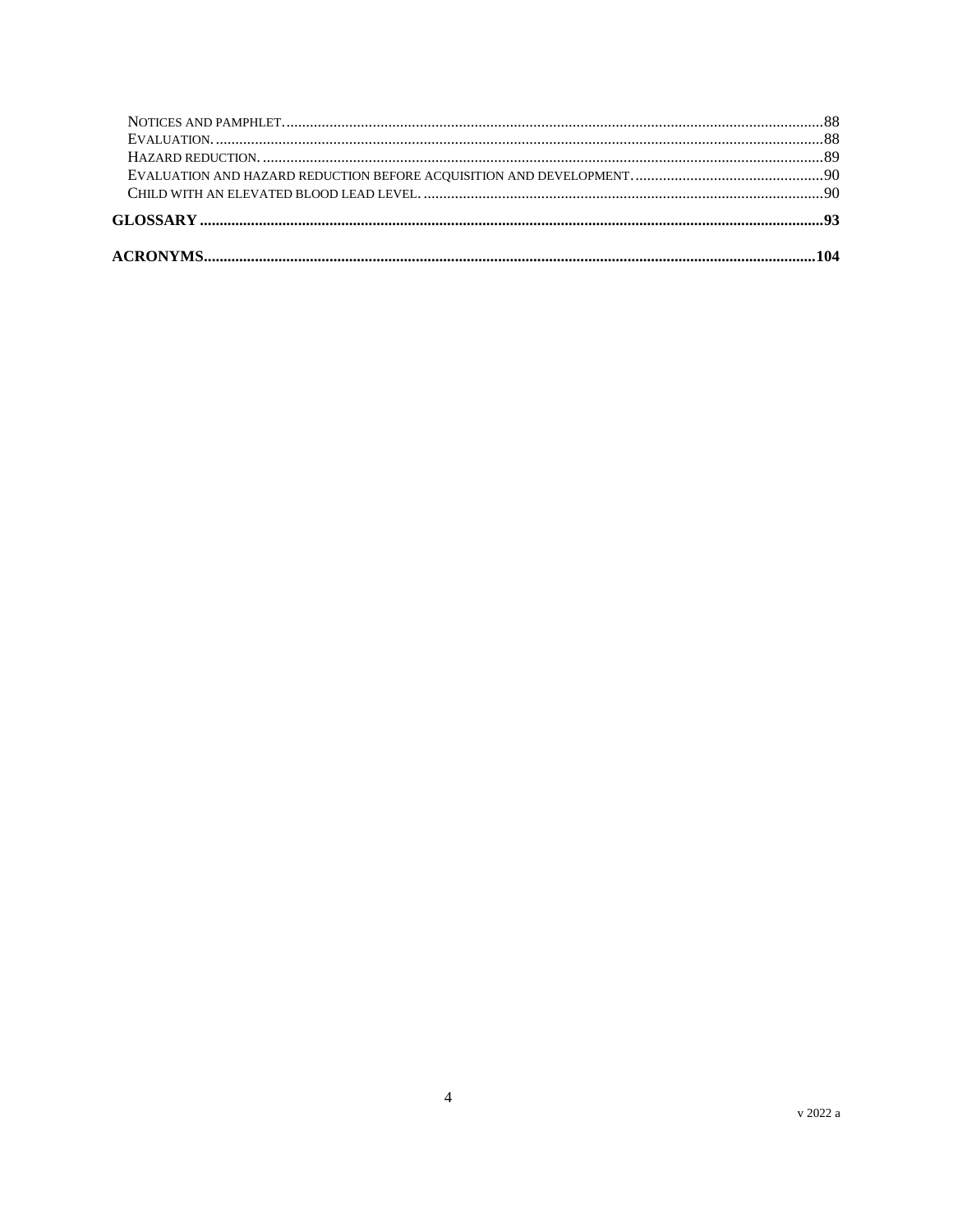Notices and pamphlet. ........ 88
Evaluation. ........ 88
Hazard reduction. ........ 89
Evaluation and hazard reduction before acquisition and development. ........ 90
Child with an elevated blood lead level. ........ 90

**GLOSSARY ........ 93**

**ACRONYMS ........ 104**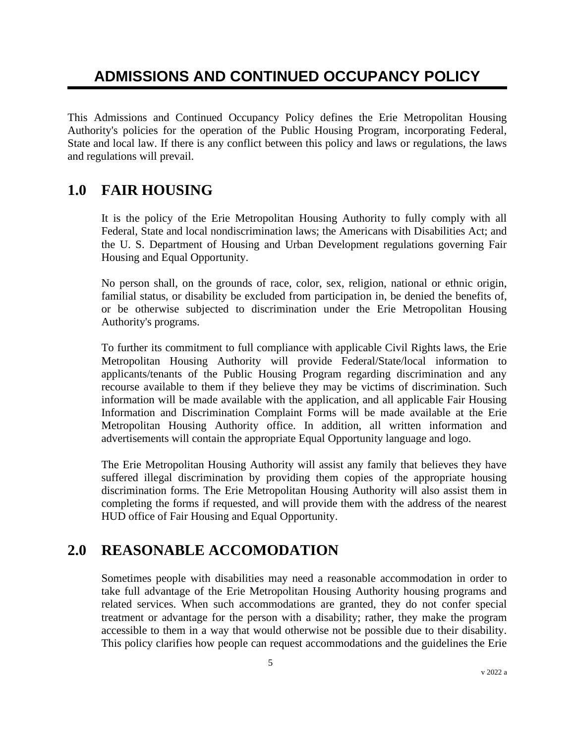# ADMISSIONS AND CONTINUED OCCUPANCY POLICY

This Admissions and Continued Occupancy Policy defines the Erie Metropolitan Housing Authority's policies for the operation of the Public Housing Program, incorporating Federal, State and local law. If there is any conflict between this policy and laws or regulations, the laws and regulations will prevail.

## 1.0 FAIR HOUSING

It is the policy of the Erie Metropolitan Housing Authority to fully comply with all Federal, State and local nondiscrimination laws; the Americans with Disabilities Act; and the U. S. Department of Housing and Urban Development regulations governing Fair Housing and Equal Opportunity.

No person shall, on the grounds of race, color, sex, religion, national or ethnic origin, familial status, or disability be excluded from participation in, be denied the benefits of, or be otherwise subjected to discrimination under the Erie Metropolitan Housing Authority's programs.

To further its commitment to full compliance with applicable Civil Rights laws, the Erie Metropolitan Housing Authority will provide Federal/State/local information to applicants/tenants of the Public Housing Program regarding discrimination and any recourse available to them if they believe they may be victims of discrimination. Such information will be made available with the application, and all applicable Fair Housing Information and Discrimination Complaint Forms will be made available at the Erie Metropolitan Housing Authority office. In addition, all written information and advertisements will contain the appropriate Equal Opportunity language and logo.

The Erie Metropolitan Housing Authority will assist any family that believes they have suffered illegal discrimination by providing them copies of the appropriate housing discrimination forms. The Erie Metropolitan Housing Authority will also assist them in completing the forms if requested, and will provide them with the address of the nearest HUD office of Fair Housing and Equal Opportunity.

## 2.0 REASONABLE ACCOMODATION

Sometimes people with disabilities may need a reasonable accommodation in order to take full advantage of the Erie Metropolitan Housing Authority housing programs and related services. When such accommodations are granted, they do not confer special treatment or advantage for the person with a disability; rather, they make the program accessible to them in a way that would otherwise not be possible due to their disability. This policy clarifies how people can request accommodations and the guidelines the Erie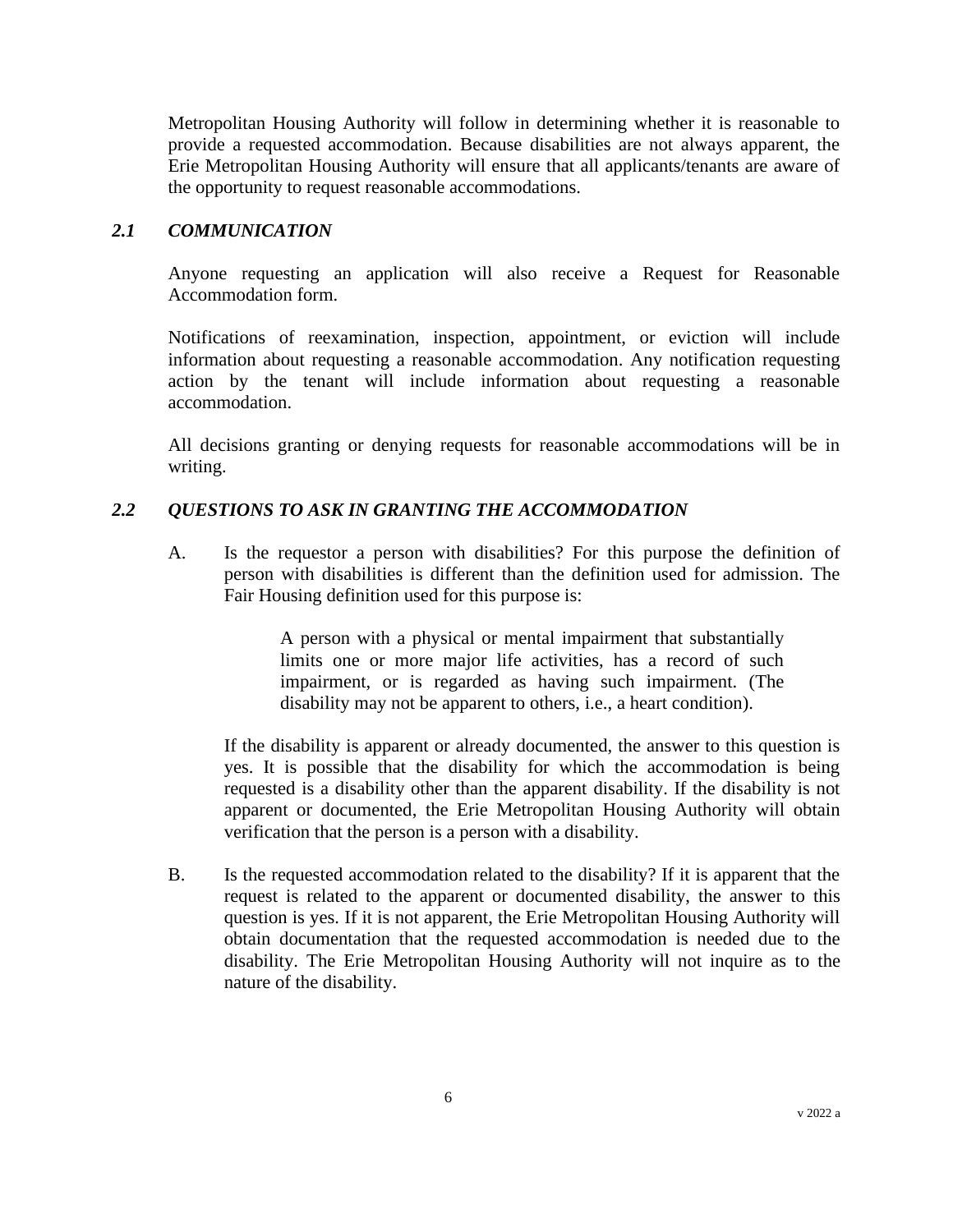Metropolitan Housing Authority will follow in determining whether it is reasonable to provide a requested accommodation. Because disabilities are not always apparent, the Erie Metropolitan Housing Authority will ensure that all applicants/tenants are aware of the opportunity to request reasonable accommodations.

### *2.1 COMMUNICATION*

Anyone requesting an application will also receive a Request for Reasonable Accommodation form.

Notifications of reexamination, inspection, appointment, or eviction will include information about requesting a reasonable accommodation. Any notification requesting action by the tenant will include information about requesting a reasonable accommodation.

All decisions granting or denying requests for reasonable accommodations will be in writing.

### *2.2 QUESTIONS TO ASK IN GRANTING THE ACCOMMODATION*

A. Is the requestor a person with disabilities? For this purpose the definition of person with disabilities is different than the definition used for admission. The Fair Housing definition used for this purpose is:

> A person with a physical or mental impairment that substantially limits one or more major life activities, has a record of such impairment, or is regarded as having such impairment. (The disability may not be apparent to others, i.e., a heart condition).

If the disability is apparent or already documented, the answer to this question is yes. It is possible that the disability for which the accommodation is being requested is a disability other than the apparent disability. If the disability is not apparent or documented, the Erie Metropolitan Housing Authority will obtain verification that the person is a person with a disability.

B. Is the requested accommodation related to the disability? If it is apparent that the request is related to the apparent or documented disability, the answer to this question is yes. If it is not apparent, the Erie Metropolitan Housing Authority will obtain documentation that the requested accommodation is needed due to the disability. The Erie Metropolitan Housing Authority will not inquire as to the nature of the disability.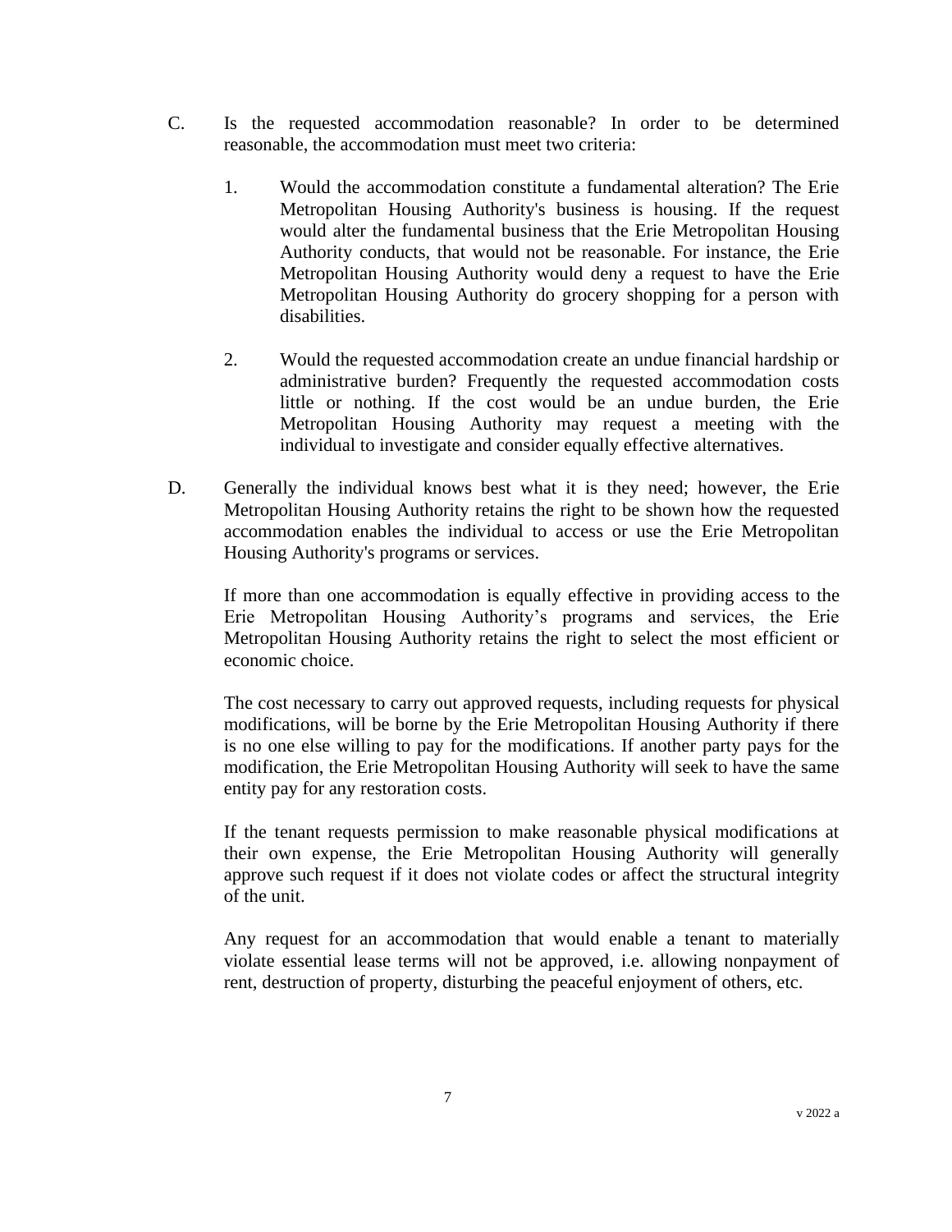C. Is the requested accommodation reasonable? In order to be determined reasonable, the accommodation must meet two criteria:

   1. Would the accommodation constitute a fundamental alteration? The Erie Metropolitan Housing Authority's business is housing. If the request would alter the fundamental business that the Erie Metropolitan Housing Authority conducts, that would not be reasonable. For instance, the Erie Metropolitan Housing Authority would deny a request to have the Erie Metropolitan Housing Authority do grocery shopping for a person with disabilities.

   2. Would the requested accommodation create an undue financial hardship or administrative burden? Frequently the requested accommodation costs little or nothing. If the cost would be an undue burden, the Erie Metropolitan Housing Authority may request a meeting with the individual to investigate and consider equally effective alternatives.

D. Generally the individual knows best what it is they need; however, the Erie Metropolitan Housing Authority retains the right to be shown how the requested accommodation enables the individual to access or use the Erie Metropolitan Housing Authority's programs or services.

   If more than one accommodation is equally effective in providing access to the Erie Metropolitan Housing Authority's programs and services, the Erie Metropolitan Housing Authority retains the right to select the most efficient or economic choice.

   The cost necessary to carry out approved requests, including requests for physical modifications, will be borne by the Erie Metropolitan Housing Authority if there is no one else willing to pay for the modifications. If another party pays for the modification, the Erie Metropolitan Housing Authority will seek to have the same entity pay for any restoration costs.

   If the tenant requests permission to make reasonable physical modifications at their own expense, the Erie Metropolitan Housing Authority will generally approve such request if it does not violate codes or affect the structural integrity of the unit.

   Any request for an accommodation that would enable a tenant to materially violate essential lease terms will not be approved, i.e. allowing nonpayment of rent, destruction of property, disturbing the peaceful enjoyment of others, etc.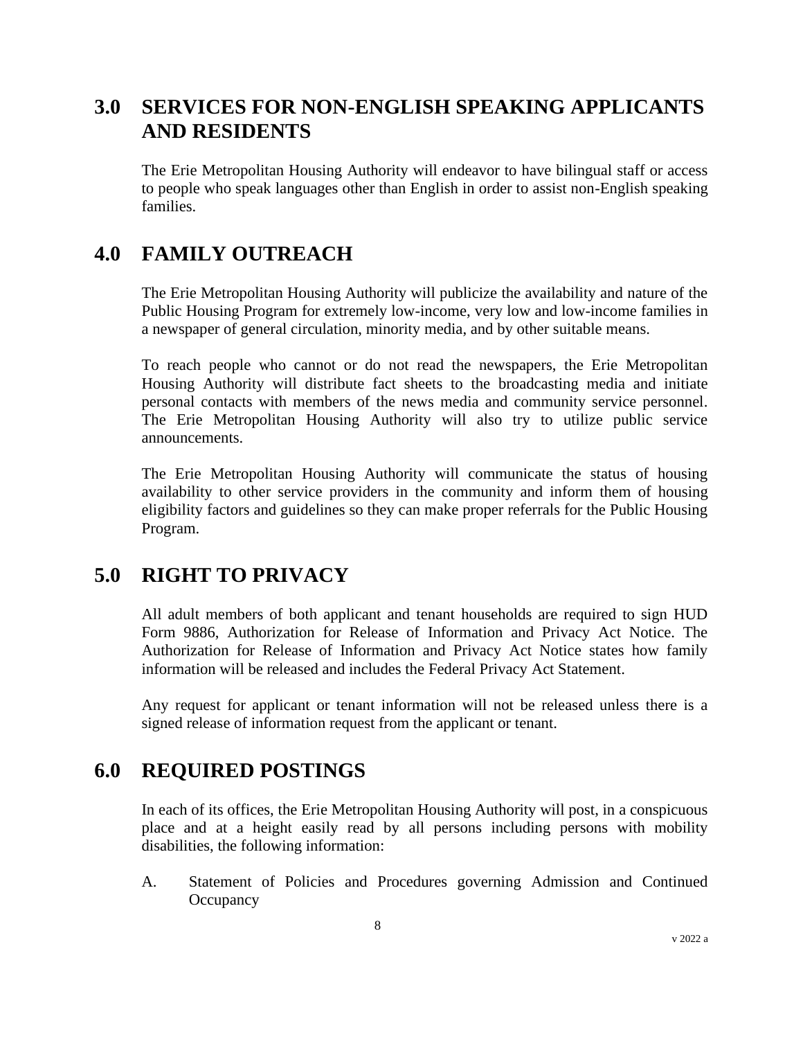## 3.0 SERVICES FOR NON-ENGLISH SPEAKING APPLICANTS AND RESIDENTS

The Erie Metropolitan Housing Authority will endeavor to have bilingual staff or access to people who speak languages other than English in order to assist non-English speaking families.

## 4.0 FAMILY OUTREACH

The Erie Metropolitan Housing Authority will publicize the availability and nature of the Public Housing Program for extremely low-income, very low and low-income families in a newspaper of general circulation, minority media, and by other suitable means.

To reach people who cannot or do not read the newspapers, the Erie Metropolitan Housing Authority will distribute fact sheets to the broadcasting media and initiate personal contacts with members of the news media and community service personnel. The Erie Metropolitan Housing Authority will also try to utilize public service announcements.

The Erie Metropolitan Housing Authority will communicate the status of housing availability to other service providers in the community and inform them of housing eligibility factors and guidelines so they can make proper referrals for the Public Housing Program.

## 5.0 RIGHT TO PRIVACY

All adult members of both applicant and tenant households are required to sign HUD Form 9886, Authorization for Release of Information and Privacy Act Notice. The Authorization for Release of Information and Privacy Act Notice states how family information will be released and includes the Federal Privacy Act Statement.

Any request for applicant or tenant information will not be released unless there is a signed release of information request from the applicant or tenant.

## 6.0 REQUIRED POSTINGS

In each of its offices, the Erie Metropolitan Housing Authority will post, in a conspicuous place and at a height easily read by all persons including persons with mobility disabilities, the following information:

A. Statement of Policies and Procedures governing Admission and Continued Occupancy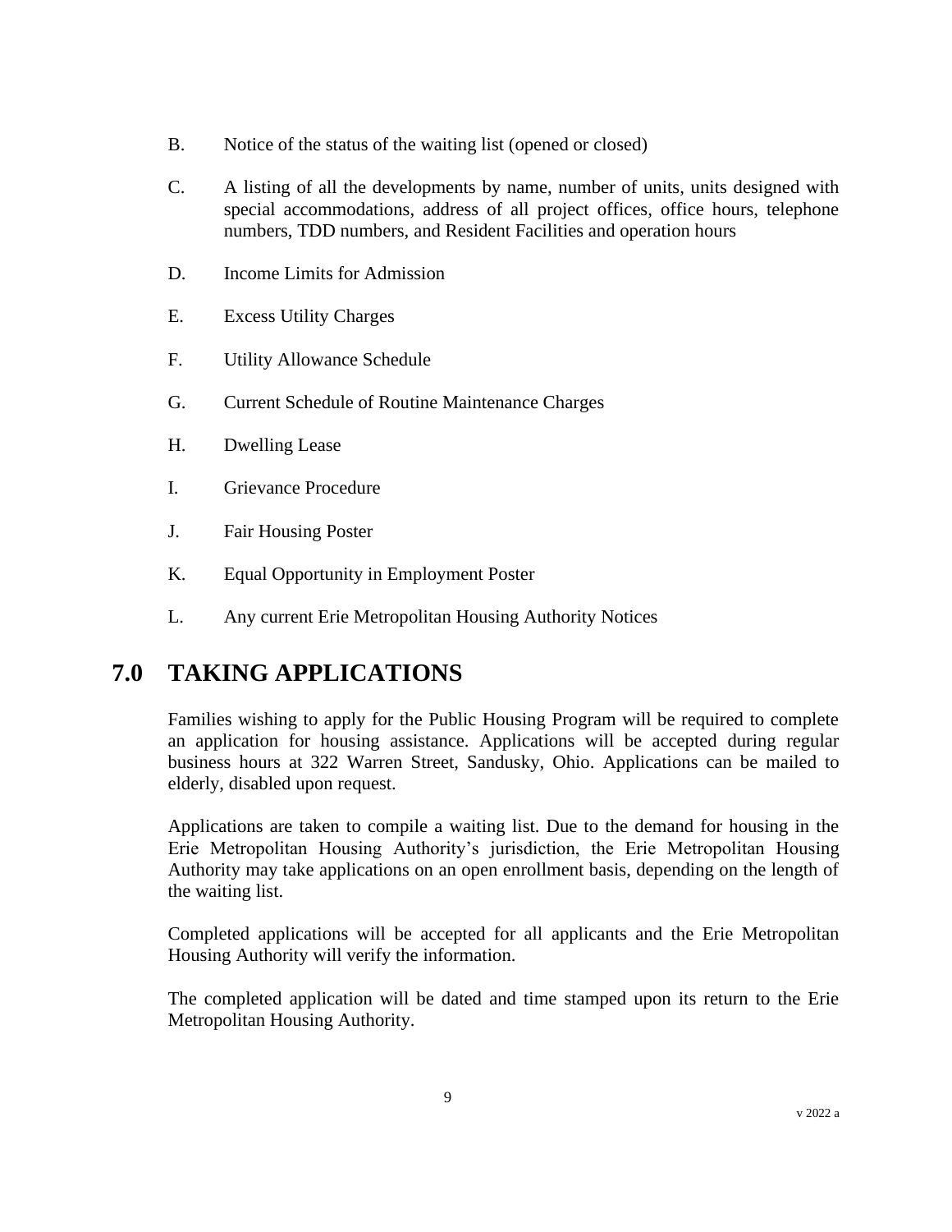B. Notice of the status of the waiting list (opened or closed)

C. A listing of all the developments by name, number of units, units designed with special accommodations, address of all project offices, office hours, telephone numbers, TDD numbers, and Resident Facilities and operation hours

D. Income Limits for Admission

E. Excess Utility Charges

F. Utility Allowance Schedule

G. Current Schedule of Routine Maintenance Charges

H. Dwelling Lease

I. Grievance Procedure

J. Fair Housing Poster

K. Equal Opportunity in Employment Poster

L. Any current Erie Metropolitan Housing Authority Notices

# 7.0 TAKING APPLICATIONS

Families wishing to apply for the Public Housing Program will be required to complete an application for housing assistance. Applications will be accepted during regular business hours at 322 Warren Street, Sandusky, Ohio. Applications can be mailed to elderly, disabled upon request.

Applications are taken to compile a waiting list. Due to the demand for housing in the Erie Metropolitan Housing Authority's jurisdiction, the Erie Metropolitan Housing Authority may take applications on an open enrollment basis, depending on the length of the waiting list.

Completed applications will be accepted for all applicants and the Erie Metropolitan Housing Authority will verify the information.

The completed application will be dated and time stamped upon its return to the Erie Metropolitan Housing Authority.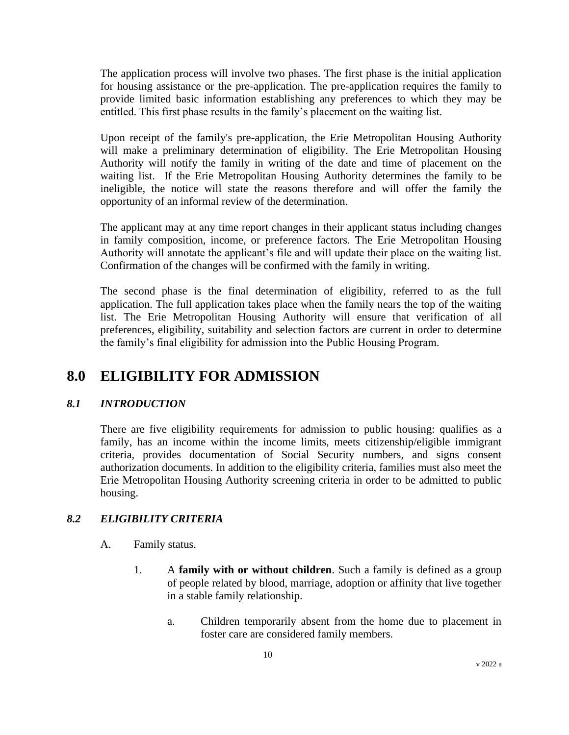The application process will involve two phases. The first phase is the initial application for housing assistance or the pre-application. The pre-application requires the family to provide limited basic information establishing any preferences to which they may be entitled. This first phase results in the family's placement on the waiting list.

Upon receipt of the family's pre-application, the Erie Metropolitan Housing Authority will make a preliminary determination of eligibility. The Erie Metropolitan Housing Authority will notify the family in writing of the date and time of placement on the waiting list. If the Erie Metropolitan Housing Authority determines the family to be ineligible, the notice will state the reasons therefore and will offer the family the opportunity of an informal review of the determination.

The applicant may at any time report changes in their applicant status including changes in family composition, income, or preference factors. The Erie Metropolitan Housing Authority will annotate the applicant's file and will update their place on the waiting list. Confirmation of the changes will be confirmed with the family in writing.

The second phase is the final determination of eligibility, referred to as the full application. The full application takes place when the family nears the top of the waiting list. The Erie Metropolitan Housing Authority will ensure that verification of all preferences, eligibility, suitability and selection factors are current in order to determine the family's final eligibility for admission into the Public Housing Program.

# 8.0 ELIGIBILITY FOR ADMISSION

## *8.1 INTRODUCTION*

There are five eligibility requirements for admission to public housing: qualifies as a family, has an income within the income limits, meets citizenship/eligible immigrant criteria, provides documentation of Social Security numbers, and signs consent authorization documents. In addition to the eligibility criteria, families must also meet the Erie Metropolitan Housing Authority screening criteria in order to be admitted to public housing.

## *8.2 ELIGIBILITY CRITERIA*

A. Family status.

1. A **family with or without children**. Such a family is defined as a group of people related by blood, marriage, adoption or affinity that live together in a stable family relationship.

   a. Children temporarily absent from the home due to placement in foster care are considered family members.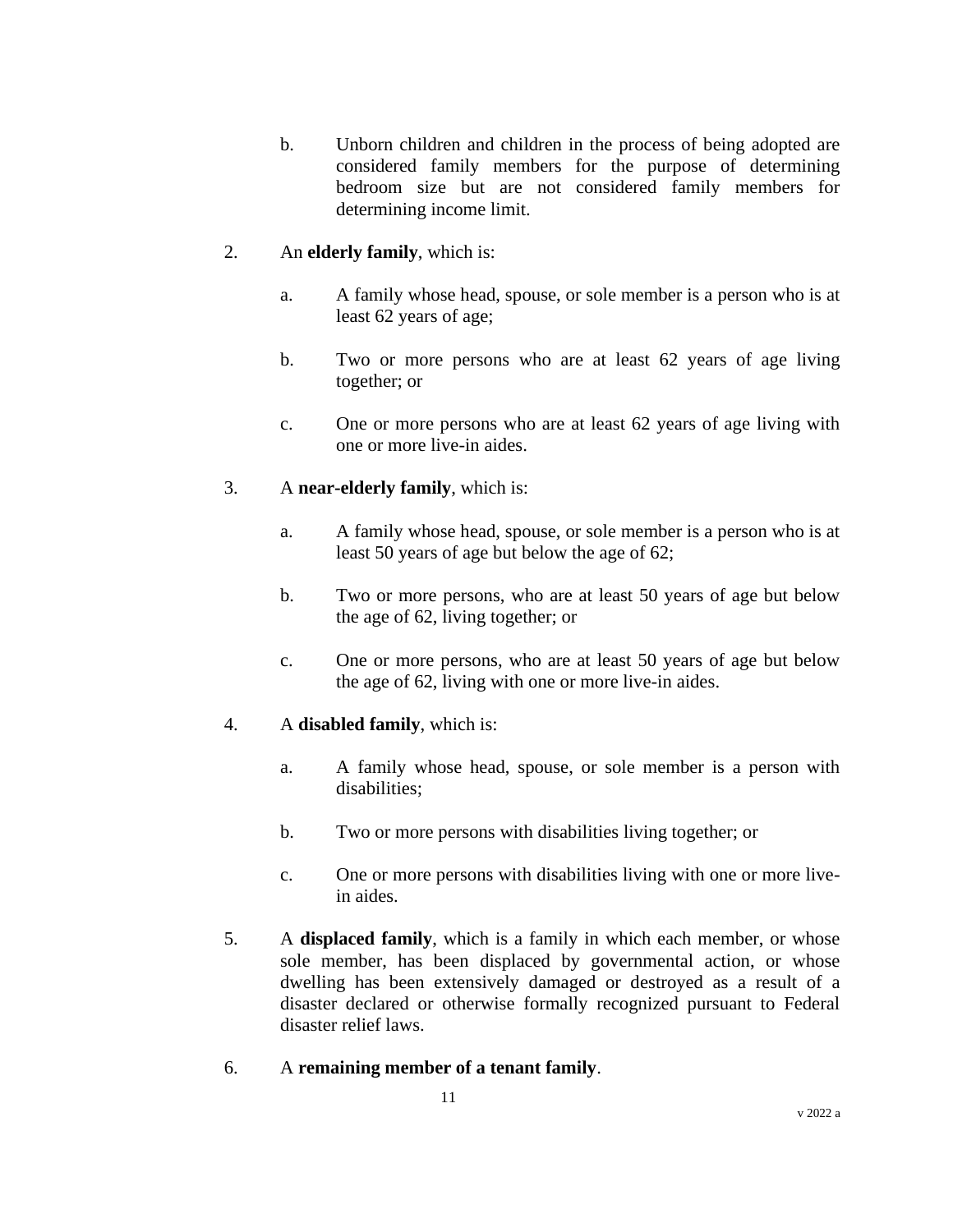b. Unborn children and children in the process of being adopted are considered family members for the purpose of determining bedroom size but are not considered family members for determining income limit.

2. An **elderly family**, which is:

   a. A family whose head, spouse, or sole member is a person who is at least 62 years of age;

   b. Two or more persons who are at least 62 years of age living together; or

   c. One or more persons who are at least 62 years of age living with one or more live-in aides.

3. A **near-elderly family**, which is:

   a. A family whose head, spouse, or sole member is a person who is at least 50 years of age but below the age of 62;

   b. Two or more persons, who are at least 50 years of age but below the age of 62, living together; or

   c. One or more persons, who are at least 50 years of age but below the age of 62, living with one or more live-in aides.

4. A **disabled family**, which is:

   a. A family whose head, spouse, or sole member is a person with disabilities;

   b. Two or more persons with disabilities living together; or

   c. One or more persons with disabilities living with one or more live-in aides.

5. A **displaced family**, which is a family in which each member, or whose sole member, has been displaced by governmental action, or whose dwelling has been extensively damaged or destroyed as a result of a disaster declared or otherwise formally recognized pursuant to Federal disaster relief laws.

6. A **remaining member of a tenant family**.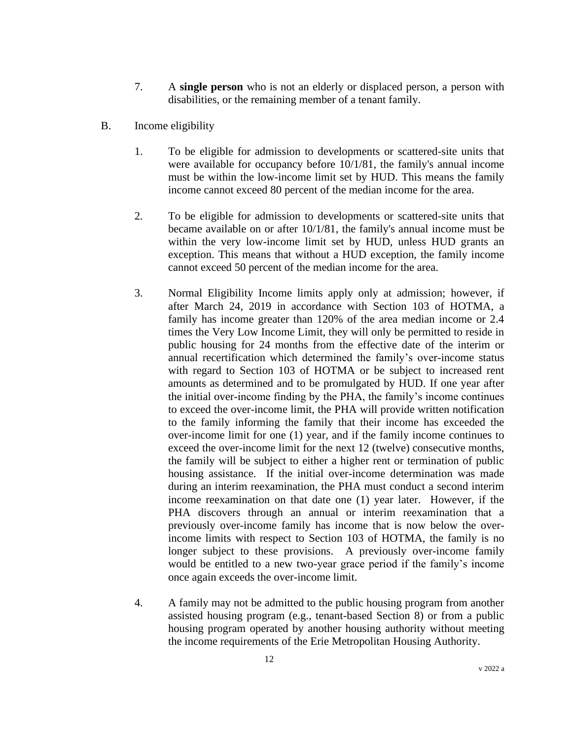7. A **single person** who is not an elderly or displaced person, a person with disabilities, or the remaining member of a tenant family.

B. Income eligibility

1. To be eligible for admission to developments or scattered-site units that were available for occupancy before 10/1/81, the family's annual income must be within the low-income limit set by HUD. This means the family income cannot exceed 80 percent of the median income for the area.

2. To be eligible for admission to developments or scattered-site units that became available on or after 10/1/81, the family's annual income must be within the very low-income limit set by HUD, unless HUD grants an exception. This means that without a HUD exception, the family income cannot exceed 50 percent of the median income for the area.

3. Normal Eligibility Income limits apply only at admission; however, if after March 24, 2019 in accordance with Section 103 of HOTMA, a family has income greater than 120% of the area median income or 2.4 times the Very Low Income Limit, they will only be permitted to reside in public housing for 24 months from the effective date of the interim or annual recertification which determined the family's over-income status with regard to Section 103 of HOTMA or be subject to increased rent amounts as determined and to be promulgated by HUD. If one year after the initial over-income finding by the PHA, the family's income continues to exceed the over-income limit, the PHA will provide written notification to the family informing the family that their income has exceeded the over-income limit for one (1) year, and if the family income continues to exceed the over-income limit for the next 12 (twelve) consecutive months, the family will be subject to either a higher rent or termination of public housing assistance. If the initial over-income determination was made during an interim reexamination, the PHA must conduct a second interim income reexamination on that date one (1) year later. However, if the PHA discovers through an annual or interim reexamination that a previously over-income family has income that is now below the over-income limits with respect to Section 103 of HOTMA, the family is no longer subject to these provisions. A previously over-income family would be entitled to a new two-year grace period if the family's income once again exceeds the over-income limit.

4. A family may not be admitted to the public housing program from another assisted housing program (e.g., tenant-based Section 8) or from a public housing program operated by another housing authority without meeting the income requirements of the Erie Metropolitan Housing Authority.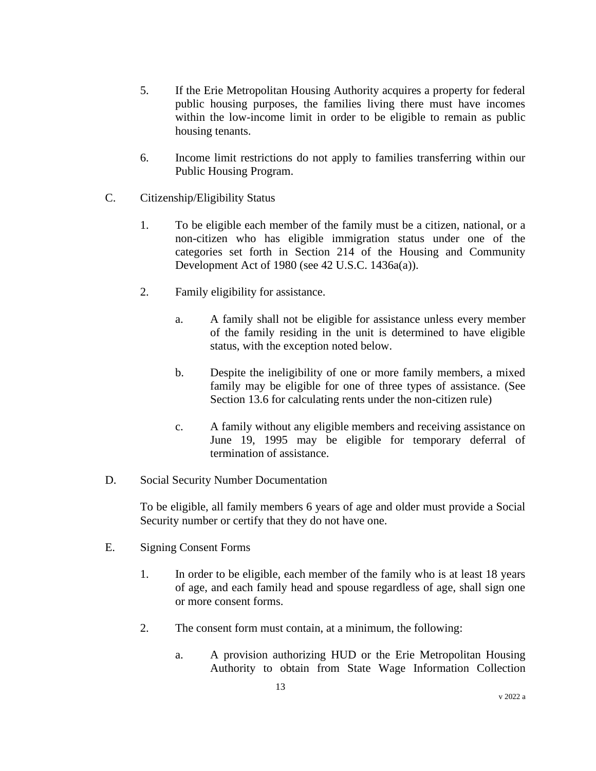5. If the Erie Metropolitan Housing Authority acquires a property for federal public housing purposes, the families living there must have incomes within the low-income limit in order to be eligible to remain as public housing tenants.

6. Income limit restrictions do not apply to families transferring within our Public Housing Program.

C. Citizenship/Eligibility Status

1. To be eligible each member of the family must be a citizen, national, or a non-citizen who has eligible immigration status under one of the categories set forth in Section 214 of the Housing and Community Development Act of 1980 (see 42 U.S.C. 1436a(a)).

2. Family eligibility for assistance.

   a. A family shall not be eligible for assistance unless every member of the family residing in the unit is determined to have eligible status, with the exception noted below.

   b. Despite the ineligibility of one or more family members, a mixed family may be eligible for one of three types of assistance. (See Section 13.6 for calculating rents under the non-citizen rule)

   c. A family without any eligible members and receiving assistance on June 19, 1995 may be eligible for temporary deferral of termination of assistance.

D. Social Security Number Documentation

To be eligible, all family members 6 years of age and older must provide a Social Security number or certify that they do not have one.

E. Signing Consent Forms

1. In order to be eligible, each member of the family who is at least 18 years of age, and each family head and spouse regardless of age, shall sign one or more consent forms.

2. The consent form must contain, at a minimum, the following:

   a. A provision authorizing HUD or the Erie Metropolitan Housing Authority to obtain from State Wage Information Collection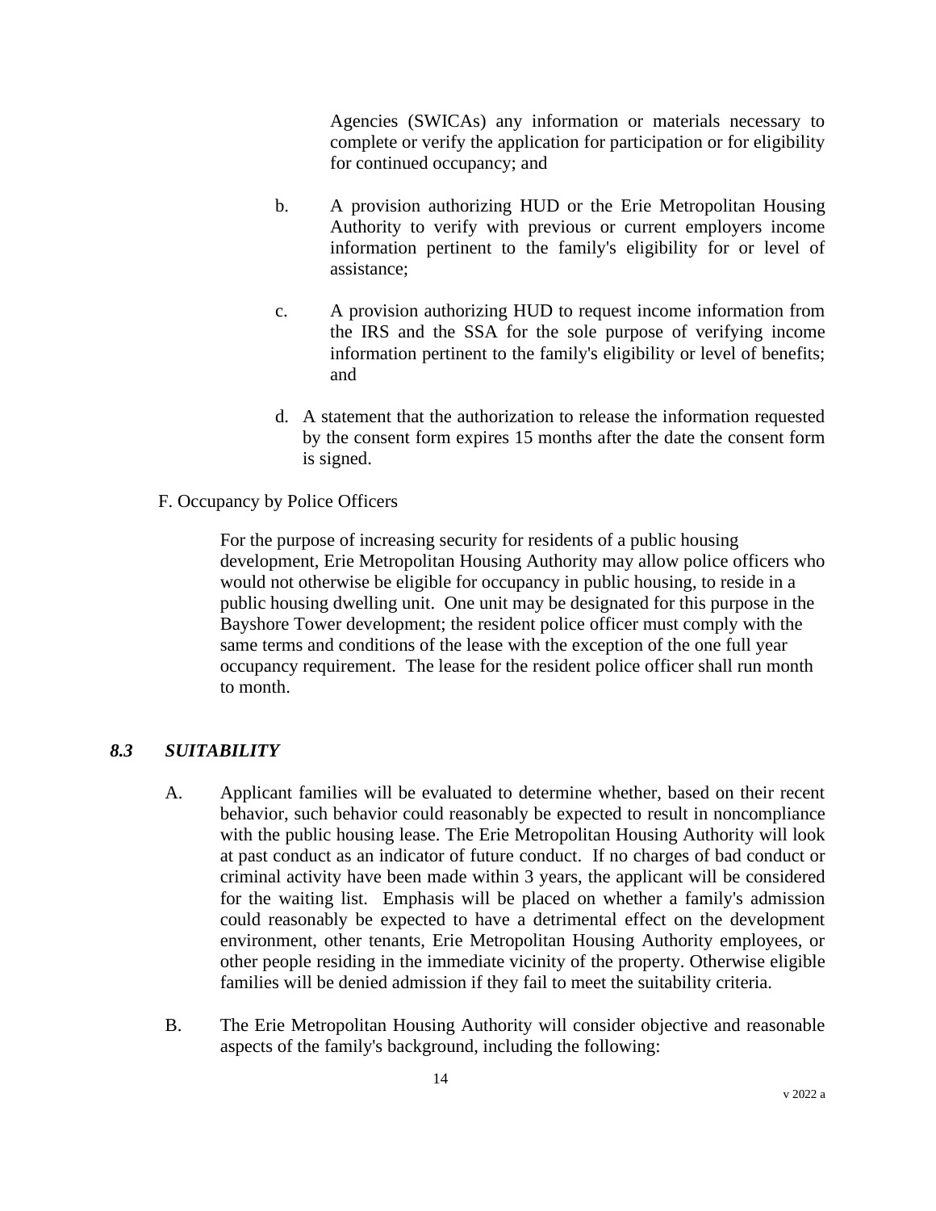Agencies (SWICAs) any information or materials necessary to complete or verify the application for participation or for eligibility for continued occupancy; and

b. A provision authorizing HUD or the Erie Metropolitan Housing Authority to verify with previous or current employers income information pertinent to the family's eligibility for or level of assistance;

c. A provision authorizing HUD to request income information from the IRS and the SSA for the sole purpose of verifying income information pertinent to the family's eligibility or level of benefits; and

d. A statement that the authorization to release the information requested by the consent form expires 15 months after the date the consent form is signed.

F. Occupancy by Police Officers

For the purpose of increasing security for residents of a public housing development, Erie Metropolitan Housing Authority may allow police officers who would not otherwise be eligible for occupancy in public housing, to reside in a public housing dwelling unit. One unit may be designated for this purpose in the Bayshore Tower development; the resident police officer must comply with the same terms and conditions of the lease with the exception of the one full year occupancy requirement. The lease for the resident police officer shall run month to month.

### *8.3 SUITABILITY*

A. Applicant families will be evaluated to determine whether, based on their recent behavior, such behavior could reasonably be expected to result in noncompliance with the public housing lease. The Erie Metropolitan Housing Authority will look at past conduct as an indicator of future conduct. If no charges of bad conduct or criminal activity have been made within 3 years, the applicant will be considered for the waiting list. Emphasis will be placed on whether a family's admission could reasonably be expected to have a detrimental effect on the development environment, other tenants, Erie Metropolitan Housing Authority employees, or other people residing in the immediate vicinity of the property. Otherwise eligible families will be denied admission if they fail to meet the suitability criteria.

B. The Erie Metropolitan Housing Authority will consider objective and reasonable aspects of the family's background, including the following: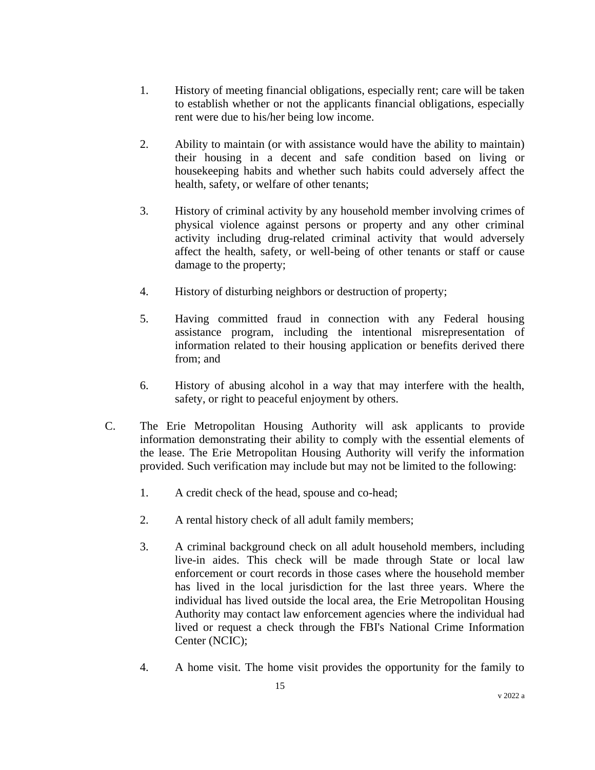1. History of meeting financial obligations, especially rent; care will be taken to establish whether or not the applicants financial obligations, especially rent were due to his/her being low income.

2. Ability to maintain (or with assistance would have the ability to maintain) their housing in a decent and safe condition based on living or housekeeping habits and whether such habits could adversely affect the health, safety, or welfare of other tenants;

3. History of criminal activity by any household member involving crimes of physical violence against persons or property and any other criminal activity including drug-related criminal activity that would adversely affect the health, safety, or well-being of other tenants or staff or cause damage to the property;

4. History of disturbing neighbors or destruction of property;

5. Having committed fraud in connection with any Federal housing assistance program, including the intentional misrepresentation of information related to their housing application or benefits derived there from; and

6. History of abusing alcohol in a way that may interfere with the health, safety, or right to peaceful enjoyment by others.

C. The Erie Metropolitan Housing Authority will ask applicants to provide information demonstrating their ability to comply with the essential elements of the lease. The Erie Metropolitan Housing Authority will verify the information provided. Such verification may include but may not be limited to the following:

   1. A credit check of the head, spouse and co-head;

   2. A rental history check of all adult family members;

   3. A criminal background check on all adult household members, including live-in aides. This check will be made through State or local law enforcement or court records in those cases where the household member has lived in the local jurisdiction for the last three years. Where the individual has lived outside the local area, the Erie Metropolitan Housing Authority may contact law enforcement agencies where the individual had lived or request a check through the FBI's National Crime Information Center (NCIC);

   4. A home visit. The home visit provides the opportunity for the family to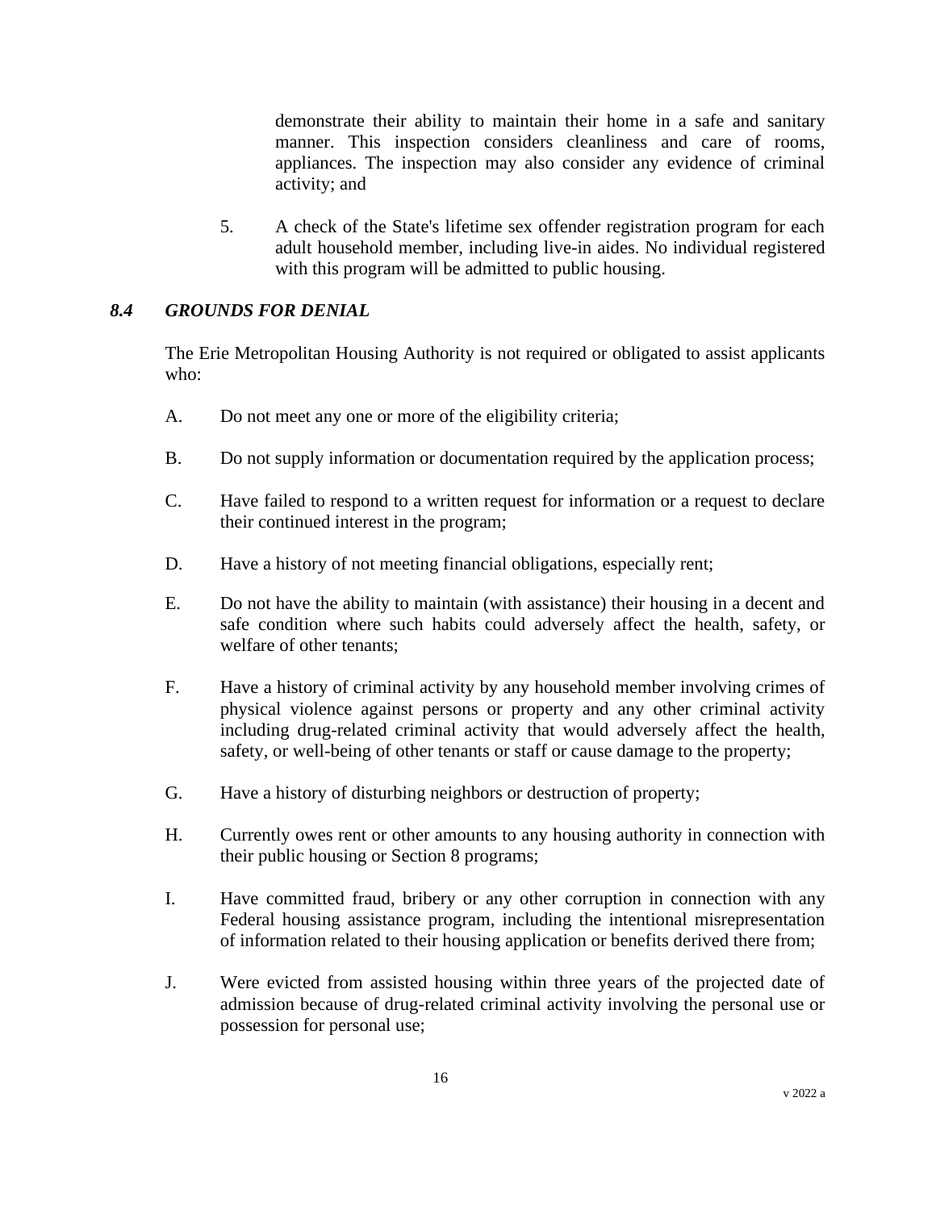demonstrate their ability to maintain their home in a safe and sanitary manner. This inspection considers cleanliness and care of rooms, appliances. The inspection may also consider any evidence of criminal activity; and

5. A check of the State's lifetime sex offender registration program for each adult household member, including live-in aides. No individual registered with this program will be admitted to public housing.

### *8.4 GROUNDS FOR DENIAL*

The Erie Metropolitan Housing Authority is not required or obligated to assist applicants who:

A. Do not meet any one or more of the eligibility criteria;

B. Do not supply information or documentation required by the application process;

C. Have failed to respond to a written request for information or a request to declare their continued interest in the program;

D. Have a history of not meeting financial obligations, especially rent;

E. Do not have the ability to maintain (with assistance) their housing in a decent and safe condition where such habits could adversely affect the health, safety, or welfare of other tenants;

F. Have a history of criminal activity by any household member involving crimes of physical violence against persons or property and any other criminal activity including drug-related criminal activity that would adversely affect the health, safety, or well-being of other tenants or staff or cause damage to the property;

G. Have a history of disturbing neighbors or destruction of property;

H. Currently owes rent or other amounts to any housing authority in connection with their public housing or Section 8 programs;

I. Have committed fraud, bribery or any other corruption in connection with any Federal housing assistance program, including the intentional misrepresentation of information related to their housing application or benefits derived there from;

J. Were evicted from assisted housing within three years of the projected date of admission because of drug-related criminal activity involving the personal use or possession for personal use;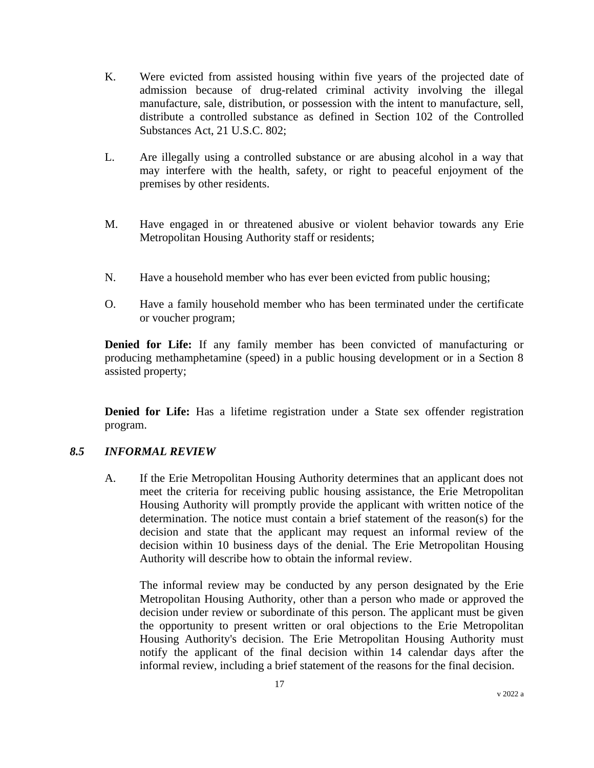K. Were evicted from assisted housing within five years of the projected date of admission because of drug-related criminal activity involving the illegal manufacture, sale, distribution, or possession with the intent to manufacture, sell, distribute a controlled substance as defined in Section 102 of the Controlled Substances Act, 21 U.S.C. 802;

L. Are illegally using a controlled substance or are abusing alcohol in a way that may interfere with the health, safety, or right to peaceful enjoyment of the premises by other residents.

M. Have engaged in or threatened abusive or violent behavior towards any Erie Metropolitan Housing Authority staff or residents;

N. Have a household member who has ever been evicted from public housing;

O. Have a family household member who has been terminated under the certificate or voucher program;

**Denied for Life:** If any family member has been convicted of manufacturing or producing methamphetamine (speed) in a public housing development or in a Section 8 assisted property;

**Denied for Life:** Has a lifetime registration under a State sex offender registration program.

### *8.5 INFORMAL REVIEW*

A. If the Erie Metropolitan Housing Authority determines that an applicant does not meet the criteria for receiving public housing assistance, the Erie Metropolitan Housing Authority will promptly provide the applicant with written notice of the determination. The notice must contain a brief statement of the reason(s) for the decision and state that the applicant may request an informal review of the decision within 10 business days of the denial. The Erie Metropolitan Housing Authority will describe how to obtain the informal review.

The informal review may be conducted by any person designated by the Erie Metropolitan Housing Authority, other than a person who made or approved the decision under review or subordinate of this person. The applicant must be given the opportunity to present written or oral objections to the Erie Metropolitan Housing Authority's decision. The Erie Metropolitan Housing Authority must notify the applicant of the final decision within 14 calendar days after the informal review, including a brief statement of the reasons for the final decision.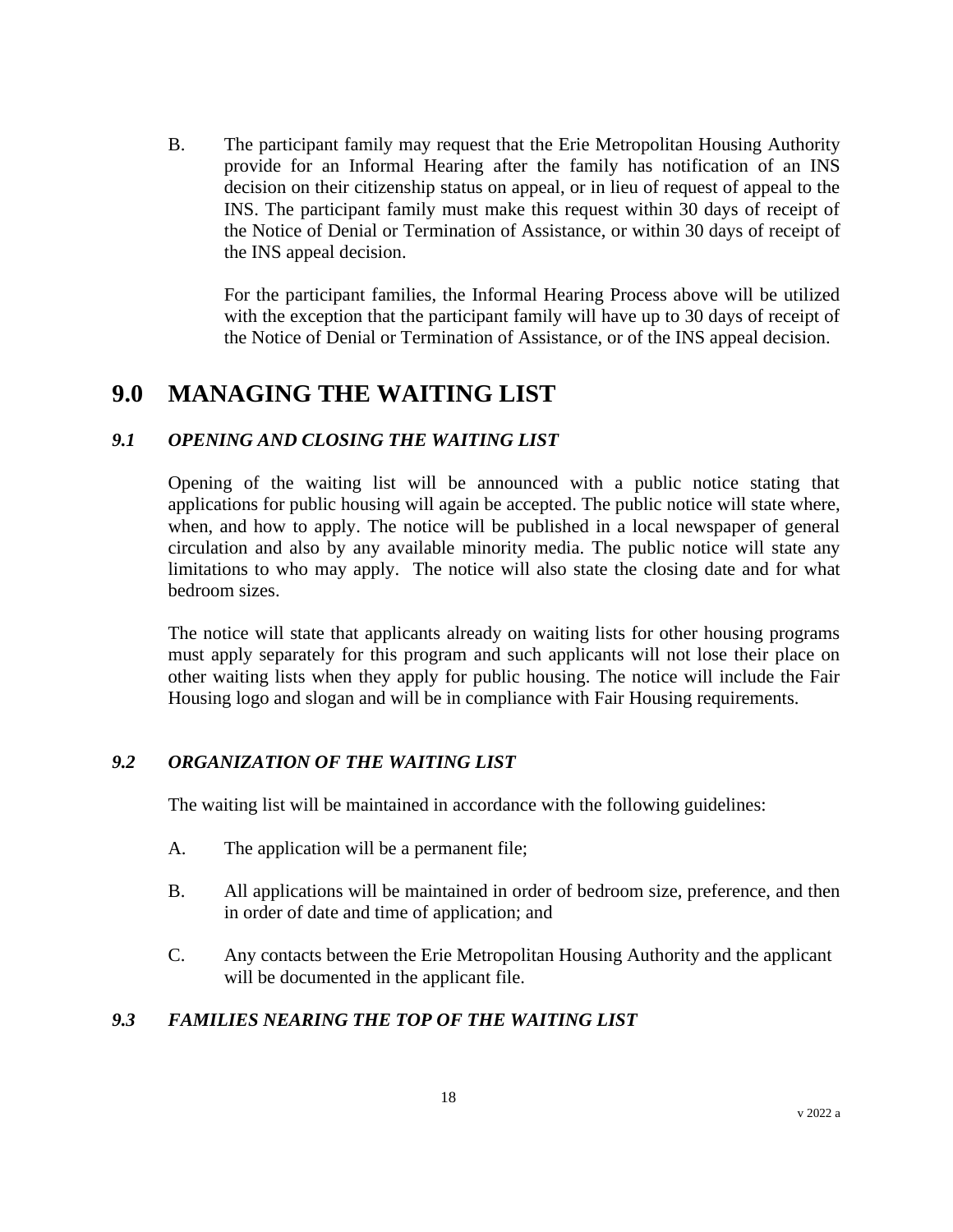B. The participant family may request that the Erie Metropolitan Housing Authority provide for an Informal Hearing after the family has notification of an INS decision on their citizenship status on appeal, or in lieu of request of appeal to the INS. The participant family must make this request within 30 days of receipt of the Notice of Denial or Termination of Assistance, or within 30 days of receipt of the INS appeal decision.

For the participant families, the Informal Hearing Process above will be utilized with the exception that the participant family will have up to 30 days of receipt of the Notice of Denial or Termination of Assistance, or of the INS appeal decision.

# 9.0 MANAGING THE WAITING LIST

## *9.1 OPENING AND CLOSING THE WAITING LIST*

Opening of the waiting list will be announced with a public notice stating that applications for public housing will again be accepted. The public notice will state where, when, and how to apply. The notice will be published in a local newspaper of general circulation and also by any available minority media. The public notice will state any limitations to who may apply. The notice will also state the closing date and for what bedroom sizes.

The notice will state that applicants already on waiting lists for other housing programs must apply separately for this program and such applicants will not lose their place on other waiting lists when they apply for public housing. The notice will include the Fair Housing logo and slogan and will be in compliance with Fair Housing requirements.

## *9.2 ORGANIZATION OF THE WAITING LIST*

The waiting list will be maintained in accordance with the following guidelines:

A. The application will be a permanent file;

B. All applications will be maintained in order of bedroom size, preference, and then in order of date and time of application; and

C. Any contacts between the Erie Metropolitan Housing Authority and the applicant will be documented in the applicant file.

## *9.3 FAMILIES NEARING THE TOP OF THE WAITING LIST*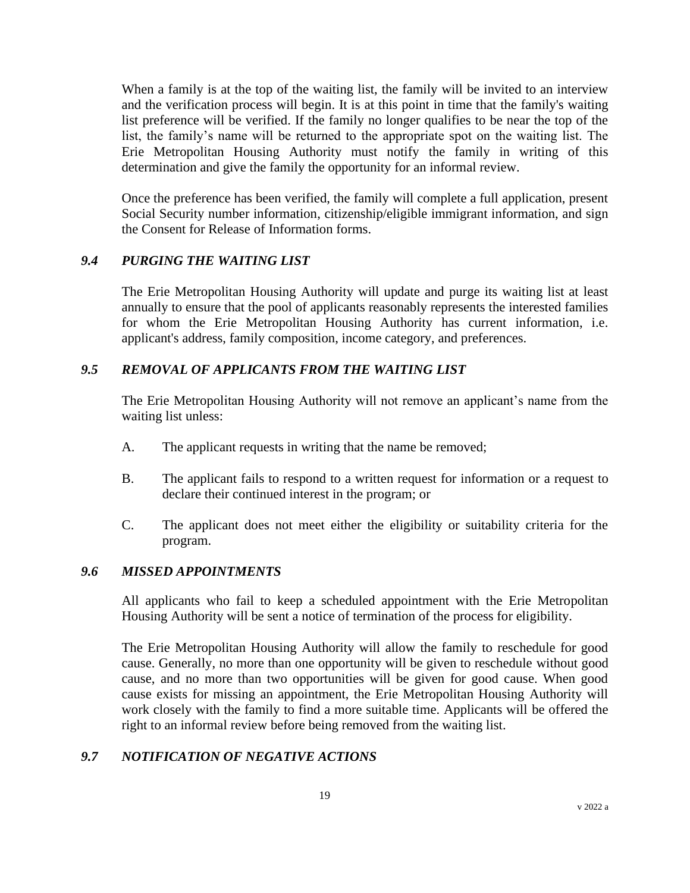When a family is at the top of the waiting list, the family will be invited to an interview and the verification process will begin. It is at this point in time that the family's waiting list preference will be verified. If the family no longer qualifies to be near the top of the list, the family's name will be returned to the appropriate spot on the waiting list. The Erie Metropolitan Housing Authority must notify the family in writing of this determination and give the family the opportunity for an informal review.

Once the preference has been verified, the family will complete a full application, present Social Security number information, citizenship/eligible immigrant information, and sign the Consent for Release of Information forms.

### *9.4 PURGING THE WAITING LIST*

The Erie Metropolitan Housing Authority will update and purge its waiting list at least annually to ensure that the pool of applicants reasonably represents the interested families for whom the Erie Metropolitan Housing Authority has current information, i.e. applicant's address, family composition, income category, and preferences.

### *9.5 REMOVAL OF APPLICANTS FROM THE WAITING LIST*

The Erie Metropolitan Housing Authority will not remove an applicant's name from the waiting list unless:

A. The applicant requests in writing that the name be removed;

B. The applicant fails to respond to a written request for information or a request to declare their continued interest in the program; or

C. The applicant does not meet either the eligibility or suitability criteria for the program.

### *9.6 MISSED APPOINTMENTS*

All applicants who fail to keep a scheduled appointment with the Erie Metropolitan Housing Authority will be sent a notice of termination of the process for eligibility.

The Erie Metropolitan Housing Authority will allow the family to reschedule for good cause. Generally, no more than one opportunity will be given to reschedule without good cause, and no more than two opportunities will be given for good cause. When good cause exists for missing an appointment, the Erie Metropolitan Housing Authority will work closely with the family to find a more suitable time. Applicants will be offered the right to an informal review before being removed from the waiting list.

### *9.7 NOTIFICATION OF NEGATIVE ACTIONS*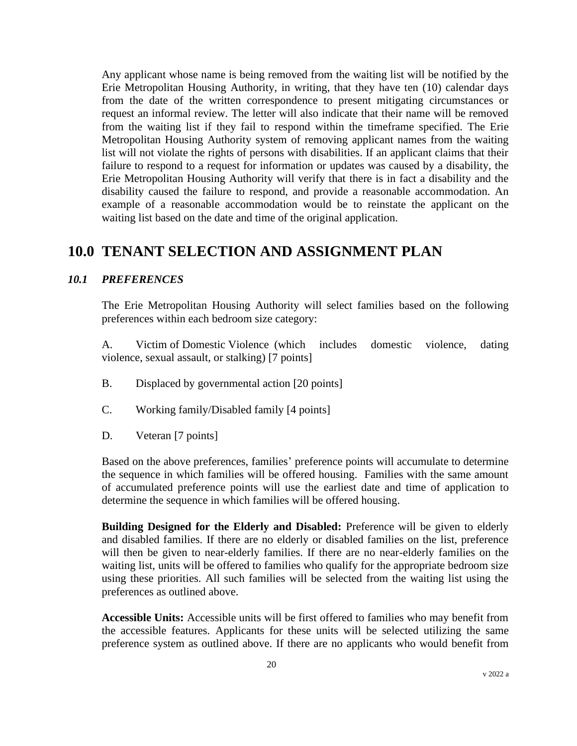Any applicant whose name is being removed from the waiting list will be notified by the Erie Metropolitan Housing Authority, in writing, that they have ten (10) calendar days from the date of the written correspondence to present mitigating circumstances or request an informal review. The letter will also indicate that their name will be removed from the waiting list if they fail to respond within the timeframe specified. The Erie Metropolitan Housing Authority system of removing applicant names from the waiting list will not violate the rights of persons with disabilities. If an applicant claims that their failure to respond to a request for information or updates was caused by a disability, the Erie Metropolitan Housing Authority will verify that there is in fact a disability and the disability caused the failure to respond, and provide a reasonable accommodation. An example of a reasonable accommodation would be to reinstate the applicant on the waiting list based on the date and time of the original application.

# 10.0 TENANT SELECTION AND ASSIGNMENT PLAN

## *10.1 PREFERENCES*

The Erie Metropolitan Housing Authority will select families based on the following preferences within each bedroom size category:

A. Victim of Domestic Violence (which includes domestic violence, dating violence, sexual assault, or stalking) [7 points]

B. Displaced by governmental action [20 points]

C. Working family/Disabled family [4 points]

D. Veteran [7 points]

Based on the above preferences, families' preference points will accumulate to determine the sequence in which families will be offered housing. Families with the same amount of accumulated preference points will use the earliest date and time of application to determine the sequence in which families will be offered housing.

**Building Designed for the Elderly and Disabled:** Preference will be given to elderly and disabled families. If there are no elderly or disabled families on the list, preference will then be given to near-elderly families. If there are no near-elderly families on the waiting list, units will be offered to families who qualify for the appropriate bedroom size using these priorities. All such families will be selected from the waiting list using the preferences as outlined above.

**Accessible Units:** Accessible units will be first offered to families who may benefit from the accessible features. Applicants for these units will be selected utilizing the same preference system as outlined above. If there are no applicants who would benefit from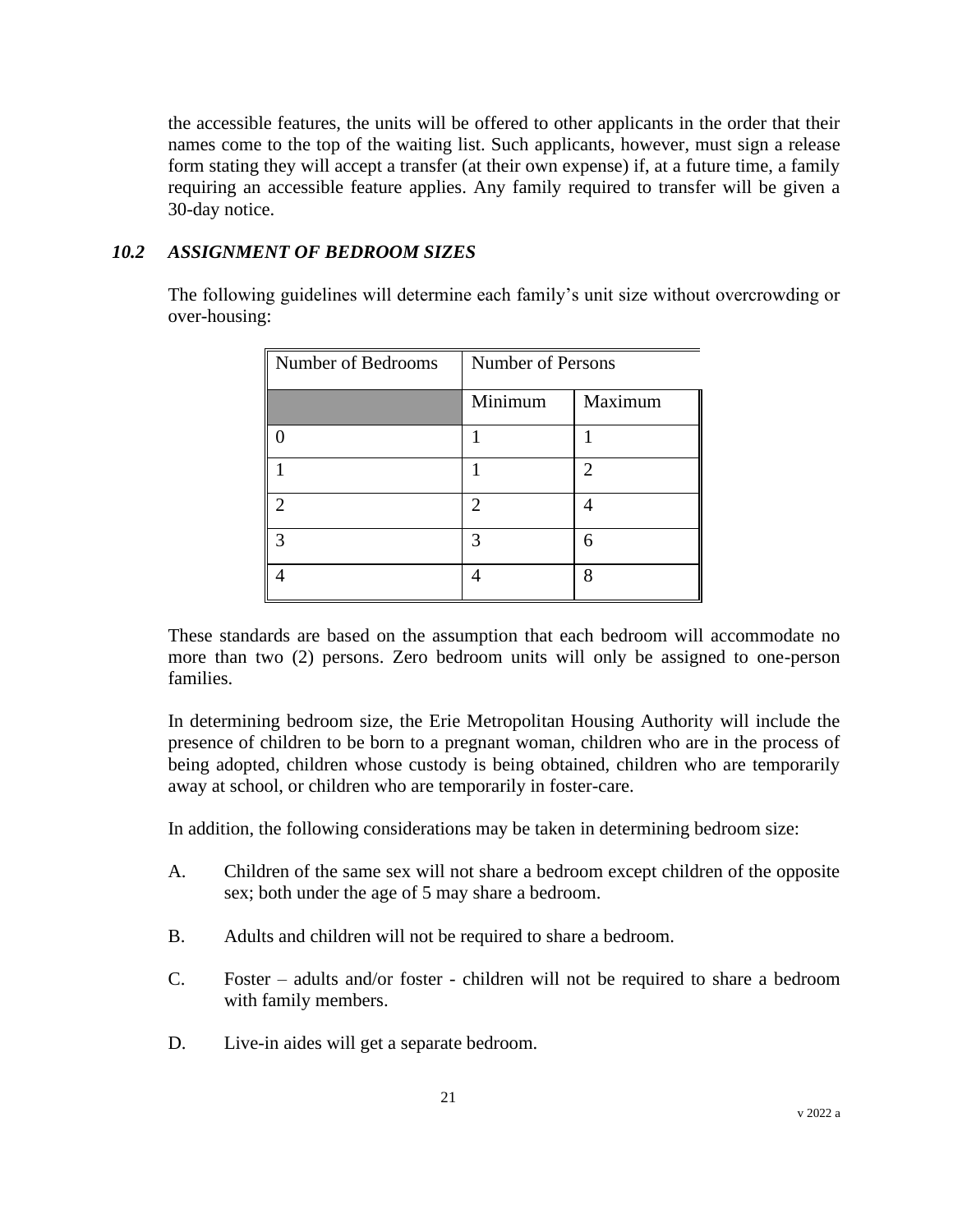the accessible features, the units will be offered to other applicants in the order that their names come to the top of the waiting list. Such applicants, however, must sign a release form stating they will accept a transfer (at their own expense) if, at a future time, a family requiring an accessible feature applies. Any family required to transfer will be given a 30-day notice.

### *10.2 ASSIGNMENT OF BEDROOM SIZES*

The following guidelines will determine each family's unit size without overcrowding or over-housing:

| Number of Bedrooms | Number of Persons | |
|---|---|---|
| | Minimum | Maximum |
| 0 | 1 | 1 |
| 1 | 1 | 2 |
| 2 | 2 | 4 |
| 3 | 3 | 6 |
| 4 | 4 | 8 |

These standards are based on the assumption that each bedroom will accommodate no more than two (2) persons. Zero bedroom units will only be assigned to one-person families.

In determining bedroom size, the Erie Metropolitan Housing Authority will include the presence of children to be born to a pregnant woman, children who are in the process of being adopted, children whose custody is being obtained, children who are temporarily away at school, or children who are temporarily in foster-care.

In addition, the following considerations may be taken in determining bedroom size:

A. Children of the same sex will not share a bedroom except children of the opposite sex; both under the age of 5 may share a bedroom.

B. Adults and children will not be required to share a bedroom.

C. Foster – adults and/or foster - children will not be required to share a bedroom with family members.

D. Live-in aides will get a separate bedroom.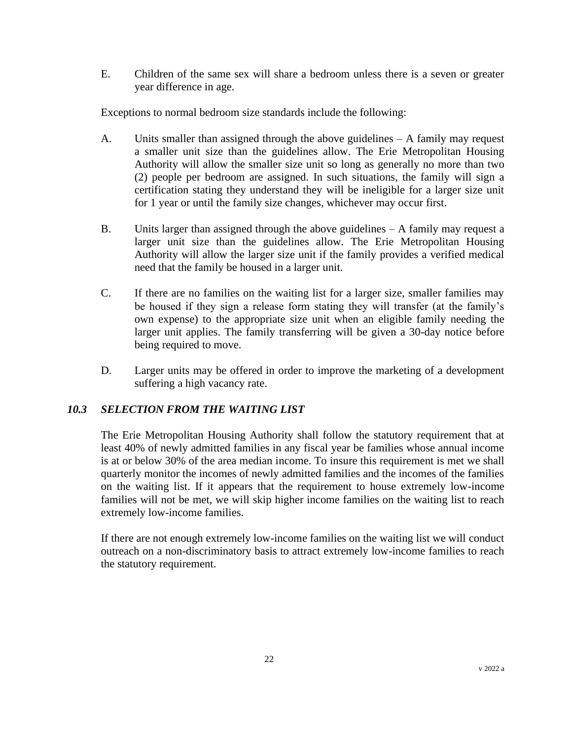E. Children of the same sex will share a bedroom unless there is a seven or greater year difference in age.

Exceptions to normal bedroom size standards include the following:

A. Units smaller than assigned through the above guidelines – A family may request a smaller unit size than the guidelines allow. The Erie Metropolitan Housing Authority will allow the smaller size unit so long as generally no more than two (2) people per bedroom are assigned. In such situations, the family will sign a certification stating they understand they will be ineligible for a larger size unit for 1 year or until the family size changes, whichever may occur first.

B. Units larger than assigned through the above guidelines – A family may request a larger unit size than the guidelines allow. The Erie Metropolitan Housing Authority will allow the larger size unit if the family provides a verified medical need that the family be housed in a larger unit.

C. If there are no families on the waiting list for a larger size, smaller families may be housed if they sign a release form stating they will transfer (at the family's own expense) to the appropriate size unit when an eligible family needing the larger unit applies. The family transferring will be given a 30-day notice before being required to move.

D. Larger units may be offered in order to improve the marketing of a development suffering a high vacancy rate.

### *10.3 SELECTION FROM THE WAITING LIST*

The Erie Metropolitan Housing Authority shall follow the statutory requirement that at least 40% of newly admitted families in any fiscal year be families whose annual income is at or below 30% of the area median income. To insure this requirement is met we shall quarterly monitor the incomes of newly admitted families and the incomes of the families on the waiting list. If it appears that the requirement to house extremely low-income families will not be met, we will skip higher income families on the waiting list to reach extremely low-income families.

If there are not enough extremely low-income families on the waiting list we will conduct outreach on a non-discriminatory basis to attract extremely low-income families to reach the statutory requirement.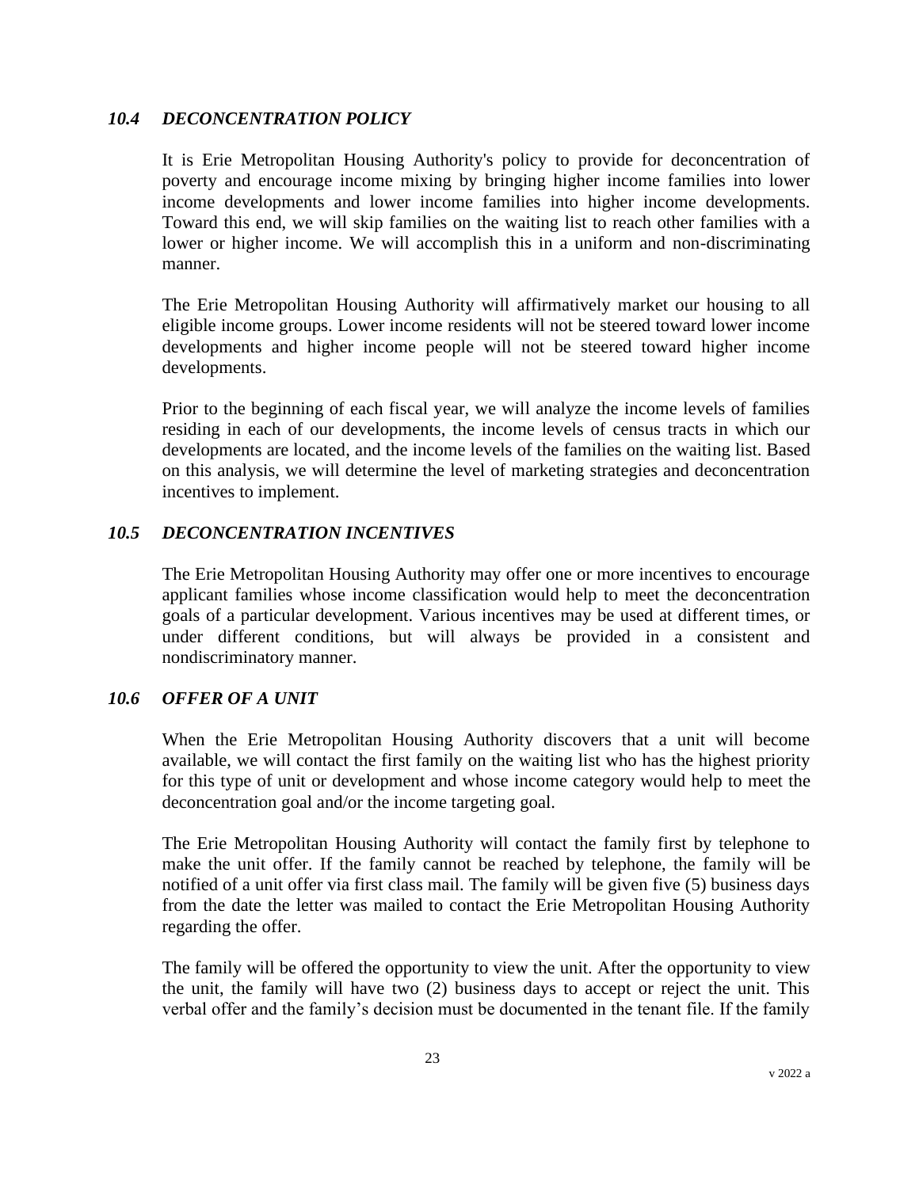### *10.4 DECONCENTRATION POLICY*

It is Erie Metropolitan Housing Authority's policy to provide for deconcentration of poverty and encourage income mixing by bringing higher income families into lower income developments and lower income families into higher income developments. Toward this end, we will skip families on the waiting list to reach other families with a lower or higher income. We will accomplish this in a uniform and non-discriminating manner.

The Erie Metropolitan Housing Authority will affirmatively market our housing to all eligible income groups. Lower income residents will not be steered toward lower income developments and higher income people will not be steered toward higher income developments.

Prior to the beginning of each fiscal year, we will analyze the income levels of families residing in each of our developments, the income levels of census tracts in which our developments are located, and the income levels of the families on the waiting list. Based on this analysis, we will determine the level of marketing strategies and deconcentration incentives to implement.

### *10.5 DECONCENTRATION INCENTIVES*

The Erie Metropolitan Housing Authority may offer one or more incentives to encourage applicant families whose income classification would help to meet the deconcentration goals of a particular development. Various incentives may be used at different times, or under different conditions, but will always be provided in a consistent and nondiscriminatory manner.

### *10.6 OFFER OF A UNIT*

When the Erie Metropolitan Housing Authority discovers that a unit will become available, we will contact the first family on the waiting list who has the highest priority for this type of unit or development and whose income category would help to meet the deconcentration goal and/or the income targeting goal.

The Erie Metropolitan Housing Authority will contact the family first by telephone to make the unit offer. If the family cannot be reached by telephone, the family will be notified of a unit offer via first class mail. The family will be given five (5) business days from the date the letter was mailed to contact the Erie Metropolitan Housing Authority regarding the offer.

The family will be offered the opportunity to view the unit. After the opportunity to view the unit, the family will have two (2) business days to accept or reject the unit. This verbal offer and the family's decision must be documented in the tenant file. If the family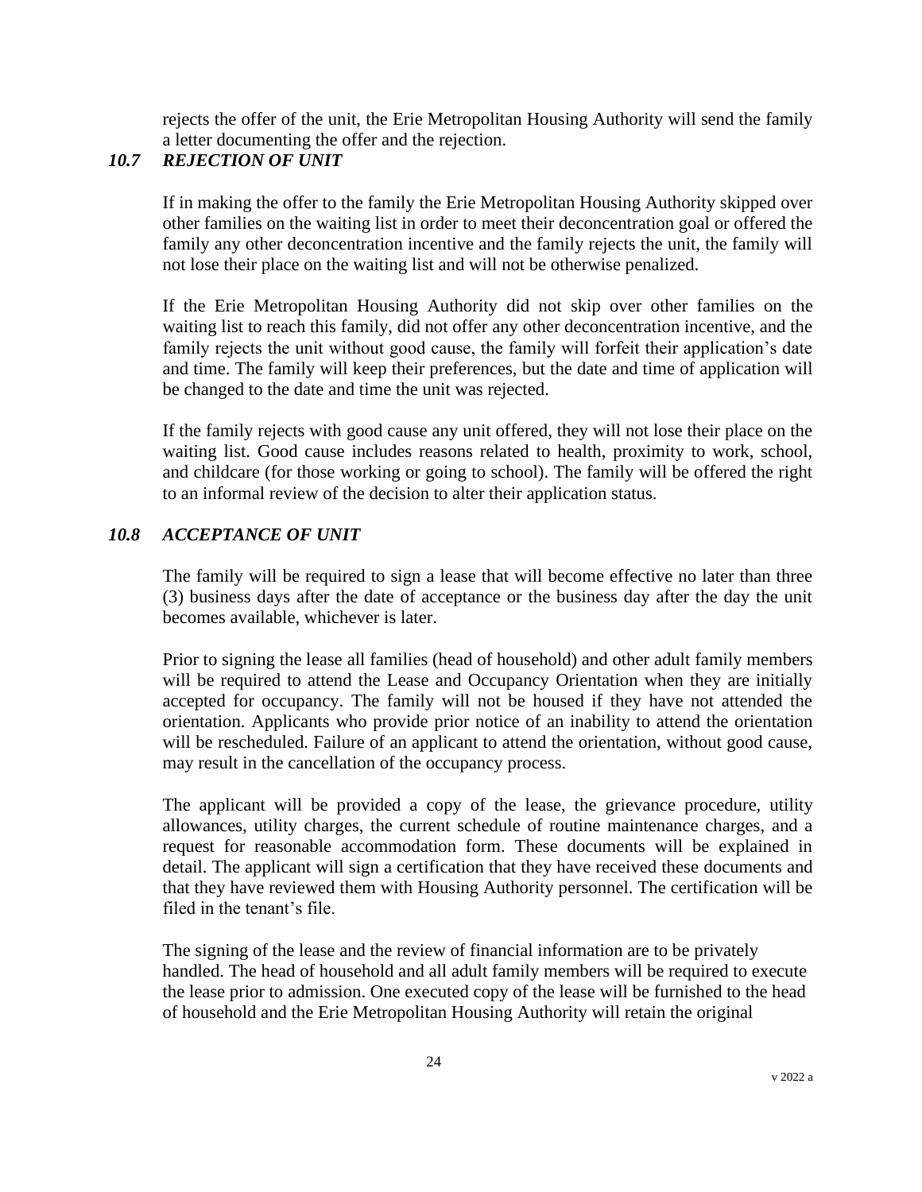rejects the offer of the unit, the Erie Metropolitan Housing Authority will send the family a letter documenting the offer and the rejection.

### *10.7 REJECTION OF UNIT*

If in making the offer to the family the Erie Metropolitan Housing Authority skipped over other families on the waiting list in order to meet their deconcentration goal or offered the family any other deconcentration incentive and the family rejects the unit, the family will not lose their place on the waiting list and will not be otherwise penalized.

If the Erie Metropolitan Housing Authority did not skip over other families on the waiting list to reach this family, did not offer any other deconcentration incentive, and the family rejects the unit without good cause, the family will forfeit their application's date and time. The family will keep their preferences, but the date and time of application will be changed to the date and time the unit was rejected.

If the family rejects with good cause any unit offered, they will not lose their place on the waiting list. Good cause includes reasons related to health, proximity to work, school, and childcare (for those working or going to school). The family will be offered the right to an informal review of the decision to alter their application status.

### *10.8 ACCEPTANCE OF UNIT*

The family will be required to sign a lease that will become effective no later than three (3) business days after the date of acceptance or the business day after the day the unit becomes available, whichever is later.

Prior to signing the lease all families (head of household) and other adult family members will be required to attend the Lease and Occupancy Orientation when they are initially accepted for occupancy. The family will not be housed if they have not attended the orientation. Applicants who provide prior notice of an inability to attend the orientation will be rescheduled. Failure of an applicant to attend the orientation, without good cause, may result in the cancellation of the occupancy process.

The applicant will be provided a copy of the lease, the grievance procedure, utility allowances, utility charges, the current schedule of routine maintenance charges, and a request for reasonable accommodation form. These documents will be explained in detail. The applicant will sign a certification that they have received these documents and that they have reviewed them with Housing Authority personnel. The certification will be filed in the tenant's file.

The signing of the lease and the review of financial information are to be privately handled. The head of household and all adult family members will be required to execute the lease prior to admission. One executed copy of the lease will be furnished to the head of household and the Erie Metropolitan Housing Authority will retain the original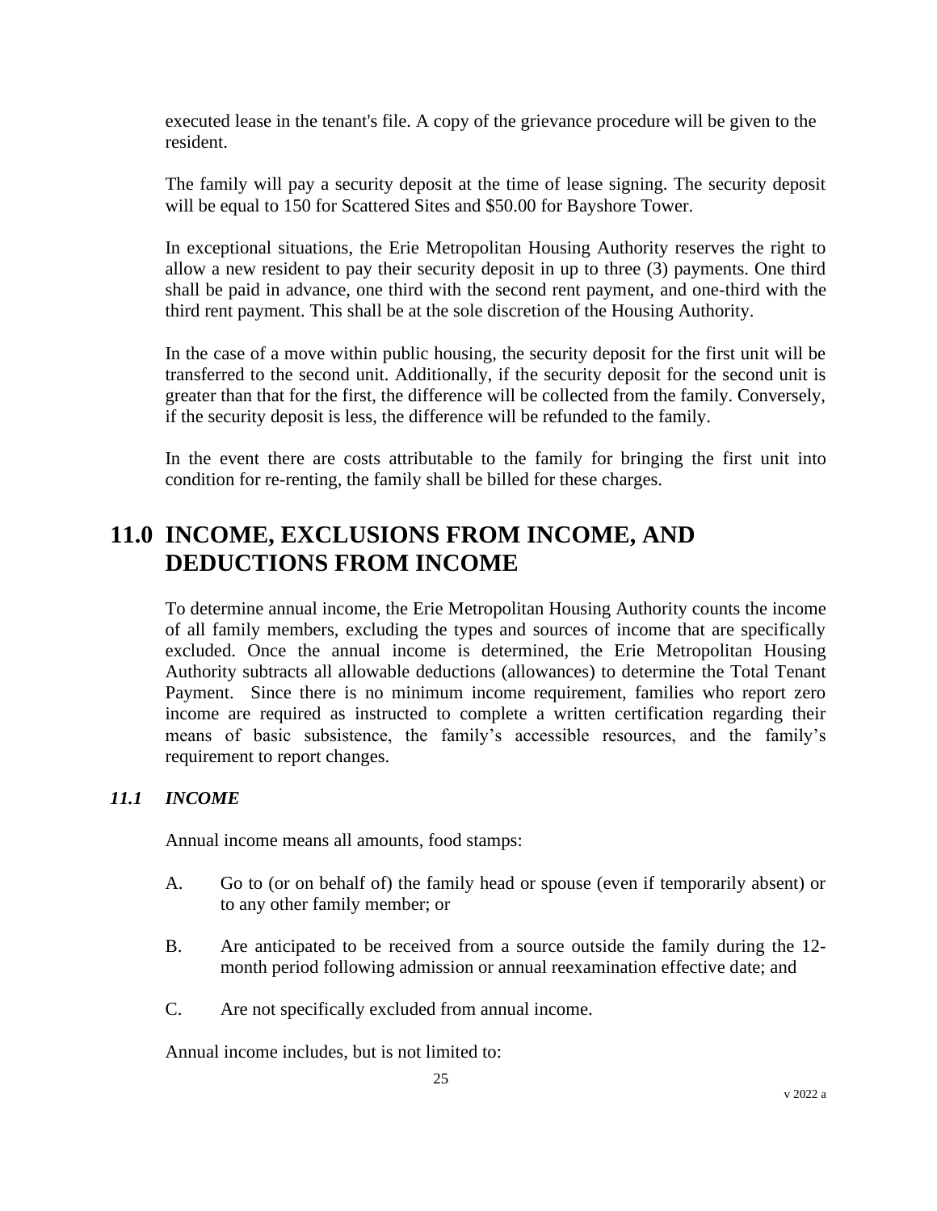executed lease in the tenant's file. A copy of the grievance procedure will be given to the resident.

The family will pay a security deposit at the time of lease signing. The security deposit will be equal to 150 for Scattered Sites and $50.00 for Bayshore Tower.

In exceptional situations, the Erie Metropolitan Housing Authority reserves the right to allow a new resident to pay their security deposit in up to three (3) payments. One third shall be paid in advance, one third with the second rent payment, and one-third with the third rent payment. This shall be at the sole discretion of the Housing Authority.

In the case of a move within public housing, the security deposit for the first unit will be transferred to the second unit. Additionally, if the security deposit for the second unit is greater than that for the first, the difference will be collected from the family. Conversely, if the security deposit is less, the difference will be refunded to the family.

In the event there are costs attributable to the family for bringing the first unit into condition for re-renting, the family shall be billed for these charges.

# 11.0 INCOME, EXCLUSIONS FROM INCOME, AND DEDUCTIONS FROM INCOME

To determine annual income, the Erie Metropolitan Housing Authority counts the income of all family members, excluding the types and sources of income that are specifically excluded. Once the annual income is determined, the Erie Metropolitan Housing Authority subtracts all allowable deductions (allowances) to determine the Total Tenant Payment. Since there is no minimum income requirement, families who report zero income are required as instructed to complete a written certification regarding their means of basic subsistence, the family's accessible resources, and the family's requirement to report changes.

### *11.1 INCOME*

Annual income means all amounts, food stamps:

A. Go to (or on behalf of) the family head or spouse (even if temporarily absent) or to any other family member; or

B. Are anticipated to be received from a source outside the family during the 12-month period following admission or annual reexamination effective date; and

C. Are not specifically excluded from annual income.

Annual income includes, but is not limited to: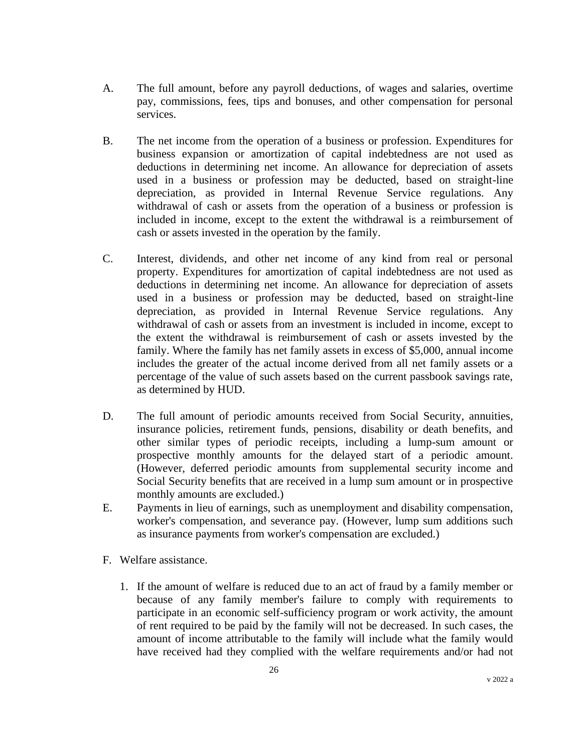A. The full amount, before any payroll deductions, of wages and salaries, overtime pay, commissions, fees, tips and bonuses, and other compensation for personal services.

B. The net income from the operation of a business or profession. Expenditures for business expansion or amortization of capital indebtedness are not used as deductions in determining net income. An allowance for depreciation of assets used in a business or profession may be deducted, based on straight-line depreciation, as provided in Internal Revenue Service regulations. Any withdrawal of cash or assets from the operation of a business or profession is included in income, except to the extent the withdrawal is a reimbursement of cash or assets invested in the operation by the family.

C. Interest, dividends, and other net income of any kind from real or personal property. Expenditures for amortization of capital indebtedness are not used as deductions in determining net income. An allowance for depreciation of assets used in a business or profession may be deducted, based on straight-line depreciation, as provided in Internal Revenue Service regulations. Any withdrawal of cash or assets from an investment is included in income, except to the extent the withdrawal is reimbursement of cash or assets invested by the family. Where the family has net family assets in excess of $5,000, annual income includes the greater of the actual income derived from all net family assets or a percentage of the value of such assets based on the current passbook savings rate, as determined by HUD.

D. The full amount of periodic amounts received from Social Security, annuities, insurance policies, retirement funds, pensions, disability or death benefits, and other similar types of periodic receipts, including a lump-sum amount or prospective monthly amounts for the delayed start of a periodic amount. (However, deferred periodic amounts from supplemental security income and Social Security benefits that are received in a lump sum amount or in prospective monthly amounts are excluded.)

E. Payments in lieu of earnings, such as unemployment and disability compensation, worker's compensation, and severance pay. (However, lump sum additions such as insurance payments from worker's compensation are excluded.)

F. Welfare assistance.

1. If the amount of welfare is reduced due to an act of fraud by a family member or because of any family member's failure to comply with requirements to participate in an economic self-sufficiency program or work activity, the amount of rent required to be paid by the family will not be decreased. In such cases, the amount of income attributable to the family will include what the family would have received had they complied with the welfare requirements and/or had not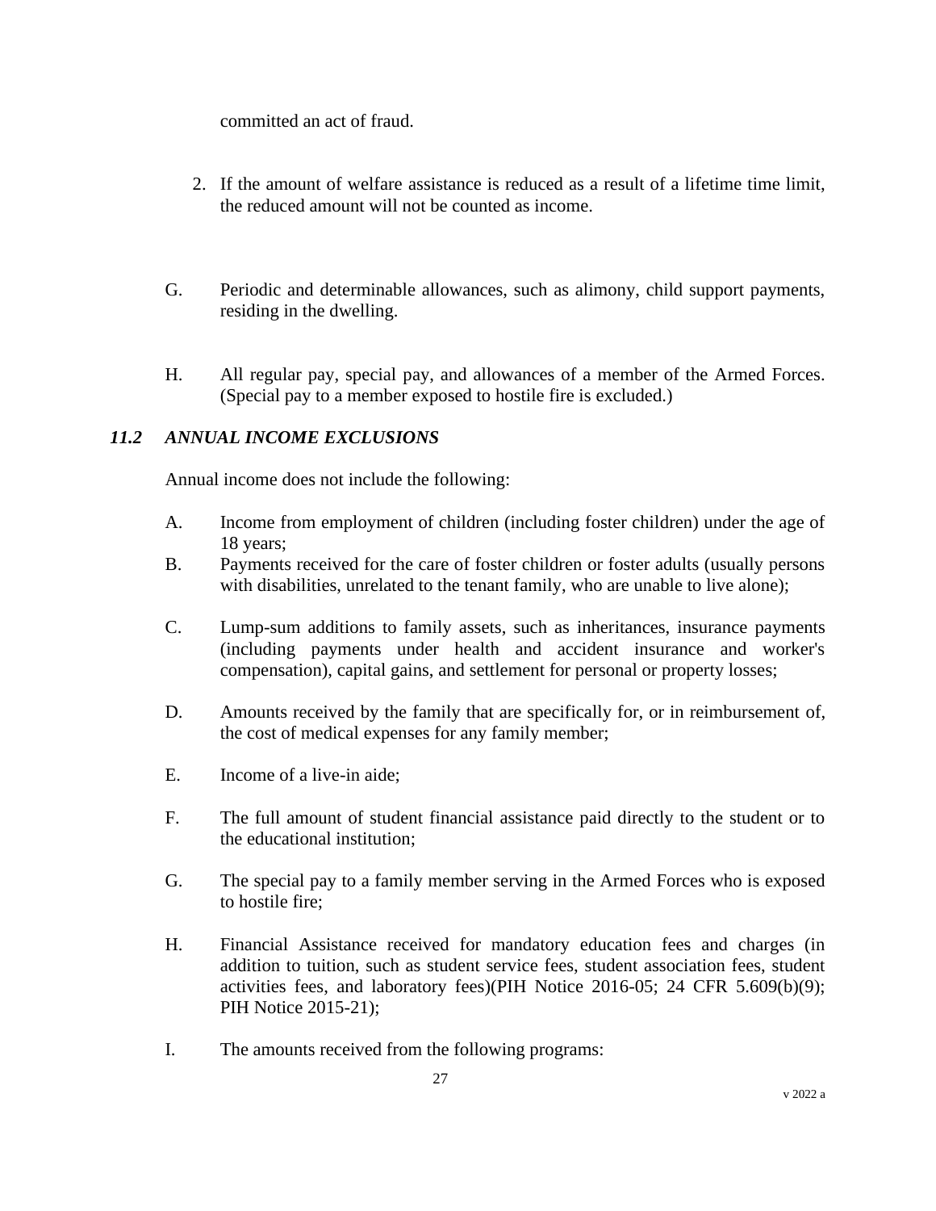committed an act of fraud.

2. If the amount of welfare assistance is reduced as a result of a lifetime time limit, the reduced amount will not be counted as income.

G. Periodic and determinable allowances, such as alimony, child support payments, residing in the dwelling.

H. All regular pay, special pay, and allowances of a member of the Armed Forces. (Special pay to a member exposed to hostile fire is excluded.)

### *11.2 ANNUAL INCOME EXCLUSIONS*

Annual income does not include the following:

A. Income from employment of children (including foster children) under the age of 18 years;

B. Payments received for the care of foster children or foster adults (usually persons with disabilities, unrelated to the tenant family, who are unable to live alone);

C. Lump-sum additions to family assets, such as inheritances, insurance payments (including payments under health and accident insurance and worker's compensation), capital gains, and settlement for personal or property losses;

D. Amounts received by the family that are specifically for, or in reimbursement of, the cost of medical expenses for any family member;

E. Income of a live-in aide;

F. The full amount of student financial assistance paid directly to the student or to the educational institution;

G. The special pay to a family member serving in the Armed Forces who is exposed to hostile fire;

H. Financial Assistance received for mandatory education fees and charges (in addition to tuition, such as student service fees, student association fees, student activities fees, and laboratory fees)(PIH Notice 2016-05; 24 CFR 5.609(b)(9); PIH Notice 2015-21);

I. The amounts received from the following programs: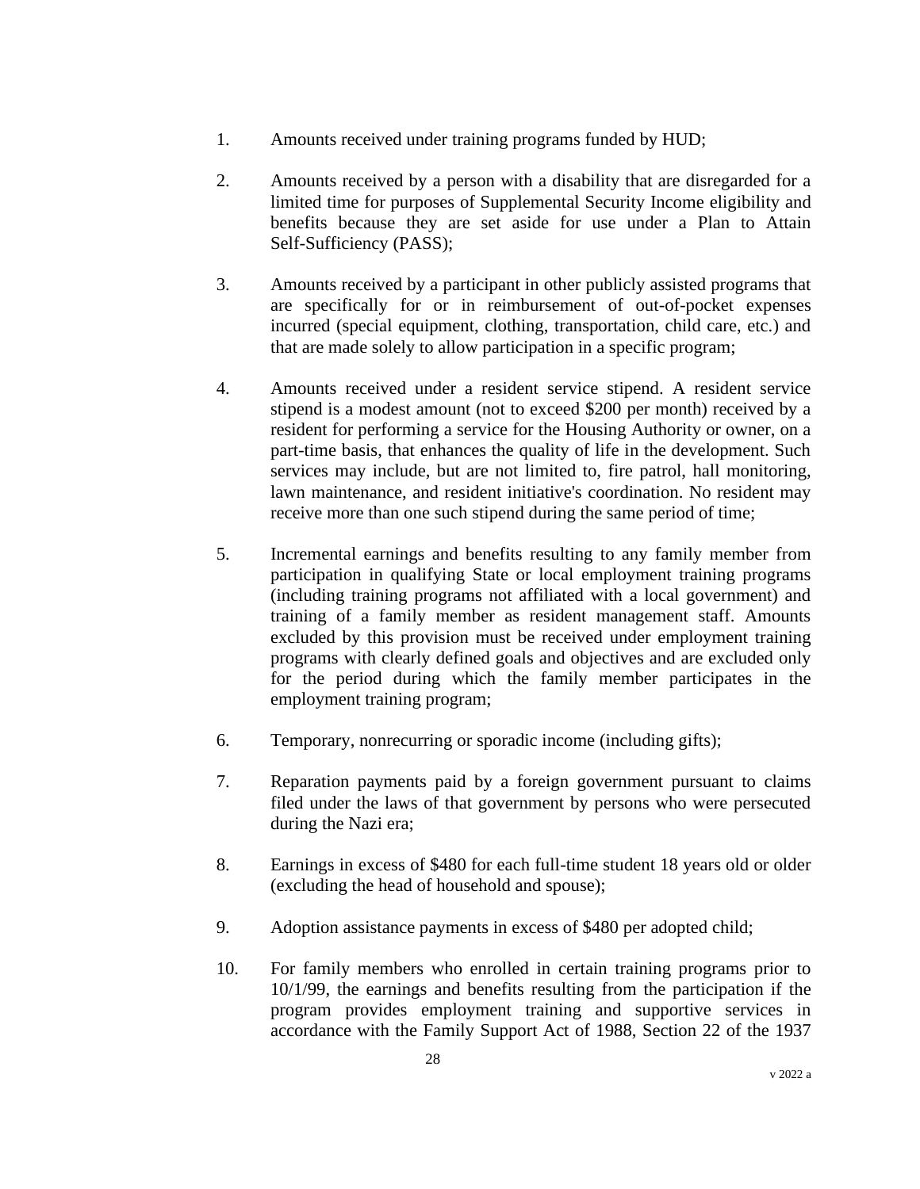1. Amounts received under training programs funded by HUD;

2. Amounts received by a person with a disability that are disregarded for a limited time for purposes of Supplemental Security Income eligibility and benefits because they are set aside for use under a Plan to Attain Self-Sufficiency (PASS);

3. Amounts received by a participant in other publicly assisted programs that are specifically for or in reimbursement of out-of-pocket expenses incurred (special equipment, clothing, transportation, child care, etc.) and that are made solely to allow participation in a specific program;

4. Amounts received under a resident service stipend. A resident service stipend is a modest amount (not to exceed $200 per month) received by a resident for performing a service for the Housing Authority or owner, on a part-time basis, that enhances the quality of life in the development. Such services may include, but are not limited to, fire patrol, hall monitoring, lawn maintenance, and resident initiative's coordination. No resident may receive more than one such stipend during the same period of time;

5. Incremental earnings and benefits resulting to any family member from participation in qualifying State or local employment training programs (including training programs not affiliated with a local government) and training of a family member as resident management staff. Amounts excluded by this provision must be received under employment training programs with clearly defined goals and objectives and are excluded only for the period during which the family member participates in the employment training program;

6. Temporary, nonrecurring or sporadic income (including gifts);

7. Reparation payments paid by a foreign government pursuant to claims filed under the laws of that government by persons who were persecuted during the Nazi era;

8. Earnings in excess of $480 for each full-time student 18 years old or older (excluding the head of household and spouse);

9. Adoption assistance payments in excess of $480 per adopted child;

10. For family members who enrolled in certain training programs prior to 10/1/99, the earnings and benefits resulting from the participation if the program provides employment training and supportive services in accordance with the Family Support Act of 1988, Section 22 of the 1937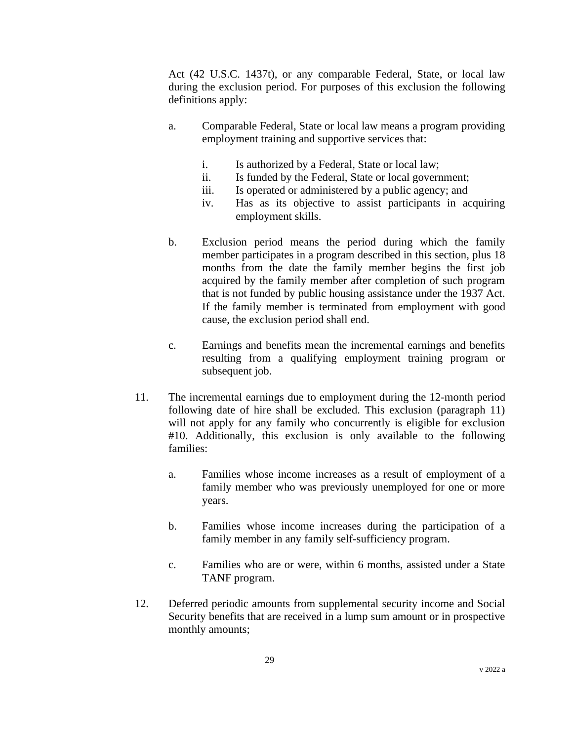Act (42 U.S.C. 1437t), or any comparable Federal, State, or local law during the exclusion period. For purposes of this exclusion the following definitions apply:

a. Comparable Federal, State or local law means a program providing employment training and supportive services that:

   i. Is authorized by a Federal, State or local law;
   ii. Is funded by the Federal, State or local government;
   iii. Is operated or administered by a public agency; and
   iv. Has as its objective to assist participants in acquiring employment skills.

b. Exclusion period means the period during which the family member participates in a program described in this section, plus 18 months from the date the family member begins the first job acquired by the family member after completion of such program that is not funded by public housing assistance under the 1937 Act. If the family member is terminated from employment with good cause, the exclusion period shall end.

c. Earnings and benefits mean the incremental earnings and benefits resulting from a qualifying employment training program or subsequent job.

11. The incremental earnings due to employment during the 12-month period following date of hire shall be excluded. This exclusion (paragraph 11) will not apply for any family who concurrently is eligible for exclusion #10. Additionally, this exclusion is only available to the following families:

    a. Families whose income increases as a result of employment of a family member who was previously unemployed for one or more years.

    b. Families whose income increases during the participation of a family member in any family self-sufficiency program.

    c. Families who are or were, within 6 months, assisted under a State TANF program.

12. Deferred periodic amounts from supplemental security income and Social Security benefits that are received in a lump sum amount or in prospective monthly amounts;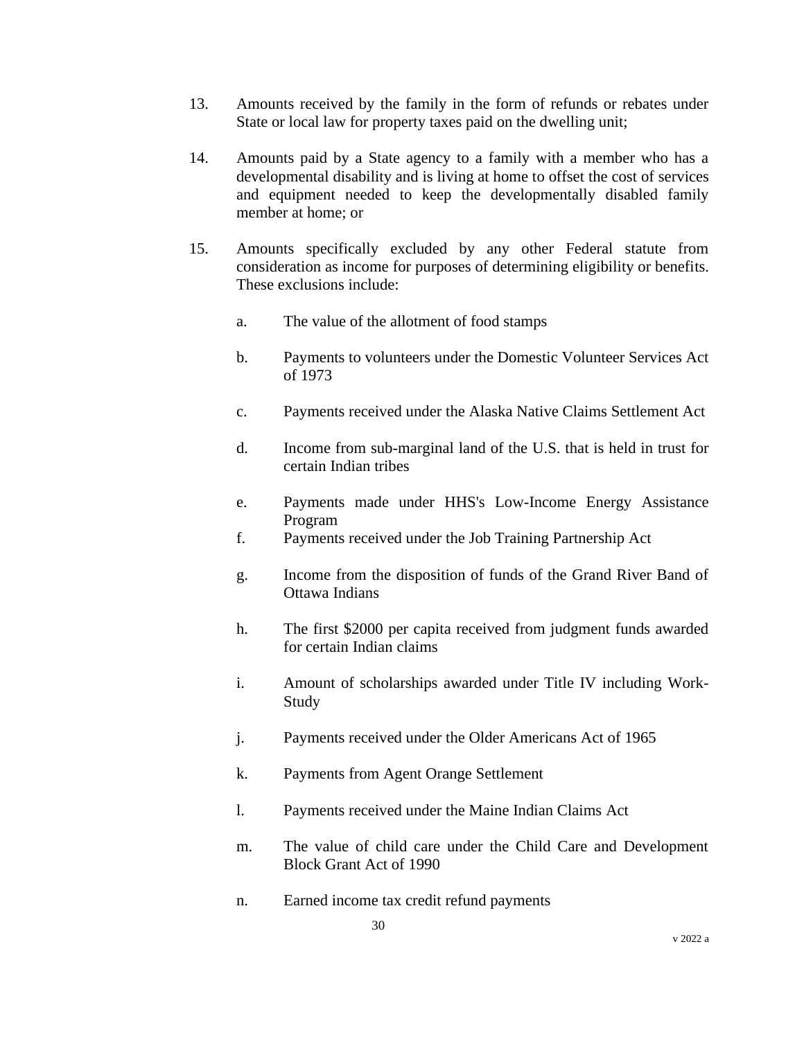13. Amounts received by the family in the form of refunds or rebates under State or local law for property taxes paid on the dwelling unit;

14. Amounts paid by a State agency to a family with a member who has a developmental disability and is living at home to offset the cost of services and equipment needed to keep the developmentally disabled family member at home; or

15. Amounts specifically excluded by any other Federal statute from consideration as income for purposes of determining eligibility or benefits. These exclusions include:

    a. The value of the allotment of food stamps

    b. Payments to volunteers under the Domestic Volunteer Services Act of 1973

    c. Payments received under the Alaska Native Claims Settlement Act

    d. Income from sub-marginal land of the U.S. that is held in trust for certain Indian tribes

    e. Payments made under HHS's Low-Income Energy Assistance Program

    f. Payments received under the Job Training Partnership Act

    g. Income from the disposition of funds of the Grand River Band of Ottawa Indians

    h. The first $2000 per capita received from judgment funds awarded for certain Indian claims

    i. Amount of scholarships awarded under Title IV including Work-Study

    j. Payments received under the Older Americans Act of 1965

    k. Payments from Agent Orange Settlement

    l. Payments received under the Maine Indian Claims Act

    m. The value of child care under the Child Care and Development Block Grant Act of 1990

    n. Earned income tax credit refund payments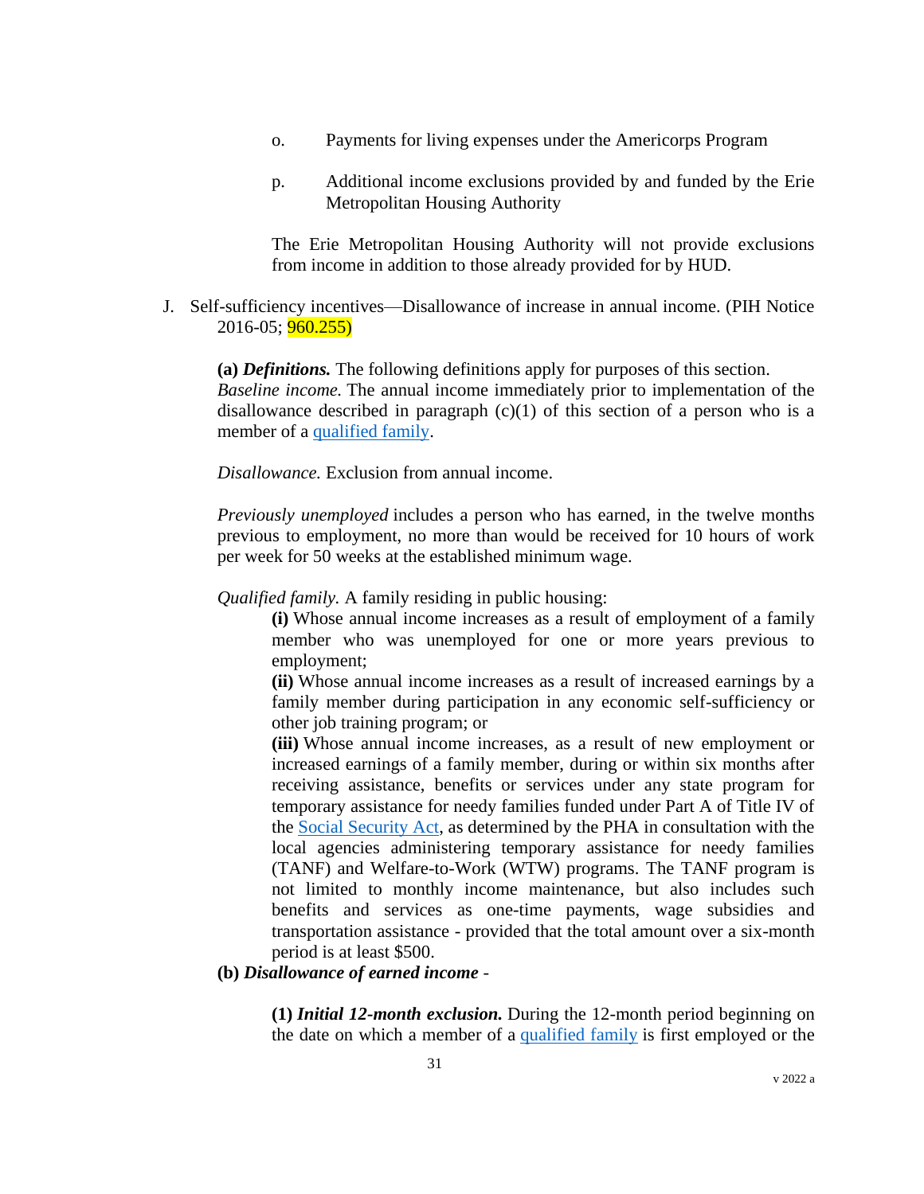o. Payments for living expenses under the Americorps Program

p. Additional income exclusions provided by and funded by the Erie Metropolitan Housing Authority

The Erie Metropolitan Housing Authority will not provide exclusions from income in addition to those already provided for by HUD.

J. Self-sufficiency incentives—Disallowance of increase in annual income. (PIH Notice 2016-05; 960.255)

**(a)** ***Definitions.*** The following definitions apply for purposes of this section.
*Baseline income.* The annual income immediately prior to implementation of the disallowance described in paragraph (c)(1) of this section of a person who is a member of a qualified family.

*Disallowance.* Exclusion from annual income.

*Previously unemployed* includes a person who has earned, in the twelve months previous to employment, no more than would be received for 10 hours of work per week for 50 weeks at the established minimum wage.

*Qualified family.* A family residing in public housing:

**(i)** Whose annual income increases as a result of employment of a family member who was unemployed for one or more years previous to employment;

**(ii)** Whose annual income increases as a result of increased earnings by a family member during participation in any economic self-sufficiency or other job training program; or

**(iii)** Whose annual income increases, as a result of new employment or increased earnings of a family member, during or within six months after receiving assistance, benefits or services under any state program for temporary assistance for needy families funded under Part A of Title IV of the Social Security Act, as determined by the PHA in consultation with the local agencies administering temporary assistance for needy families (TANF) and Welfare-to-Work (WTW) programs. The TANF program is not limited to monthly income maintenance, but also includes such benefits and services as one-time payments, wage subsidies and transportation assistance - provided that the total amount over a six-month period is at least $500.

**(b)** ***Disallowance of earned income*** -

**(1)** ***Initial 12-month exclusion.*** During the 12-month period beginning on the date on which a member of a qualified family is first employed or the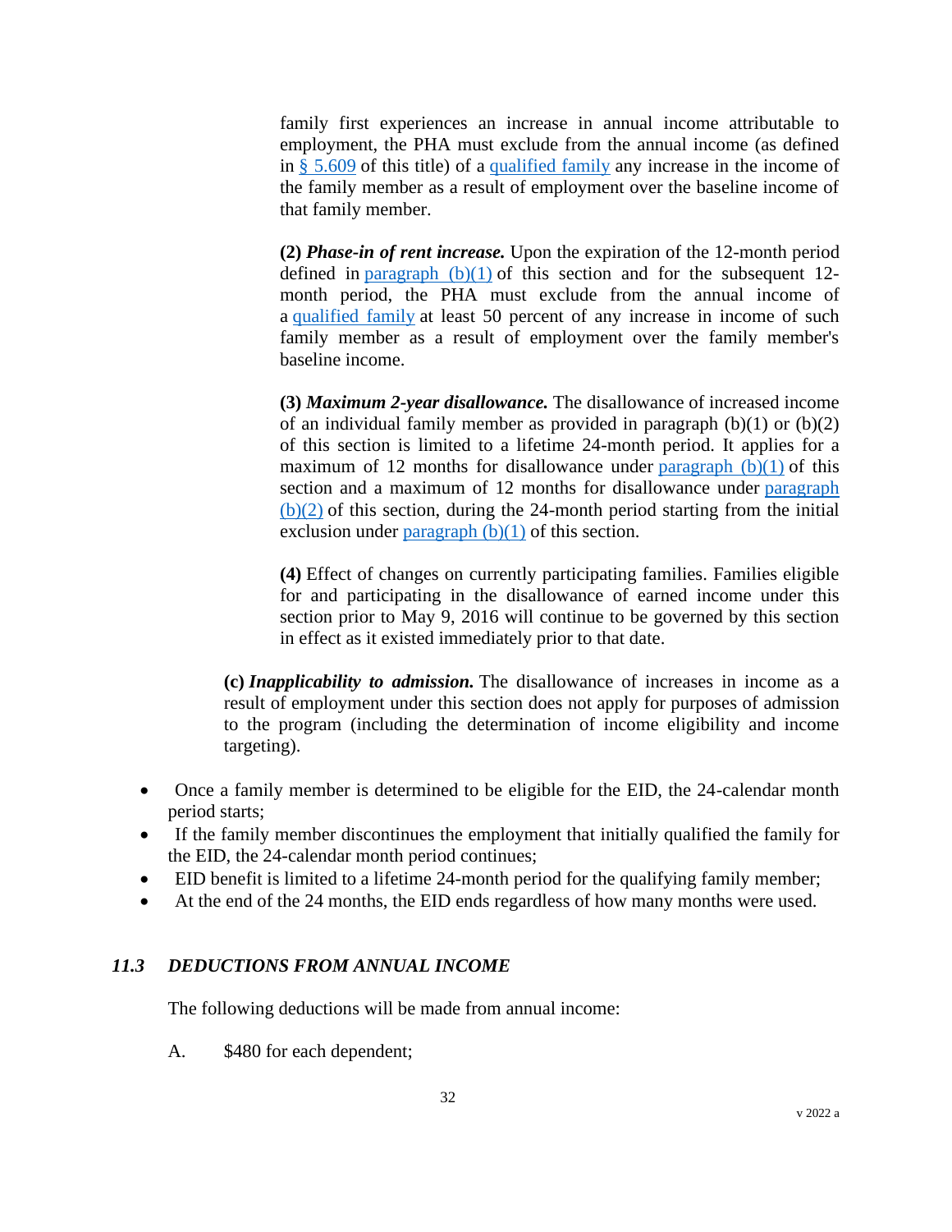family first experiences an increase in annual income attributable to employment, the PHA must exclude from the annual income (as defined in § 5.609 of this title) of a qualified family any increase in the income of the family member as a result of employment over the baseline income of that family member.

**(2)** ***Phase-in of rent increase.*** Upon the expiration of the 12-month period defined in paragraph (b)(1) of this section and for the subsequent 12-month period, the PHA must exclude from the annual income of a qualified family at least 50 percent of any increase in income of such family member as a result of employment over the family member's baseline income.

**(3)** ***Maximum 2-year disallowance.*** The disallowance of increased income of an individual family member as provided in paragraph (b)(1) or (b)(2) of this section is limited to a lifetime 24-month period. It applies for a maximum of 12 months for disallowance under paragraph (b)(1) of this section and a maximum of 12 months for disallowance under paragraph (b)(2) of this section, during the 24-month period starting from the initial exclusion under paragraph (b)(1) of this section.

**(4)** Effect of changes on currently participating families. Families eligible for and participating in the disallowance of earned income under this section prior to May 9, 2016 will continue to be governed by this section in effect as it existed immediately prior to that date.

**(c)** ***Inapplicability to admission.*** The disallowance of increases in income as a result of employment under this section does not apply for purposes of admission to the program (including the determination of income eligibility and income targeting).

- Once a family member is determined to be eligible for the EID, the 24-calendar month period starts;
- If the family member discontinues the employment that initially qualified the family for the EID, the 24-calendar month period continues;
- EID benefit is limited to a lifetime 24-month period for the qualifying family member;
- At the end of the 24 months, the EID ends regardless of how many months were used.

### *11.3 DEDUCTIONS FROM ANNUAL INCOME*

The following deductions will be made from annual income:

A. $480 for each dependent;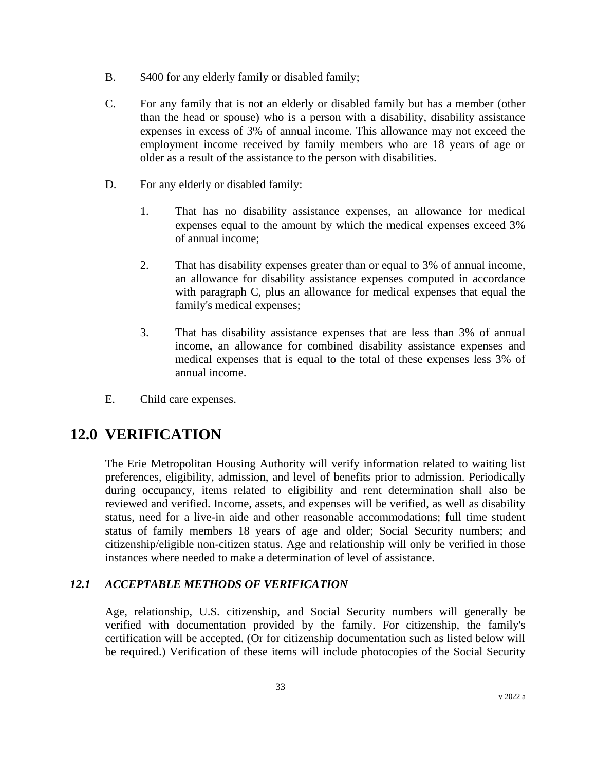B. $400 for any elderly family or disabled family;

C. For any family that is not an elderly or disabled family but has a member (other than the head or spouse) who is a person with a disability, disability assistance expenses in excess of 3% of annual income. This allowance may not exceed the employment income received by family members who are 18 years of age or older as a result of the assistance to the person with disabilities.

D. For any elderly or disabled family:

1. That has no disability assistance expenses, an allowance for medical expenses equal to the amount by which the medical expenses exceed 3% of annual income;

2. That has disability expenses greater than or equal to 3% of annual income, an allowance for disability assistance expenses computed in accordance with paragraph C, plus an allowance for medical expenses that equal the family's medical expenses;

3. That has disability assistance expenses that are less than 3% of annual income, an allowance for combined disability assistance expenses and medical expenses that is equal to the total of these expenses less 3% of annual income.

E. Child care expenses.

# 12.0 VERIFICATION

The Erie Metropolitan Housing Authority will verify information related to waiting list preferences, eligibility, admission, and level of benefits prior to admission. Periodically during occupancy, items related to eligibility and rent determination shall also be reviewed and verified. Income, assets, and expenses will be verified, as well as disability status, need for a live-in aide and other reasonable accommodations; full time student status of family members 18 years of age and older; Social Security numbers; and citizenship/eligible non-citizen status. Age and relationship will only be verified in those instances where needed to make a determination of level of assistance.

## *12.1 ACCEPTABLE METHODS OF VERIFICATION*

Age, relationship, U.S. citizenship, and Social Security numbers will generally be verified with documentation provided by the family. For citizenship, the family's certification will be accepted. (Or for citizenship documentation such as listed below will be required.) Verification of these items will include photocopies of the Social Security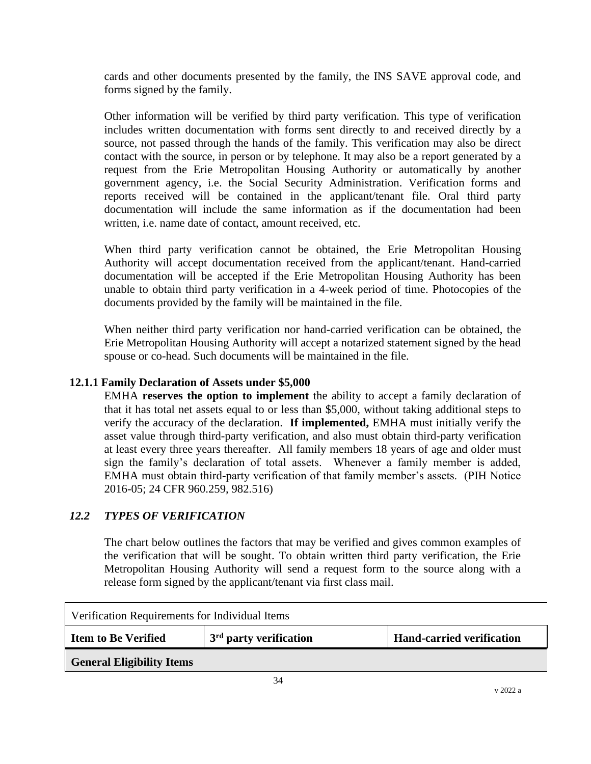cards and other documents presented by the family, the INS SAVE approval code, and forms signed by the family.

Other information will be verified by third party verification. This type of verification includes written documentation with forms sent directly to and received directly by a source, not passed through the hands of the family. This verification may also be direct contact with the source, in person or by telephone. It may also be a report generated by a request from the Erie Metropolitan Housing Authority or automatically by another government agency, i.e. the Social Security Administration. Verification forms and reports received will be contained in the applicant/tenant file. Oral third party documentation will include the same information as if the documentation had been written, i.e. name date of contact, amount received, etc.

When third party verification cannot be obtained, the Erie Metropolitan Housing Authority will accept documentation received from the applicant/tenant. Hand-carried documentation will be accepted if the Erie Metropolitan Housing Authority has been unable to obtain third party verification in a 4-week period of time. Photocopies of the documents provided by the family will be maintained in the file.

When neither third party verification nor hand-carried verification can be obtained, the Erie Metropolitan Housing Authority will accept a notarized statement signed by the head spouse or co-head. Such documents will be maintained in the file.

### 12.1.1 Family Declaration of Assets under $5,000

EMHA **reserves the option to implement** the ability to accept a family declaration of that it has total net assets equal to or less than $5,000, without taking additional steps to verify the accuracy of the declaration. **If implemented,** EMHA must initially verify the asset value through third-party verification, and also must obtain third-party verification at least every three years thereafter. All family members 18 years of age and older must sign the family's declaration of total assets. Whenever a family member is added, EMHA must obtain third-party verification of that family member's assets. (PIH Notice 2016-05; 24 CFR 960.259, 982.516)

## *12.2 TYPES OF VERIFICATION*

The chart below outlines the factors that may be verified and gives common examples of the verification that will be sought. To obtain written third party verification, the Erie Metropolitan Housing Authority will send a request form to the source along with a release form signed by the applicant/tenant via first class mail.

| Verification Requirements for Individual Items | | |
|---|---|---|
| **Item to Be Verified** | **3rd party verification** | **Hand-carried verification** |
| **General Eligibility Items** | | |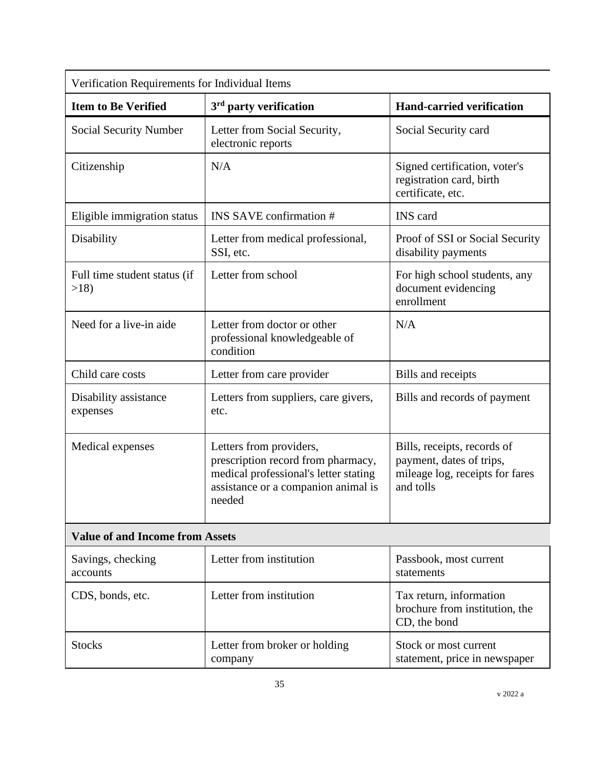| Verification Requirements for Individual Items | | |
|---|---|---|
| **Item to Be Verified** | **3rd party verification** | **Hand-carried verification** |
| Social Security Number | Letter from Social Security, electronic reports | Social Security card |
| Citizenship | N/A | Signed certification, voter's registration card, birth certificate, etc. |
| Eligible immigration status | INS SAVE confirmation # | INS card |
| Disability | Letter from medical professional, SSI, etc. | Proof of SSI or Social Security disability payments |
| Full time student status (if >18) | Letter from school | For high school students, any document evidencing enrollment |
| Need for a live-in aide | Letter from doctor or other professional knowledgeable of condition | N/A |
| Child care costs | Letter from care provider | Bills and receipts |
| Disability assistance expenses | Letters from suppliers, care givers, etc. | Bills and records of payment |
| Medical expenses | Letters from providers, prescription record from pharmacy, medical professional's letter stating assistance or a companion animal is needed | Bills, receipts, records of payment, dates of trips, mileage log, receipts for fares and tolls |
| **Value of and Income from Assets** | | |
| Savings, checking accounts | Letter from institution | Passbook, most current statements |
| CDS, bonds, etc. | Letter from institution | Tax return, information brochure from institution, the CD, the bond |
| Stocks | Letter from broker or holding company | Stock or most current statement, price in newspaper |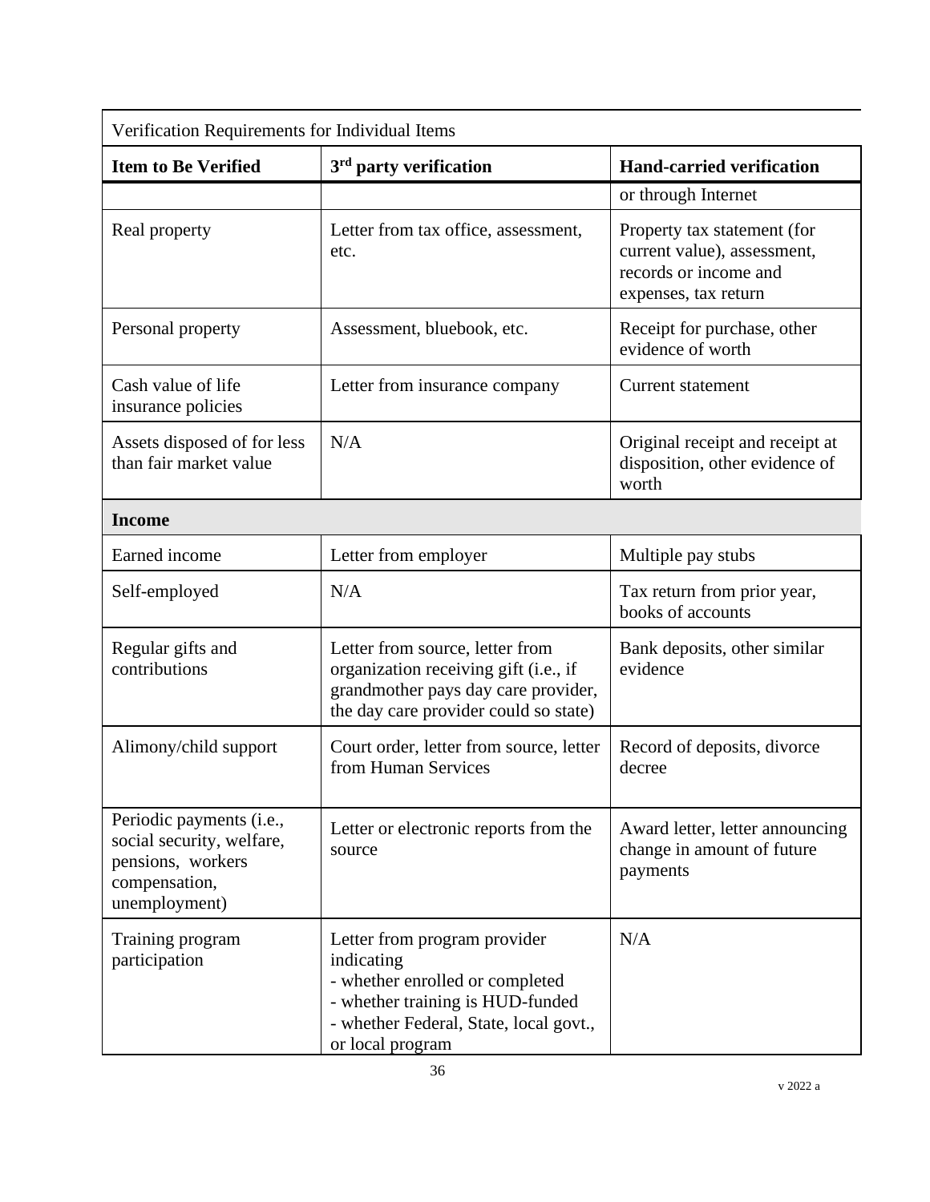| Verification Requirements for Individual Items | | |
|---|---|---|
| **Item to Be Verified** | **3rd party verification** | **Hand-carried verification** |
| | | or through Internet |
| Real property | Letter from tax office, assessment, etc. | Property tax statement (for current value), assessment, records or income and expenses, tax return |
| Personal property | Assessment, bluebook, etc. | Receipt for purchase, other evidence of worth |
| Cash value of life insurance policies | Letter from insurance company | Current statement |
| Assets disposed of for less than fair market value | N/A | Original receipt and receipt at disposition, other evidence of worth |
| **Income** | | |
| Earned income | Letter from employer | Multiple pay stubs |
| Self-employed | N/A | Tax return from prior year, books of accounts |
| Regular gifts and contributions | Letter from source, letter from organization receiving gift (i.e., if grandmother pays day care provider, the day care provider could so state) | Bank deposits, other similar evidence |
| Alimony/child support | Court order, letter from source, letter from Human Services | Record of deposits, divorce decree |
| Periodic payments (i.e., social security, welfare, pensions, workers compensation, unemployment) | Letter or electronic reports from the source | Award letter, letter announcing change in amount of future payments |
| Training program participation | Letter from program provider indicating<br>- whether enrolled or completed<br>- whether training is HUD-funded<br>- whether Federal, State, local govt., or local program | N/A |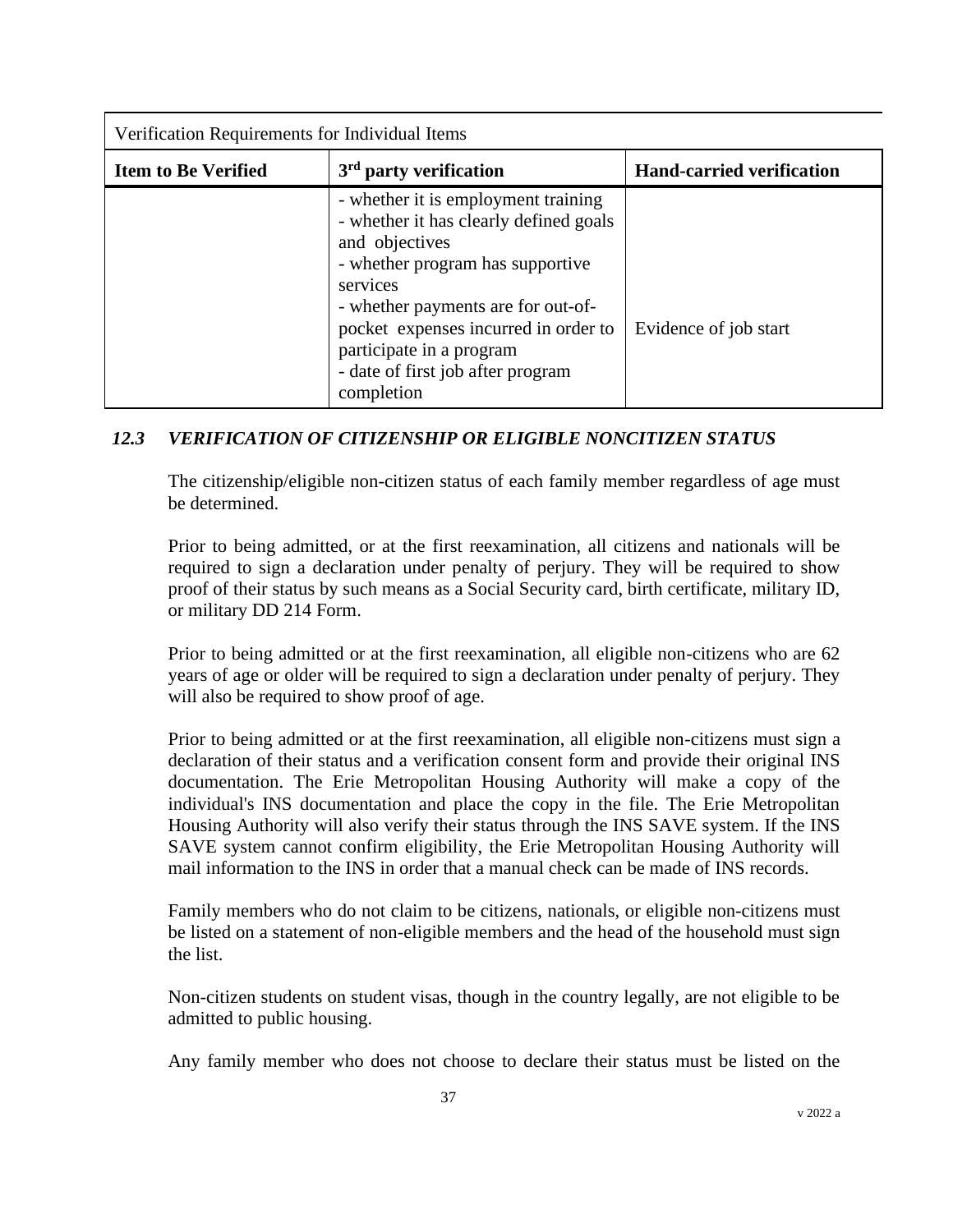| Verification Requirements for Individual Items | | |
|---|---|---|
| **Item to Be Verified** | **3rd party verification** | **Hand-carried verification** |
| | - whether it is employment training<br>- whether it has clearly defined goals and objectives<br>- whether program has supportive services<br>- whether payments are for out-of-pocket expenses incurred in order to participate in a program<br>- date of first job after program completion | Evidence of job start |

### *12.3 VERIFICATION OF CITIZENSHIP OR ELIGIBLE NONCITIZEN STATUS*

The citizenship/eligible non-citizen status of each family member regardless of age must be determined.

Prior to being admitted, or at the first reexamination, all citizens and nationals will be required to sign a declaration under penalty of perjury. They will be required to show proof of their status by such means as a Social Security card, birth certificate, military ID, or military DD 214 Form.

Prior to being admitted or at the first reexamination, all eligible non-citizens who are 62 years of age or older will be required to sign a declaration under penalty of perjury. They will also be required to show proof of age.

Prior to being admitted or at the first reexamination, all eligible non-citizens must sign a declaration of their status and a verification consent form and provide their original INS documentation. The Erie Metropolitan Housing Authority will make a copy of the individual's INS documentation and place the copy in the file. The Erie Metropolitan Housing Authority will also verify their status through the INS SAVE system. If the INS SAVE system cannot confirm eligibility, the Erie Metropolitan Housing Authority will mail information to the INS in order that a manual check can be made of INS records.

Family members who do not claim to be citizens, nationals, or eligible non-citizens must be listed on a statement of non-eligible members and the head of the household must sign the list.

Non-citizen students on student visas, though in the country legally, are not eligible to be admitted to public housing.

Any family member who does not choose to declare their status must be listed on the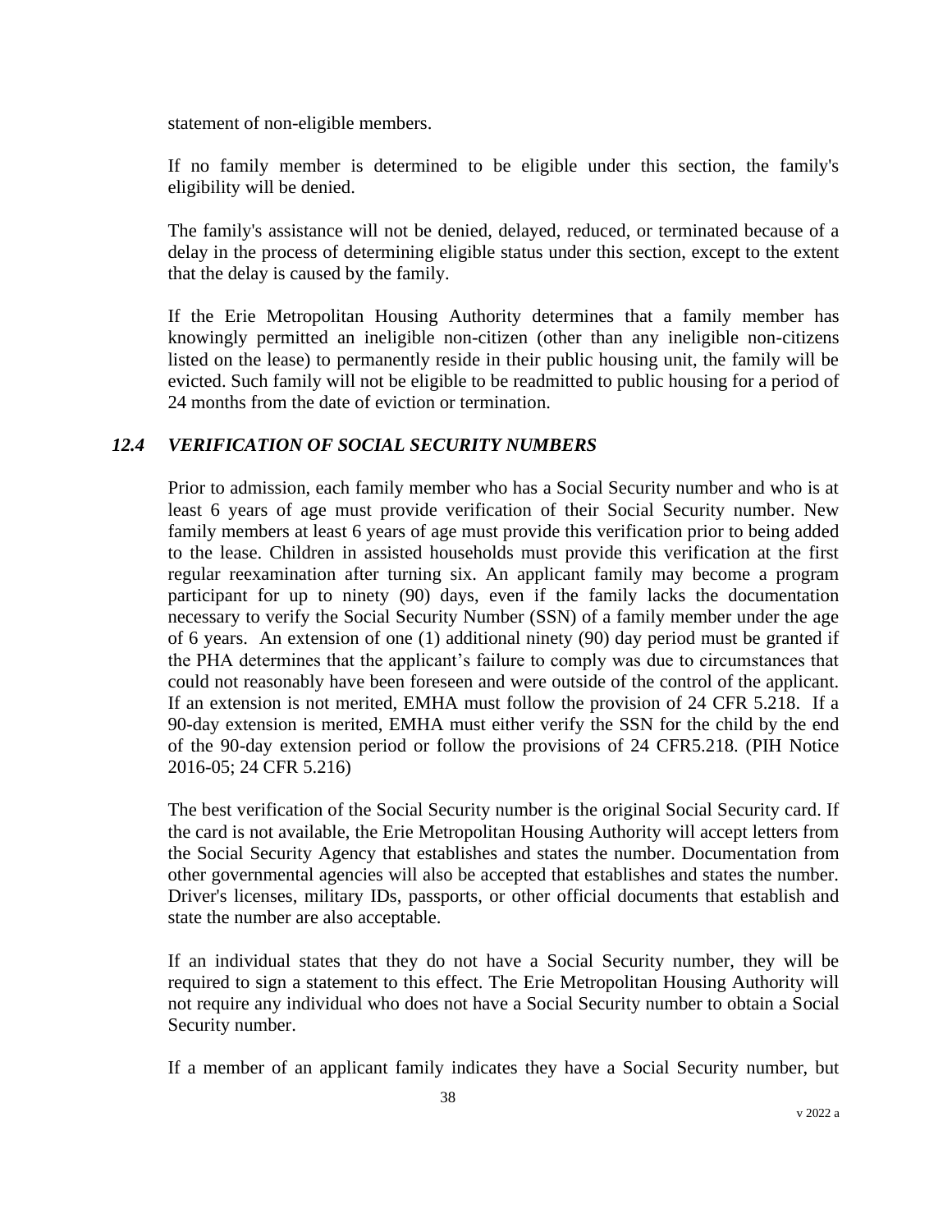statement of non-eligible members.

If no family member is determined to be eligible under this section, the family's eligibility will be denied.

The family's assistance will not be denied, delayed, reduced, or terminated because of a delay in the process of determining eligible status under this section, except to the extent that the delay is caused by the family.

If the Erie Metropolitan Housing Authority determines that a family member has knowingly permitted an ineligible non-citizen (other than any ineligible non-citizens listed on the lease) to permanently reside in their public housing unit, the family will be evicted. Such family will not be eligible to be readmitted to public housing for a period of 24 months from the date of eviction or termination.

### *12.4 VERIFICATION OF SOCIAL SECURITY NUMBERS*

Prior to admission, each family member who has a Social Security number and who is at least 6 years of age must provide verification of their Social Security number. New family members at least 6 years of age must provide this verification prior to being added to the lease. Children in assisted households must provide this verification at the first regular reexamination after turning six. An applicant family may become a program participant for up to ninety (90) days, even if the family lacks the documentation necessary to verify the Social Security Number (SSN) of a family member under the age of 6 years. An extension of one (1) additional ninety (90) day period must be granted if the PHA determines that the applicant's failure to comply was due to circumstances that could not reasonably have been foreseen and were outside of the control of the applicant. If an extension is not merited, EMHA must follow the provision of 24 CFR 5.218. If a 90-day extension is merited, EMHA must either verify the SSN for the child by the end of the 90-day extension period or follow the provisions of 24 CFR5.218. (PIH Notice 2016-05; 24 CFR 5.216)

The best verification of the Social Security number is the original Social Security card. If the card is not available, the Erie Metropolitan Housing Authority will accept letters from the Social Security Agency that establishes and states the number. Documentation from other governmental agencies will also be accepted that establishes and states the number. Driver's licenses, military IDs, passports, or other official documents that establish and state the number are also acceptable.

If an individual states that they do not have a Social Security number, they will be required to sign a statement to this effect. The Erie Metropolitan Housing Authority will not require any individual who does not have a Social Security number to obtain a Social Security number.

If a member of an applicant family indicates they have a Social Security number, but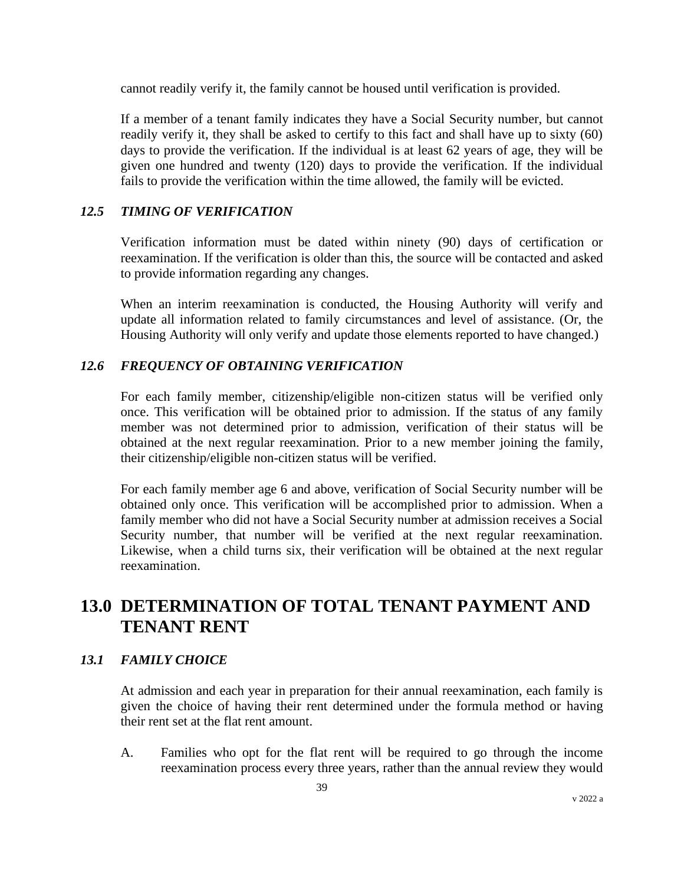cannot readily verify it, the family cannot be housed until verification is provided.

If a member of a tenant family indicates they have a Social Security number, but cannot readily verify it, they shall be asked to certify to this fact and shall have up to sixty (60) days to provide the verification. If the individual is at least 62 years of age, they will be given one hundred and twenty (120) days to provide the verification. If the individual fails to provide the verification within the time allowed, the family will be evicted.

### *12.5 TIMING OF VERIFICATION*

Verification information must be dated within ninety (90) days of certification or reexamination. If the verification is older than this, the source will be contacted and asked to provide information regarding any changes.

When an interim reexamination is conducted, the Housing Authority will verify and update all information related to family circumstances and level of assistance. (Or, the Housing Authority will only verify and update those elements reported to have changed.)

### *12.6 FREQUENCY OF OBTAINING VERIFICATION*

For each family member, citizenship/eligible non-citizen status will be verified only once. This verification will be obtained prior to admission. If the status of any family member was not determined prior to admission, verification of their status will be obtained at the next regular reexamination. Prior to a new member joining the family, their citizenship/eligible non-citizen status will be verified.

For each family member age 6 and above, verification of Social Security number will be obtained only once. This verification will be accomplished prior to admission. When a family member who did not have a Social Security number at admission receives a Social Security number, that number will be verified at the next regular reexamination. Likewise, when a child turns six, their verification will be obtained at the next regular reexamination.

## 13.0 DETERMINATION OF TOTAL TENANT PAYMENT AND TENANT RENT

### *13.1 FAMILY CHOICE*

At admission and each year in preparation for their annual reexamination, each family is given the choice of having their rent determined under the formula method or having their rent set at the flat rent amount.

A. Families who opt for the flat rent will be required to go through the income reexamination process every three years, rather than the annual review they would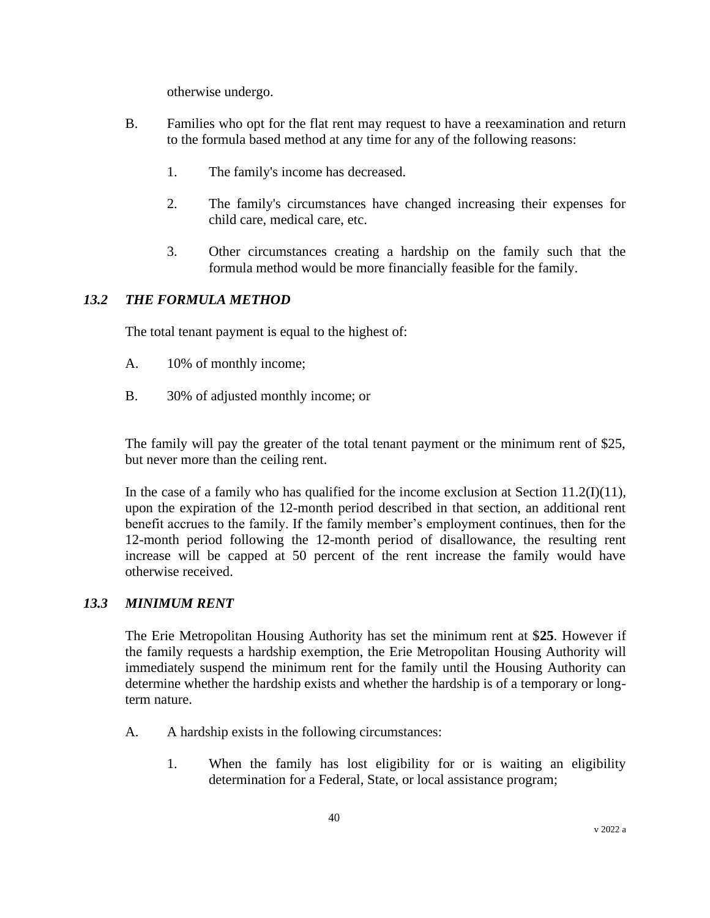otherwise undergo.

B. Families who opt for the flat rent may request to have a reexamination and return to the formula based method at any time for any of the following reasons:

   1. The family's income has decreased.

   2. The family's circumstances have changed increasing their expenses for child care, medical care, etc.

   3. Other circumstances creating a hardship on the family such that the formula method would be more financially feasible for the family.

### *13.2 THE FORMULA METHOD*

The total tenant payment is equal to the highest of:

A. 10% of monthly income;

B. 30% of adjusted monthly income; or

The family will pay the greater of the total tenant payment or the minimum rent of $25, but never more than the ceiling rent.

In the case of a family who has qualified for the income exclusion at Section 11.2(I)(11), upon the expiration of the 12-month period described in that section, an additional rent benefit accrues to the family. If the family member's employment continues, then for the 12-month period following the 12-month period of disallowance, the resulting rent increase will be capped at 50 percent of the rent increase the family would have otherwise received.

### *13.3 MINIMUM RENT*

The Erie Metropolitan Housing Authority has set the minimum rent at $**25**. However if the family requests a hardship exemption, the Erie Metropolitan Housing Authority will immediately suspend the minimum rent for the family until the Housing Authority can determine whether the hardship exists and whether the hardship is of a temporary or long-term nature.

A. A hardship exists in the following circumstances:

   1. When the family has lost eligibility for or is waiting an eligibility determination for a Federal, State, or local assistance program;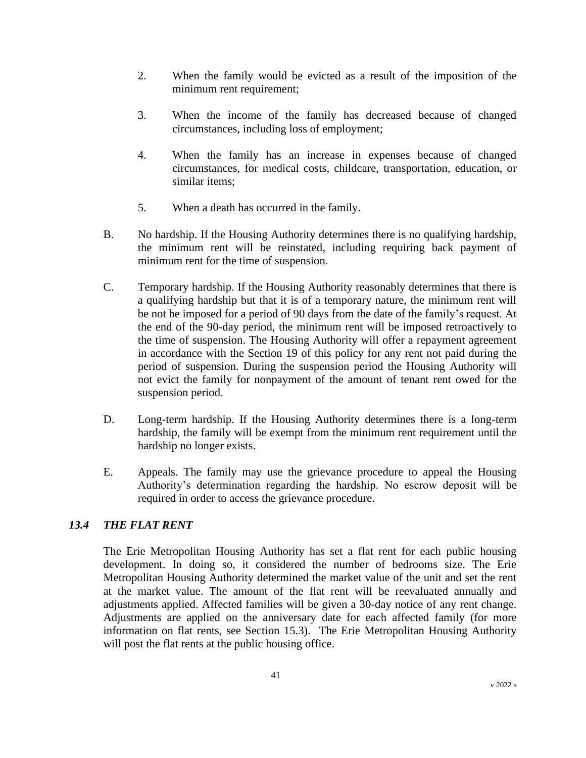2. When the family would be evicted as a result of the imposition of the minimum rent requirement;

3. When the income of the family has decreased because of changed circumstances, including loss of employment;

4. When the family has an increase in expenses because of changed circumstances, for medical costs, childcare, transportation, education, or similar items;

5. When a death has occurred in the family.

B. No hardship. If the Housing Authority determines there is no qualifying hardship, the minimum rent will be reinstated, including requiring back payment of minimum rent for the time of suspension.

C. Temporary hardship. If the Housing Authority reasonably determines that there is a qualifying hardship but that it is of a temporary nature, the minimum rent will be not be imposed for a period of 90 days from the date of the family's request. At the end of the 90-day period, the minimum rent will be imposed retroactively to the time of suspension. The Housing Authority will offer a repayment agreement in accordance with the Section 19 of this policy for any rent not paid during the period of suspension. During the suspension period the Housing Authority will not evict the family for nonpayment of the amount of tenant rent owed for the suspension period.

D. Long-term hardship. If the Housing Authority determines there is a long-term hardship, the family will be exempt from the minimum rent requirement until the hardship no longer exists.

E. Appeals. The family may use the grievance procedure to appeal the Housing Authority's determination regarding the hardship. No escrow deposit will be required in order to access the grievance procedure.

### *13.4 THE FLAT RENT*

The Erie Metropolitan Housing Authority has set a flat rent for each public housing development. In doing so, it considered the number of bedrooms size. The Erie Metropolitan Housing Authority determined the market value of the unit and set the rent at the market value. The amount of the flat rent will be reevaluated annually and adjustments applied. Affected families will be given a 30-day notice of any rent change. Adjustments are applied on the anniversary date for each affected family (for more information on flat rents, see Section 15.3). The Erie Metropolitan Housing Authority will post the flat rents at the public housing office.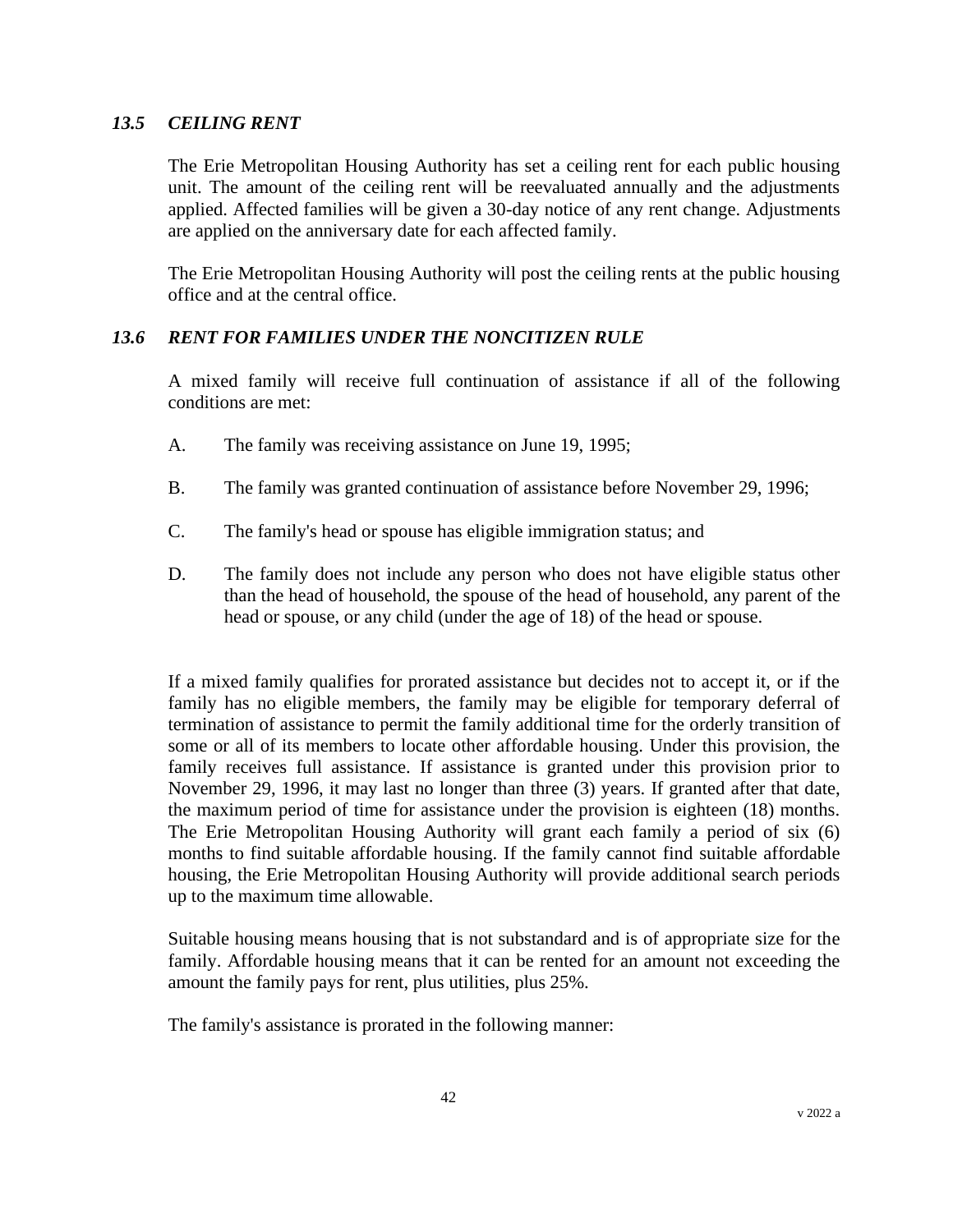### *13.5 CEILING RENT*

The Erie Metropolitan Housing Authority has set a ceiling rent for each public housing unit. The amount of the ceiling rent will be reevaluated annually and the adjustments applied. Affected families will be given a 30-day notice of any rent change. Adjustments are applied on the anniversary date for each affected family.

The Erie Metropolitan Housing Authority will post the ceiling rents at the public housing office and at the central office.

### *13.6 RENT FOR FAMILIES UNDER THE NONCITIZEN RULE*

A mixed family will receive full continuation of assistance if all of the following conditions are met:

A. The family was receiving assistance on June 19, 1995;

B. The family was granted continuation of assistance before November 29, 1996;

C. The family's head or spouse has eligible immigration status; and

D. The family does not include any person who does not have eligible status other than the head of household, the spouse of the head of household, any parent of the head or spouse, or any child (under the age of 18) of the head or spouse.

If a mixed family qualifies for prorated assistance but decides not to accept it, or if the family has no eligible members, the family may be eligible for temporary deferral of termination of assistance to permit the family additional time for the orderly transition of some or all of its members to locate other affordable housing. Under this provision, the family receives full assistance. If assistance is granted under this provision prior to November 29, 1996, it may last no longer than three (3) years. If granted after that date, the maximum period of time for assistance under the provision is eighteen (18) months. The Erie Metropolitan Housing Authority will grant each family a period of six (6) months to find suitable affordable housing. If the family cannot find suitable affordable housing, the Erie Metropolitan Housing Authority will provide additional search periods up to the maximum time allowable.

Suitable housing means housing that is not substandard and is of appropriate size for the family. Affordable housing means that it can be rented for an amount not exceeding the amount the family pays for rent, plus utilities, plus 25%.

The family's assistance is prorated in the following manner: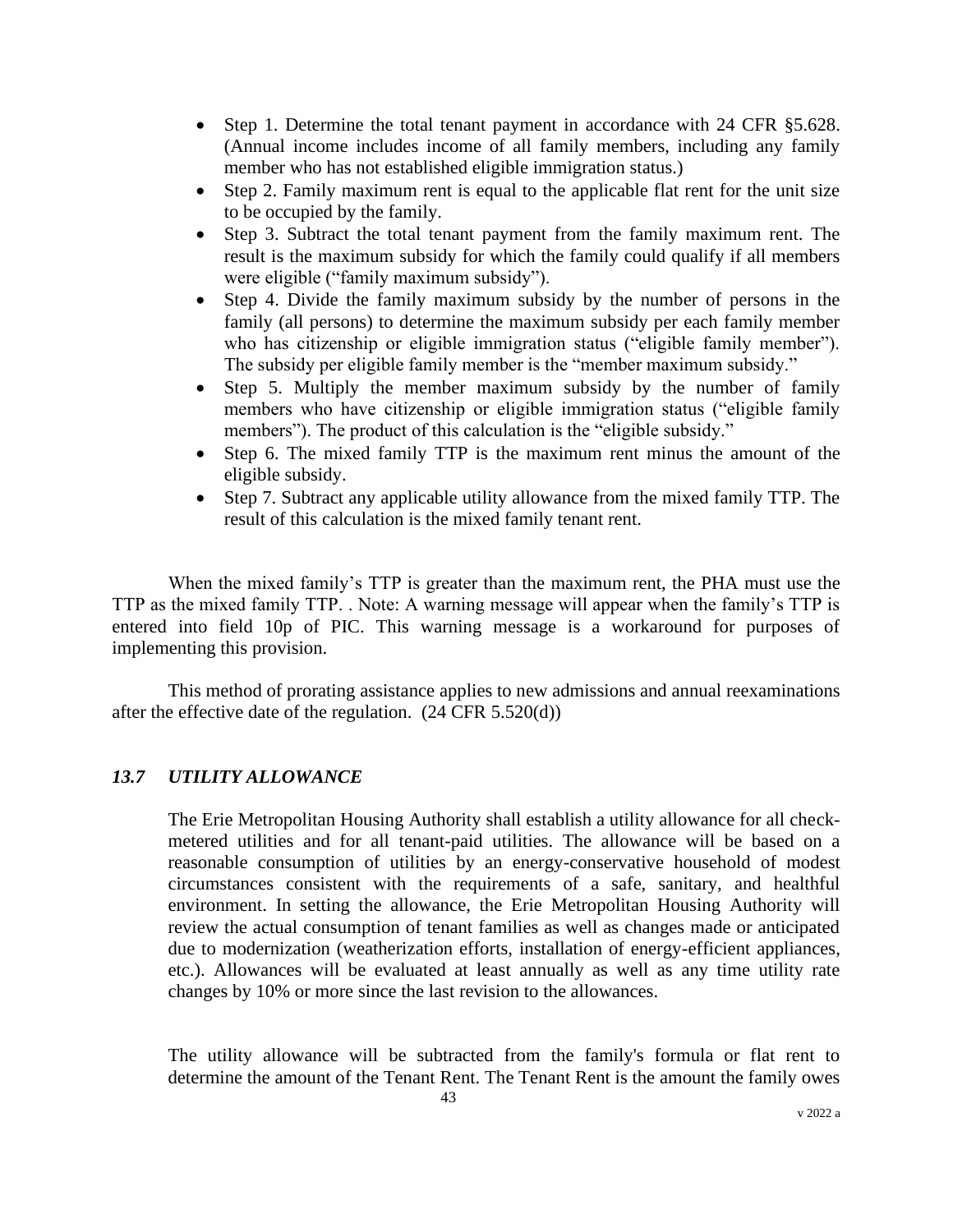- Step 1. Determine the total tenant payment in accordance with 24 CFR §5.628. (Annual income includes income of all family members, including any family member who has not established eligible immigration status.)
- Step 2. Family maximum rent is equal to the applicable flat rent for the unit size to be occupied by the family.
- Step 3. Subtract the total tenant payment from the family maximum rent. The result is the maximum subsidy for which the family could qualify if all members were eligible ("family maximum subsidy").
- Step 4. Divide the family maximum subsidy by the number of persons in the family (all persons) to determine the maximum subsidy per each family member who has citizenship or eligible immigration status ("eligible family member"). The subsidy per eligible family member is the "member maximum subsidy."
- Step 5. Multiply the member maximum subsidy by the number of family members who have citizenship or eligible immigration status ("eligible family members"). The product of this calculation is the "eligible subsidy."
- Step 6. The mixed family TTP is the maximum rent minus the amount of the eligible subsidy.
- Step 7. Subtract any applicable utility allowance from the mixed family TTP. The result of this calculation is the mixed family tenant rent.

When the mixed family's TTP is greater than the maximum rent, the PHA must use the TTP as the mixed family TTP. . Note: A warning message will appear when the family's TTP is entered into field 10p of PIC. This warning message is a workaround for purposes of implementing this provision.

This method of prorating assistance applies to new admissions and annual reexaminations after the effective date of the regulation. (24 CFR 5.520(d))

### *13.7 UTILITY ALLOWANCE*

The Erie Metropolitan Housing Authority shall establish a utility allowance for all check-metered utilities and for all tenant-paid utilities. The allowance will be based on a reasonable consumption of utilities by an energy-conservative household of modest circumstances consistent with the requirements of a safe, sanitary, and healthful environment. In setting the allowance, the Erie Metropolitan Housing Authority will review the actual consumption of tenant families as well as changes made or anticipated due to modernization (weatherization efforts, installation of energy-efficient appliances, etc.). Allowances will be evaluated at least annually as well as any time utility rate changes by 10% or more since the last revision to the allowances.

The utility allowance will be subtracted from the family's formula or flat rent to determine the amount of the Tenant Rent. The Tenant Rent is the amount the family owes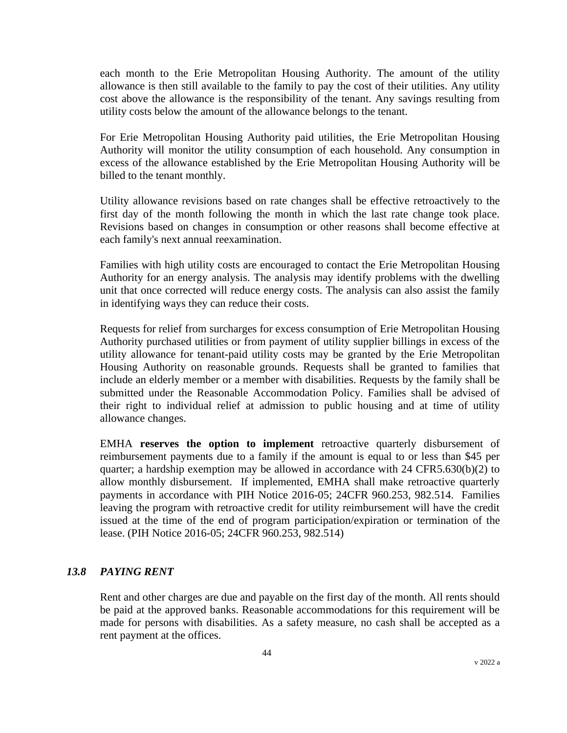each month to the Erie Metropolitan Housing Authority. The amount of the utility allowance is then still available to the family to pay the cost of their utilities. Any utility cost above the allowance is the responsibility of the tenant. Any savings resulting from utility costs below the amount of the allowance belongs to the tenant.

For Erie Metropolitan Housing Authority paid utilities, the Erie Metropolitan Housing Authority will monitor the utility consumption of each household. Any consumption in excess of the allowance established by the Erie Metropolitan Housing Authority will be billed to the tenant monthly.

Utility allowance revisions based on rate changes shall be effective retroactively to the first day of the month following the month in which the last rate change took place. Revisions based on changes in consumption or other reasons shall become effective at each family's next annual reexamination.

Families with high utility costs are encouraged to contact the Erie Metropolitan Housing Authority for an energy analysis. The analysis may identify problems with the dwelling unit that once corrected will reduce energy costs. The analysis can also assist the family in identifying ways they can reduce their costs.

Requests for relief from surcharges for excess consumption of Erie Metropolitan Housing Authority purchased utilities or from payment of utility supplier billings in excess of the utility allowance for tenant-paid utility costs may be granted by the Erie Metropolitan Housing Authority on reasonable grounds. Requests shall be granted to families that include an elderly member or a member with disabilities. Requests by the family shall be submitted under the Reasonable Accommodation Policy. Families shall be advised of their right to individual relief at admission to public housing and at time of utility allowance changes.

EMHA **reserves the option to implement** retroactive quarterly disbursement of reimbursement payments due to a family if the amount is equal to or less than $45 per quarter; a hardship exemption may be allowed in accordance with 24 CFR5.630(b)(2) to allow monthly disbursement. If implemented, EMHA shall make retroactive quarterly payments in accordance with PIH Notice 2016-05; 24CFR 960.253, 982.514. Families leaving the program with retroactive credit for utility reimbursement will have the credit issued at the time of the end of program participation/expiration or termination of the lease. (PIH Notice 2016-05; 24CFR 960.253, 982.514)

### *13.8 PAYING RENT*

Rent and other charges are due and payable on the first day of the month. All rents should be paid at the approved banks. Reasonable accommodations for this requirement will be made for persons with disabilities. As a safety measure, no cash shall be accepted as a rent payment at the offices.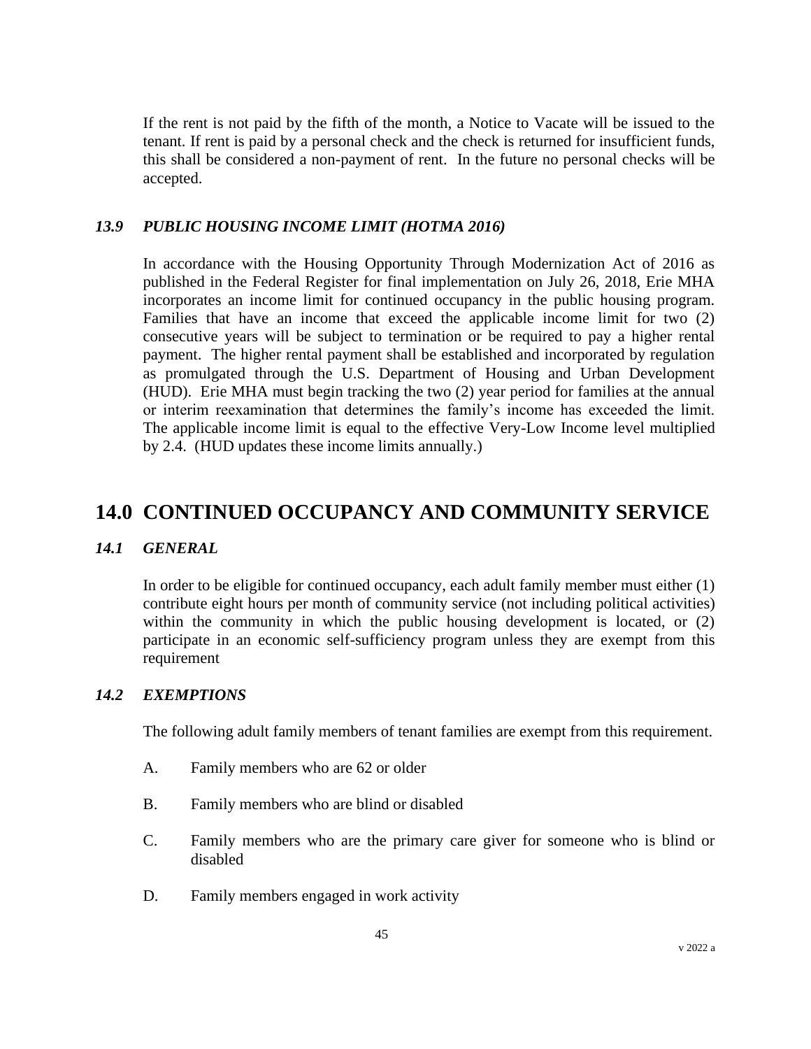If the rent is not paid by the fifth of the month, a Notice to Vacate will be issued to the tenant. If rent is paid by a personal check and the check is returned for insufficient funds, this shall be considered a non-payment of rent. In the future no personal checks will be accepted.

### *13.9 PUBLIC HOUSING INCOME LIMIT (HOTMA 2016)*

In accordance with the Housing Opportunity Through Modernization Act of 2016 as published in the Federal Register for final implementation on July 26, 2018, Erie MHA incorporates an income limit for continued occupancy in the public housing program. Families that have an income that exceed the applicable income limit for two (2) consecutive years will be subject to termination or be required to pay a higher rental payment. The higher rental payment shall be established and incorporated by regulation as promulgated through the U.S. Department of Housing and Urban Development (HUD). Erie MHA must begin tracking the two (2) year period for families at the annual or interim reexamination that determines the family's income has exceeded the limit. The applicable income limit is equal to the effective Very-Low Income level multiplied by 2.4. (HUD updates these income limits annually.)

## 14.0 CONTINUED OCCUPANCY AND COMMUNITY SERVICE

### *14.1 GENERAL*

In order to be eligible for continued occupancy, each adult family member must either (1) contribute eight hours per month of community service (not including political activities) within the community in which the public housing development is located, or (2) participate in an economic self-sufficiency program unless they are exempt from this requirement

### *14.2 EXEMPTIONS*

The following adult family members of tenant families are exempt from this requirement.

A. Family members who are 62 or older

B. Family members who are blind or disabled

C. Family members who are the primary care giver for someone who is blind or disabled

D. Family members engaged in work activity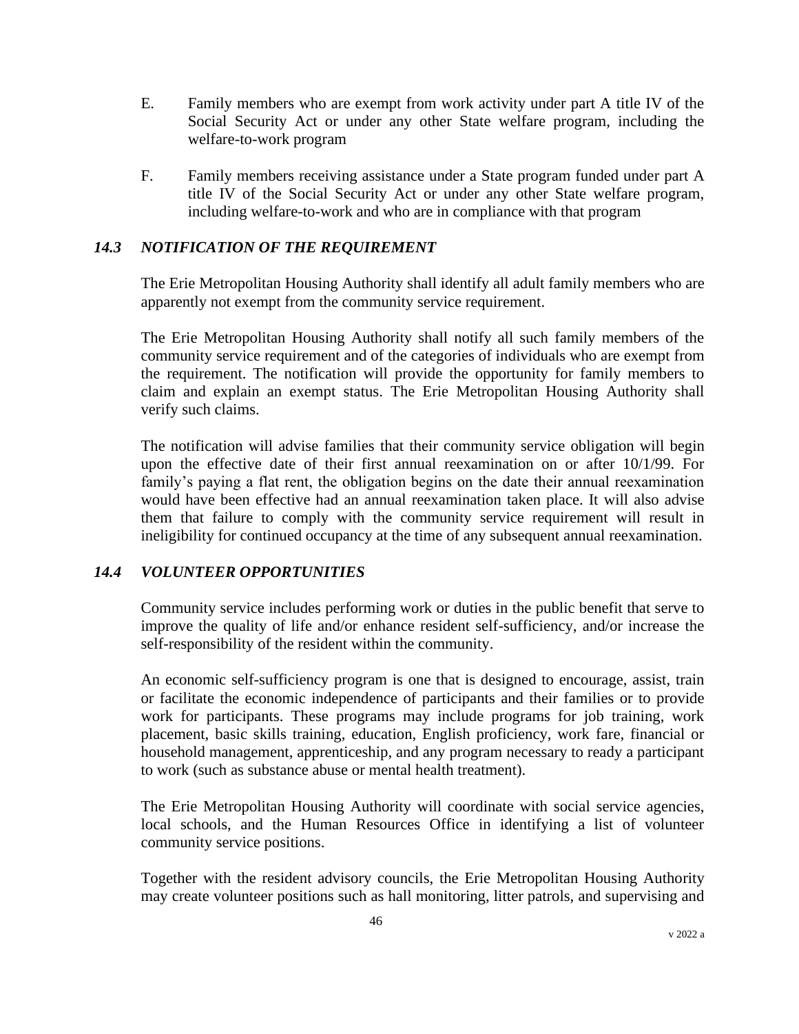E. Family members who are exempt from work activity under part A title IV of the Social Security Act or under any other State welfare program, including the welfare-to-work program

F. Family members receiving assistance under a State program funded under part A title IV of the Social Security Act or under any other State welfare program, including welfare-to-work and who are in compliance with that program

### *14.3 NOTIFICATION OF THE REQUIREMENT*

The Erie Metropolitan Housing Authority shall identify all adult family members who are apparently not exempt from the community service requirement.

The Erie Metropolitan Housing Authority shall notify all such family members of the community service requirement and of the categories of individuals who are exempt from the requirement. The notification will provide the opportunity for family members to claim and explain an exempt status. The Erie Metropolitan Housing Authority shall verify such claims.

The notification will advise families that their community service obligation will begin upon the effective date of their first annual reexamination on or after 10/1/99. For family's paying a flat rent, the obligation begins on the date their annual reexamination would have been effective had an annual reexamination taken place. It will also advise them that failure to comply with the community service requirement will result in ineligibility for continued occupancy at the time of any subsequent annual reexamination.

### *14.4 VOLUNTEER OPPORTUNITIES*

Community service includes performing work or duties in the public benefit that serve to improve the quality of life and/or enhance resident self-sufficiency, and/or increase the self-responsibility of the resident within the community.

An economic self-sufficiency program is one that is designed to encourage, assist, train or facilitate the economic independence of participants and their families or to provide work for participants. These programs may include programs for job training, work placement, basic skills training, education, English proficiency, work fare, financial or household management, apprenticeship, and any program necessary to ready a participant to work (such as substance abuse or mental health treatment).

The Erie Metropolitan Housing Authority will coordinate with social service agencies, local schools, and the Human Resources Office in identifying a list of volunteer community service positions.

Together with the resident advisory councils, the Erie Metropolitan Housing Authority may create volunteer positions such as hall monitoring, litter patrols, and supervising and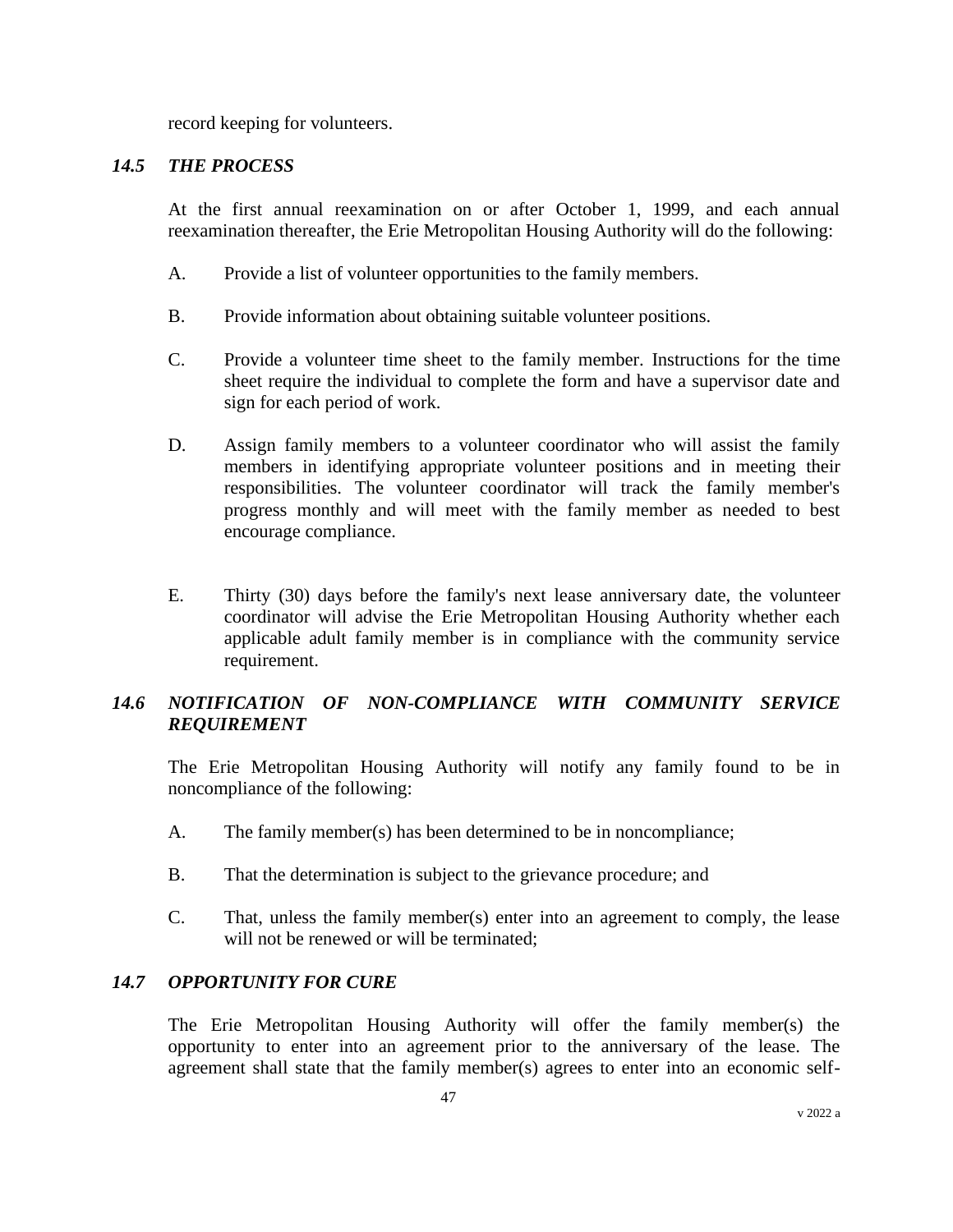record keeping for volunteers.

### *14.5 THE PROCESS*

At the first annual reexamination on or after October 1, 1999, and each annual reexamination thereafter, the Erie Metropolitan Housing Authority will do the following:

A. Provide a list of volunteer opportunities to the family members.

B. Provide information about obtaining suitable volunteer positions.

C. Provide a volunteer time sheet to the family member. Instructions for the time sheet require the individual to complete the form and have a supervisor date and sign for each period of work.

D. Assign family members to a volunteer coordinator who will assist the family members in identifying appropriate volunteer positions and in meeting their responsibilities. The volunteer coordinator will track the family member's progress monthly and will meet with the family member as needed to best encourage compliance.

E. Thirty (30) days before the family's next lease anniversary date, the volunteer coordinator will advise the Erie Metropolitan Housing Authority whether each applicable adult family member is in compliance with the community service requirement.

### *14.6 NOTIFICATION OF NON-COMPLIANCE WITH COMMUNITY SERVICE REQUIREMENT*

The Erie Metropolitan Housing Authority will notify any family found to be in noncompliance of the following:

A. The family member(s) has been determined to be in noncompliance;

B. That the determination is subject to the grievance procedure; and

C. That, unless the family member(s) enter into an agreement to comply, the lease will not be renewed or will be terminated;

### *14.7 OPPORTUNITY FOR CURE*

The Erie Metropolitan Housing Authority will offer the family member(s) the opportunity to enter into an agreement prior to the anniversary of the lease. The agreement shall state that the family member(s) agrees to enter into an economic self-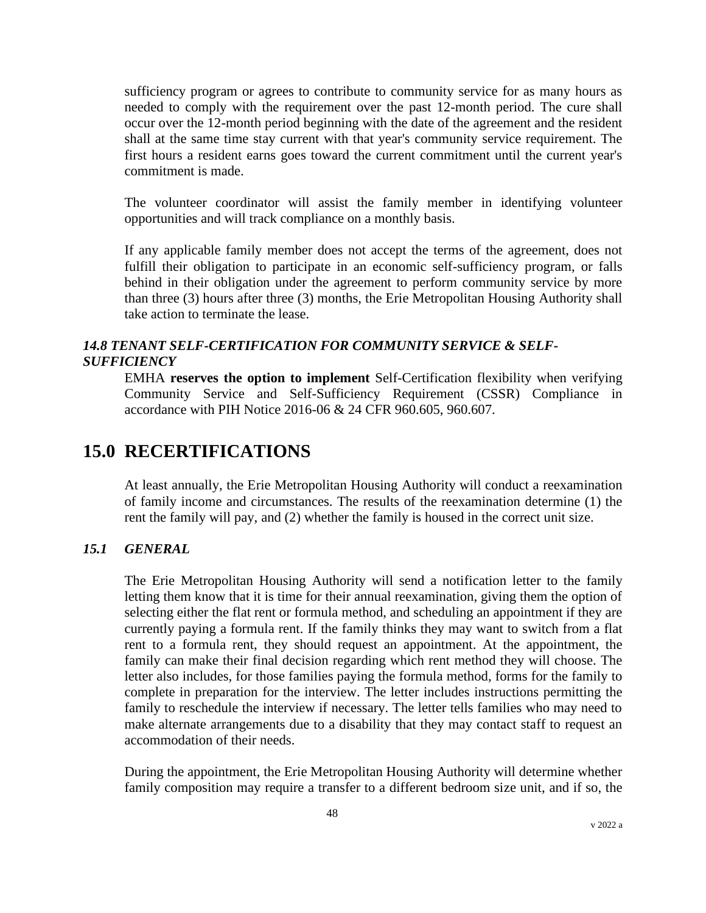sufficiency program or agrees to contribute to community service for as many hours as needed to comply with the requirement over the past 12-month period. The cure shall occur over the 12-month period beginning with the date of the agreement and the resident shall at the same time stay current with that year's community service requirement. The first hours a resident earns goes toward the current commitment until the current year's commitment is made.

The volunteer coordinator will assist the family member in identifying volunteer opportunities and will track compliance on a monthly basis.

If any applicable family member does not accept the terms of the agreement, does not fulfill their obligation to participate in an economic self-sufficiency program, or falls behind in their obligation under the agreement to perform community service by more than three (3) hours after three (3) months, the Erie Metropolitan Housing Authority shall take action to terminate the lease.

### *14.8 TENANT SELF-CERTIFICATION FOR COMMUNITY SERVICE & SELF-SUFFICIENCY*

EMHA **reserves the option to implement** Self-Certification flexibility when verifying Community Service and Self-Sufficiency Requirement (CSSR) Compliance in accordance with PIH Notice 2016-06 & 24 CFR 960.605, 960.607.

# 15.0 RECERTIFICATIONS

At least annually, the Erie Metropolitan Housing Authority will conduct a reexamination of family income and circumstances. The results of the reexamination determine (1) the rent the family will pay, and (2) whether the family is housed in the correct unit size.

### *15.1 GENERAL*

The Erie Metropolitan Housing Authority will send a notification letter to the family letting them know that it is time for their annual reexamination, giving them the option of selecting either the flat rent or formula method, and scheduling an appointment if they are currently paying a formula rent. If the family thinks they may want to switch from a flat rent to a formula rent, they should request an appointment. At the appointment, the family can make their final decision regarding which rent method they will choose. The letter also includes, for those families paying the formula method, forms for the family to complete in preparation for the interview. The letter includes instructions permitting the family to reschedule the interview if necessary. The letter tells families who may need to make alternate arrangements due to a disability that they may contact staff to request an accommodation of their needs.

During the appointment, the Erie Metropolitan Housing Authority will determine whether family composition may require a transfer to a different bedroom size unit, and if so, the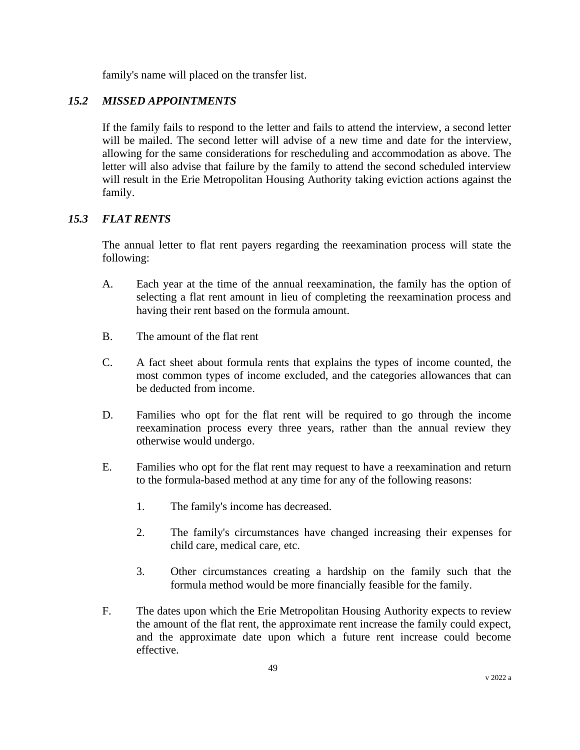family's name will placed on the transfer list.

### *15.2 MISSED APPOINTMENTS*

If the family fails to respond to the letter and fails to attend the interview, a second letter will be mailed. The second letter will advise of a new time and date for the interview, allowing for the same considerations for rescheduling and accommodation as above. The letter will also advise that failure by the family to attend the second scheduled interview will result in the Erie Metropolitan Housing Authority taking eviction actions against the family.

### *15.3 FLAT RENTS*

The annual letter to flat rent payers regarding the reexamination process will state the following:

A. Each year at the time of the annual reexamination, the family has the option of selecting a flat rent amount in lieu of completing the reexamination process and having their rent based on the formula amount.

B. The amount of the flat rent

C. A fact sheet about formula rents that explains the types of income counted, the most common types of income excluded, and the categories allowances that can be deducted from income.

D. Families who opt for the flat rent will be required to go through the income reexamination process every three years, rather than the annual review they otherwise would undergo.

E. Families who opt for the flat rent may request to have a reexamination and return to the formula-based method at any time for any of the following reasons:

   1. The family's income has decreased.

   2. The family's circumstances have changed increasing their expenses for child care, medical care, etc.

   3. Other circumstances creating a hardship on the family such that the formula method would be more financially feasible for the family.

F. The dates upon which the Erie Metropolitan Housing Authority expects to review the amount of the flat rent, the approximate rent increase the family could expect, and the approximate date upon which a future rent increase could become effective.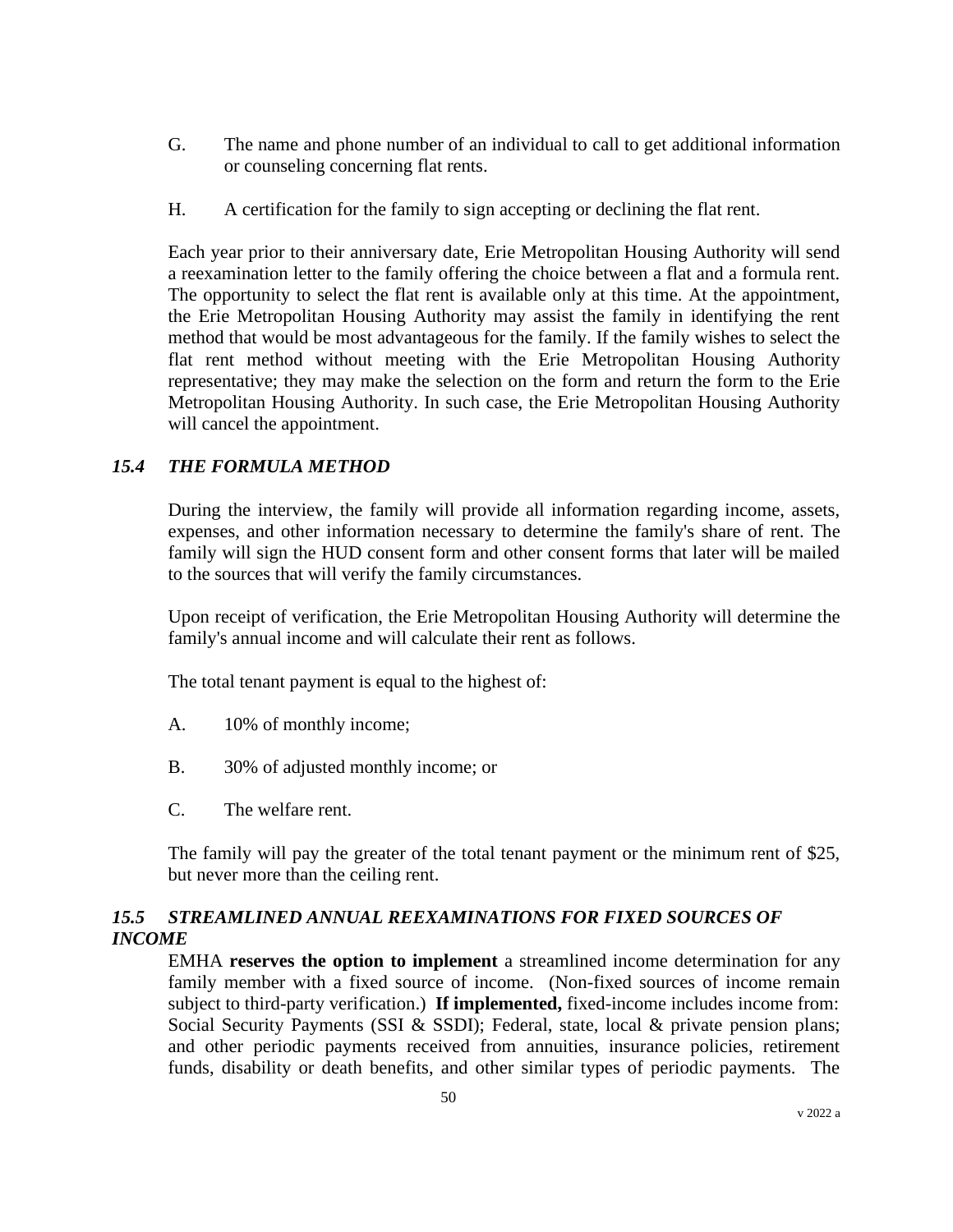G. The name and phone number of an individual to call to get additional information or counseling concerning flat rents.

H. A certification for the family to sign accepting or declining the flat rent.

Each year prior to their anniversary date, Erie Metropolitan Housing Authority will send a reexamination letter to the family offering the choice between a flat and a formula rent. The opportunity to select the flat rent is available only at this time. At the appointment, the Erie Metropolitan Housing Authority may assist the family in identifying the rent method that would be most advantageous for the family. If the family wishes to select the flat rent method without meeting with the Erie Metropolitan Housing Authority representative; they may make the selection on the form and return the form to the Erie Metropolitan Housing Authority. In such case, the Erie Metropolitan Housing Authority will cancel the appointment.

### *15.4 THE FORMULA METHOD*

During the interview, the family will provide all information regarding income, assets, expenses, and other information necessary to determine the family's share of rent. The family will sign the HUD consent form and other consent forms that later will be mailed to the sources that will verify the family circumstances.

Upon receipt of verification, the Erie Metropolitan Housing Authority will determine the family's annual income and will calculate their rent as follows.

The total tenant payment is equal to the highest of:

A. 10% of monthly income;

B. 30% of adjusted monthly income; or

C. The welfare rent.

The family will pay the greater of the total tenant payment or the minimum rent of $25, but never more than the ceiling rent.

### *15.5 STREAMLINED ANNUAL REEXAMINATIONS FOR FIXED SOURCES OF INCOME*

EMHA **reserves the option to implement** a streamlined income determination for any family member with a fixed source of income. (Non-fixed sources of income remain subject to third-party verification.) **If implemented,** fixed-income includes income from: Social Security Payments (SSI & SSDI); Federal, state, local & private pension plans; and other periodic payments received from annuities, insurance policies, retirement funds, disability or death benefits, and other similar types of periodic payments. The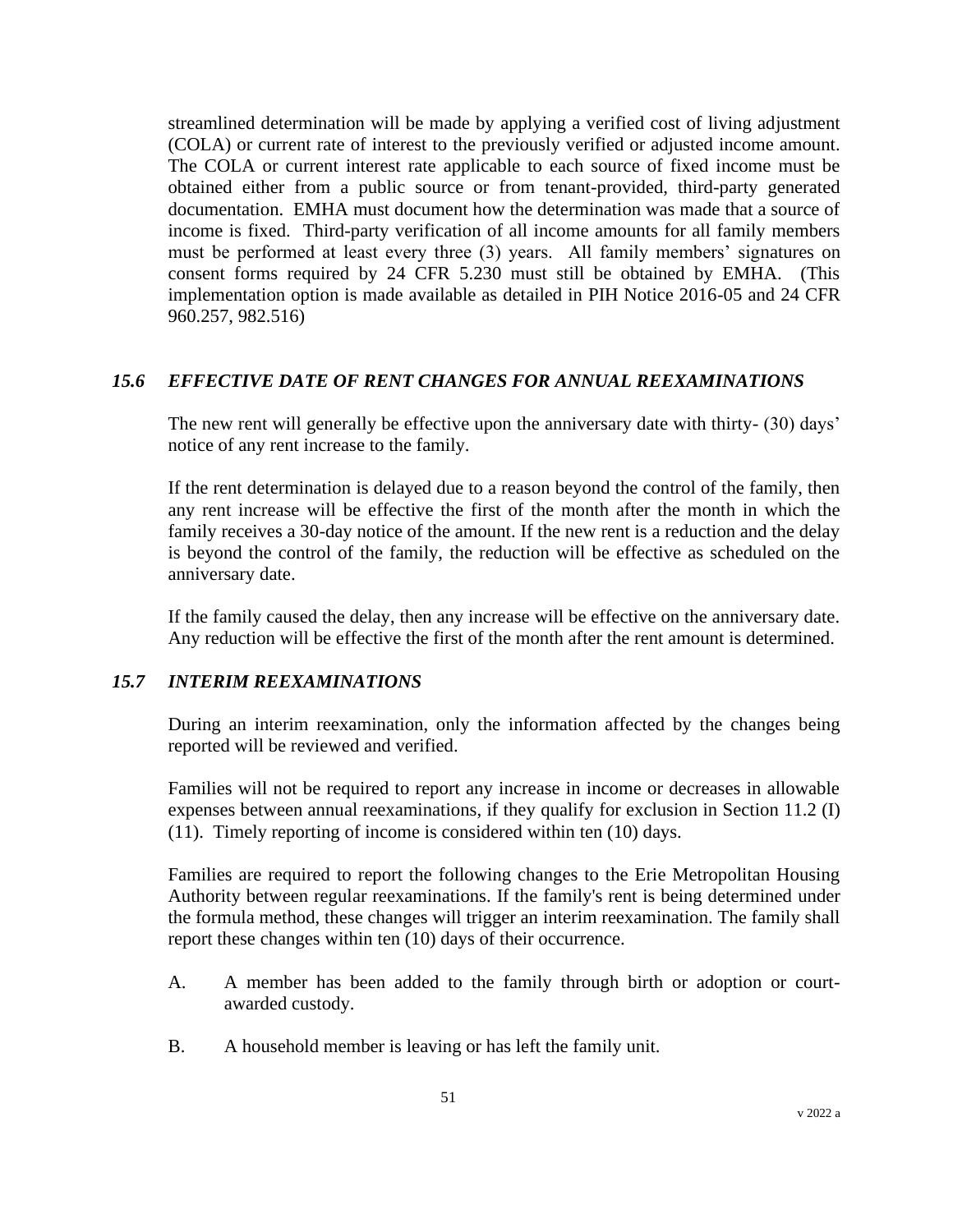streamlined determination will be made by applying a verified cost of living adjustment (COLA) or current rate of interest to the previously verified or adjusted income amount. The COLA or current interest rate applicable to each source of fixed income must be obtained either from a public source or from tenant-provided, third-party generated documentation. EMHA must document how the determination was made that a source of income is fixed. Third-party verification of all income amounts for all family members must be performed at least every three (3) years. All family members' signatures on consent forms required by 24 CFR 5.230 must still be obtained by EMHA. (This implementation option is made available as detailed in PIH Notice 2016-05 and 24 CFR 960.257, 982.516)

### *15.6 EFFECTIVE DATE OF RENT CHANGES FOR ANNUAL REEXAMINATIONS*

The new rent will generally be effective upon the anniversary date with thirty- (30) days' notice of any rent increase to the family.

If the rent determination is delayed due to a reason beyond the control of the family, then any rent increase will be effective the first of the month after the month in which the family receives a 30-day notice of the amount. If the new rent is a reduction and the delay is beyond the control of the family, the reduction will be effective as scheduled on the anniversary date.

If the family caused the delay, then any increase will be effective on the anniversary date. Any reduction will be effective the first of the month after the rent amount is determined.

### *15.7 INTERIM REEXAMINATIONS*

During an interim reexamination, only the information affected by the changes being reported will be reviewed and verified.

Families will not be required to report any increase in income or decreases in allowable expenses between annual reexaminations, if they qualify for exclusion in Section 11.2 (I) (11). Timely reporting of income is considered within ten (10) days.

Families are required to report the following changes to the Erie Metropolitan Housing Authority between regular reexaminations. If the family's rent is being determined under the formula method, these changes will trigger an interim reexamination. The family shall report these changes within ten (10) days of their occurrence.

A. A member has been added to the family through birth or adoption or court-awarded custody.

B. A household member is leaving or has left the family unit.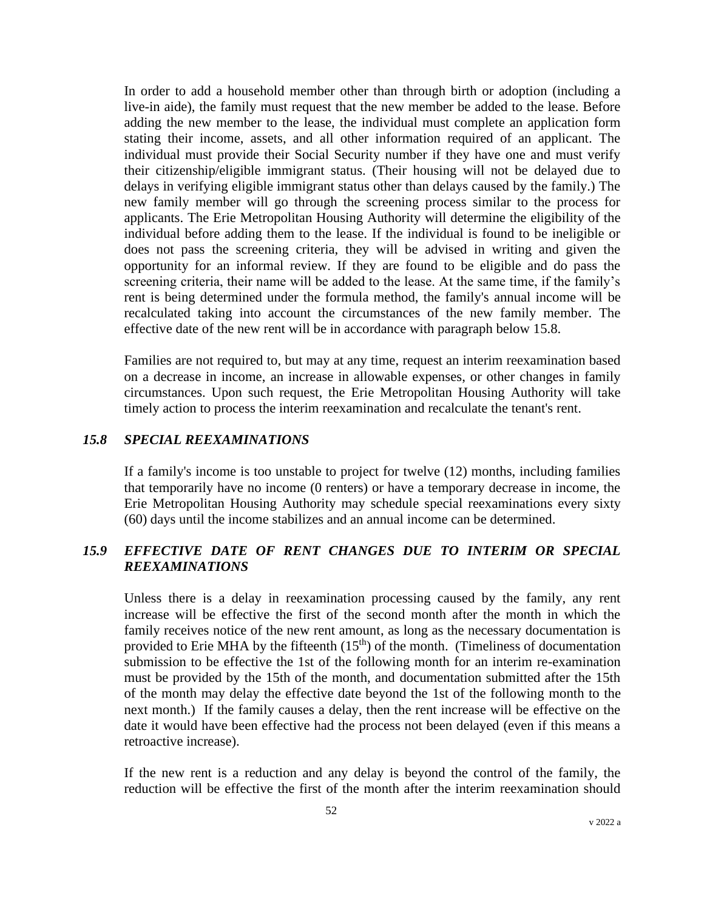In order to add a household member other than through birth or adoption (including a live-in aide), the family must request that the new member be added to the lease. Before adding the new member to the lease, the individual must complete an application form stating their income, assets, and all other information required of an applicant. The individual must provide their Social Security number if they have one and must verify their citizenship/eligible immigrant status. (Their housing will not be delayed due to delays in verifying eligible immigrant status other than delays caused by the family.) The new family member will go through the screening process similar to the process for applicants. The Erie Metropolitan Housing Authority will determine the eligibility of the individual before adding them to the lease. If the individual is found to be ineligible or does not pass the screening criteria, they will be advised in writing and given the opportunity for an informal review. If they are found to be eligible and do pass the screening criteria, their name will be added to the lease. At the same time, if the family's rent is being determined under the formula method, the family's annual income will be recalculated taking into account the circumstances of the new family member. The effective date of the new rent will be in accordance with paragraph below 15.8.

Families are not required to, but may at any time, request an interim reexamination based on a decrease in income, an increase in allowable expenses, or other changes in family circumstances. Upon such request, the Erie Metropolitan Housing Authority will take timely action to process the interim reexamination and recalculate the tenant's rent.

### *15.8 SPECIAL REEXAMINATIONS*

If a family's income is too unstable to project for twelve (12) months, including families that temporarily have no income (0 renters) or have a temporary decrease in income, the Erie Metropolitan Housing Authority may schedule special reexaminations every sixty (60) days until the income stabilizes and an annual income can be determined.

### *15.9 EFFECTIVE DATE OF RENT CHANGES DUE TO INTERIM OR SPECIAL REEXAMINATIONS*

Unless there is a delay in reexamination processing caused by the family, any rent increase will be effective the first of the second month after the month in which the family receives notice of the new rent amount, as long as the necessary documentation is provided to Erie MHA by the fifteenth (15th) of the month. (Timeliness of documentation submission to be effective the 1st of the following month for an interim re-examination must be provided by the 15th of the month, and documentation submitted after the 15th of the month may delay the effective date beyond the 1st of the following month to the next month.) If the family causes a delay, then the rent increase will be effective on the date it would have been effective had the process not been delayed (even if this means a retroactive increase).

If the new rent is a reduction and any delay is beyond the control of the family, the reduction will be effective the first of the month after the interim reexamination should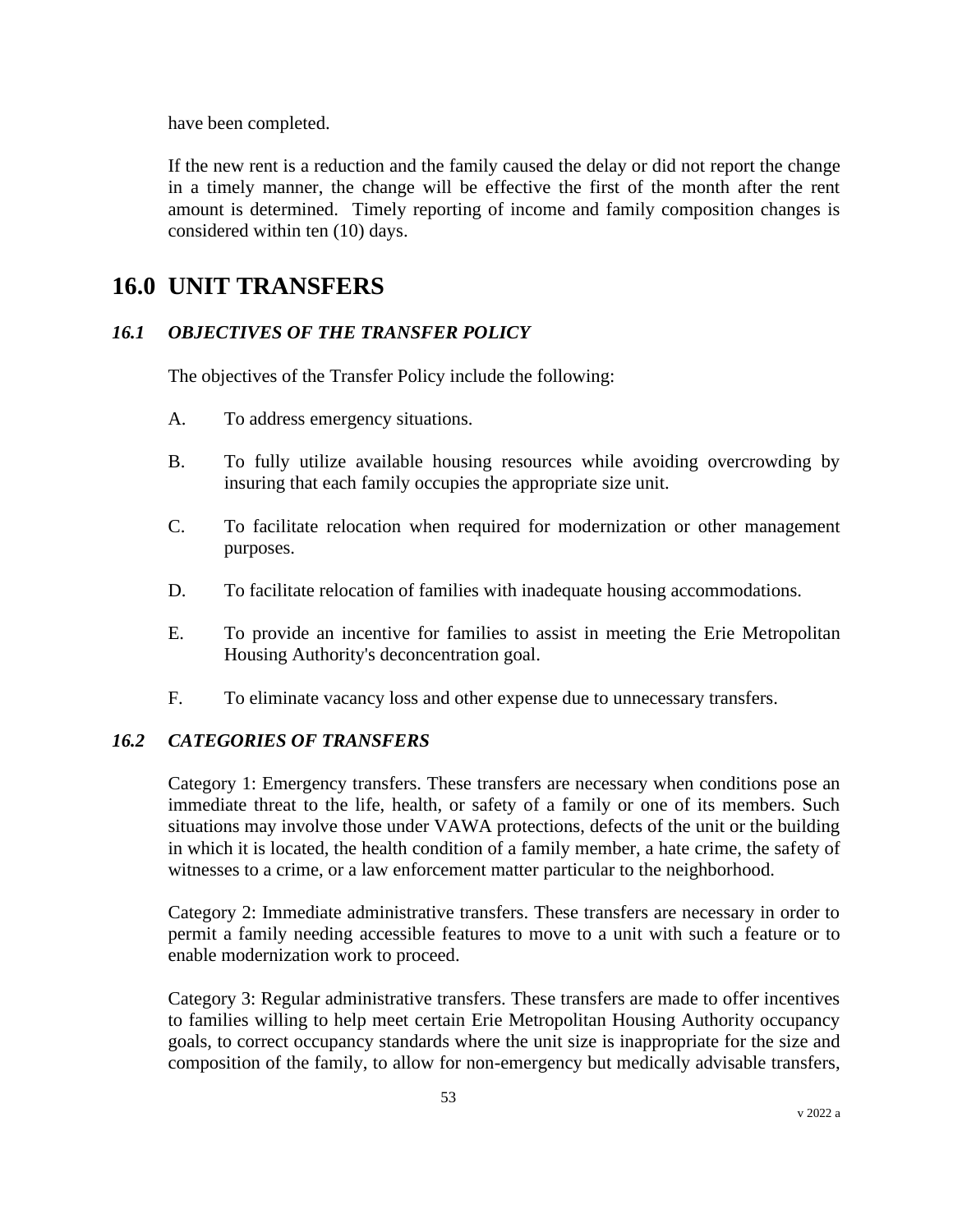have been completed.

If the new rent is a reduction and the family caused the delay or did not report the change in a timely manner, the change will be effective the first of the month after the rent amount is determined. Timely reporting of income and family composition changes is considered within ten (10) days.

# 16.0 UNIT TRANSFERS

### *16.1 OBJECTIVES OF THE TRANSFER POLICY*

The objectives of the Transfer Policy include the following:

A. To address emergency situations.

B. To fully utilize available housing resources while avoiding overcrowding by insuring that each family occupies the appropriate size unit.

C. To facilitate relocation when required for modernization or other management purposes.

D. To facilitate relocation of families with inadequate housing accommodations.

E. To provide an incentive for families to assist in meeting the Erie Metropolitan Housing Authority's deconcentration goal.

F. To eliminate vacancy loss and other expense due to unnecessary transfers.

### *16.2 CATEGORIES OF TRANSFERS*

Category 1: Emergency transfers. These transfers are necessary when conditions pose an immediate threat to the life, health, or safety of a family or one of its members. Such situations may involve those under VAWA protections, defects of the unit or the building in which it is located, the health condition of a family member, a hate crime, the safety of witnesses to a crime, or a law enforcement matter particular to the neighborhood.

Category 2: Immediate administrative transfers. These transfers are necessary in order to permit a family needing accessible features to move to a unit with such a feature or to enable modernization work to proceed.

Category 3: Regular administrative transfers. These transfers are made to offer incentives to families willing to help meet certain Erie Metropolitan Housing Authority occupancy goals, to correct occupancy standards where the unit size is inappropriate for the size and composition of the family, to allow for non-emergency but medically advisable transfers,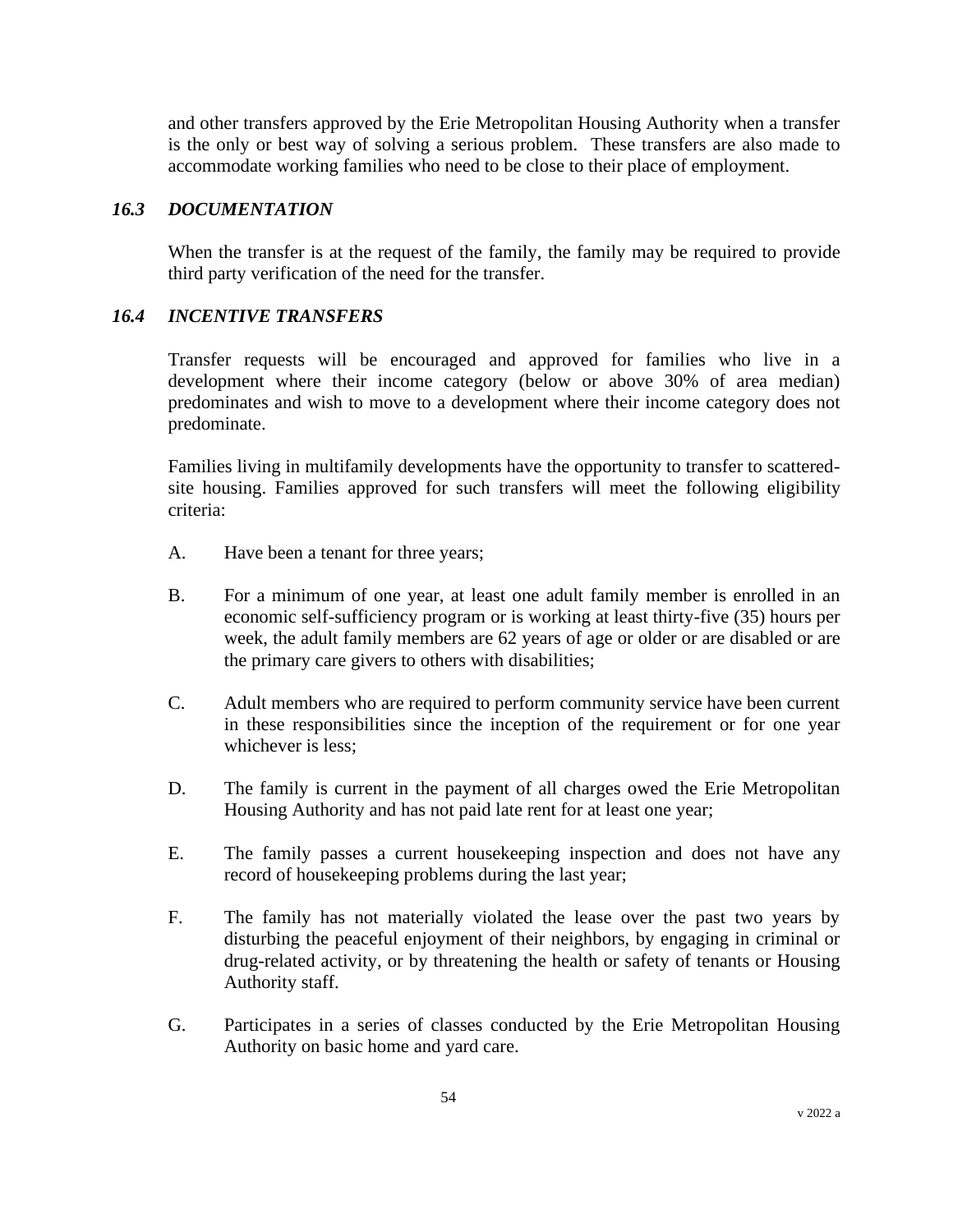and other transfers approved by the Erie Metropolitan Housing Authority when a transfer is the only or best way of solving a serious problem. These transfers are also made to accommodate working families who need to be close to their place of employment.

### *16.3 DOCUMENTATION*

When the transfer is at the request of the family, the family may be required to provide third party verification of the need for the transfer.

### *16.4 INCENTIVE TRANSFERS*

Transfer requests will be encouraged and approved for families who live in a development where their income category (below or above 30% of area median) predominates and wish to move to a development where their income category does not predominate.

Families living in multifamily developments have the opportunity to transfer to scattered-site housing. Families approved for such transfers will meet the following eligibility criteria:

A. Have been a tenant for three years;

B. For a minimum of one year, at least one adult family member is enrolled in an economic self-sufficiency program or is working at least thirty-five (35) hours per week, the adult family members are 62 years of age or older or are disabled or are the primary care givers to others with disabilities;

C. Adult members who are required to perform community service have been current in these responsibilities since the inception of the requirement or for one year whichever is less;

D. The family is current in the payment of all charges owed the Erie Metropolitan Housing Authority and has not paid late rent for at least one year;

E. The family passes a current housekeeping inspection and does not have any record of housekeeping problems during the last year;

F. The family has not materially violated the lease over the past two years by disturbing the peaceful enjoyment of their neighbors, by engaging in criminal or drug-related activity, or by threatening the health or safety of tenants or Housing Authority staff.

G. Participates in a series of classes conducted by the Erie Metropolitan Housing Authority on basic home and yard care.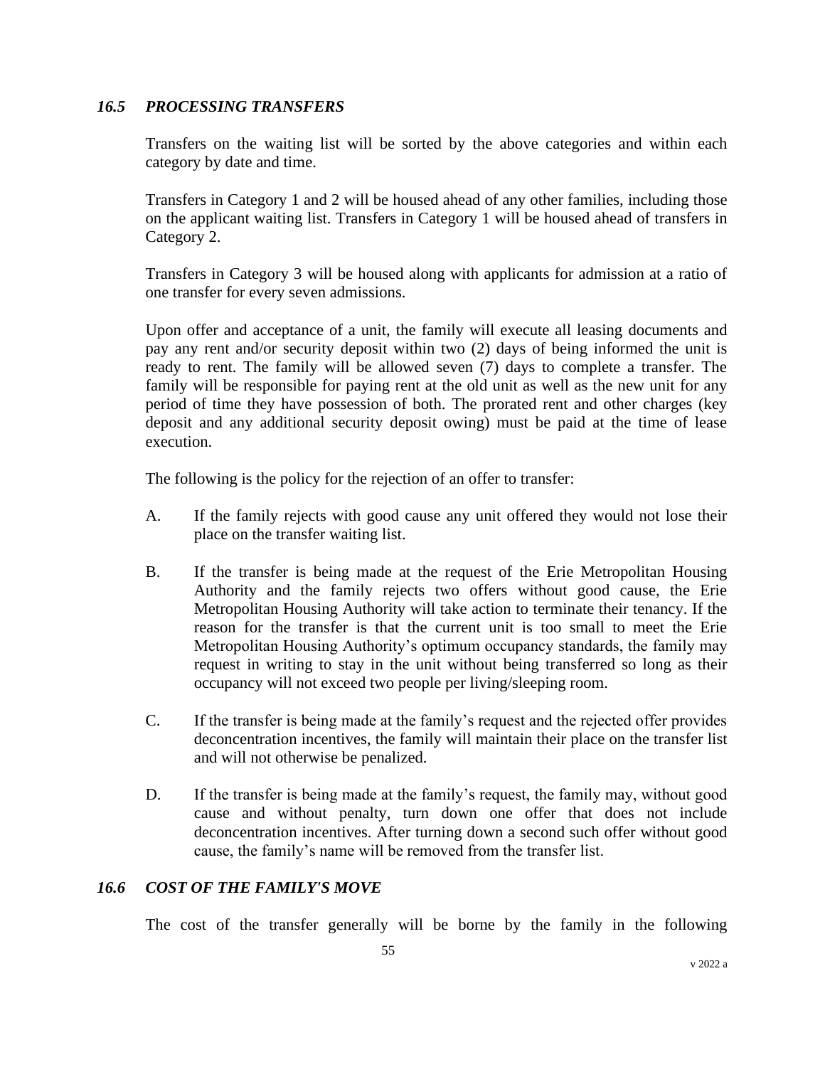### *16.5 PROCESSING TRANSFERS*

Transfers on the waiting list will be sorted by the above categories and within each category by date and time.

Transfers in Category 1 and 2 will be housed ahead of any other families, including those on the applicant waiting list. Transfers in Category 1 will be housed ahead of transfers in Category 2.

Transfers in Category 3 will be housed along with applicants for admission at a ratio of one transfer for every seven admissions.

Upon offer and acceptance of a unit, the family will execute all leasing documents and pay any rent and/or security deposit within two (2) days of being informed the unit is ready to rent. The family will be allowed seven (7) days to complete a transfer. The family will be responsible for paying rent at the old unit as well as the new unit for any period of time they have possession of both. The prorated rent and other charges (key deposit and any additional security deposit owing) must be paid at the time of lease execution.

The following is the policy for the rejection of an offer to transfer:

A. If the family rejects with good cause any unit offered they would not lose their place on the transfer waiting list.

B. If the transfer is being made at the request of the Erie Metropolitan Housing Authority and the family rejects two offers without good cause, the Erie Metropolitan Housing Authority will take action to terminate their tenancy. If the reason for the transfer is that the current unit is too small to meet the Erie Metropolitan Housing Authority's optimum occupancy standards, the family may request in writing to stay in the unit without being transferred so long as their occupancy will not exceed two people per living/sleeping room.

C. If the transfer is being made at the family's request and the rejected offer provides deconcentration incentives, the family will maintain their place on the transfer list and will not otherwise be penalized.

D. If the transfer is being made at the family's request, the family may, without good cause and without penalty, turn down one offer that does not include deconcentration incentives. After turning down a second such offer without good cause, the family's name will be removed from the transfer list.

### *16.6 COST OF THE FAMILY'S MOVE*

The cost of the transfer generally will be borne by the family in the following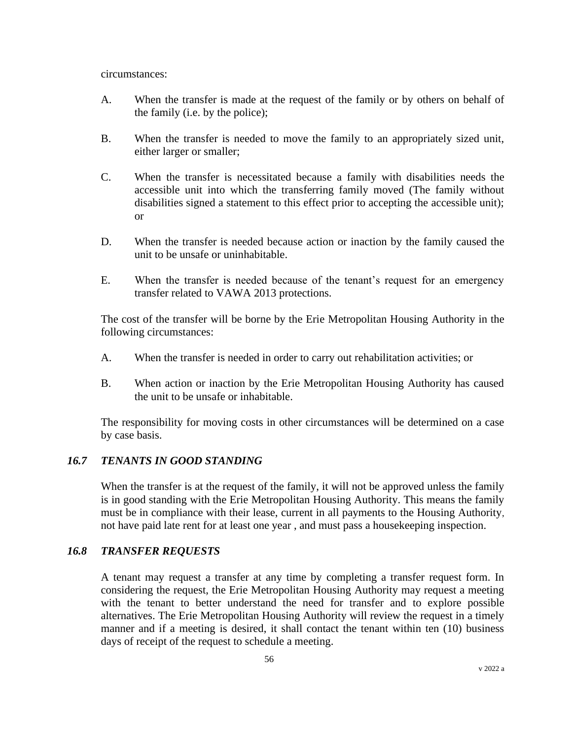circumstances:

A. When the transfer is made at the request of the family or by others on behalf of the family (i.e. by the police);

B. When the transfer is needed to move the family to an appropriately sized unit, either larger or smaller;

C. When the transfer is necessitated because a family with disabilities needs the accessible unit into which the transferring family moved (The family without disabilities signed a statement to this effect prior to accepting the accessible unit); or

D. When the transfer is needed because action or inaction by the family caused the unit to be unsafe or uninhabitable.

E. When the transfer is needed because of the tenant's request for an emergency transfer related to VAWA 2013 protections.

The cost of the transfer will be borne by the Erie Metropolitan Housing Authority in the following circumstances:

A. When the transfer is needed in order to carry out rehabilitation activities; or

B. When action or inaction by the Erie Metropolitan Housing Authority has caused the unit to be unsafe or inhabitable.

The responsibility for moving costs in other circumstances will be determined on a case by case basis.

### *16.7 TENANTS IN GOOD STANDING*

When the transfer is at the request of the family, it will not be approved unless the family is in good standing with the Erie Metropolitan Housing Authority. This means the family must be in compliance with their lease, current in all payments to the Housing Authority, not have paid late rent for at least one year , and must pass a housekeeping inspection.

### *16.8 TRANSFER REQUESTS*

A tenant may request a transfer at any time by completing a transfer request form. In considering the request, the Erie Metropolitan Housing Authority may request a meeting with the tenant to better understand the need for transfer and to explore possible alternatives. The Erie Metropolitan Housing Authority will review the request in a timely manner and if a meeting is desired, it shall contact the tenant within ten (10) business days of receipt of the request to schedule a meeting.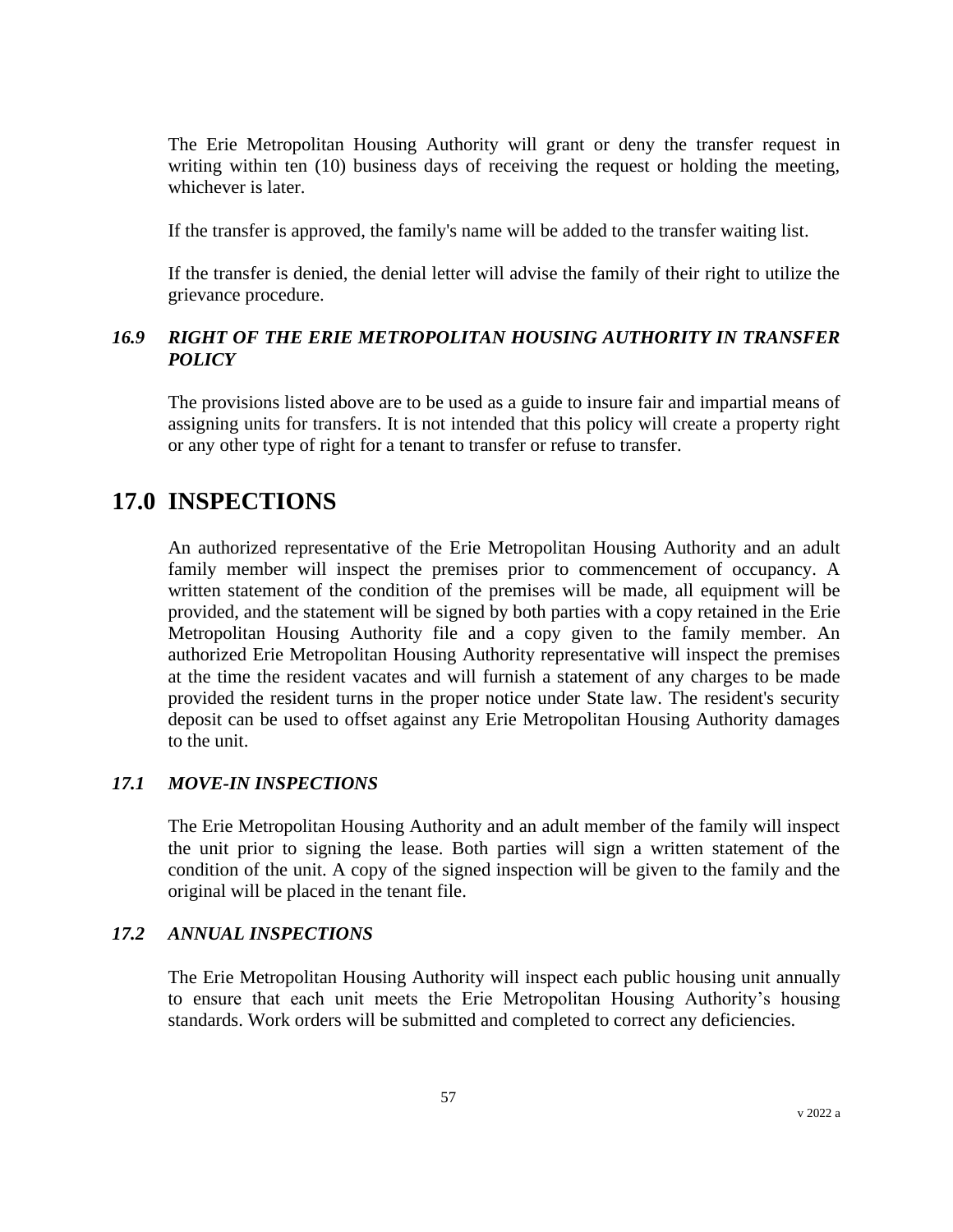The Erie Metropolitan Housing Authority will grant or deny the transfer request in writing within ten (10) business days of receiving the request or holding the meeting, whichever is later.

If the transfer is approved, the family's name will be added to the transfer waiting list.

If the transfer is denied, the denial letter will advise the family of their right to utilize the grievance procedure.

### *16.9 RIGHT OF THE ERIE METROPOLITAN HOUSING AUTHORITY IN TRANSFER POLICY*

The provisions listed above are to be used as a guide to insure fair and impartial means of assigning units for transfers. It is not intended that this policy will create a property right or any other type of right for a tenant to transfer or refuse to transfer.

## 17.0 INSPECTIONS

An authorized representative of the Erie Metropolitan Housing Authority and an adult family member will inspect the premises prior to commencement of occupancy. A written statement of the condition of the premises will be made, all equipment will be provided, and the statement will be signed by both parties with a copy retained in the Erie Metropolitan Housing Authority file and a copy given to the family member. An authorized Erie Metropolitan Housing Authority representative will inspect the premises at the time the resident vacates and will furnish a statement of any charges to be made provided the resident turns in the proper notice under State law. The resident's security deposit can be used to offset against any Erie Metropolitan Housing Authority damages to the unit.

### *17.1 MOVE-IN INSPECTIONS*

The Erie Metropolitan Housing Authority and an adult member of the family will inspect the unit prior to signing the lease. Both parties will sign a written statement of the condition of the unit. A copy of the signed inspection will be given to the family and the original will be placed in the tenant file.

### *17.2 ANNUAL INSPECTIONS*

The Erie Metropolitan Housing Authority will inspect each public housing unit annually to ensure that each unit meets the Erie Metropolitan Housing Authority's housing standards. Work orders will be submitted and completed to correct any deficiencies.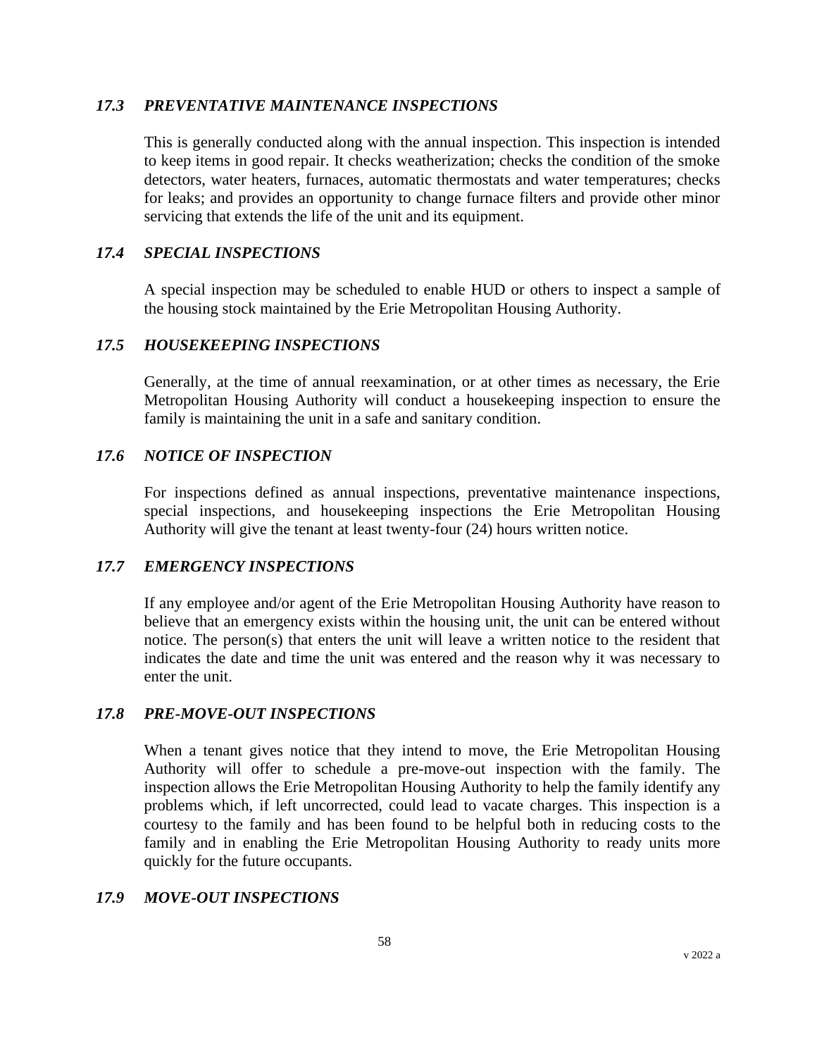### *17.3 PREVENTATIVE MAINTENANCE INSPECTIONS*

This is generally conducted along with the annual inspection. This inspection is intended to keep items in good repair. It checks weatherization; checks the condition of the smoke detectors, water heaters, furnaces, automatic thermostats and water temperatures; checks for leaks; and provides an opportunity to change furnace filters and provide other minor servicing that extends the life of the unit and its equipment.

### *17.4 SPECIAL INSPECTIONS*

A special inspection may be scheduled to enable HUD or others to inspect a sample of the housing stock maintained by the Erie Metropolitan Housing Authority.

### *17.5 HOUSEKEEPING INSPECTIONS*

Generally, at the time of annual reexamination, or at other times as necessary, the Erie Metropolitan Housing Authority will conduct a housekeeping inspection to ensure the family is maintaining the unit in a safe and sanitary condition.

### *17.6 NOTICE OF INSPECTION*

For inspections defined as annual inspections, preventative maintenance inspections, special inspections, and housekeeping inspections the Erie Metropolitan Housing Authority will give the tenant at least twenty-four (24) hours written notice.

### *17.7 EMERGENCY INSPECTIONS*

If any employee and/or agent of the Erie Metropolitan Housing Authority have reason to believe that an emergency exists within the housing unit, the unit can be entered without notice. The person(s) that enters the unit will leave a written notice to the resident that indicates the date and time the unit was entered and the reason why it was necessary to enter the unit.

### *17.8 PRE-MOVE-OUT INSPECTIONS*

When a tenant gives notice that they intend to move, the Erie Metropolitan Housing Authority will offer to schedule a pre-move-out inspection with the family. The inspection allows the Erie Metropolitan Housing Authority to help the family identify any problems which, if left uncorrected, could lead to vacate charges. This inspection is a courtesy to the family and has been found to be helpful both in reducing costs to the family and in enabling the Erie Metropolitan Housing Authority to ready units more quickly for the future occupants.

### *17.9 MOVE-OUT INSPECTIONS*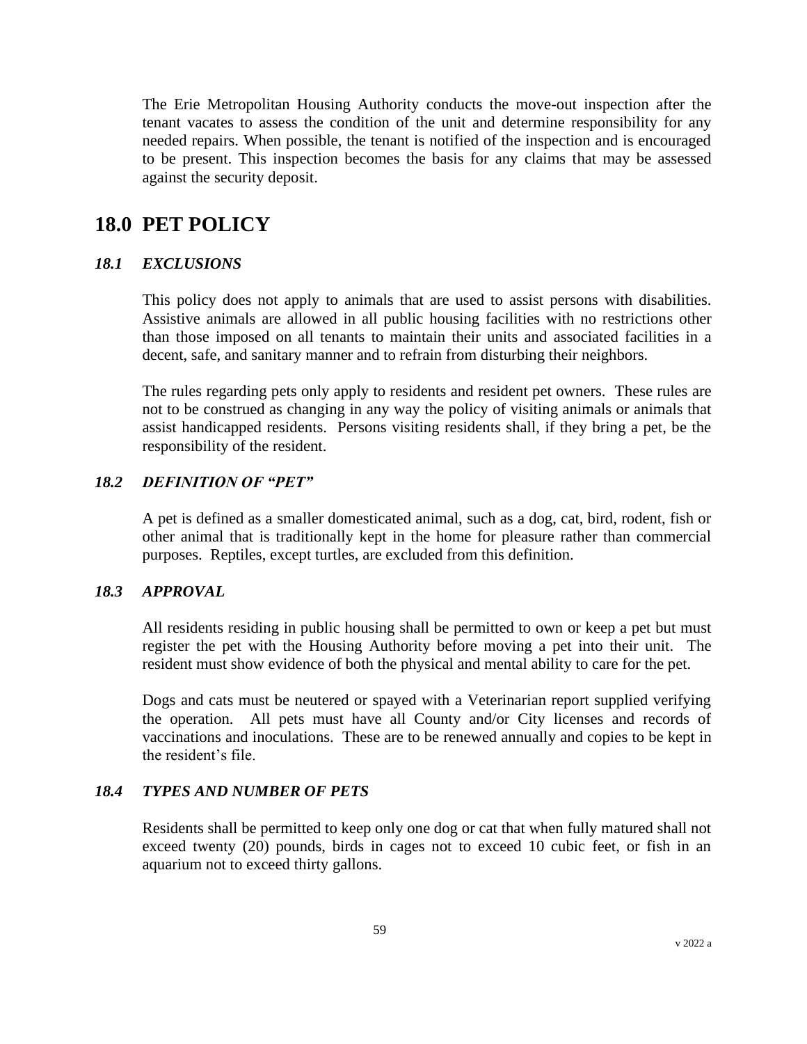The Erie Metropolitan Housing Authority conducts the move-out inspection after the tenant vacates to assess the condition of the unit and determine responsibility for any needed repairs. When possible, the tenant is notified of the inspection and is encouraged to be present. This inspection becomes the basis for any claims that may be assessed against the security deposit.

# 18.0 PET POLICY

### *18.1 EXCLUSIONS*

This policy does not apply to animals that are used to assist persons with disabilities. Assistive animals are allowed in all public housing facilities with no restrictions other than those imposed on all tenants to maintain their units and associated facilities in a decent, safe, and sanitary manner and to refrain from disturbing their neighbors.

The rules regarding pets only apply to residents and resident pet owners. These rules are not to be construed as changing in any way the policy of visiting animals or animals that assist handicapped residents. Persons visiting residents shall, if they bring a pet, be the responsibility of the resident.

### *18.2 DEFINITION OF "PET"*

A pet is defined as a smaller domesticated animal, such as a dog, cat, bird, rodent, fish or other animal that is traditionally kept in the home for pleasure rather than commercial purposes. Reptiles, except turtles, are excluded from this definition.

### *18.3 APPROVAL*

All residents residing in public housing shall be permitted to own or keep a pet but must register the pet with the Housing Authority before moving a pet into their unit. The resident must show evidence of both the physical and mental ability to care for the pet.

Dogs and cats must be neutered or spayed with a Veterinarian report supplied verifying the operation. All pets must have all County and/or City licenses and records of vaccinations and inoculations. These are to be renewed annually and copies to be kept in the resident's file.

### *18.4 TYPES AND NUMBER OF PETS*

Residents shall be permitted to keep only one dog or cat that when fully matured shall not exceed twenty (20) pounds, birds in cages not to exceed 10 cubic feet, or fish in an aquarium not to exceed thirty gallons.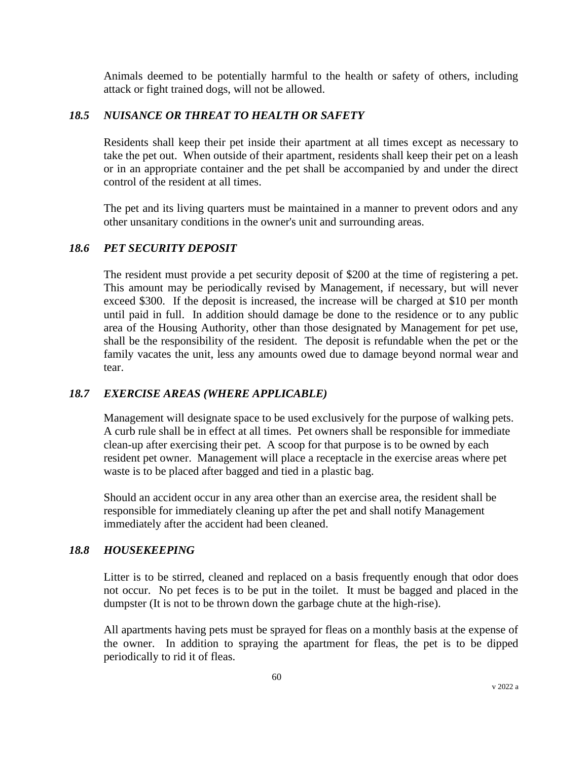Animals deemed to be potentially harmful to the health or safety of others, including attack or fight trained dogs, will not be allowed.

### *18.5 NUISANCE OR THREAT TO HEALTH OR SAFETY*

Residents shall keep their pet inside their apartment at all times except as necessary to take the pet out. When outside of their apartment, residents shall keep their pet on a leash or in an appropriate container and the pet shall be accompanied by and under the direct control of the resident at all times.

The pet and its living quarters must be maintained in a manner to prevent odors and any other unsanitary conditions in the owner's unit and surrounding areas.

### *18.6 PET SECURITY DEPOSIT*

The resident must provide a pet security deposit of $200 at the time of registering a pet. This amount may be periodically revised by Management, if necessary, but will never exceed $300. If the deposit is increased, the increase will be charged at $10 per month until paid in full. In addition should damage be done to the residence or to any public area of the Housing Authority, other than those designated by Management for pet use, shall be the responsibility of the resident. The deposit is refundable when the pet or the family vacates the unit, less any amounts owed due to damage beyond normal wear and tear.

### *18.7 EXERCISE AREAS (WHERE APPLICABLE)*

Management will designate space to be used exclusively for the purpose of walking pets. A curb rule shall be in effect at all times. Pet owners shall be responsible for immediate clean-up after exercising their pet. A scoop for that purpose is to be owned by each resident pet owner. Management will place a receptacle in the exercise areas where pet waste is to be placed after bagged and tied in a plastic bag.

Should an accident occur in any area other than an exercise area, the resident shall be responsible for immediately cleaning up after the pet and shall notify Management immediately after the accident had been cleaned.

### *18.8 HOUSEKEEPING*

Litter is to be stirred, cleaned and replaced on a basis frequently enough that odor does not occur. No pet feces is to be put in the toilet. It must be bagged and placed in the dumpster (It is not to be thrown down the garbage chute at the high-rise).

All apartments having pets must be sprayed for fleas on a monthly basis at the expense of the owner. In addition to spraying the apartment for fleas, the pet is to be dipped periodically to rid it of fleas.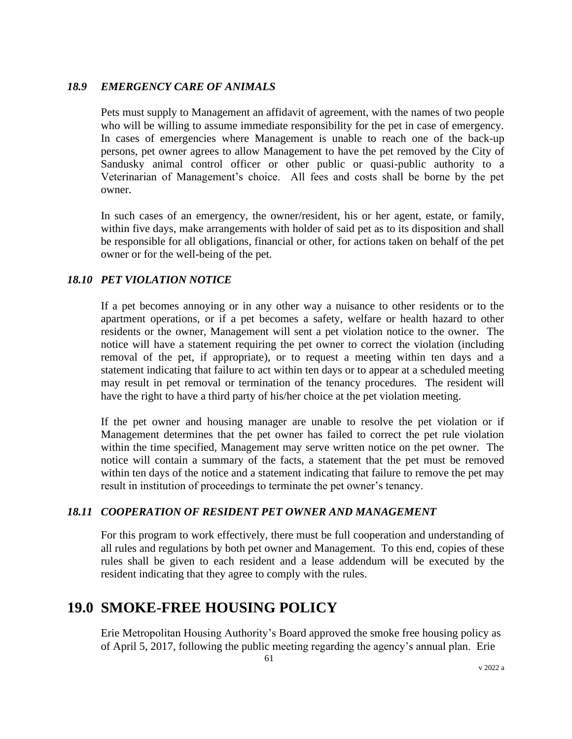### *18.9 EMERGENCY CARE OF ANIMALS*

Pets must supply to Management an affidavit of agreement, with the names of two people who will be willing to assume immediate responsibility for the pet in case of emergency. In cases of emergencies where Management is unable to reach one of the back-up persons, pet owner agrees to allow Management to have the pet removed by the City of Sandusky animal control officer or other public or quasi-public authority to a Veterinarian of Management's choice. All fees and costs shall be borne by the pet owner.

In such cases of an emergency, the owner/resident, his or her agent, estate, or family, within five days, make arrangements with holder of said pet as to its disposition and shall be responsible for all obligations, financial or other, for actions taken on behalf of the pet owner or for the well-being of the pet.

### *18.10 PET VIOLATION NOTICE*

If a pet becomes annoying or in any other way a nuisance to other residents or to the apartment operations, or if a pet becomes a safety, welfare or health hazard to other residents or the owner, Management will sent a pet violation notice to the owner. The notice will have a statement requiring the pet owner to correct the violation (including removal of the pet, if appropriate), or to request a meeting within ten days and a statement indicating that failure to act within ten days or to appear at a scheduled meeting may result in pet removal or termination of the tenancy procedures. The resident will have the right to have a third party of his/her choice at the pet violation meeting.

If the pet owner and housing manager are unable to resolve the pet violation or if Management determines that the pet owner has failed to correct the pet rule violation within the time specified, Management may serve written notice on the pet owner. The notice will contain a summary of the facts, a statement that the pet must be removed within ten days of the notice and a statement indicating that failure to remove the pet may result in institution of proceedings to terminate the pet owner's tenancy.

### *18.11 COOPERATION OF RESIDENT PET OWNER AND MANAGEMENT*

For this program to work effectively, there must be full cooperation and understanding of all rules and regulations by both pet owner and Management. To this end, copies of these rules shall be given to each resident and a lease addendum will be executed by the resident indicating that they agree to comply with the rules.

# 19.0 SMOKE-FREE HOUSING POLICY

Erie Metropolitan Housing Authority's Board approved the smoke free housing policy as of April 5, 2017, following the public meeting regarding the agency's annual plan. Erie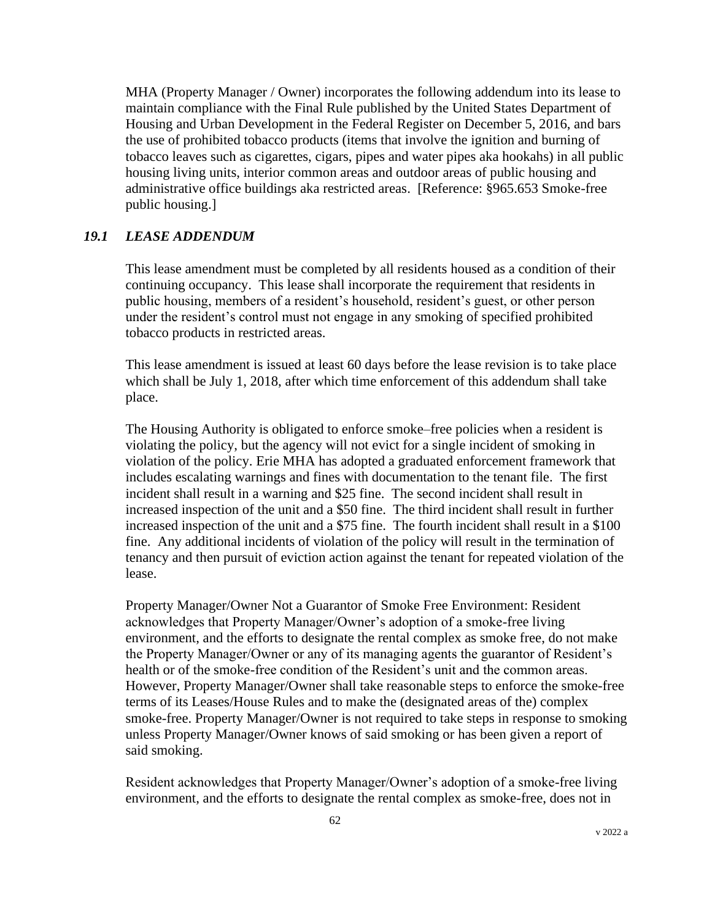MHA (Property Manager / Owner) incorporates the following addendum into its lease to maintain compliance with the Final Rule published by the United States Department of Housing and Urban Development in the Federal Register on December 5, 2016, and bars the use of prohibited tobacco products (items that involve the ignition and burning of tobacco leaves such as cigarettes, cigars, pipes and water pipes aka hookahs) in all public housing living units, interior common areas and outdoor areas of public housing and administrative office buildings aka restricted areas. [Reference: §965.653 Smoke-free public housing.]

### *19.1 LEASE ADDENDUM*

This lease amendment must be completed by all residents housed as a condition of their continuing occupancy. This lease shall incorporate the requirement that residents in public housing, members of a resident's household, resident's guest, or other person under the resident's control must not engage in any smoking of specified prohibited tobacco products in restricted areas.

This lease amendment is issued at least 60 days before the lease revision is to take place which shall be July 1, 2018, after which time enforcement of this addendum shall take place.

The Housing Authority is obligated to enforce smoke–free policies when a resident is violating the policy, but the agency will not evict for a single incident of smoking in violation of the policy. Erie MHA has adopted a graduated enforcement framework that includes escalating warnings and fines with documentation to the tenant file. The first incident shall result in a warning and $25 fine. The second incident shall result in increased inspection of the unit and a $50 fine. The third incident shall result in further increased inspection of the unit and a $75 fine. The fourth incident shall result in a $100 fine. Any additional incidents of violation of the policy will result in the termination of tenancy and then pursuit of eviction action against the tenant for repeated violation of the lease.

Property Manager/Owner Not a Guarantor of Smoke Free Environment: Resident acknowledges that Property Manager/Owner's adoption of a smoke-free living environment, and the efforts to designate the rental complex as smoke free, do not make the Property Manager/Owner or any of its managing agents the guarantor of Resident's health or of the smoke-free condition of the Resident's unit and the common areas. However, Property Manager/Owner shall take reasonable steps to enforce the smoke-free terms of its Leases/House Rules and to make the (designated areas of the) complex smoke-free. Property Manager/Owner is not required to take steps in response to smoking unless Property Manager/Owner knows of said smoking or has been given a report of said smoking.

Resident acknowledges that Property Manager/Owner's adoption of a smoke-free living environment, and the efforts to designate the rental complex as smoke-free, does not in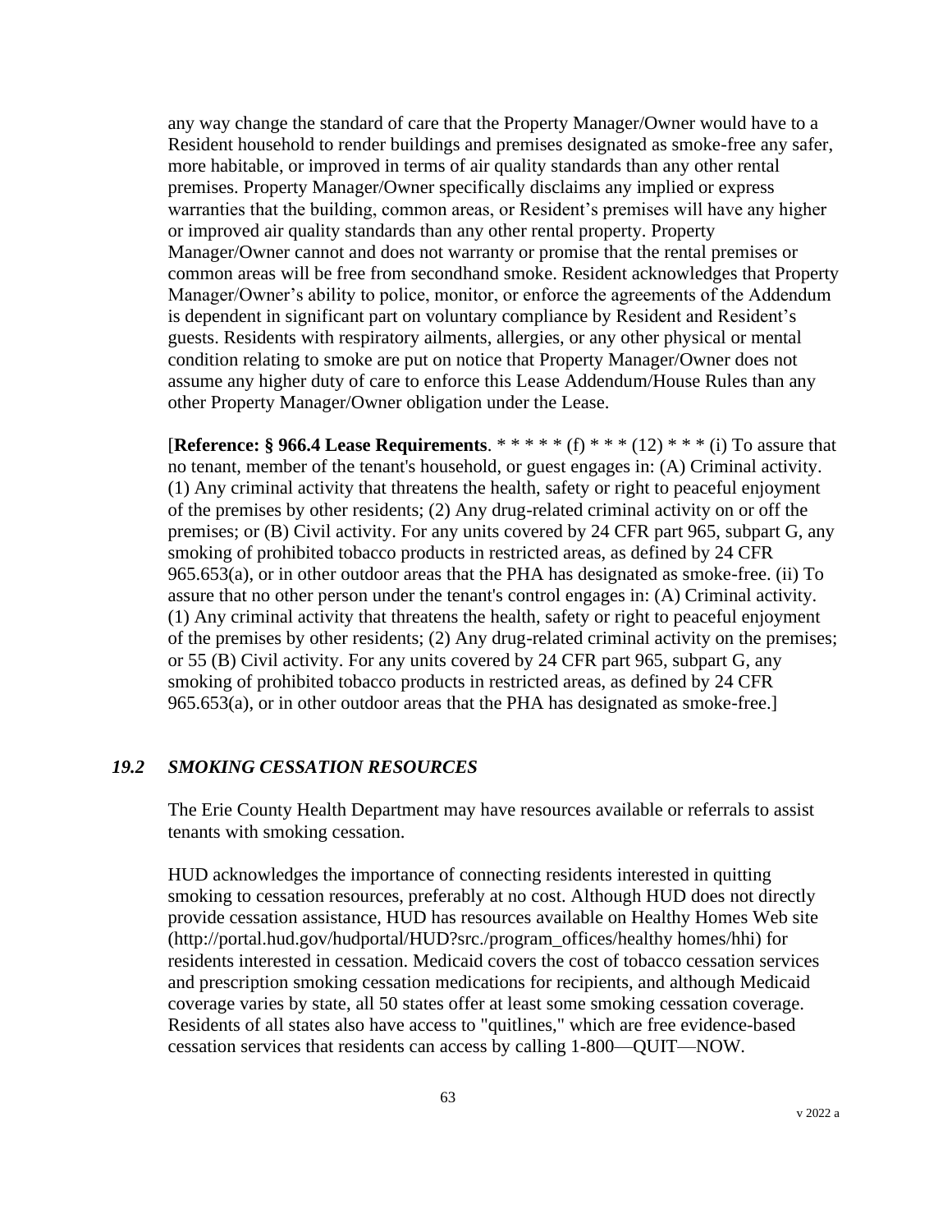any way change the standard of care that the Property Manager/Owner would have to a Resident household to render buildings and premises designated as smoke-free any safer, more habitable, or improved in terms of air quality standards than any other rental premises. Property Manager/Owner specifically disclaims any implied or express warranties that the building, common areas, or Resident's premises will have any higher or improved air quality standards than any other rental property. Property Manager/Owner cannot and does not warranty or promise that the rental premises or common areas will be free from secondhand smoke. Resident acknowledges that Property Manager/Owner's ability to police, monitor, or enforce the agreements of the Addendum is dependent in significant part on voluntary compliance by Resident and Resident's guests. Residents with respiratory ailments, allergies, or any other physical or mental condition relating to smoke are put on notice that Property Manager/Owner does not assume any higher duty of care to enforce this Lease Addendum/House Rules than any other Property Manager/Owner obligation under the Lease.

[**Reference: § 966.4 Lease Requirements**. * * * * * (f) * * * (12) * * * (i) To assure that no tenant, member of the tenant's household, or guest engages in: (A) Criminal activity. (1) Any criminal activity that threatens the health, safety or right to peaceful enjoyment of the premises by other residents; (2) Any drug-related criminal activity on or off the premises; or (B) Civil activity. For any units covered by 24 CFR part 965, subpart G, any smoking of prohibited tobacco products in restricted areas, as defined by 24 CFR 965.653(a), or in other outdoor areas that the PHA has designated as smoke-free. (ii) To assure that no other person under the tenant's control engages in: (A) Criminal activity. (1) Any criminal activity that threatens the health, safety or right to peaceful enjoyment of the premises by other residents; (2) Any drug-related criminal activity on the premises; or 55 (B) Civil activity. For any units covered by 24 CFR part 965, subpart G, any smoking of prohibited tobacco products in restricted areas, as defined by 24 CFR 965.653(a), or in other outdoor areas that the PHA has designated as smoke-free.]

### *19.2 SMOKING CESSATION RESOURCES*

The Erie County Health Department may have resources available or referrals to assist tenants with smoking cessation.

HUD acknowledges the importance of connecting residents interested in quitting smoking to cessation resources, preferably at no cost. Although HUD does not directly provide cessation assistance, HUD has resources available on Healthy Homes Web site (http://portal.hud.gov/hudportal/HUD?src./program_offices/healthy homes/hhi) for residents interested in cessation. Medicaid covers the cost of tobacco cessation services and prescription smoking cessation medications for recipients, and although Medicaid coverage varies by state, all 50 states offer at least some smoking cessation coverage. Residents of all states also have access to "quitlines," which are free evidence-based cessation services that residents can access by calling 1-800—QUIT—NOW.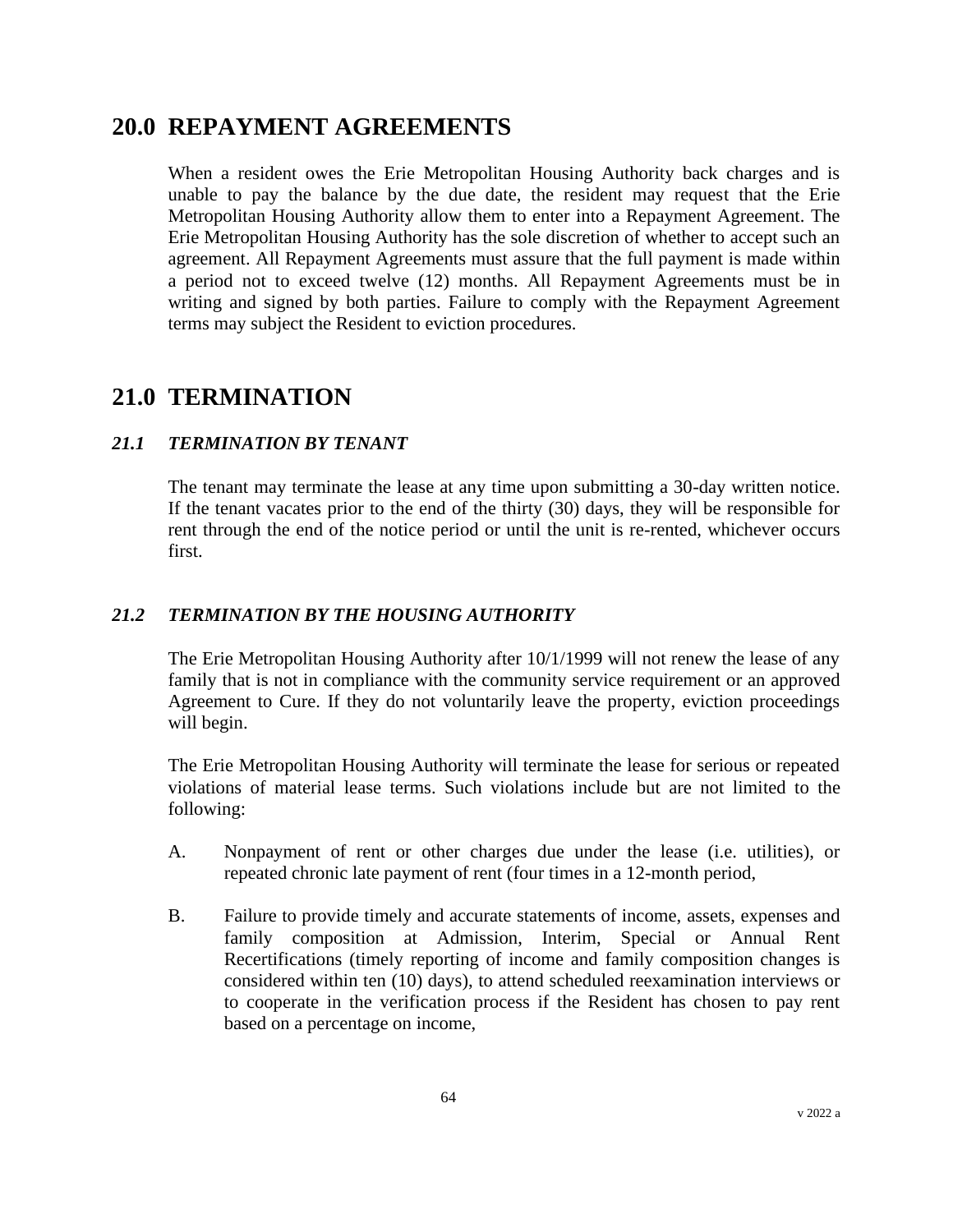# 20.0 REPAYMENT AGREEMENTS

When a resident owes the Erie Metropolitan Housing Authority back charges and is unable to pay the balance by the due date, the resident may request that the Erie Metropolitan Housing Authority allow them to enter into a Repayment Agreement. The Erie Metropolitan Housing Authority has the sole discretion of whether to accept such an agreement. All Repayment Agreements must assure that the full payment is made within a period not to exceed twelve (12) months. All Repayment Agreements must be in writing and signed by both parties. Failure to comply with the Repayment Agreement terms may subject the Resident to eviction procedures.

# 21.0 TERMINATION

### *21.1 TERMINATION BY TENANT*

The tenant may terminate the lease at any time upon submitting a 30-day written notice. If the tenant vacates prior to the end of the thirty (30) days, they will be responsible for rent through the end of the notice period or until the unit is re-rented, whichever occurs first.

### *21.2 TERMINATION BY THE HOUSING AUTHORITY*

The Erie Metropolitan Housing Authority after 10/1/1999 will not renew the lease of any family that is not in compliance with the community service requirement or an approved Agreement to Cure. If they do not voluntarily leave the property, eviction proceedings will begin.

The Erie Metropolitan Housing Authority will terminate the lease for serious or repeated violations of material lease terms. Such violations include but are not limited to the following:

A. Nonpayment of rent or other charges due under the lease (i.e. utilities), or repeated chronic late payment of rent (four times in a 12-month period,

B. Failure to provide timely and accurate statements of income, assets, expenses and family composition at Admission, Interim, Special or Annual Rent Recertifications (timely reporting of income and family composition changes is considered within ten (10) days), to attend scheduled reexamination interviews or to cooperate in the verification process if the Resident has chosen to pay rent based on a percentage on income,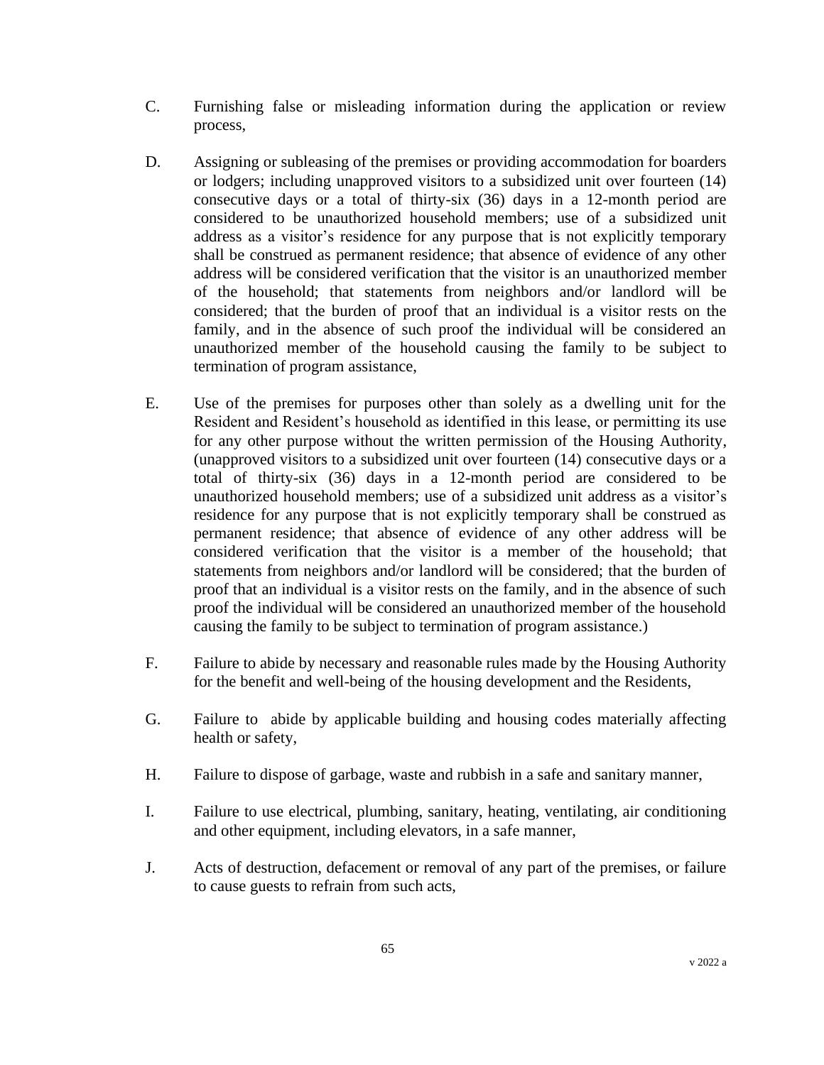C. Furnishing false or misleading information during the application or review process,

D. Assigning or subleasing of the premises or providing accommodation for boarders or lodgers; including unapproved visitors to a subsidized unit over fourteen (14) consecutive days or a total of thirty-six (36) days in a 12-month period are considered to be unauthorized household members; use of a subsidized unit address as a visitor's residence for any purpose that is not explicitly temporary shall be construed as permanent residence; that absence of evidence of any other address will be considered verification that the visitor is an unauthorized member of the household; that statements from neighbors and/or landlord will be considered; that the burden of proof that an individual is a visitor rests on the family, and in the absence of such proof the individual will be considered an unauthorized member of the household causing the family to be subject to termination of program assistance,

E. Use of the premises for purposes other than solely as a dwelling unit for the Resident and Resident's household as identified in this lease, or permitting its use for any other purpose without the written permission of the Housing Authority, (unapproved visitors to a subsidized unit over fourteen (14) consecutive days or a total of thirty-six (36) days in a 12-month period are considered to be unauthorized household members; use of a subsidized unit address as a visitor's residence for any purpose that is not explicitly temporary shall be construed as permanent residence; that absence of evidence of any other address will be considered verification that the visitor is a member of the household; that statements from neighbors and/or landlord will be considered; that the burden of proof that an individual is a visitor rests on the family, and in the absence of such proof the individual will be considered an unauthorized member of the household causing the family to be subject to termination of program assistance.)

F. Failure to abide by necessary and reasonable rules made by the Housing Authority for the benefit and well-being of the housing development and the Residents,

G. Failure to abide by applicable building and housing codes materially affecting health or safety,

H. Failure to dispose of garbage, waste and rubbish in a safe and sanitary manner,

I. Failure to use electrical, plumbing, sanitary, heating, ventilating, air conditioning and other equipment, including elevators, in a safe manner,

J. Acts of destruction, defacement or removal of any part of the premises, or failure to cause guests to refrain from such acts,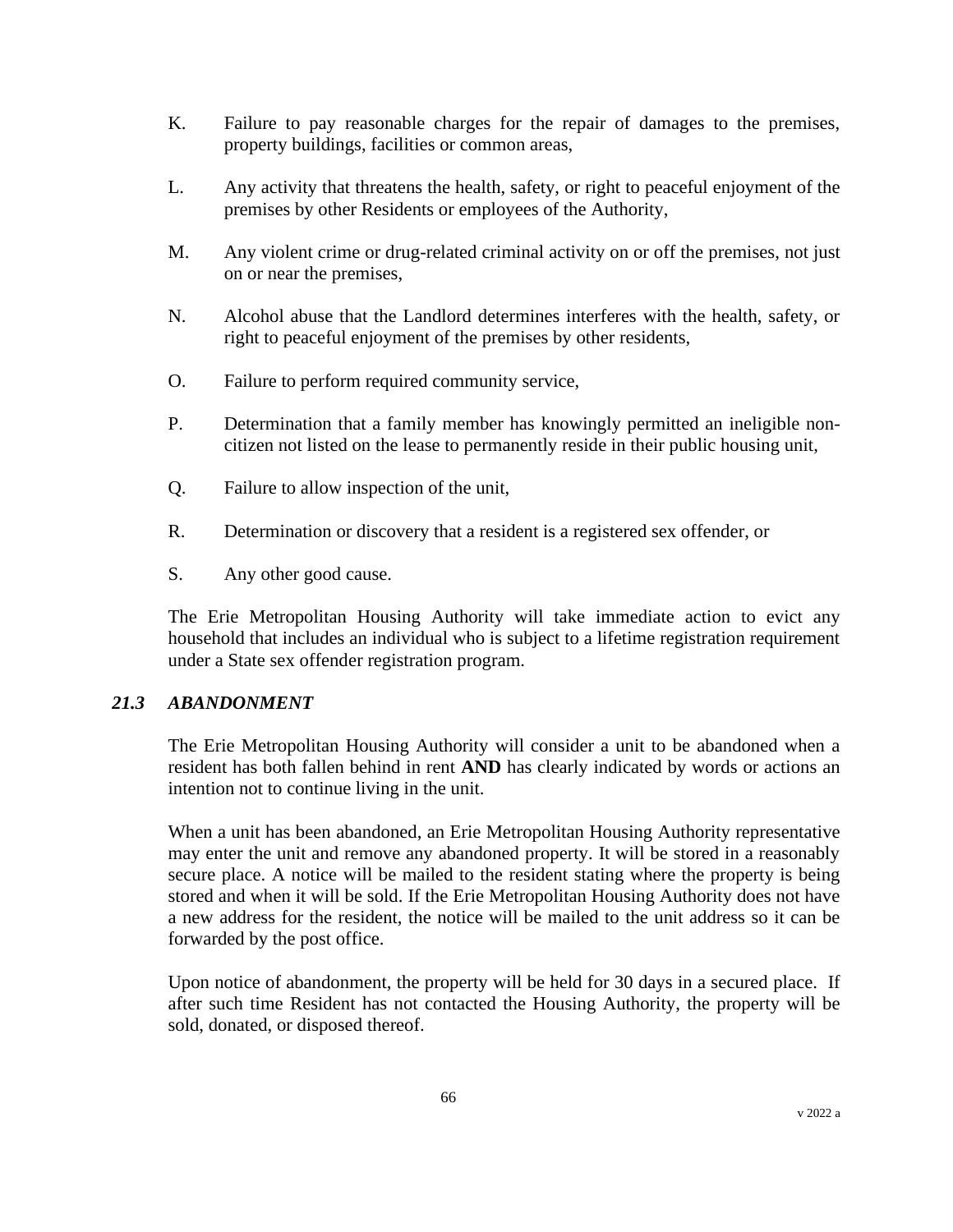K. Failure to pay reasonable charges for the repair of damages to the premises, property buildings, facilities or common areas,

L. Any activity that threatens the health, safety, or right to peaceful enjoyment of the premises by other Residents or employees of the Authority,

M. Any violent crime or drug-related criminal activity on or off the premises, not just on or near the premises,

N. Alcohol abuse that the Landlord determines interferes with the health, safety, or right to peaceful enjoyment of the premises by other residents,

O. Failure to perform required community service,

P. Determination that a family member has knowingly permitted an ineligible non-citizen not listed on the lease to permanently reside in their public housing unit,

Q. Failure to allow inspection of the unit,

R. Determination or discovery that a resident is a registered sex offender, or

S. Any other good cause.

The Erie Metropolitan Housing Authority will take immediate action to evict any household that includes an individual who is subject to a lifetime registration requirement under a State sex offender registration program.

### *21.3 ABANDONMENT*

The Erie Metropolitan Housing Authority will consider a unit to be abandoned when a resident has both fallen behind in rent **AND** has clearly indicated by words or actions an intention not to continue living in the unit.

When a unit has been abandoned, an Erie Metropolitan Housing Authority representative may enter the unit and remove any abandoned property. It will be stored in a reasonably secure place. A notice will be mailed to the resident stating where the property is being stored and when it will be sold. If the Erie Metropolitan Housing Authority does not have a new address for the resident, the notice will be mailed to the unit address so it can be forwarded by the post office.

Upon notice of abandonment, the property will be held for 30 days in a secured place. If after such time Resident has not contacted the Housing Authority, the property will be sold, donated, or disposed thereof.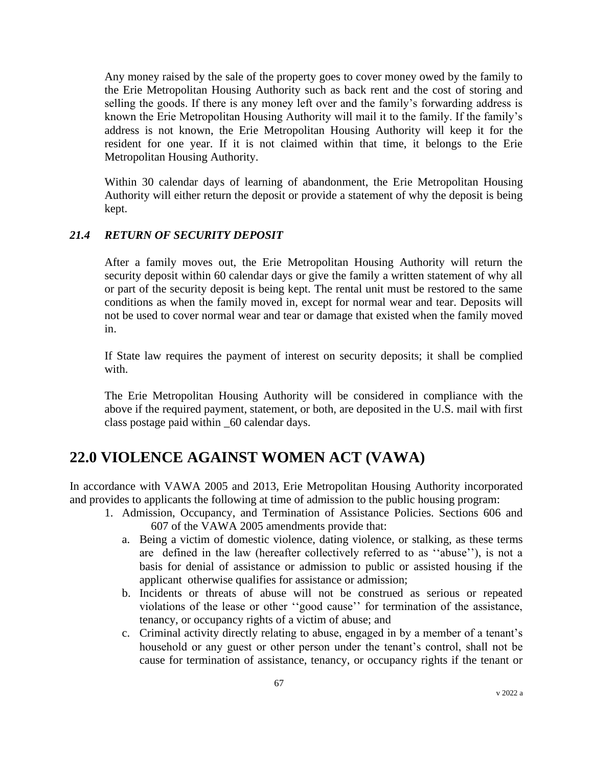Any money raised by the sale of the property goes to cover money owed by the family to the Erie Metropolitan Housing Authority such as back rent and the cost of storing and selling the goods. If there is any money left over and the family's forwarding address is known the Erie Metropolitan Housing Authority will mail it to the family. If the family's address is not known, the Erie Metropolitan Housing Authority will keep it for the resident for one year. If it is not claimed within that time, it belongs to the Erie Metropolitan Housing Authority.

Within 30 calendar days of learning of abandonment, the Erie Metropolitan Housing Authority will either return the deposit or provide a statement of why the deposit is being kept.

### *21.4 RETURN OF SECURITY DEPOSIT*

After a family moves out, the Erie Metropolitan Housing Authority will return the security deposit within 60 calendar days or give the family a written statement of why all or part of the security deposit is being kept. The rental unit must be restored to the same conditions as when the family moved in, except for normal wear and tear. Deposits will not be used to cover normal wear and tear or damage that existed when the family moved in.

If State law requires the payment of interest on security deposits; it shall be complied with.

The Erie Metropolitan Housing Authority will be considered in compliance with the above if the required payment, statement, or both, are deposited in the U.S. mail with first class postage paid within _60 calendar days.

# 22.0 VIOLENCE AGAINST WOMEN ACT (VAWA)

In accordance with VAWA 2005 and 2013, Erie Metropolitan Housing Authority incorporated and provides to applicants the following at time of admission to the public housing program:

1. Admission, Occupancy, and Termination of Assistance Policies. Sections 606 and 607 of the VAWA 2005 amendments provide that:
   a. Being a victim of domestic violence, dating violence, or stalking, as these terms are defined in the law (hereafter collectively referred to as ''abuse''), is not a basis for denial of assistance or admission to public or assisted housing if the applicant otherwise qualifies for assistance or admission;
   b. Incidents or threats of abuse will not be construed as serious or repeated violations of the lease or other ''good cause'' for termination of the assistance, tenancy, or occupancy rights of a victim of abuse; and
   c. Criminal activity directly relating to abuse, engaged in by a member of a tenant's household or any guest or other person under the tenant's control, shall not be cause for termination of assistance, tenancy, or occupancy rights if the tenant or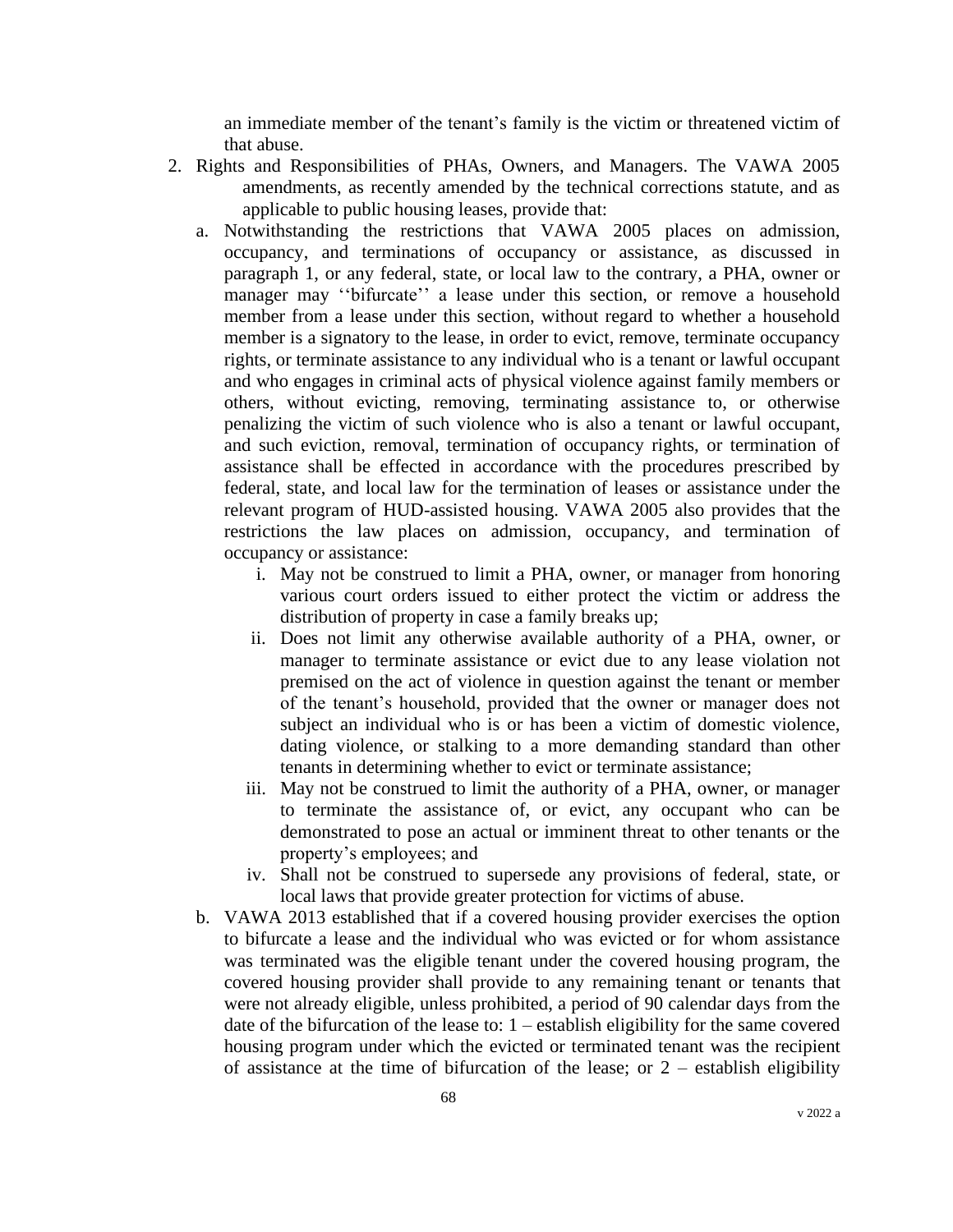an immediate member of the tenant's family is the victim or threatened victim of that abuse.

2. Rights and Responsibilities of PHAs, Owners, and Managers. The VAWA 2005 amendments, as recently amended by the technical corrections statute, and as applicable to public housing leases, provide that:
   a. Notwithstanding the restrictions that VAWA 2005 places on admission, occupancy, and terminations of occupancy or assistance, as discussed in paragraph 1, or any federal, state, or local law to the contrary, a PHA, owner or manager may ''bifurcate'' a lease under this section, or remove a household member from a lease under this section, without regard to whether a household member is a signatory to the lease, in order to evict, remove, terminate occupancy rights, or terminate assistance to any individual who is a tenant or lawful occupant and who engages in criminal acts of physical violence against family members or others, without evicting, removing, terminating assistance to, or otherwise penalizing the victim of such violence who is also a tenant or lawful occupant, and such eviction, removal, termination of occupancy rights, or termination of assistance shall be effected in accordance with the procedures prescribed by federal, state, and local law for the termination of leases or assistance under the relevant program of HUD-assisted housing. VAWA 2005 also provides that the restrictions the law places on admission, occupancy, and termination of occupancy or assistance:
      i. May not be construed to limit a PHA, owner, or manager from honoring various court orders issued to either protect the victim or address the distribution of property in case a family breaks up;
      ii. Does not limit any otherwise available authority of a PHA, owner, or manager to terminate assistance or evict due to any lease violation not premised on the act of violence in question against the tenant or member of the tenant's household, provided that the owner or manager does not subject an individual who is or has been a victim of domestic violence, dating violence, or stalking to a more demanding standard than other tenants in determining whether to evict or terminate assistance;
      iii. May not be construed to limit the authority of a PHA, owner, or manager to terminate the assistance of, or evict, any occupant who can be demonstrated to pose an actual or imminent threat to other tenants or the property's employees; and
      iv. Shall not be construed to supersede any provisions of federal, state, or local laws that provide greater protection for victims of abuse.
   b. VAWA 2013 established that if a covered housing provider exercises the option to bifurcate a lease and the individual who was evicted or for whom assistance was terminated was the eligible tenant under the covered housing program, the covered housing provider shall provide to any remaining tenant or tenants that were not already eligible, unless prohibited, a period of 90 calendar days from the date of the bifurcation of the lease to: 1 – establish eligibility for the same covered housing program under which the evicted or terminated tenant was the recipient of assistance at the time of bifurcation of the lease; or 2 – establish eligibility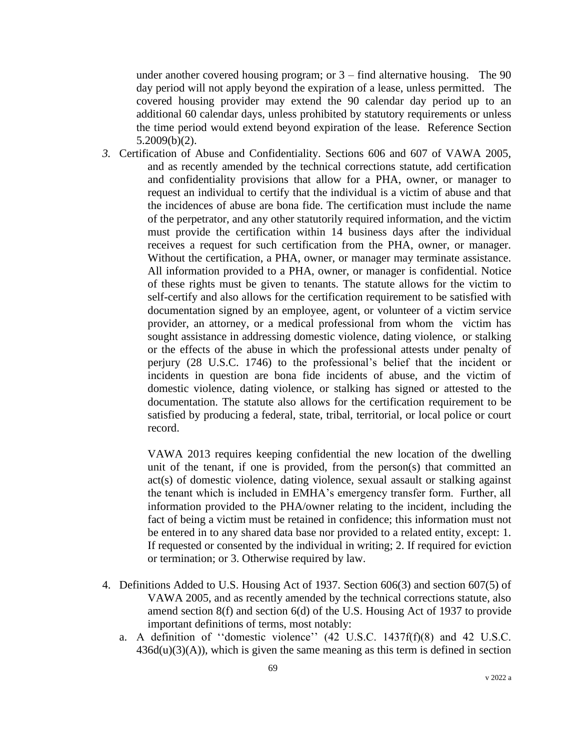under another covered housing program; or 3 – find alternative housing. The 90 day period will not apply beyond the expiration of a lease, unless permitted. The covered housing provider may extend the 90 calendar day period up to an additional 60 calendar days, unless prohibited by statutory requirements or unless the time period would extend beyond expiration of the lease. Reference Section 5.2009(b)(2).

3. Certification of Abuse and Confidentiality. Sections 606 and 607 of VAWA 2005, and as recently amended by the technical corrections statute, add certification and confidentiality provisions that allow for a PHA, owner, or manager to request an individual to certify that the individual is a victim of abuse and that the incidences of abuse are bona fide. The certification must include the name of the perpetrator, and any other statutorily required information, and the victim must provide the certification within 14 business days after the individual receives a request for such certification from the PHA, owner, or manager. Without the certification, a PHA, owner, or manager may terminate assistance. All information provided to a PHA, owner, or manager is confidential. Notice of these rights must be given to tenants. The statute allows for the victim to self-certify and also allows for the certification requirement to be satisfied with documentation signed by an employee, agent, or volunteer of a victim service provider, an attorney, or a medical professional from whom the victim has sought assistance in addressing domestic violence, dating violence, or stalking or the effects of the abuse in which the professional attests under penalty of perjury (28 U.S.C. 1746) to the professional's belief that the incident or incidents in question are bona fide incidents of abuse, and the victim of domestic violence, dating violence, or stalking has signed or attested to the documentation. The statute also allows for the certification requirement to be satisfied by producing a federal, state, tribal, territorial, or local police or court record.

   VAWA 2013 requires keeping confidential the new location of the dwelling unit of the tenant, if one is provided, from the person(s) that committed an act(s) of domestic violence, dating violence, sexual assault or stalking against the tenant which is included in EMHA's emergency transfer form. Further, all information provided to the PHA/owner relating to the incident, including the fact of being a victim must be retained in confidence; this information must not be entered in to any shared data base nor provided to a related entity, except: 1. If requested or consented by the individual in writing; 2. If required for eviction or termination; or 3. Otherwise required by law.

4. Definitions Added to U.S. Housing Act of 1937. Section 606(3) and section 607(5) of VAWA 2005, and as recently amended by the technical corrections statute, also amend section 8(f) and section 6(d) of the U.S. Housing Act of 1937 to provide important definitions of terms, most notably:
   a. A definition of ''domestic violence'' (42 U.S.C. 1437f(f)(8) and 42 U.S.C. 436d(u)(3)(A)), which is given the same meaning as this term is defined in section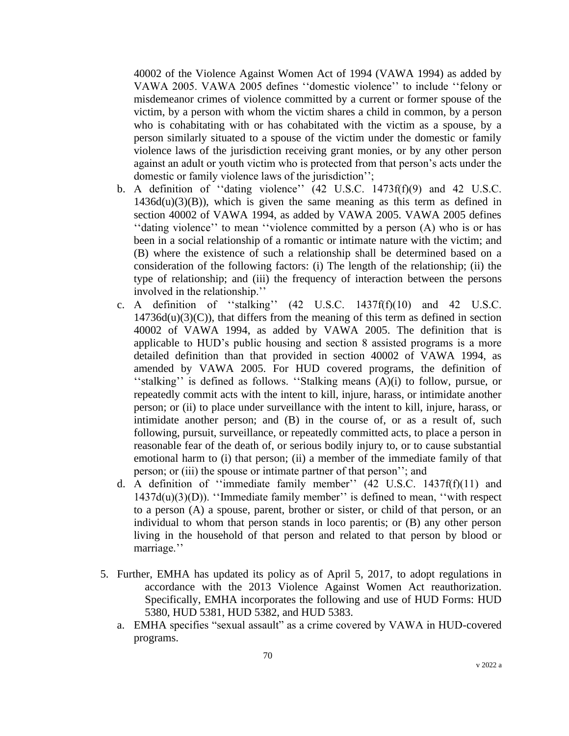40002 of the Violence Against Women Act of 1994 (VAWA 1994) as added by VAWA 2005. VAWA 2005 defines ''domestic violence'' to include ''felony or misdemeanor crimes of violence committed by a current or former spouse of the victim, by a person with whom the victim shares a child in common, by a person who is cohabitating with or has cohabitated with the victim as a spouse, by a person similarly situated to a spouse of the victim under the domestic or family violence laws of the jurisdiction receiving grant monies, or by any other person against an adult or youth victim who is protected from that person's acts under the domestic or family violence laws of the jurisdiction'';

b. A definition of ''dating violence'' (42 U.S.C. 1473f(f)(9) and 42 U.S.C. 1436d(u)(3)(B)), which is given the same meaning as this term as defined in section 40002 of VAWA 1994, as added by VAWA 2005. VAWA 2005 defines ''dating violence'' to mean ''violence committed by a person (A) who is or has been in a social relationship of a romantic or intimate nature with the victim; and (B) where the existence of such a relationship shall be determined based on a consideration of the following factors: (i) The length of the relationship; (ii) the type of relationship; and (iii) the frequency of interaction between the persons involved in the relationship.''

c. A definition of ''stalking'' (42 U.S.C. 1437f(f)(10) and 42 U.S.C. 14736d(u)(3)(C)), that differs from the meaning of this term as defined in section 40002 of VAWA 1994, as added by VAWA 2005. The definition that is applicable to HUD's public housing and section 8 assisted programs is a more detailed definition than that provided in section 40002 of VAWA 1994, as amended by VAWA 2005. For HUD covered programs, the definition of ''stalking'' is defined as follows. ''Stalking means (A)(i) to follow, pursue, or repeatedly commit acts with the intent to kill, injure, harass, or intimidate another person; or (ii) to place under surveillance with the intent to kill, injure, harass, or intimidate another person; and (B) in the course of, or as a result of, such following, pursuit, surveillance, or repeatedly committed acts, to place a person in reasonable fear of the death of, or serious bodily injury to, or to cause substantial emotional harm to (i) that person; (ii) a member of the immediate family of that person; or (iii) the spouse or intimate partner of that person''; and

d. A definition of ''immediate family member'' (42 U.S.C. 1437f(f)(11) and 1437d(u)(3)(D)). ''Immediate family member'' is defined to mean, ''with respect to a person (A) a spouse, parent, brother or sister, or child of that person, or an individual to whom that person stands in loco parentis; or (B) any other person living in the household of that person and related to that person by blood or marriage.''

5. Further, EMHA has updated its policy as of April 5, 2017, to adopt regulations in accordance with the 2013 Violence Against Women Act reauthorization. Specifically, EMHA incorporates the following and use of HUD Forms: HUD 5380, HUD 5381, HUD 5382, and HUD 5383.

   a. EMHA specifies "sexual assault" as a crime covered by VAWA in HUD-covered programs.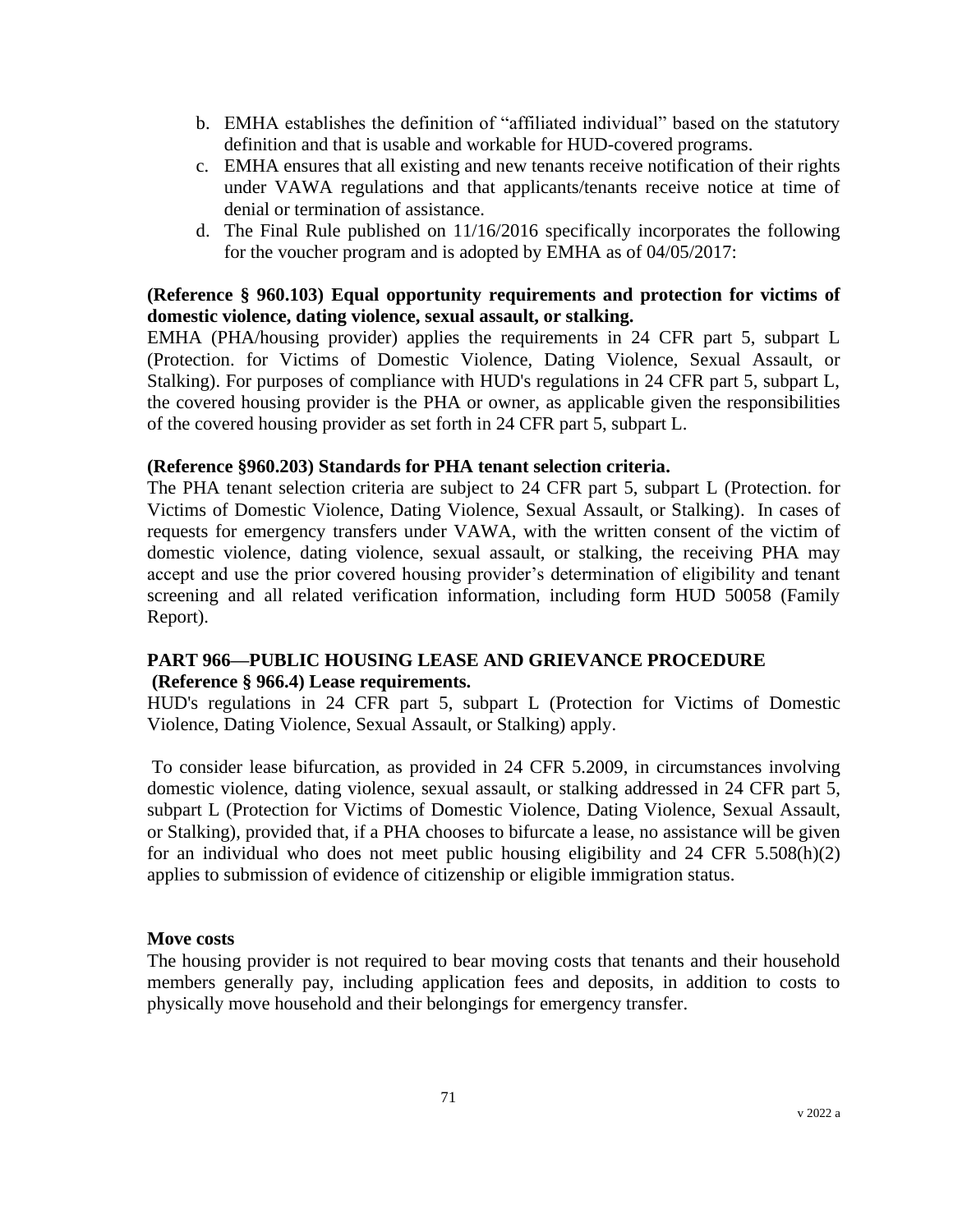b. EMHA establishes the definition of “affiliated individual” based on the statutory definition and that is usable and workable for HUD-covered programs.
c. EMHA ensures that all existing and new tenants receive notification of their rights under VAWA regulations and that applicants/tenants receive notice at time of denial or termination of assistance.
d. The Final Rule published on 11/16/2016 specifically incorporates the following for the voucher program and is adopted by EMHA as of 04/05/2017:

**(Reference § 960.103) Equal opportunity requirements and protection for victims of domestic violence, dating violence, sexual assault, or stalking.**

EMHA (PHA/housing provider) applies the requirements in 24 CFR part 5, subpart L (Protection. for Victims of Domestic Violence, Dating Violence, Sexual Assault, or Stalking). For purposes of compliance with HUD's regulations in 24 CFR part 5, subpart L, the covered housing provider is the PHA or owner, as applicable given the responsibilities of the covered housing provider as set forth in 24 CFR part 5, subpart L.

**(Reference §960.203) Standards for PHA tenant selection criteria.**

The PHA tenant selection criteria are subject to 24 CFR part 5, subpart L (Protection. for Victims of Domestic Violence, Dating Violence, Sexual Assault, or Stalking). In cases of requests for emergency transfers under VAWA, with the written consent of the victim of domestic violence, dating violence, sexual assault, or stalking, the receiving PHA may accept and use the prior covered housing provider’s determination of eligibility and tenant screening and all related verification information, including form HUD 50058 (Family Report).

**PART 966—PUBLIC HOUSING LEASE AND GRIEVANCE PROCEDURE**
**(Reference § 966.4) Lease requirements.**

HUD's regulations in 24 CFR part 5, subpart L (Protection for Victims of Domestic Violence, Dating Violence, Sexual Assault, or Stalking) apply.

To consider lease bifurcation, as provided in 24 CFR 5.2009, in circumstances involving domestic violence, dating violence, sexual assault, or stalking addressed in 24 CFR part 5, subpart L (Protection for Victims of Domestic Violence, Dating Violence, Sexual Assault, or Stalking), provided that, if a PHA chooses to bifurcate a lease, no assistance will be given for an individual who does not meet public housing eligibility and 24 CFR 5.508(h)(2) applies to submission of evidence of citizenship or eligible immigration status.

**Move costs**

The housing provider is not required to bear moving costs that tenants and their household members generally pay, including application fees and deposits, in addition to costs to physically move household and their belongings for emergency transfer.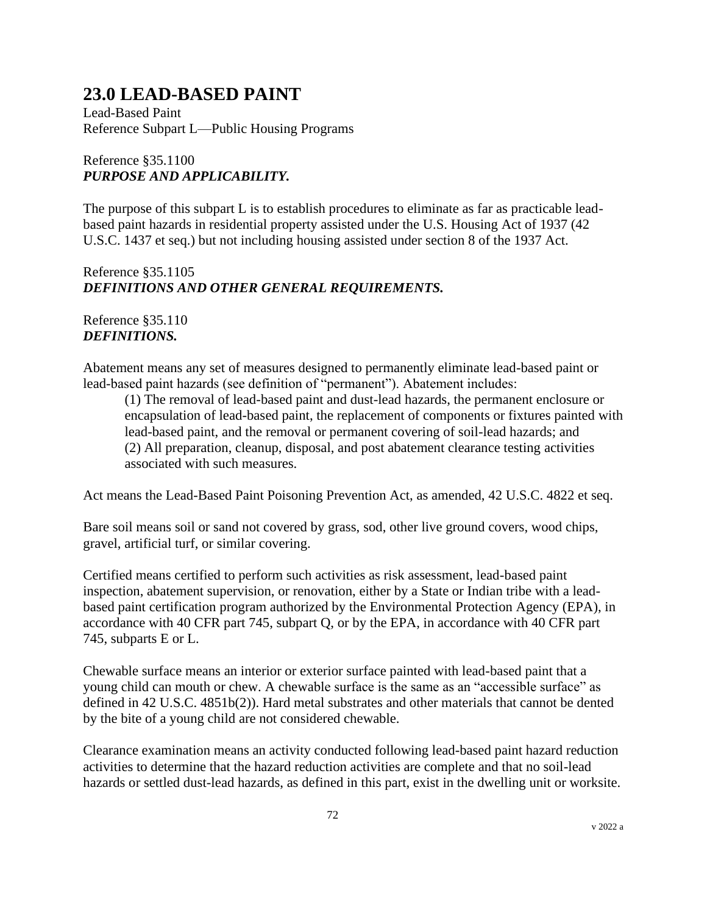# 23.0 LEAD-BASED PAINT

Lead-Based Paint
Reference Subpart L—Public Housing Programs

Reference §35.1100
***PURPOSE AND APPLICABILITY.***

The purpose of this subpart L is to establish procedures to eliminate as far as practicable lead-based paint hazards in residential property assisted under the U.S. Housing Act of 1937 (42 U.S.C. 1437 et seq.) but not including housing assisted under section 8 of the 1937 Act.

Reference §35.1105
***DEFINITIONS AND OTHER GENERAL REQUIREMENTS.***

Reference §35.110
***DEFINITIONS.***

Abatement means any set of measures designed to permanently eliminate lead-based paint or lead-based paint hazards (see definition of "permanent"). Abatement includes:

> (1) The removal of lead-based paint and dust-lead hazards, the permanent enclosure or encapsulation of lead-based paint, the replacement of components or fixtures painted with lead-based paint, and the removal or permanent covering of soil-lead hazards; and
> (2) All preparation, cleanup, disposal, and post abatement clearance testing activities associated with such measures.

Act means the Lead-Based Paint Poisoning Prevention Act, as amended, 42 U.S.C. 4822 et seq.

Bare soil means soil or sand not covered by grass, sod, other live ground covers, wood chips, gravel, artificial turf, or similar covering.

Certified means certified to perform such activities as risk assessment, lead-based paint inspection, abatement supervision, or renovation, either by a State or Indian tribe with a lead-based paint certification program authorized by the Environmental Protection Agency (EPA), in accordance with 40 CFR part 745, subpart Q, or by the EPA, in accordance with 40 CFR part 745, subparts E or L.

Chewable surface means an interior or exterior surface painted with lead-based paint that a young child can mouth or chew. A chewable surface is the same as an "accessible surface" as defined in 42 U.S.C. 4851b(2)). Hard metal substrates and other materials that cannot be dented by the bite of a young child are not considered chewable.

Clearance examination means an activity conducted following lead-based paint hazard reduction activities to determine that the hazard reduction activities are complete and that no soil-lead hazards or settled dust-lead hazards, as defined in this part, exist in the dwelling unit or worksite.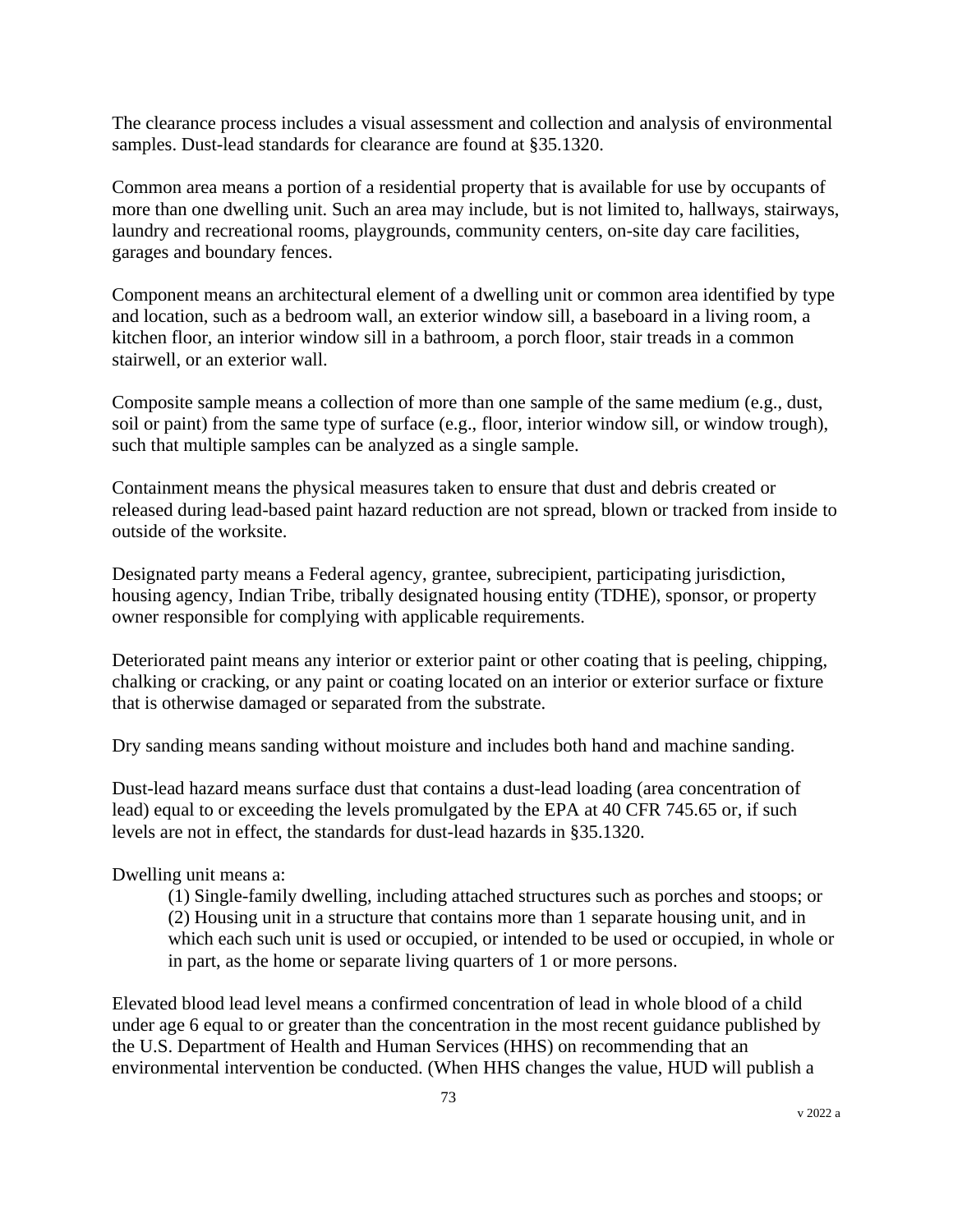The clearance process includes a visual assessment and collection and analysis of environmental samples. Dust-lead standards for clearance are found at §35.1320.

Common area means a portion of a residential property that is available for use by occupants of more than one dwelling unit. Such an area may include, but is not limited to, hallways, stairways, laundry and recreational rooms, playgrounds, community centers, on-site day care facilities, garages and boundary fences.

Component means an architectural element of a dwelling unit or common area identified by type and location, such as a bedroom wall, an exterior window sill, a baseboard in a living room, a kitchen floor, an interior window sill in a bathroom, a porch floor, stair treads in a common stairwell, or an exterior wall.

Composite sample means a collection of more than one sample of the same medium (e.g., dust, soil or paint) from the same type of surface (e.g., floor, interior window sill, or window trough), such that multiple samples can be analyzed as a single sample.

Containment means the physical measures taken to ensure that dust and debris created or released during lead-based paint hazard reduction are not spread, blown or tracked from inside to outside of the worksite.

Designated party means a Federal agency, grantee, subrecipient, participating jurisdiction, housing agency, Indian Tribe, tribally designated housing entity (TDHE), sponsor, or property owner responsible for complying with applicable requirements.

Deteriorated paint means any interior or exterior paint or other coating that is peeling, chipping, chalking or cracking, or any paint or coating located on an interior or exterior surface or fixture that is otherwise damaged or separated from the substrate.

Dry sanding means sanding without moisture and includes both hand and machine sanding.

Dust-lead hazard means surface dust that contains a dust-lead loading (area concentration of lead) equal to or exceeding the levels promulgated by the EPA at 40 CFR 745.65 or, if such levels are not in effect, the standards for dust-lead hazards in §35.1320.

Dwelling unit means a:

(1) Single-family dwelling, including attached structures such as porches and stoops; or
(2) Housing unit in a structure that contains more than 1 separate housing unit, and in which each such unit is used or occupied, or intended to be used or occupied, in whole or in part, as the home or separate living quarters of 1 or more persons.

Elevated blood lead level means a confirmed concentration of lead in whole blood of a child under age 6 equal to or greater than the concentration in the most recent guidance published by the U.S. Department of Health and Human Services (HHS) on recommending that an environmental intervention be conducted. (When HHS changes the value, HUD will publish a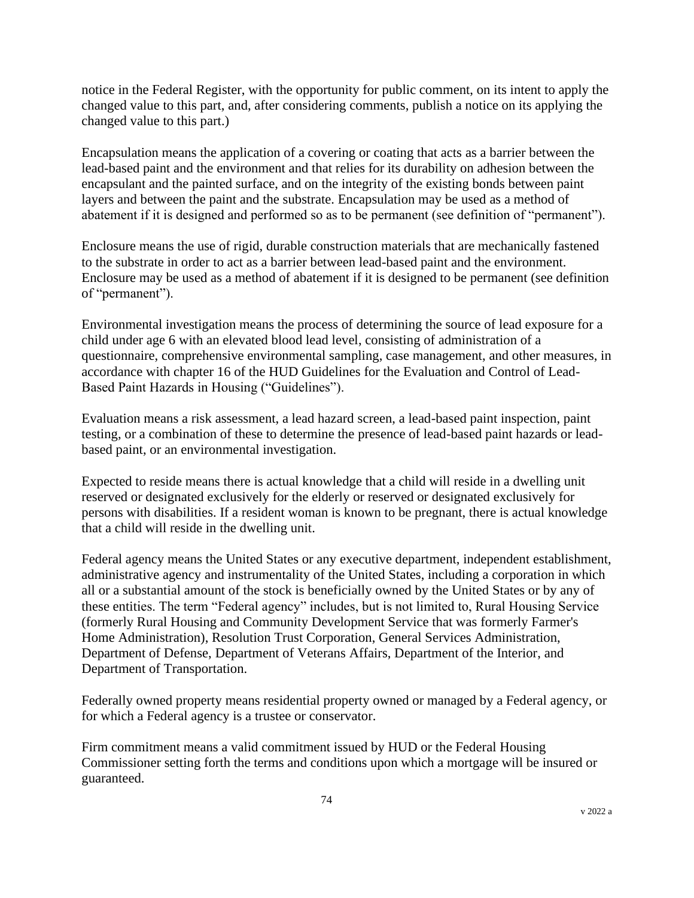notice in the Federal Register, with the opportunity for public comment, on its intent to apply the changed value to this part, and, after considering comments, publish a notice on its applying the changed value to this part.)

Encapsulation means the application of a covering or coating that acts as a barrier between the lead-based paint and the environment and that relies for its durability on adhesion between the encapsulant and the painted surface, and on the integrity of the existing bonds between paint layers and between the paint and the substrate. Encapsulation may be used as a method of abatement if it is designed and performed so as to be permanent (see definition of "permanent").

Enclosure means the use of rigid, durable construction materials that are mechanically fastened to the substrate in order to act as a barrier between lead-based paint and the environment. Enclosure may be used as a method of abatement if it is designed to be permanent (see definition of "permanent").

Environmental investigation means the process of determining the source of lead exposure for a child under age 6 with an elevated blood lead level, consisting of administration of a questionnaire, comprehensive environmental sampling, case management, and other measures, in accordance with chapter 16 of the HUD Guidelines for the Evaluation and Control of Lead-Based Paint Hazards in Housing ("Guidelines").

Evaluation means a risk assessment, a lead hazard screen, a lead-based paint inspection, paint testing, or a combination of these to determine the presence of lead-based paint hazards or lead-based paint, or an environmental investigation.

Expected to reside means there is actual knowledge that a child will reside in a dwelling unit reserved or designated exclusively for the elderly or reserved or designated exclusively for persons with disabilities. If a resident woman is known to be pregnant, there is actual knowledge that a child will reside in the dwelling unit.

Federal agency means the United States or any executive department, independent establishment, administrative agency and instrumentality of the United States, including a corporation in which all or a substantial amount of the stock is beneficially owned by the United States or by any of these entities. The term "Federal agency" includes, but is not limited to, Rural Housing Service (formerly Rural Housing and Community Development Service that was formerly Farmer's Home Administration), Resolution Trust Corporation, General Services Administration, Department of Defense, Department of Veterans Affairs, Department of the Interior, and Department of Transportation.

Federally owned property means residential property owned or managed by a Federal agency, or for which a Federal agency is a trustee or conservator.

Firm commitment means a valid commitment issued by HUD or the Federal Housing Commissioner setting forth the terms and conditions upon which a mortgage will be insured or guaranteed.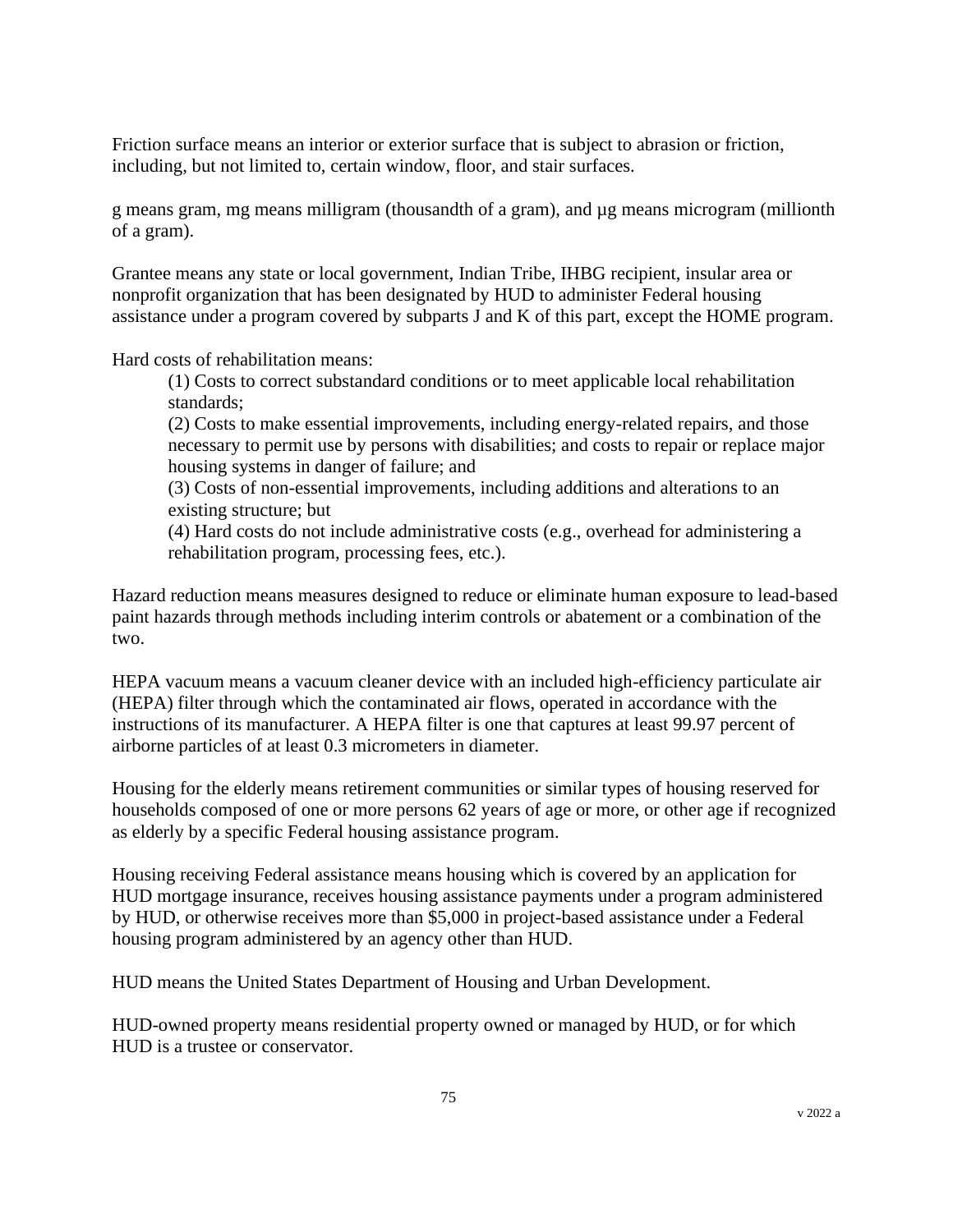Friction surface means an interior or exterior surface that is subject to abrasion or friction, including, but not limited to, certain window, floor, and stair surfaces.

g means gram, mg means milligram (thousandth of a gram), and µg means microgram (millionth of a gram).

Grantee means any state or local government, Indian Tribe, IHBG recipient, insular area or nonprofit organization that has been designated by HUD to administer Federal housing assistance under a program covered by subparts J and K of this part, except the HOME program.

Hard costs of rehabilitation means:

> (1) Costs to correct substandard conditions or to meet applicable local rehabilitation standards;
>
> (2) Costs to make essential improvements, including energy-related repairs, and those necessary to permit use by persons with disabilities; and costs to repair or replace major housing systems in danger of failure; and
>
> (3) Costs of non-essential improvements, including additions and alterations to an existing structure; but
>
> (4) Hard costs do not include administrative costs (e.g., overhead for administering a rehabilitation program, processing fees, etc.).

Hazard reduction means measures designed to reduce or eliminate human exposure to lead-based paint hazards through methods including interim controls or abatement or a combination of the two.

HEPA vacuum means a vacuum cleaner device with an included high-efficiency particulate air (HEPA) filter through which the contaminated air flows, operated in accordance with the instructions of its manufacturer. A HEPA filter is one that captures at least 99.97 percent of airborne particles of at least 0.3 micrometers in diameter.

Housing for the elderly means retirement communities or similar types of housing reserved for households composed of one or more persons 62 years of age or more, or other age if recognized as elderly by a specific Federal housing assistance program.

Housing receiving Federal assistance means housing which is covered by an application for HUD mortgage insurance, receives housing assistance payments under a program administered by HUD, or otherwise receives more than $5,000 in project-based assistance under a Federal housing program administered by an agency other than HUD.

HUD means the United States Department of Housing and Urban Development.

HUD-owned property means residential property owned or managed by HUD, or for which HUD is a trustee or conservator.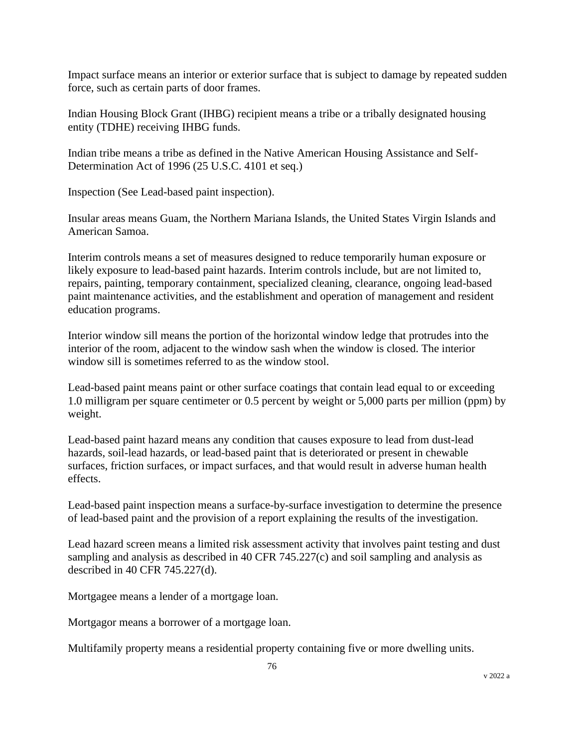Impact surface means an interior or exterior surface that is subject to damage by repeated sudden force, such as certain parts of door frames.

Indian Housing Block Grant (IHBG) recipient means a tribe or a tribally designated housing entity (TDHE) receiving IHBG funds.

Indian tribe means a tribe as defined in the Native American Housing Assistance and Self-Determination Act of 1996 (25 U.S.C. 4101 et seq.)

Inspection (See Lead-based paint inspection).

Insular areas means Guam, the Northern Mariana Islands, the United States Virgin Islands and American Samoa.

Interim controls means a set of measures designed to reduce temporarily human exposure or likely exposure to lead-based paint hazards. Interim controls include, but are not limited to, repairs, painting, temporary containment, specialized cleaning, clearance, ongoing lead-based paint maintenance activities, and the establishment and operation of management and resident education programs.

Interior window sill means the portion of the horizontal window ledge that protrudes into the interior of the room, adjacent to the window sash when the window is closed. The interior window sill is sometimes referred to as the window stool.

Lead-based paint means paint or other surface coatings that contain lead equal to or exceeding 1.0 milligram per square centimeter or 0.5 percent by weight or 5,000 parts per million (ppm) by weight.

Lead-based paint hazard means any condition that causes exposure to lead from dust-lead hazards, soil-lead hazards, or lead-based paint that is deteriorated or present in chewable surfaces, friction surfaces, or impact surfaces, and that would result in adverse human health effects.

Lead-based paint inspection means a surface-by-surface investigation to determine the presence of lead-based paint and the provision of a report explaining the results of the investigation.

Lead hazard screen means a limited risk assessment activity that involves paint testing and dust sampling and analysis as described in 40 CFR 745.227(c) and soil sampling and analysis as described in 40 CFR 745.227(d).

Mortgagee means a lender of a mortgage loan.

Mortgagor means a borrower of a mortgage loan.

Multifamily property means a residential property containing five or more dwelling units.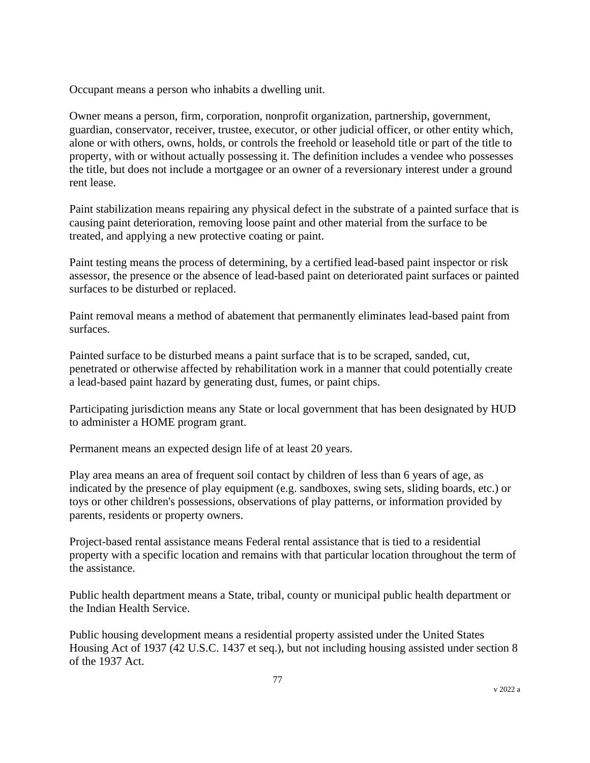Occupant means a person who inhabits a dwelling unit.

Owner means a person, firm, corporation, nonprofit organization, partnership, government, guardian, conservator, receiver, trustee, executor, or other judicial officer, or other entity which, alone or with others, owns, holds, or controls the freehold or leasehold title or part of the title to property, with or without actually possessing it. The definition includes a vendee who possesses the title, but does not include a mortgagee or an owner of a reversionary interest under a ground rent lease.

Paint stabilization means repairing any physical defect in the substrate of a painted surface that is causing paint deterioration, removing loose paint and other material from the surface to be treated, and applying a new protective coating or paint.

Paint testing means the process of determining, by a certified lead-based paint inspector or risk assessor, the presence or the absence of lead-based paint on deteriorated paint surfaces or painted surfaces to be disturbed or replaced.

Paint removal means a method of abatement that permanently eliminates lead-based paint from surfaces.

Painted surface to be disturbed means a paint surface that is to be scraped, sanded, cut, penetrated or otherwise affected by rehabilitation work in a manner that could potentially create a lead-based paint hazard by generating dust, fumes, or paint chips.

Participating jurisdiction means any State or local government that has been designated by HUD to administer a HOME program grant.

Permanent means an expected design life of at least 20 years.

Play area means an area of frequent soil contact by children of less than 6 years of age, as indicated by the presence of play equipment (e.g. sandboxes, swing sets, sliding boards, etc.) or toys or other children's possessions, observations of play patterns, or information provided by parents, residents or property owners.

Project-based rental assistance means Federal rental assistance that is tied to a residential property with a specific location and remains with that particular location throughout the term of the assistance.

Public health department means a State, tribal, county or municipal public health department or the Indian Health Service.

Public housing development means a residential property assisted under the United States Housing Act of 1937 (42 U.S.C. 1437 et seq.), but not including housing assisted under section 8 of the 1937 Act.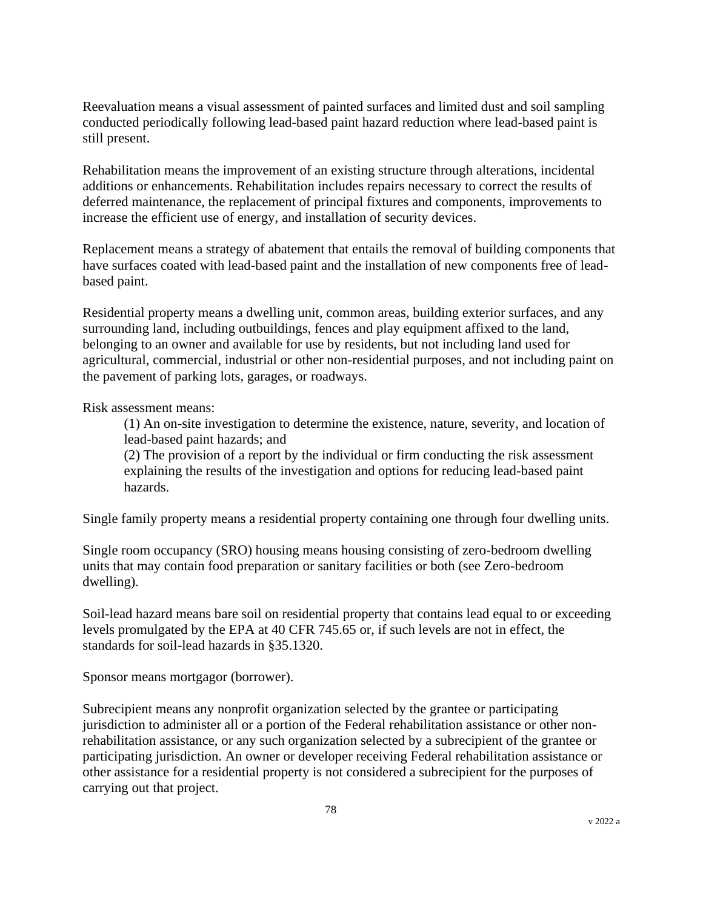Reevaluation means a visual assessment of painted surfaces and limited dust and soil sampling conducted periodically following lead-based paint hazard reduction where lead-based paint is still present.

Rehabilitation means the improvement of an existing structure through alterations, incidental additions or enhancements. Rehabilitation includes repairs necessary to correct the results of deferred maintenance, the replacement of principal fixtures and components, improvements to increase the efficient use of energy, and installation of security devices.

Replacement means a strategy of abatement that entails the removal of building components that have surfaces coated with lead-based paint and the installation of new components free of lead-based paint.

Residential property means a dwelling unit, common areas, building exterior surfaces, and any surrounding land, including outbuildings, fences and play equipment affixed to the land, belonging to an owner and available for use by residents, but not including land used for agricultural, commercial, industrial or other non-residential purposes, and not including paint on the pavement of parking lots, garages, or roadways.

Risk assessment means:

> (1) An on-site investigation to determine the existence, nature, severity, and location of lead-based paint hazards; and
>
> (2) The provision of a report by the individual or firm conducting the risk assessment explaining the results of the investigation and options for reducing lead-based paint hazards.

Single family property means a residential property containing one through four dwelling units.

Single room occupancy (SRO) housing means housing consisting of zero-bedroom dwelling units that may contain food preparation or sanitary facilities or both (see Zero-bedroom dwelling).

Soil-lead hazard means bare soil on residential property that contains lead equal to or exceeding levels promulgated by the EPA at 40 CFR 745.65 or, if such levels are not in effect, the standards for soil-lead hazards in §35.1320.

Sponsor means mortgagor (borrower).

Subrecipient means any nonprofit organization selected by the grantee or participating jurisdiction to administer all or a portion of the Federal rehabilitation assistance or other non-rehabilitation assistance, or any such organization selected by a subrecipient of the grantee or participating jurisdiction. An owner or developer receiving Federal rehabilitation assistance or other assistance for a residential property is not considered a subrecipient for the purposes of carrying out that project.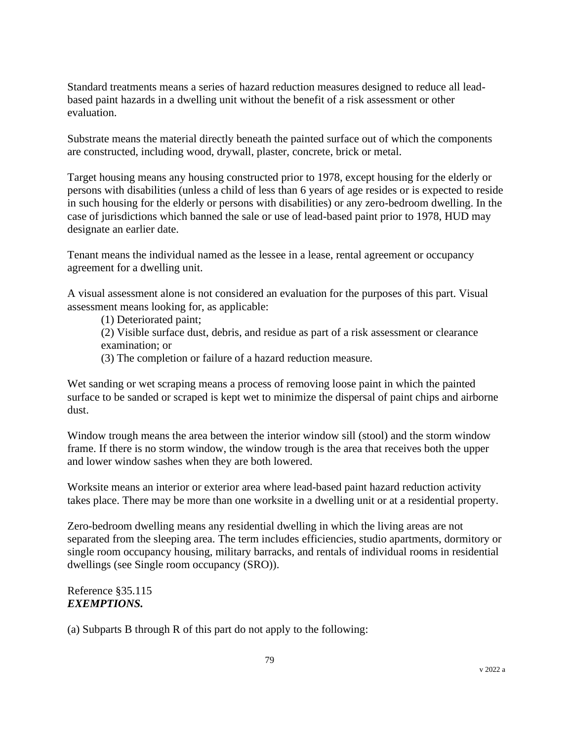Standard treatments means a series of hazard reduction measures designed to reduce all lead-based paint hazards in a dwelling unit without the benefit of a risk assessment or other evaluation.

Substrate means the material directly beneath the painted surface out of which the components are constructed, including wood, drywall, plaster, concrete, brick or metal.

Target housing means any housing constructed prior to 1978, except housing for the elderly or persons with disabilities (unless a child of less than 6 years of age resides or is expected to reside in such housing for the elderly or persons with disabilities) or any zero-bedroom dwelling. In the case of jurisdictions which banned the sale or use of lead-based paint prior to 1978, HUD may designate an earlier date.

Tenant means the individual named as the lessee in a lease, rental agreement or occupancy agreement for a dwelling unit.

A visual assessment alone is not considered an evaluation for the purposes of this part. Visual assessment means looking for, as applicable:

(1) Deteriorated paint;

(2) Visible surface dust, debris, and residue as part of a risk assessment or clearance examination; or

(3) The completion or failure of a hazard reduction measure.

Wet sanding or wet scraping means a process of removing loose paint in which the painted surface to be sanded or scraped is kept wet to minimize the dispersal of paint chips and airborne dust.

Window trough means the area between the interior window sill (stool) and the storm window frame. If there is no storm window, the window trough is the area that receives both the upper and lower window sashes when they are both lowered.

Worksite means an interior or exterior area where lead-based paint hazard reduction activity takes place. There may be more than one worksite in a dwelling unit or at a residential property.

Zero-bedroom dwelling means any residential dwelling in which the living areas are not separated from the sleeping area. The term includes efficiencies, studio apartments, dormitory or single room occupancy housing, military barracks, and rentals of individual rooms in residential dwellings (see Single room occupancy (SRO)).

Reference §35.115
***EXEMPTIONS.***

(a) Subparts B through R of this part do not apply to the following: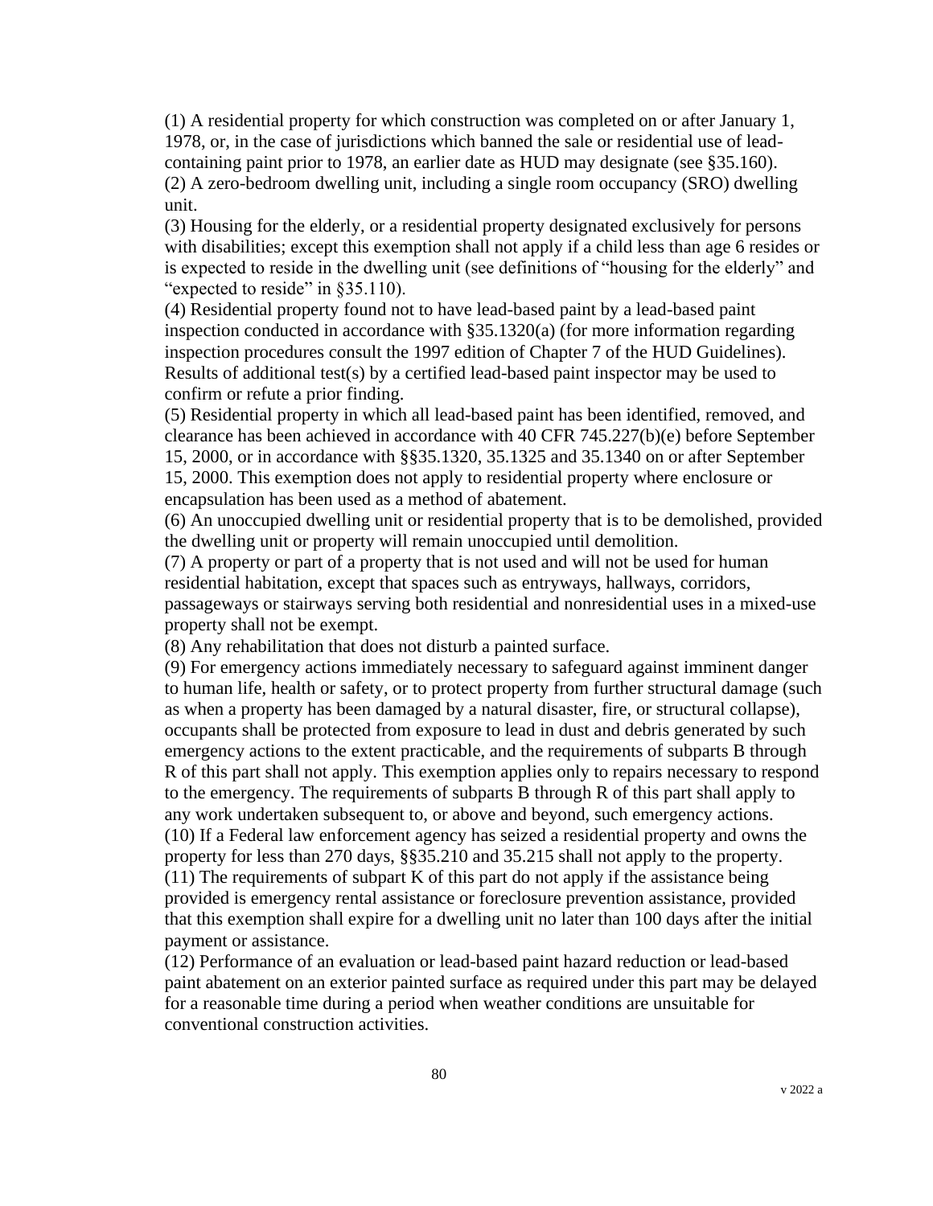(1) A residential property for which construction was completed on or after January 1, 1978, or, in the case of jurisdictions which banned the sale or residential use of lead-containing paint prior to 1978, an earlier date as HUD may designate (see §35.160).
(2) A zero-bedroom dwelling unit, including a single room occupancy (SRO) dwelling unit.
(3) Housing for the elderly, or a residential property designated exclusively for persons with disabilities; except this exemption shall not apply if a child less than age 6 resides or is expected to reside in the dwelling unit (see definitions of "housing for the elderly" and "expected to reside" in §35.110).
(4) Residential property found not to have lead-based paint by a lead-based paint inspection conducted in accordance with §35.1320(a) (for more information regarding inspection procedures consult the 1997 edition of Chapter 7 of the HUD Guidelines). Results of additional test(s) by a certified lead-based paint inspector may be used to confirm or refute a prior finding.
(5) Residential property in which all lead-based paint has been identified, removed, and clearance has been achieved in accordance with 40 CFR 745.227(b)(e) before September 15, 2000, or in accordance with §§35.1320, 35.1325 and 35.1340 on or after September 15, 2000. This exemption does not apply to residential property where enclosure or encapsulation has been used as a method of abatement.
(6) An unoccupied dwelling unit or residential property that is to be demolished, provided the dwelling unit or property will remain unoccupied until demolition.
(7) A property or part of a property that is not used and will not be used for human residential habitation, except that spaces such as entryways, hallways, corridors, passageways or stairways serving both residential and nonresidential uses in a mixed-use property shall not be exempt.
(8) Any rehabilitation that does not disturb a painted surface.
(9) For emergency actions immediately necessary to safeguard against imminent danger to human life, health or safety, or to protect property from further structural damage (such as when a property has been damaged by a natural disaster, fire, or structural collapse), occupants shall be protected from exposure to lead in dust and debris generated by such emergency actions to the extent practicable, and the requirements of subparts B through R of this part shall not apply. This exemption applies only to repairs necessary to respond to the emergency. The requirements of subparts B through R of this part shall apply to any work undertaken subsequent to, or above and beyond, such emergency actions.
(10) If a Federal law enforcement agency has seized a residential property and owns the property for less than 270 days, §§35.210 and 35.215 shall not apply to the property.
(11) The requirements of subpart K of this part do not apply if the assistance being provided is emergency rental assistance or foreclosure prevention assistance, provided that this exemption shall expire for a dwelling unit no later than 100 days after the initial payment or assistance.
(12) Performance of an evaluation or lead-based paint hazard reduction or lead-based paint abatement on an exterior painted surface as required under this part may be delayed for a reasonable time during a period when weather conditions are unsuitable for conventional construction activities.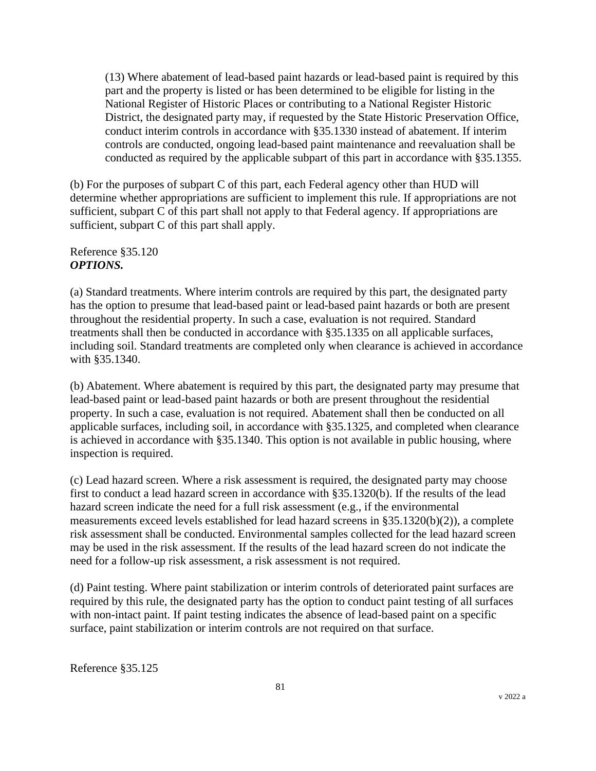(13) Where abatement of lead-based paint hazards or lead-based paint is required by this part and the property is listed or has been determined to be eligible for listing in the National Register of Historic Places or contributing to a National Register Historic District, the designated party may, if requested by the State Historic Preservation Office, conduct interim controls in accordance with §35.1330 instead of abatement. If interim controls are conducted, ongoing lead-based paint maintenance and reevaluation shall be conducted as required by the applicable subpart of this part in accordance with §35.1355.

(b) For the purposes of subpart C of this part, each Federal agency other than HUD will determine whether appropriations are sufficient to implement this rule. If appropriations are not sufficient, subpart C of this part shall not apply to that Federal agency. If appropriations are sufficient, subpart C of this part shall apply.

Reference §35.120
***OPTIONS.***

(a) Standard treatments. Where interim controls are required by this part, the designated party has the option to presume that lead-based paint or lead-based paint hazards or both are present throughout the residential property. In such a case, evaluation is not required. Standard treatments shall then be conducted in accordance with §35.1335 on all applicable surfaces, including soil. Standard treatments are completed only when clearance is achieved in accordance with §35.1340.

(b) Abatement. Where abatement is required by this part, the designated party may presume that lead-based paint or lead-based paint hazards or both are present throughout the residential property. In such a case, evaluation is not required. Abatement shall then be conducted on all applicable surfaces, including soil, in accordance with §35.1325, and completed when clearance is achieved in accordance with §35.1340. This option is not available in public housing, where inspection is required.

(c) Lead hazard screen. Where a risk assessment is required, the designated party may choose first to conduct a lead hazard screen in accordance with §35.1320(b). If the results of the lead hazard screen indicate the need for a full risk assessment (e.g., if the environmental measurements exceed levels established for lead hazard screens in §35.1320(b)(2)), a complete risk assessment shall be conducted. Environmental samples collected for the lead hazard screen may be used in the risk assessment. If the results of the lead hazard screen do not indicate the need for a follow-up risk assessment, a risk assessment is not required.

(d) Paint testing. Where paint stabilization or interim controls of deteriorated paint surfaces are required by this rule, the designated party has the option to conduct paint testing of all surfaces with non-intact paint. If paint testing indicates the absence of lead-based paint on a specific surface, paint stabilization or interim controls are not required on that surface.

Reference §35.125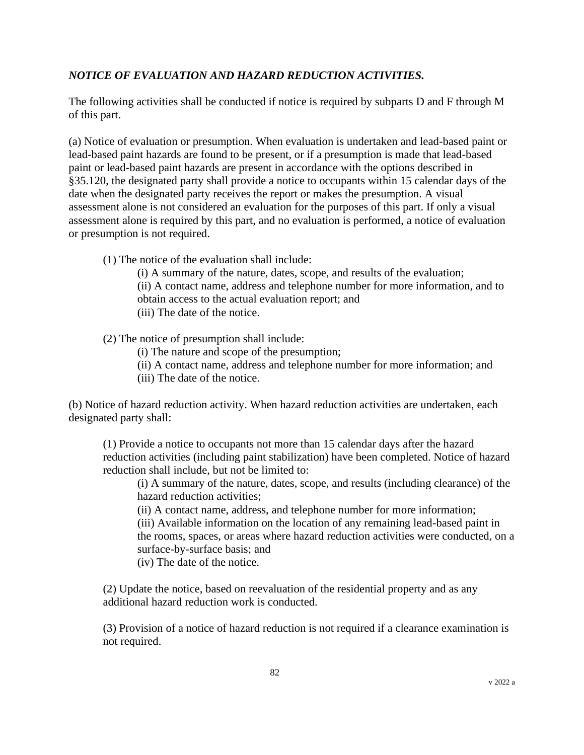***NOTICE OF EVALUATION AND HAZARD REDUCTION ACTIVITIES.***

The following activities shall be conducted if notice is required by subparts D and F through M of this part.

(a) Notice of evaluation or presumption. When evaluation is undertaken and lead-based paint or lead-based paint hazards are found to be present, or if a presumption is made that lead-based paint or lead-based paint hazards are present in accordance with the options described in §35.120, the designated party shall provide a notice to occupants within 15 calendar days of the date when the designated party receives the report or makes the presumption. A visual assessment alone is not considered an evaluation for the purposes of this part. If only a visual assessment alone is required by this part, and no evaluation is performed, a notice of evaluation or presumption is not required.

(1) The notice of the evaluation shall include:

(i) A summary of the nature, dates, scope, and results of the evaluation;
(ii) A contact name, address and telephone number for more information, and to obtain access to the actual evaluation report; and
(iii) The date of the notice.

(2) The notice of presumption shall include:

(i) The nature and scope of the presumption;
(ii) A contact name, address and telephone number for more information; and
(iii) The date of the notice.

(b) Notice of hazard reduction activity. When hazard reduction activities are undertaken, each designated party shall:

(1) Provide a notice to occupants not more than 15 calendar days after the hazard reduction activities (including paint stabilization) have been completed. Notice of hazard reduction shall include, but not be limited to:

(i) A summary of the nature, dates, scope, and results (including clearance) of the hazard reduction activities;
(ii) A contact name, address, and telephone number for more information;
(iii) Available information on the location of any remaining lead-based paint in the rooms, spaces, or areas where hazard reduction activities were conducted, on a surface-by-surface basis; and
(iv) The date of the notice.

(2) Update the notice, based on reevaluation of the residential property and as any additional hazard reduction work is conducted.

(3) Provision of a notice of hazard reduction is not required if a clearance examination is not required.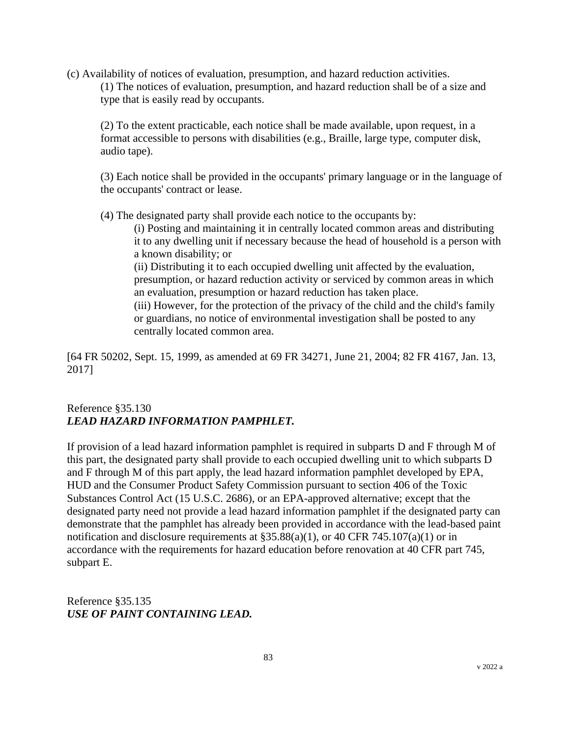(c) Availability of notices of evaluation, presumption, and hazard reduction activities.

(1) The notices of evaluation, presumption, and hazard reduction shall be of a size and type that is easily read by occupants.

(2) To the extent practicable, each notice shall be made available, upon request, in a format accessible to persons with disabilities (e.g., Braille, large type, computer disk, audio tape).

(3) Each notice shall be provided in the occupants' primary language or in the language of the occupants' contract or lease.

(4) The designated party shall provide each notice to the occupants by:

(i) Posting and maintaining it in centrally located common areas and distributing it to any dwelling unit if necessary because the head of household is a person with a known disability; or

(ii) Distributing it to each occupied dwelling unit affected by the evaluation, presumption, or hazard reduction activity or serviced by common areas in which an evaluation, presumption or hazard reduction has taken place.

(iii) However, for the protection of the privacy of the child and the child's family or guardians, no notice of environmental investigation shall be posted to any centrally located common area.

[64 FR 50202, Sept. 15, 1999, as amended at 69 FR 34271, June 21, 2004; 82 FR 4167, Jan. 13, 2017]

Reference §35.130
***LEAD HAZARD INFORMATION PAMPHLET.***

If provision of a lead hazard information pamphlet is required in subparts D and F through M of this part, the designated party shall provide to each occupied dwelling unit to which subparts D and F through M of this part apply, the lead hazard information pamphlet developed by EPA, HUD and the Consumer Product Safety Commission pursuant to section 406 of the Toxic Substances Control Act (15 U.S.C. 2686), or an EPA-approved alternative; except that the designated party need not provide a lead hazard information pamphlet if the designated party can demonstrate that the pamphlet has already been provided in accordance with the lead-based paint notification and disclosure requirements at §35.88(a)(1), or 40 CFR 745.107(a)(1) or in accordance with the requirements for hazard education before renovation at 40 CFR part 745, subpart E.

Reference §35.135
***USE OF PAINT CONTAINING LEAD.***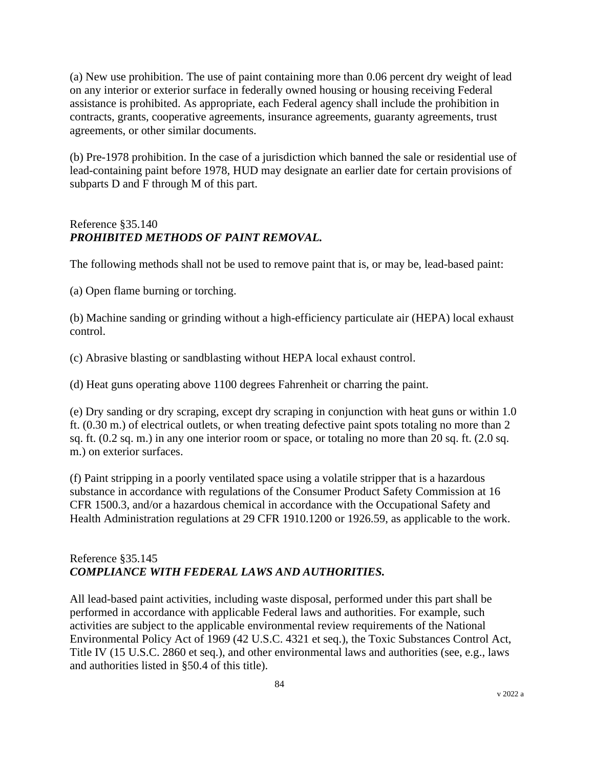(a) New use prohibition. The use of paint containing more than 0.06 percent dry weight of lead on any interior or exterior surface in federally owned housing or housing receiving Federal assistance is prohibited. As appropriate, each Federal agency shall include the prohibition in contracts, grants, cooperative agreements, insurance agreements, guaranty agreements, trust agreements, or other similar documents.

(b) Pre-1978 prohibition. In the case of a jurisdiction which banned the sale or residential use of lead-containing paint before 1978, HUD may designate an earlier date for certain provisions of subparts D and F through M of this part.

Reference §35.140
***PROHIBITED METHODS OF PAINT REMOVAL.***

The following methods shall not be used to remove paint that is, or may be, lead-based paint:

(a) Open flame burning or torching.

(b) Machine sanding or grinding without a high-efficiency particulate air (HEPA) local exhaust control.

(c) Abrasive blasting or sandblasting without HEPA local exhaust control.

(d) Heat guns operating above 1100 degrees Fahrenheit or charring the paint.

(e) Dry sanding or dry scraping, except dry scraping in conjunction with heat guns or within 1.0 ft. (0.30 m.) of electrical outlets, or when treating defective paint spots totaling no more than 2 sq. ft. (0.2 sq. m.) in any one interior room or space, or totaling no more than 20 sq. ft. (2.0 sq. m.) on exterior surfaces.

(f) Paint stripping in a poorly ventilated space using a volatile stripper that is a hazardous substance in accordance with regulations of the Consumer Product Safety Commission at 16 CFR 1500.3, and/or a hazardous chemical in accordance with the Occupational Safety and Health Administration regulations at 29 CFR 1910.1200 or 1926.59, as applicable to the work.

Reference §35.145
***COMPLIANCE WITH FEDERAL LAWS AND AUTHORITIES.***

All lead-based paint activities, including waste disposal, performed under this part shall be performed in accordance with applicable Federal laws and authorities. For example, such activities are subject to the applicable environmental review requirements of the National Environmental Policy Act of 1969 (42 U.S.C. 4321 et seq.), the Toxic Substances Control Act, Title IV (15 U.S.C. 2860 et seq.), and other environmental laws and authorities (see, e.g., laws and authorities listed in §50.4 of this title).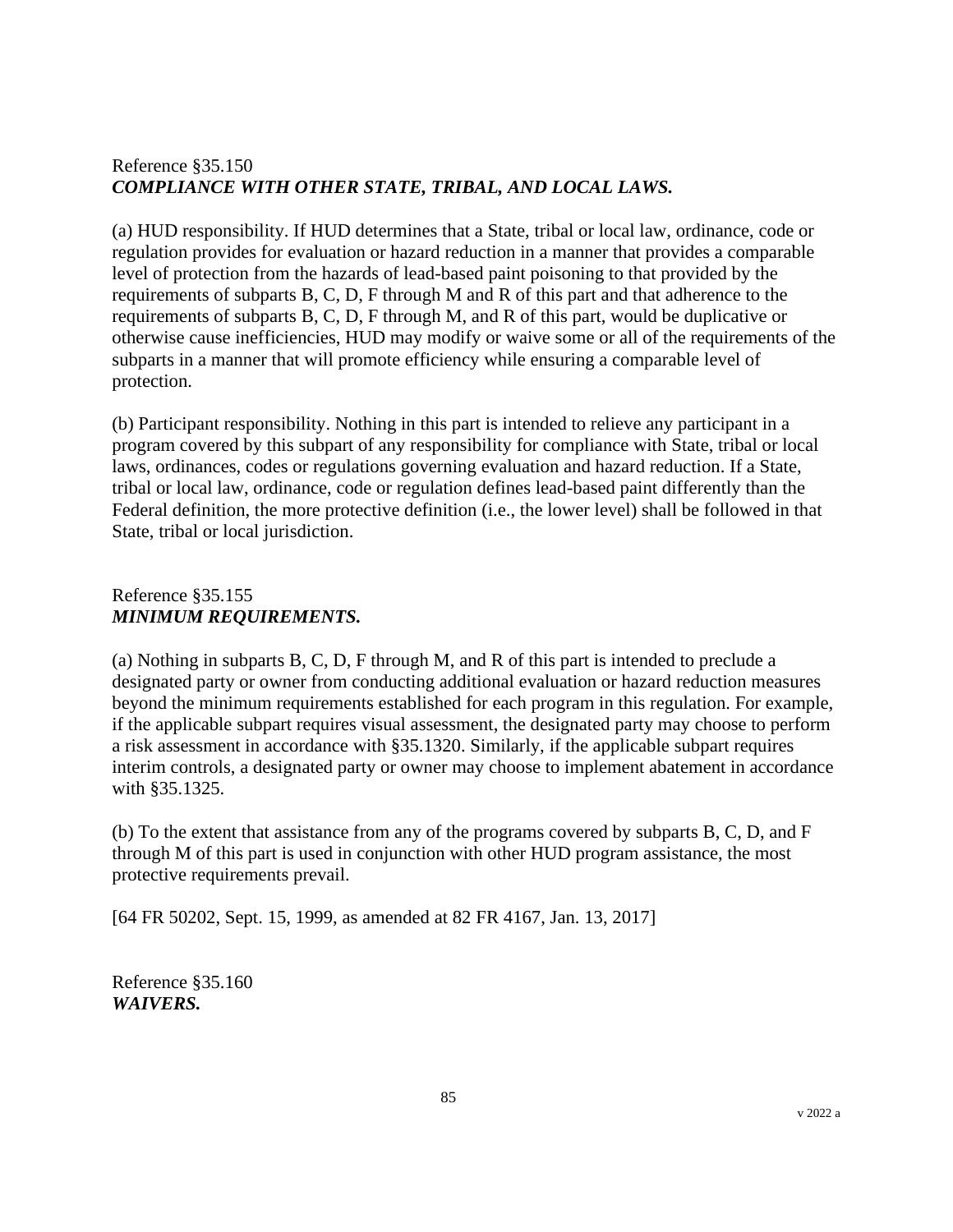Reference §35.150
***COMPLIANCE WITH OTHER STATE, TRIBAL, AND LOCAL LAWS.***

(a) HUD responsibility. If HUD determines that a State, tribal or local law, ordinance, code or regulation provides for evaluation or hazard reduction in a manner that provides a comparable level of protection from the hazards of lead-based paint poisoning to that provided by the requirements of subparts B, C, D, F through M and R of this part and that adherence to the requirements of subparts B, C, D, F through M, and R of this part, would be duplicative or otherwise cause inefficiencies, HUD may modify or waive some or all of the requirements of the subparts in a manner that will promote efficiency while ensuring a comparable level of protection.

(b) Participant responsibility. Nothing in this part is intended to relieve any participant in a program covered by this subpart of any responsibility for compliance with State, tribal or local laws, ordinances, codes or regulations governing evaluation and hazard reduction. If a State, tribal or local law, ordinance, code or regulation defines lead-based paint differently than the Federal definition, the more protective definition (i.e., the lower level) shall be followed in that State, tribal or local jurisdiction.

Reference §35.155
***MINIMUM REQUIREMENTS.***

(a) Nothing in subparts B, C, D, F through M, and R of this part is intended to preclude a designated party or owner from conducting additional evaluation or hazard reduction measures beyond the minimum requirements established for each program in this regulation. For example, if the applicable subpart requires visual assessment, the designated party may choose to perform a risk assessment in accordance with §35.1320. Similarly, if the applicable subpart requires interim controls, a designated party or owner may choose to implement abatement in accordance with §35.1325.

(b) To the extent that assistance from any of the programs covered by subparts B, C, D, and F through M of this part is used in conjunction with other HUD program assistance, the most protective requirements prevail.

[64 FR 50202, Sept. 15, 1999, as amended at 82 FR 4167, Jan. 13, 2017]

Reference §35.160
***WAIVERS.***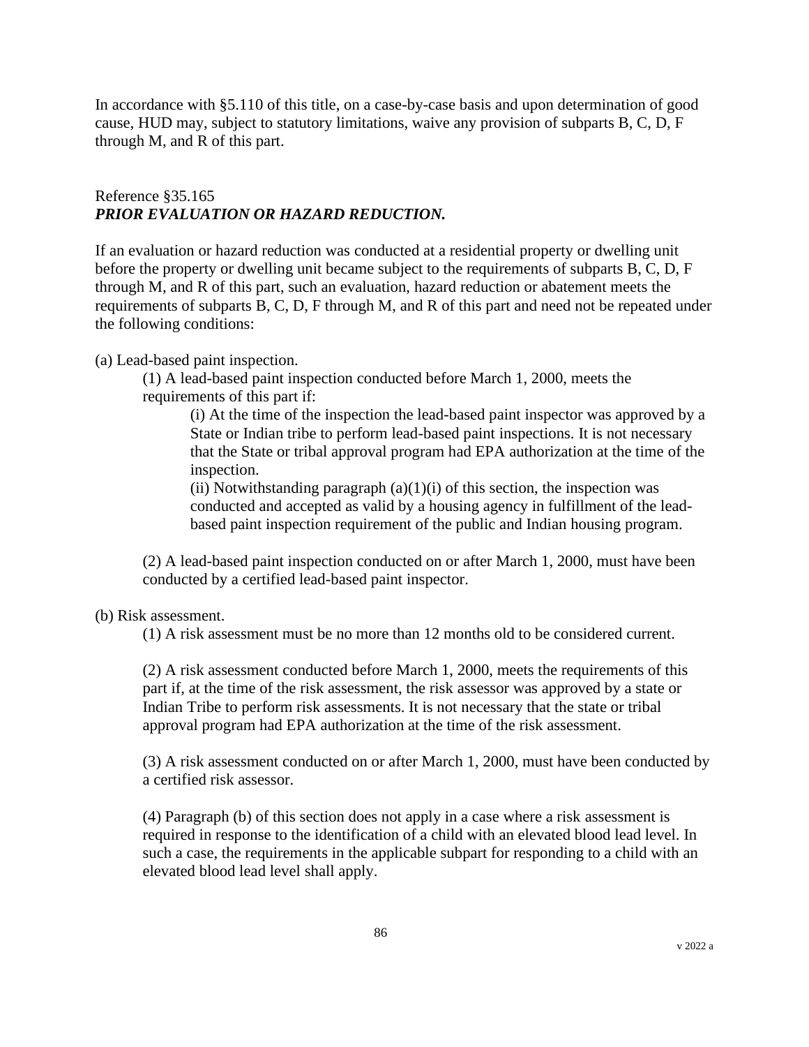In accordance with §5.110 of this title, on a case-by-case basis and upon determination of good cause, HUD may, subject to statutory limitations, waive any provision of subparts B, C, D, F through M, and R of this part.

Reference §35.165
***PRIOR EVALUATION OR HAZARD REDUCTION.***

If an evaluation or hazard reduction was conducted at a residential property or dwelling unit before the property or dwelling unit became subject to the requirements of subparts B, C, D, F through M, and R of this part, such an evaluation, hazard reduction or abatement meets the requirements of subparts B, C, D, F through M, and R of this part and need not be repeated under the following conditions:

(a) Lead-based paint inspection.

(1) A lead-based paint inspection conducted before March 1, 2000, meets the requirements of this part if:

(i) At the time of the inspection the lead-based paint inspector was approved by a State or Indian tribe to perform lead-based paint inspections. It is not necessary that the State or tribal approval program had EPA authorization at the time of the inspection.

(ii) Notwithstanding paragraph (a)(1)(i) of this section, the inspection was conducted and accepted as valid by a housing agency in fulfillment of the lead-based paint inspection requirement of the public and Indian housing program.

(2) A lead-based paint inspection conducted on or after March 1, 2000, must have been conducted by a certified lead-based paint inspector.

(b) Risk assessment.

(1) A risk assessment must be no more than 12 months old to be considered current.

(2) A risk assessment conducted before March 1, 2000, meets the requirements of this part if, at the time of the risk assessment, the risk assessor was approved by a state or Indian Tribe to perform risk assessments. It is not necessary that the state or tribal approval program had EPA authorization at the time of the risk assessment.

(3) A risk assessment conducted on or after March 1, 2000, must have been conducted by a certified risk assessor.

(4) Paragraph (b) of this section does not apply in a case where a risk assessment is required in response to the identification of a child with an elevated blood lead level. In such a case, the requirements in the applicable subpart for responding to a child with an elevated blood lead level shall apply.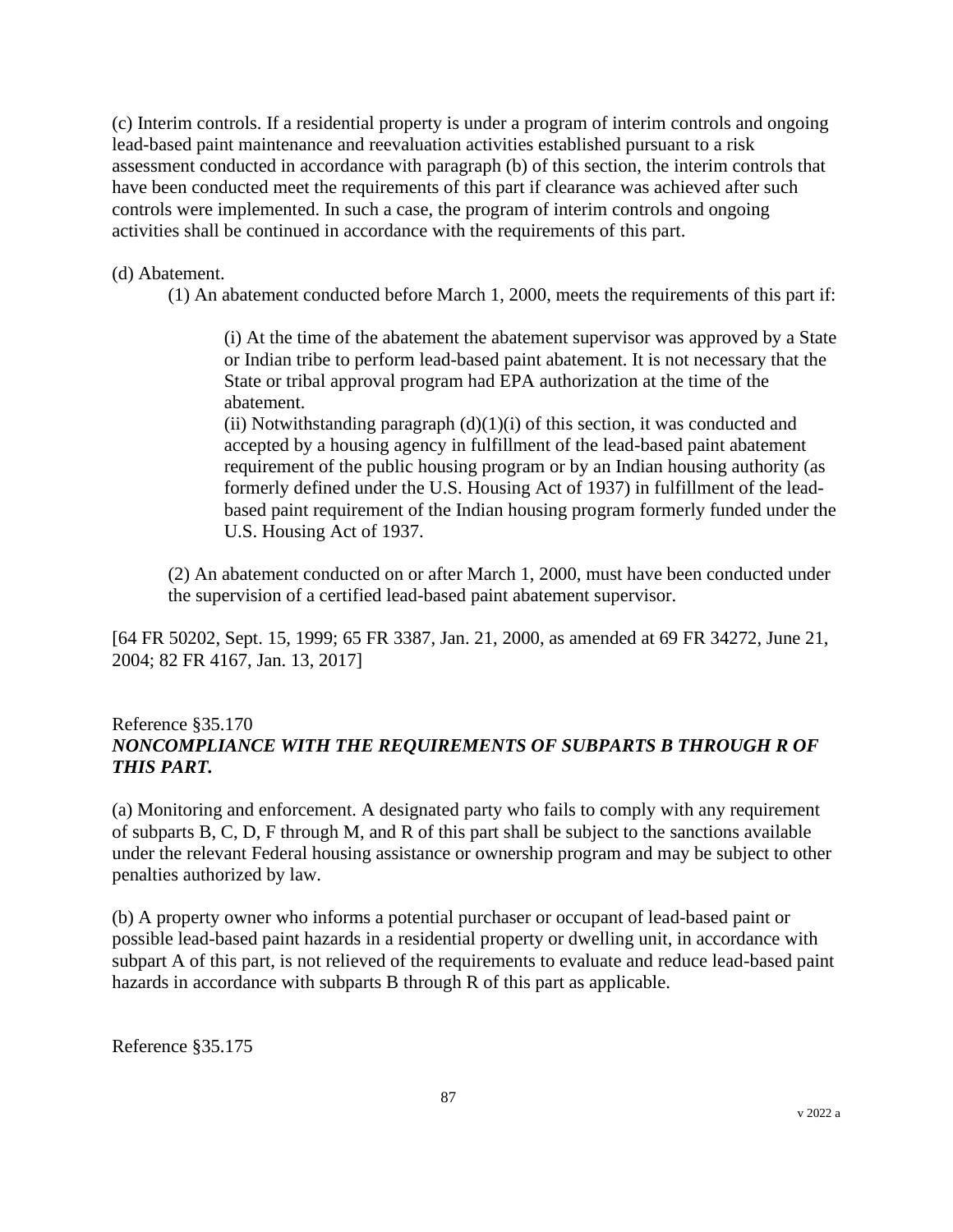(c) Interim controls. If a residential property is under a program of interim controls and ongoing lead-based paint maintenance and reevaluation activities established pursuant to a risk assessment conducted in accordance with paragraph (b) of this section, the interim controls that have been conducted meet the requirements of this part if clearance was achieved after such controls were implemented. In such a case, the program of interim controls and ongoing activities shall be continued in accordance with the requirements of this part.

(d) Abatement.

(1) An abatement conducted before March 1, 2000, meets the requirements of this part if:

(i) At the time of the abatement the abatement supervisor was approved by a State or Indian tribe to perform lead-based paint abatement. It is not necessary that the State or tribal approval program had EPA authorization at the time of the abatement.
(ii) Notwithstanding paragraph (d)(1)(i) of this section, it was conducted and accepted by a housing agency in fulfillment of the lead-based paint abatement requirement of the public housing program or by an Indian housing authority (as formerly defined under the U.S. Housing Act of 1937) in fulfillment of the lead-based paint requirement of the Indian housing program formerly funded under the U.S. Housing Act of 1937.

(2) An abatement conducted on or after March 1, 2000, must have been conducted under the supervision of a certified lead-based paint abatement supervisor.

[64 FR 50202, Sept. 15, 1999; 65 FR 3387, Jan. 21, 2000, as amended at 69 FR 34272, June 21, 2004; 82 FR 4167, Jan. 13, 2017]

Reference §35.170
***NONCOMPLIANCE WITH THE REQUIREMENTS OF SUBPARTS B THROUGH R OF THIS PART.***

(a) Monitoring and enforcement. A designated party who fails to comply with any requirement of subparts B, C, D, F through M, and R of this part shall be subject to the sanctions available under the relevant Federal housing assistance or ownership program and may be subject to other penalties authorized by law.

(b) A property owner who informs a potential purchaser or occupant of lead-based paint or possible lead-based paint hazards in a residential property or dwelling unit, in accordance with subpart A of this part, is not relieved of the requirements to evaluate and reduce lead-based paint hazards in accordance with subparts B through R of this part as applicable.

Reference §35.175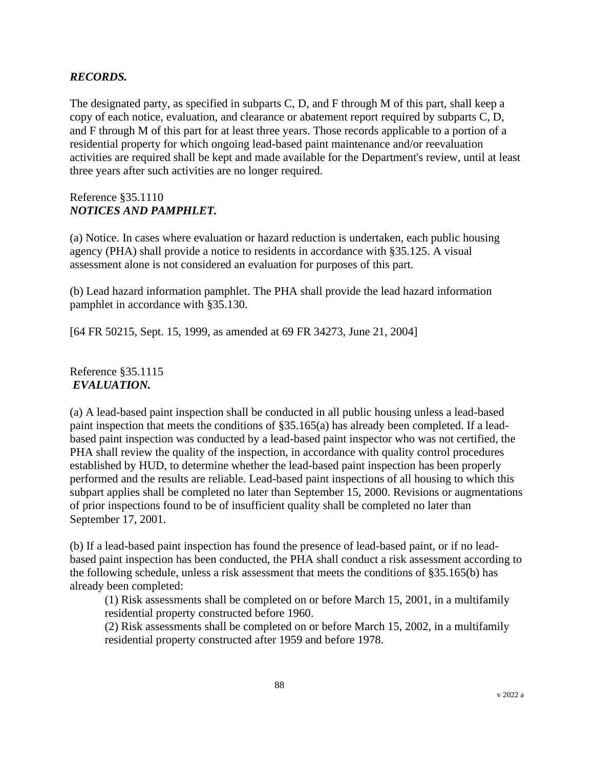***RECORDS.***

The designated party, as specified in subparts C, D, and F through M of this part, shall keep a copy of each notice, evaluation, and clearance or abatement report required by subparts C, D, and F through M of this part for at least three years. Those records applicable to a portion of a residential property for which ongoing lead-based paint maintenance and/or reevaluation activities are required shall be kept and made available for the Department's review, until at least three years after such activities are no longer required.

Reference §35.1110
***NOTICES AND PAMPHLET.***

(a) Notice. In cases where evaluation or hazard reduction is undertaken, each public housing agency (PHA) shall provide a notice to residents in accordance with §35.125. A visual assessment alone is not considered an evaluation for purposes of this part.

(b) Lead hazard information pamphlet. The PHA shall provide the lead hazard information pamphlet in accordance with §35.130.

[64 FR 50215, Sept. 15, 1999, as amended at 69 FR 34273, June 21, 2004]

Reference §35.1115
***EVALUATION.***

(a) A lead-based paint inspection shall be conducted in all public housing unless a lead-based paint inspection that meets the conditions of §35.165(a) has already been completed. If a lead-based paint inspection was conducted by a lead-based paint inspector who was not certified, the PHA shall review the quality of the inspection, in accordance with quality control procedures established by HUD, to determine whether the lead-based paint inspection has been properly performed and the results are reliable. Lead-based paint inspections of all housing to which this subpart applies shall be completed no later than September 15, 2000. Revisions or augmentations of prior inspections found to be of insufficient quality shall be completed no later than September 17, 2001.

(b) If a lead-based paint inspection has found the presence of lead-based paint, or if no lead-based paint inspection has been conducted, the PHA shall conduct a risk assessment according to the following schedule, unless a risk assessment that meets the conditions of §35.165(b) has already been completed:

(1) Risk assessments shall be completed on or before March 15, 2001, in a multifamily residential property constructed before 1960.

(2) Risk assessments shall be completed on or before March 15, 2002, in a multifamily residential property constructed after 1959 and before 1978.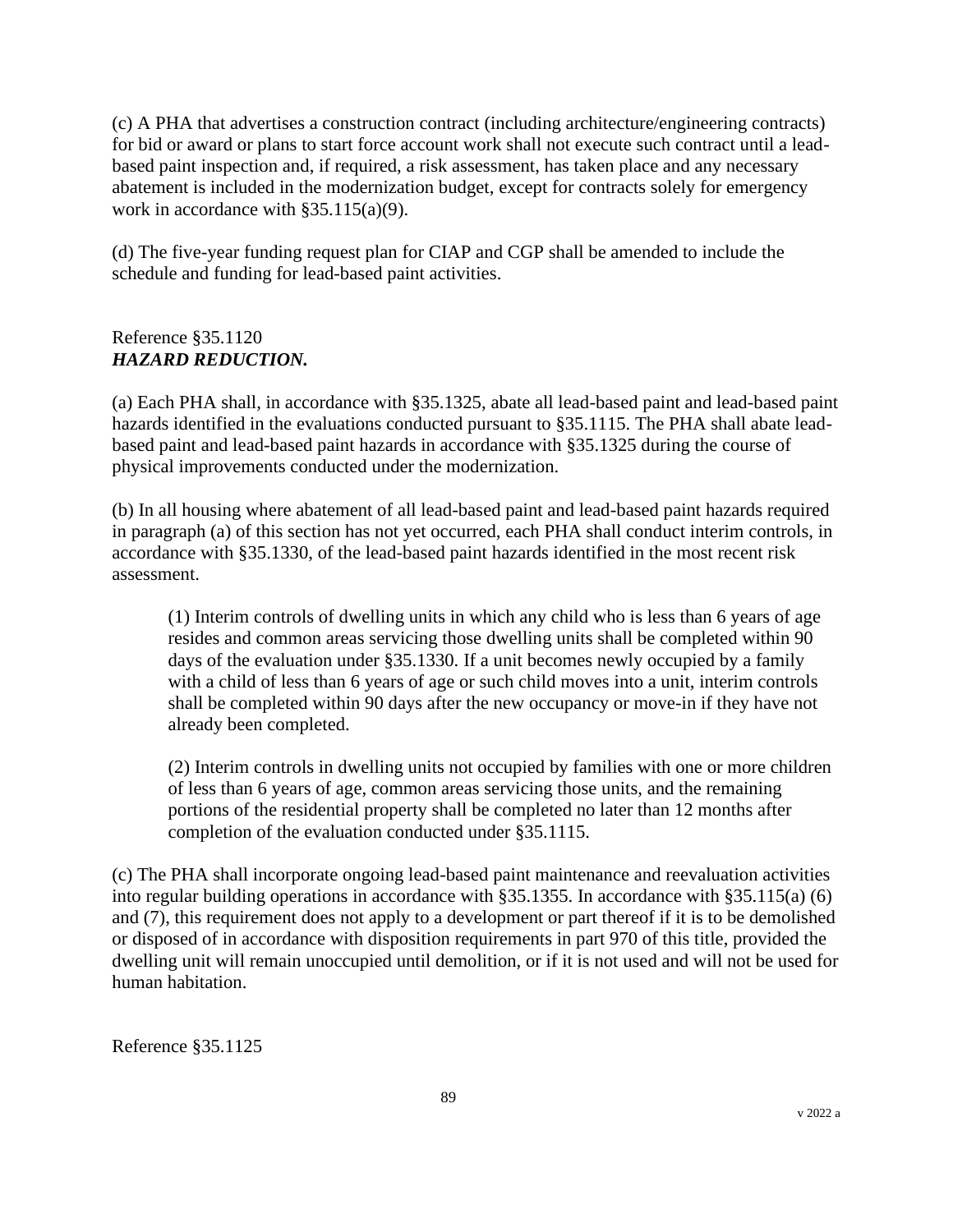(c) A PHA that advertises a construction contract (including architecture/engineering contracts) for bid or award or plans to start force account work shall not execute such contract until a lead-based paint inspection and, if required, a risk assessment, has taken place and any necessary abatement is included in the modernization budget, except for contracts solely for emergency work in accordance with §35.115(a)(9).

(d) The five-year funding request plan for CIAP and CGP shall be amended to include the schedule and funding for lead-based paint activities.

Reference §35.1120
***HAZARD REDUCTION.***

(a) Each PHA shall, in accordance with §35.1325, abate all lead-based paint and lead-based paint hazards identified in the evaluations conducted pursuant to §35.1115. The PHA shall abate lead-based paint and lead-based paint hazards in accordance with §35.1325 during the course of physical improvements conducted under the modernization.

(b) In all housing where abatement of all lead-based paint and lead-based paint hazards required in paragraph (a) of this section has not yet occurred, each PHA shall conduct interim controls, in accordance with §35.1330, of the lead-based paint hazards identified in the most recent risk assessment.

> (1) Interim controls of dwelling units in which any child who is less than 6 years of age resides and common areas servicing those dwelling units shall be completed within 90 days of the evaluation under §35.1330. If a unit becomes newly occupied by a family with a child of less than 6 years of age or such child moves into a unit, interim controls shall be completed within 90 days after the new occupancy or move-in if they have not already been completed.
>
> (2) Interim controls in dwelling units not occupied by families with one or more children of less than 6 years of age, common areas servicing those units, and the remaining portions of the residential property shall be completed no later than 12 months after completion of the evaluation conducted under §35.1115.

(c) The PHA shall incorporate ongoing lead-based paint maintenance and reevaluation activities into regular building operations in accordance with §35.1355. In accordance with §35.115(a) (6) and (7), this requirement does not apply to a development or part thereof if it is to be demolished or disposed of in accordance with disposition requirements in part 970 of this title, provided the dwelling unit will remain unoccupied until demolition, or if it is not used and will not be used for human habitation.

Reference §35.1125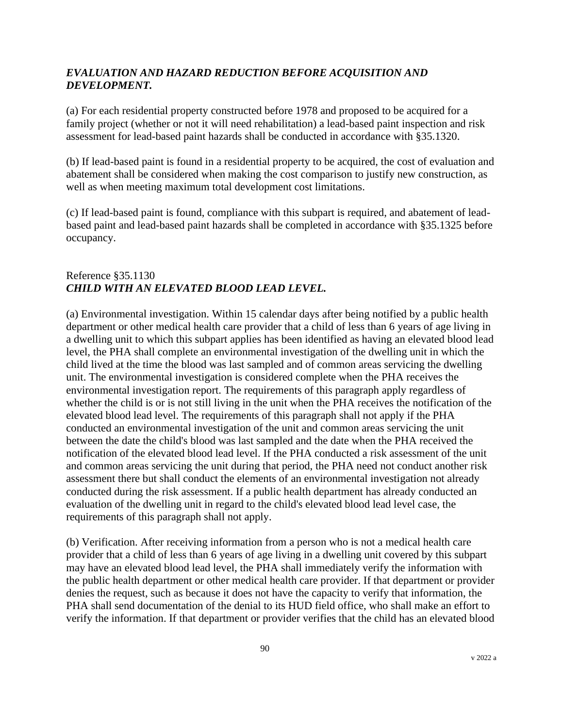***EVALUATION AND HAZARD REDUCTION BEFORE ACQUISITION AND DEVELOPMENT.***

(a) For each residential property constructed before 1978 and proposed to be acquired for a family project (whether or not it will need rehabilitation) a lead-based paint inspection and risk assessment for lead-based paint hazards shall be conducted in accordance with §35.1320.

(b) If lead-based paint is found in a residential property to be acquired, the cost of evaluation and abatement shall be considered when making the cost comparison to justify new construction, as well as when meeting maximum total development cost limitations.

(c) If lead-based paint is found, compliance with this subpart is required, and abatement of lead-based paint and lead-based paint hazards shall be completed in accordance with §35.1325 before occupancy.

Reference §35.1130
***CHILD WITH AN ELEVATED BLOOD LEAD LEVEL.***

(a) Environmental investigation. Within 15 calendar days after being notified by a public health department or other medical health care provider that a child of less than 6 years of age living in a dwelling unit to which this subpart applies has been identified as having an elevated blood lead level, the PHA shall complete an environmental investigation of the dwelling unit in which the child lived at the time the blood was last sampled and of common areas servicing the dwelling unit. The environmental investigation is considered complete when the PHA receives the environmental investigation report. The requirements of this paragraph apply regardless of whether the child is or is not still living in the unit when the PHA receives the notification of the elevated blood lead level. The requirements of this paragraph shall not apply if the PHA conducted an environmental investigation of the unit and common areas servicing the unit between the date the child's blood was last sampled and the date when the PHA received the notification of the elevated blood lead level. If the PHA conducted a risk assessment of the unit and common areas servicing the unit during that period, the PHA need not conduct another risk assessment there but shall conduct the elements of an environmental investigation not already conducted during the risk assessment. If a public health department has already conducted an evaluation of the dwelling unit in regard to the child's elevated blood lead level case, the requirements of this paragraph shall not apply.

(b) Verification. After receiving information from a person who is not a medical health care provider that a child of less than 6 years of age living in a dwelling unit covered by this subpart may have an elevated blood lead level, the PHA shall immediately verify the information with the public health department or other medical health care provider. If that department or provider denies the request, such as because it does not have the capacity to verify that information, the PHA shall send documentation of the denial to its HUD field office, who shall make an effort to verify the information. If that department or provider verifies that the child has an elevated blood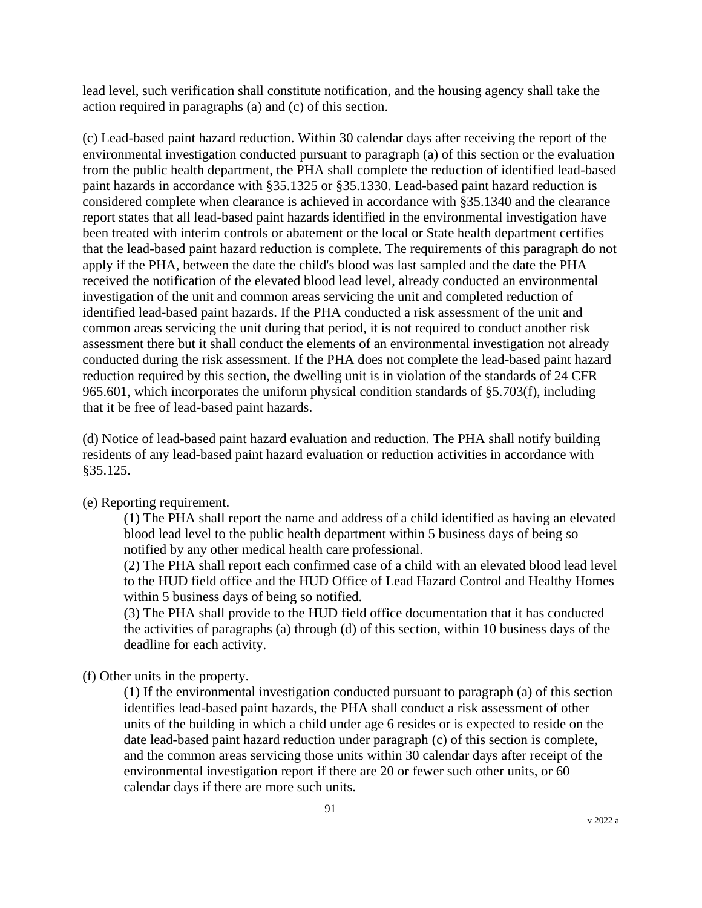lead level, such verification shall constitute notification, and the housing agency shall take the action required in paragraphs (a) and (c) of this section.

(c) Lead-based paint hazard reduction. Within 30 calendar days after receiving the report of the environmental investigation conducted pursuant to paragraph (a) of this section or the evaluation from the public health department, the PHA shall complete the reduction of identified lead-based paint hazards in accordance with §35.1325 or §35.1330. Lead-based paint hazard reduction is considered complete when clearance is achieved in accordance with §35.1340 and the clearance report states that all lead-based paint hazards identified in the environmental investigation have been treated with interim controls or abatement or the local or State health department certifies that the lead-based paint hazard reduction is complete. The requirements of this paragraph do not apply if the PHA, between the date the child's blood was last sampled and the date the PHA received the notification of the elevated blood lead level, already conducted an environmental investigation of the unit and common areas servicing the unit and completed reduction of identified lead-based paint hazards. If the PHA conducted a risk assessment of the unit and common areas servicing the unit during that period, it is not required to conduct another risk assessment there but it shall conduct the elements of an environmental investigation not already conducted during the risk assessment. If the PHA does not complete the lead-based paint hazard reduction required by this section, the dwelling unit is in violation of the standards of 24 CFR 965.601, which incorporates the uniform physical condition standards of §5.703(f), including that it be free of lead-based paint hazards.

(d) Notice of lead-based paint hazard evaluation and reduction. The PHA shall notify building residents of any lead-based paint hazard evaluation or reduction activities in accordance with §35.125.

(e) Reporting requirement.

(1) The PHA shall report the name and address of a child identified as having an elevated blood lead level to the public health department within 5 business days of being so notified by any other medical health care professional.

(2) The PHA shall report each confirmed case of a child with an elevated blood lead level to the HUD field office and the HUD Office of Lead Hazard Control and Healthy Homes within 5 business days of being so notified.

(3) The PHA shall provide to the HUD field office documentation that it has conducted the activities of paragraphs (a) through (d) of this section, within 10 business days of the deadline for each activity.

(f) Other units in the property.

(1) If the environmental investigation conducted pursuant to paragraph (a) of this section identifies lead-based paint hazards, the PHA shall conduct a risk assessment of other units of the building in which a child under age 6 resides or is expected to reside on the date lead-based paint hazard reduction under paragraph (c) of this section is complete, and the common areas servicing those units within 30 calendar days after receipt of the environmental investigation report if there are 20 or fewer such other units, or 60 calendar days if there are more such units.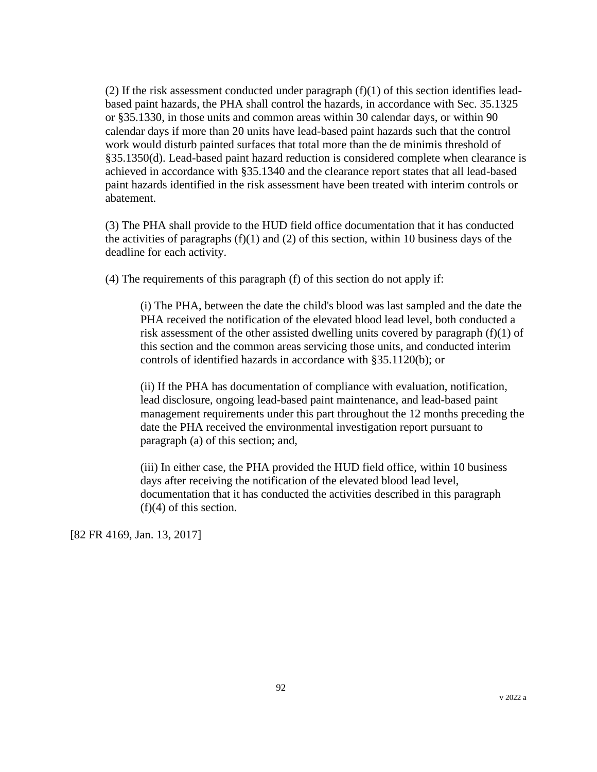(2) If the risk assessment conducted under paragraph (f)(1) of this section identifies lead-based paint hazards, the PHA shall control the hazards, in accordance with Sec. 35.1325 or §35.1330, in those units and common areas within 30 calendar days, or within 90 calendar days if more than 20 units have lead-based paint hazards such that the control work would disturb painted surfaces that total more than the de minimis threshold of §35.1350(d). Lead-based paint hazard reduction is considered complete when clearance is achieved in accordance with §35.1340 and the clearance report states that all lead-based paint hazards identified in the risk assessment have been treated with interim controls or abatement.

(3) The PHA shall provide to the HUD field office documentation that it has conducted the activities of paragraphs (f)(1) and (2) of this section, within 10 business days of the deadline for each activity.

(4) The requirements of this paragraph (f) of this section do not apply if:

> (i) The PHA, between the date the child's blood was last sampled and the date the PHA received the notification of the elevated blood lead level, both conducted a risk assessment of the other assisted dwelling units covered by paragraph (f)(1) of this section and the common areas servicing those units, and conducted interim controls of identified hazards in accordance with §35.1120(b); or
>
> (ii) If the PHA has documentation of compliance with evaluation, notification, lead disclosure, ongoing lead-based paint maintenance, and lead-based paint management requirements under this part throughout the 12 months preceding the date the PHA received the environmental investigation report pursuant to paragraph (a) of this section; and,
>
> (iii) In either case, the PHA provided the HUD field office, within 10 business days after receiving the notification of the elevated blood lead level, documentation that it has conducted the activities described in this paragraph (f)(4) of this section.

[82 FR 4169, Jan. 13, 2017]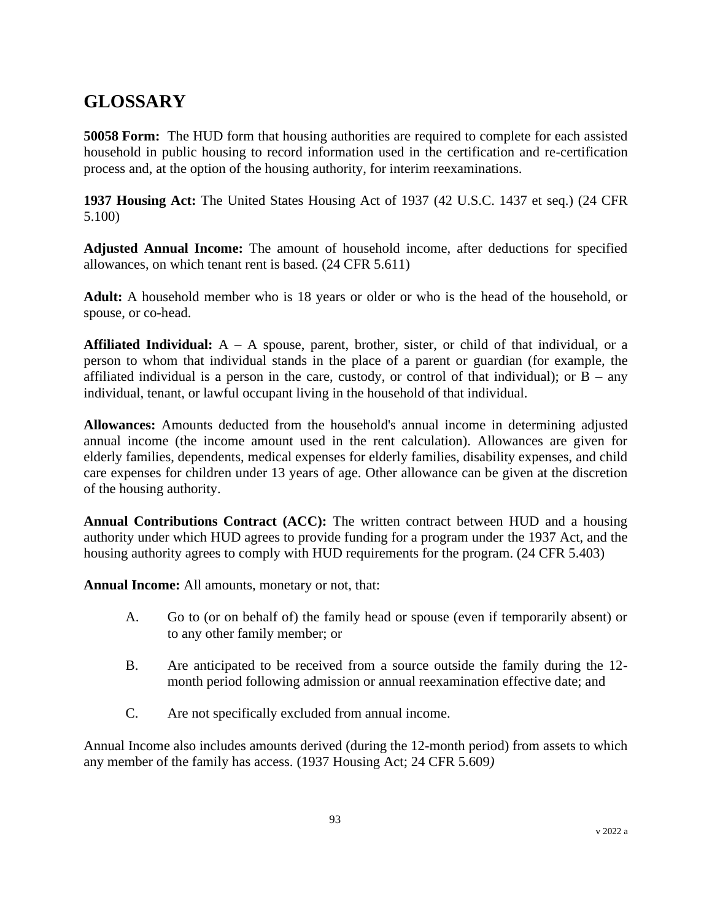# GLOSSARY

**50058 Form:** The HUD form that housing authorities are required to complete for each assisted household in public housing to record information used in the certification and re-certification process and, at the option of the housing authority, for interim reexaminations.

**1937 Housing Act:** The United States Housing Act of 1937 (42 U.S.C. 1437 et seq.) (24 CFR 5.100)

**Adjusted Annual Income:** The amount of household income, after deductions for specified allowances, on which tenant rent is based. (24 CFR 5.611)

**Adult:** A household member who is 18 years or older or who is the head of the household, or spouse, or co-head.

**Affiliated Individual:** A – A spouse, parent, brother, sister, or child of that individual, or a person to whom that individual stands in the place of a parent or guardian (for example, the affiliated individual is a person in the care, custody, or control of that individual); or B – any individual, tenant, or lawful occupant living in the household of that individual.

**Allowances:** Amounts deducted from the household's annual income in determining adjusted annual income (the income amount used in the rent calculation). Allowances are given for elderly families, dependents, medical expenses for elderly families, disability expenses, and child care expenses for children under 13 years of age. Other allowance can be given at the discretion of the housing authority.

**Annual Contributions Contract (ACC):** The written contract between HUD and a housing authority under which HUD agrees to provide funding for a program under the 1937 Act, and the housing authority agrees to comply with HUD requirements for the program. (24 CFR 5.403)

**Annual Income:** All amounts, monetary or not, that:

A. Go to (or on behalf of) the family head or spouse (even if temporarily absent) or to any other family member; or

B. Are anticipated to be received from a source outside the family during the 12-month period following admission or annual reexamination effective date; and

C. Are not specifically excluded from annual income.

Annual Income also includes amounts derived (during the 12-month period) from assets to which any member of the family has access. (1937 Housing Act; 24 CFR 5.609*)*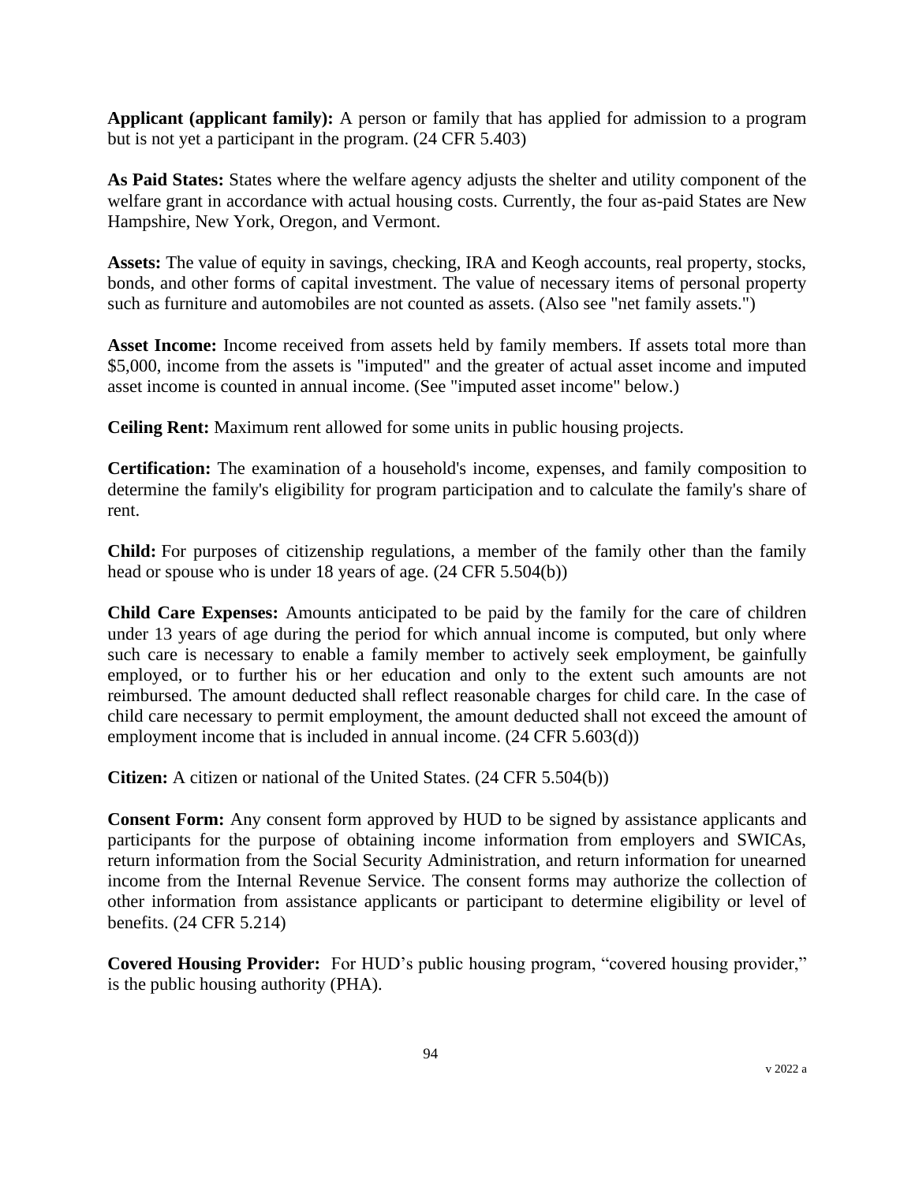**Applicant (applicant family):** A person or family that has applied for admission to a program but is not yet a participant in the program. (24 CFR 5.403)

**As Paid States:** States where the welfare agency adjusts the shelter and utility component of the welfare grant in accordance with actual housing costs. Currently, the four as-paid States are New Hampshire, New York, Oregon, and Vermont.

**Assets:** The value of equity in savings, checking, IRA and Keogh accounts, real property, stocks, bonds, and other forms of capital investment. The value of necessary items of personal property such as furniture and automobiles are not counted as assets. (Also see "net family assets.")

**Asset Income:** Income received from assets held by family members. If assets total more than $5,000, income from the assets is "imputed" and the greater of actual asset income and imputed asset income is counted in annual income. (See "imputed asset income" below.)

**Ceiling Rent:** Maximum rent allowed for some units in public housing projects.

**Certification:** The examination of a household's income, expenses, and family composition to determine the family's eligibility for program participation and to calculate the family's share of rent.

**Child:** For purposes of citizenship regulations, a member of the family other than the family head or spouse who is under 18 years of age. (24 CFR 5.504(b))

**Child Care Expenses:** Amounts anticipated to be paid by the family for the care of children under 13 years of age during the period for which annual income is computed, but only where such care is necessary to enable a family member to actively seek employment, be gainfully employed, or to further his or her education and only to the extent such amounts are not reimbursed. The amount deducted shall reflect reasonable charges for child care. In the case of child care necessary to permit employment, the amount deducted shall not exceed the amount of employment income that is included in annual income. (24 CFR 5.603(d))

**Citizen:** A citizen or national of the United States. (24 CFR 5.504(b))

**Consent Form:** Any consent form approved by HUD to be signed by assistance applicants and participants for the purpose of obtaining income information from employers and SWICAs, return information from the Social Security Administration, and return information for unearned income from the Internal Revenue Service. The consent forms may authorize the collection of other information from assistance applicants or participant to determine eligibility or level of benefits. (24 CFR 5.214)

**Covered Housing Provider:** For HUD's public housing program, "covered housing provider," is the public housing authority (PHA).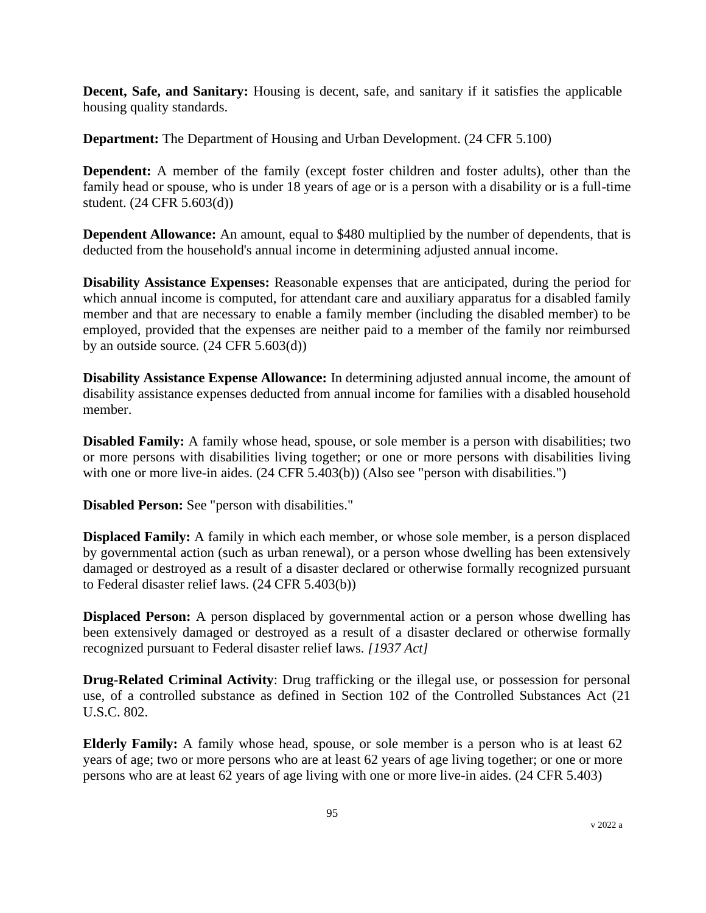**Decent, Safe, and Sanitary:** Housing is decent, safe, and sanitary if it satisfies the applicable housing quality standards.

**Department:** The Department of Housing and Urban Development. (24 CFR 5.100)

**Dependent:** A member of the family (except foster children and foster adults), other than the family head or spouse, who is under 18 years of age or is a person with a disability or is a full-time student. (24 CFR 5.603(d))

**Dependent Allowance:** An amount, equal to $480 multiplied by the number of dependents, that is deducted from the household's annual income in determining adjusted annual income.

**Disability Assistance Expenses:** Reasonable expenses that are anticipated, during the period for which annual income is computed, for attendant care and auxiliary apparatus for a disabled family member and that are necessary to enable a family member (including the disabled member) to be employed, provided that the expenses are neither paid to a member of the family nor reimbursed by an outside source. (24 CFR 5.603(d))

**Disability Assistance Expense Allowance:** In determining adjusted annual income, the amount of disability assistance expenses deducted from annual income for families with a disabled household member.

**Disabled Family:** A family whose head, spouse, or sole member is a person with disabilities; two or more persons with disabilities living together; or one or more persons with disabilities living with one or more live-in aides. (24 CFR 5.403(b)) (Also see "person with disabilities.")

**Disabled Person:** See "person with disabilities."

**Displaced Family:** A family in which each member, or whose sole member, is a person displaced by governmental action (such as urban renewal), or a person whose dwelling has been extensively damaged or destroyed as a result of a disaster declared or otherwise formally recognized pursuant to Federal disaster relief laws. (24 CFR 5.403(b))

**Displaced Person:** A person displaced by governmental action or a person whose dwelling has been extensively damaged or destroyed as a result of a disaster declared or otherwise formally recognized pursuant to Federal disaster relief laws. *[1937 Act]*

**Drug-Related Criminal Activity**: Drug trafficking or the illegal use, or possession for personal use, of a controlled substance as defined in Section 102 of the Controlled Substances Act (21 U.S.C. 802.

**Elderly Family:** A family whose head, spouse, or sole member is a person who is at least 62 years of age; two or more persons who are at least 62 years of age living together; or one or more persons who are at least 62 years of age living with one or more live-in aides. (24 CFR 5.403)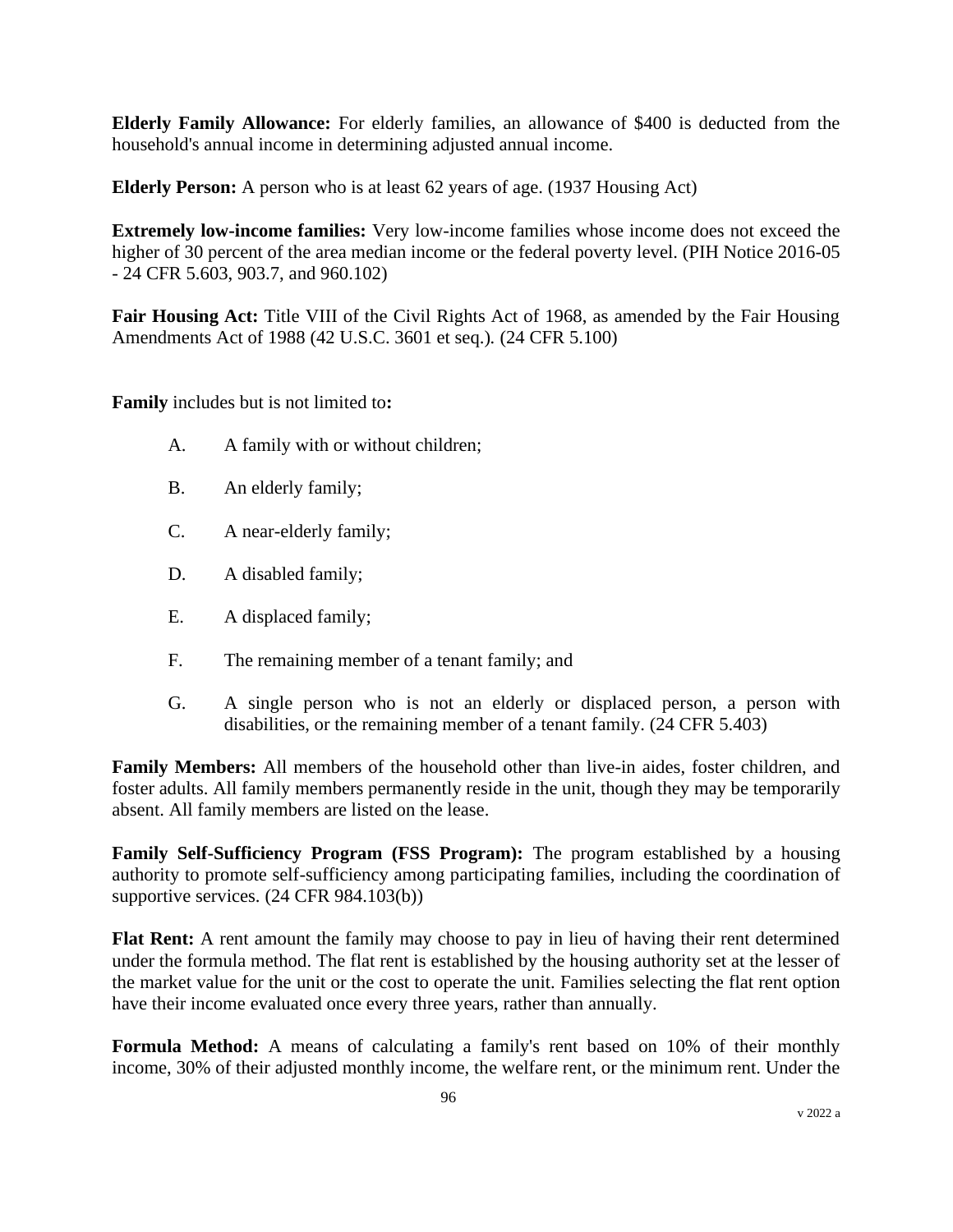**Elderly Family Allowance:** For elderly families, an allowance of $400 is deducted from the household's annual income in determining adjusted annual income.

**Elderly Person:** A person who is at least 62 years of age. (1937 Housing Act)

**Extremely low-income families:** Very low-income families whose income does not exceed the higher of 30 percent of the area median income or the federal poverty level. (PIH Notice 2016-05 - 24 CFR 5.603, 903.7, and 960.102)

**Fair Housing Act:** Title VIII of the Civil Rights Act of 1968, as amended by the Fair Housing Amendments Act of 1988 (42 U.S.C. 3601 et seq.). (24 CFR 5.100)

**Family** includes but is not limited to**:**

A. A family with or without children;

B. An elderly family;

C. A near-elderly family;

D. A disabled family;

E. A displaced family;

F. The remaining member of a tenant family; and

G. A single person who is not an elderly or displaced person, a person with disabilities, or the remaining member of a tenant family. (24 CFR 5.403)

**Family Members:** All members of the household other than live-in aides, foster children, and foster adults. All family members permanently reside in the unit, though they may be temporarily absent. All family members are listed on the lease.

**Family Self-Sufficiency Program (FSS Program):** The program established by a housing authority to promote self-sufficiency among participating families, including the coordination of supportive services. (24 CFR 984.103(b))

**Flat Rent:** A rent amount the family may choose to pay in lieu of having their rent determined under the formula method. The flat rent is established by the housing authority set at the lesser of the market value for the unit or the cost to operate the unit. Families selecting the flat rent option have their income evaluated once every three years, rather than annually.

**Formula Method:** A means of calculating a family's rent based on 10% of their monthly income, 30% of their adjusted monthly income, the welfare rent, or the minimum rent. Under the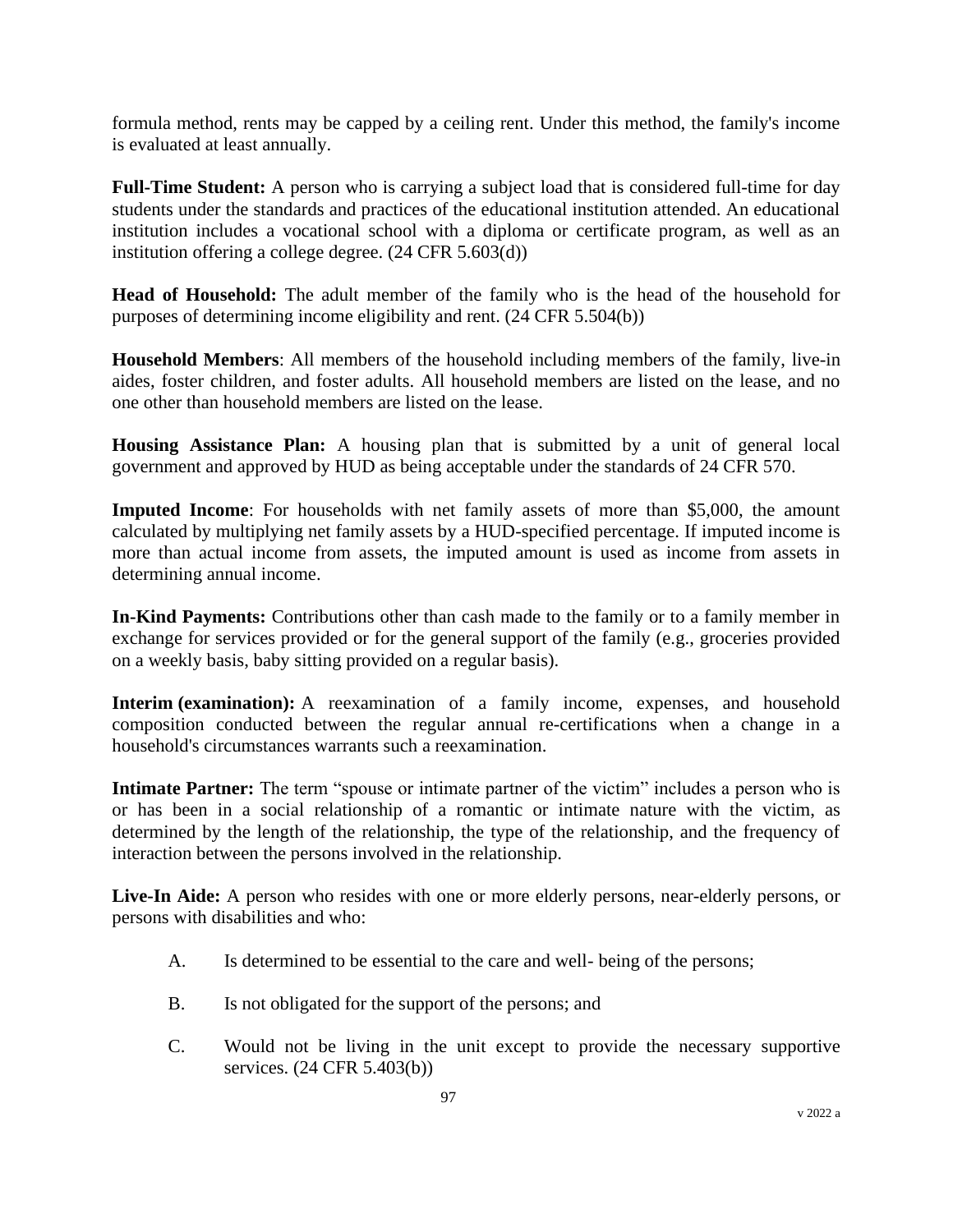formula method, rents may be capped by a ceiling rent. Under this method, the family's income is evaluated at least annually.

**Full-Time Student:** A person who is carrying a subject load that is considered full-time for day students under the standards and practices of the educational institution attended. An educational institution includes a vocational school with a diploma or certificate program, as well as an institution offering a college degree. (24 CFR 5.603(d))

**Head of Household:** The adult member of the family who is the head of the household for purposes of determining income eligibility and rent. (24 CFR 5.504(b))

**Household Members**: All members of the household including members of the family, live-in aides, foster children, and foster adults. All household members are listed on the lease, and no one other than household members are listed on the lease.

**Housing Assistance Plan:** A housing plan that is submitted by a unit of general local government and approved by HUD as being acceptable under the standards of 24 CFR 570.

**Imputed Income**: For households with net family assets of more than $5,000, the amount calculated by multiplying net family assets by a HUD-specified percentage. If imputed income is more than actual income from assets, the imputed amount is used as income from assets in determining annual income.

**In-Kind Payments:** Contributions other than cash made to the family or to a family member in exchange for services provided or for the general support of the family (e.g., groceries provided on a weekly basis, baby sitting provided on a regular basis).

**Interim (examination):** A reexamination of a family income, expenses, and household composition conducted between the regular annual re-certifications when a change in a household's circumstances warrants such a reexamination.

**Intimate Partner:** The term "spouse or intimate partner of the victim" includes a person who is or has been in a social relationship of a romantic or intimate nature with the victim, as determined by the length of the relationship, the type of the relationship, and the frequency of interaction between the persons involved in the relationship.

**Live-In Aide:** A person who resides with one or more elderly persons, near-elderly persons, or persons with disabilities and who:

A. Is determined to be essential to the care and well- being of the persons;

B. Is not obligated for the support of the persons; and

C. Would not be living in the unit except to provide the necessary supportive services. (24 CFR 5.403(b))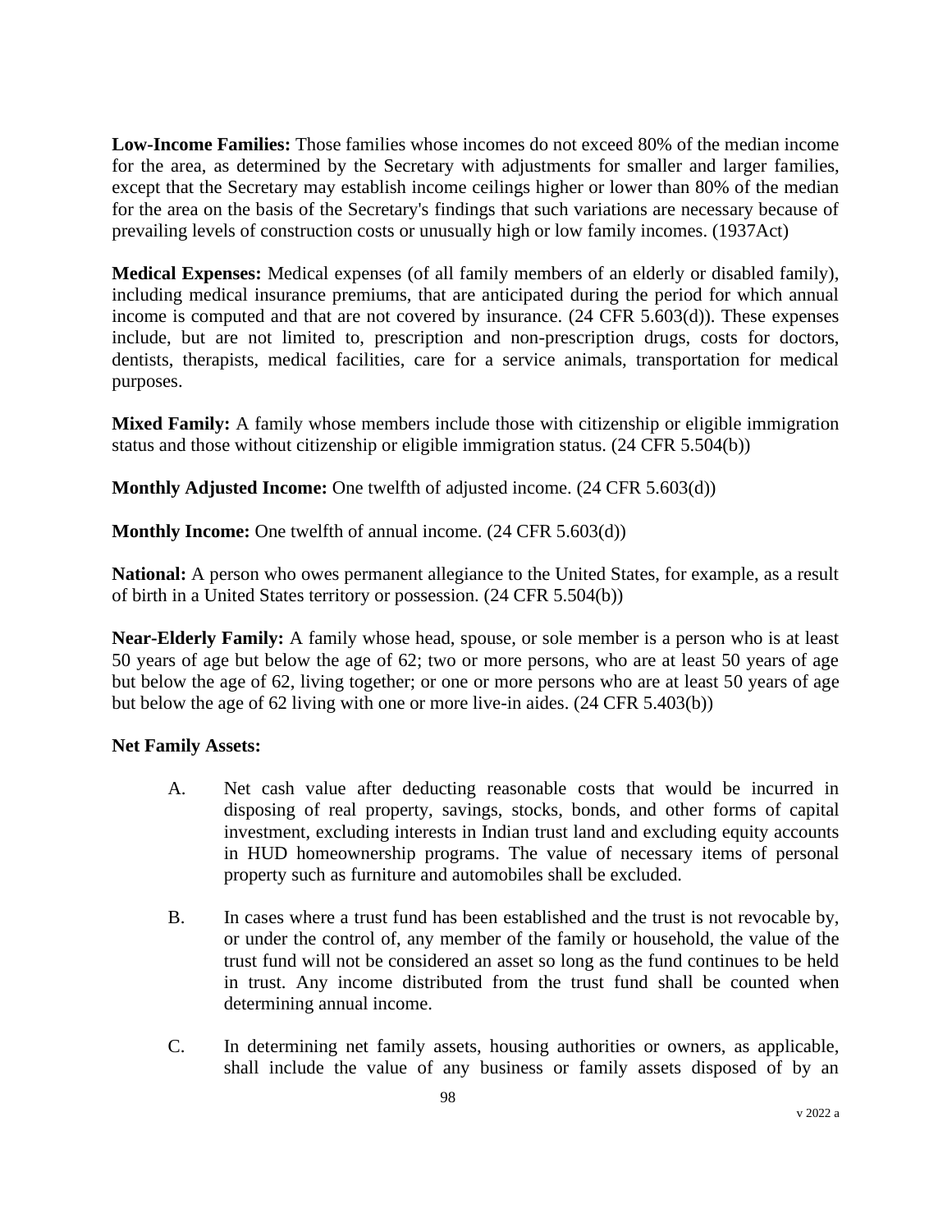**Low-Income Families:** Those families whose incomes do not exceed 80% of the median income for the area, as determined by the Secretary with adjustments for smaller and larger families, except that the Secretary may establish income ceilings higher or lower than 80% of the median for the area on the basis of the Secretary's findings that such variations are necessary because of prevailing levels of construction costs or unusually high or low family incomes. (1937Act)

**Medical Expenses:** Medical expenses (of all family members of an elderly or disabled family), including medical insurance premiums, that are anticipated during the period for which annual income is computed and that are not covered by insurance. (24 CFR 5.603(d)). These expenses include, but are not limited to, prescription and non-prescription drugs, costs for doctors, dentists, therapists, medical facilities, care for a service animals, transportation for medical purposes.

**Mixed Family:** A family whose members include those with citizenship or eligible immigration status and those without citizenship or eligible immigration status. (24 CFR 5.504(b))

**Monthly Adjusted Income:** One twelfth of adjusted income. (24 CFR 5.603(d))

**Monthly Income:** One twelfth of annual income. (24 CFR 5.603(d))

**National:** A person who owes permanent allegiance to the United States, for example, as a result of birth in a United States territory or possession. (24 CFR 5.504(b))

**Near-Elderly Family:** A family whose head, spouse, or sole member is a person who is at least 50 years of age but below the age of 62; two or more persons, who are at least 50 years of age but below the age of 62, living together; or one or more persons who are at least 50 years of age but below the age of 62 living with one or more live-in aides. (24 CFR 5.403(b))

**Net Family Assets:**

A. Net cash value after deducting reasonable costs that would be incurred in disposing of real property, savings, stocks, bonds, and other forms of capital investment, excluding interests in Indian trust land and excluding equity accounts in HUD homeownership programs. The value of necessary items of personal property such as furniture and automobiles shall be excluded.

B. In cases where a trust fund has been established and the trust is not revocable by, or under the control of, any member of the family or household, the value of the trust fund will not be considered an asset so long as the fund continues to be held in trust. Any income distributed from the trust fund shall be counted when determining annual income.

C. In determining net family assets, housing authorities or owners, as applicable, shall include the value of any business or family assets disposed of by an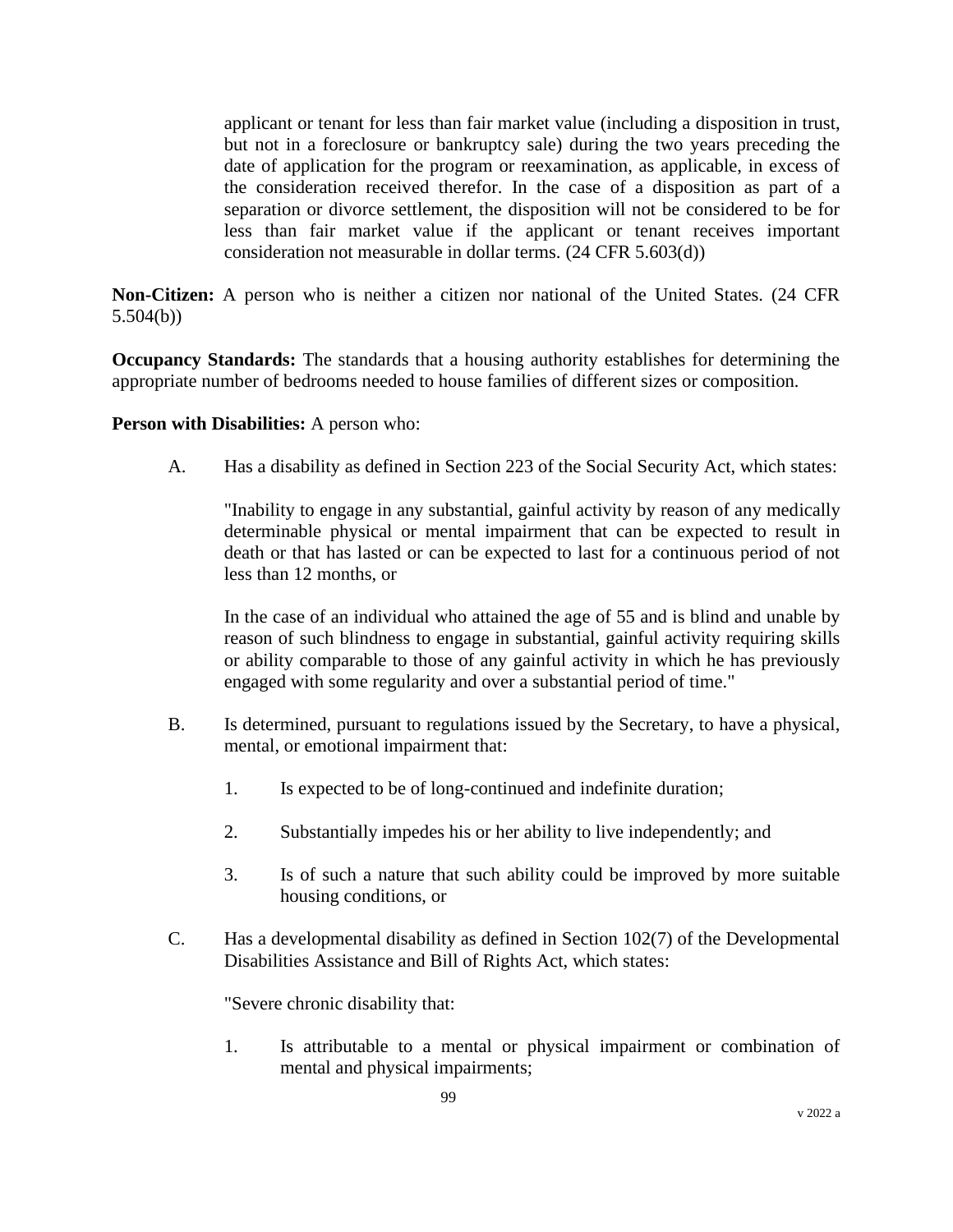applicant or tenant for less than fair market value (including a disposition in trust, but not in a foreclosure or bankruptcy sale) during the two years preceding the date of application for the program or reexamination, as applicable, in excess of the consideration received therefor. In the case of a disposition as part of a separation or divorce settlement, the disposition will not be considered to be for less than fair market value if the applicant or tenant receives important consideration not measurable in dollar terms. (24 CFR 5.603(d))

**Non-Citizen:** A person who is neither a citizen nor national of the United States. (24 CFR 5.504(b))

**Occupancy Standards:** The standards that a housing authority establishes for determining the appropriate number of bedrooms needed to house families of different sizes or composition.

**Person with Disabilities:** A person who:

A. Has a disability as defined in Section 223 of the Social Security Act, which states:

   "Inability to engage in any substantial, gainful activity by reason of any medically determinable physical or mental impairment that can be expected to result in death or that has lasted or can be expected to last for a continuous period of not less than 12 months, or

   In the case of an individual who attained the age of 55 and is blind and unable by reason of such blindness to engage in substantial, gainful activity requiring skills or ability comparable to those of any gainful activity in which he has previously engaged with some regularity and over a substantial period of time."

B. Is determined, pursuant to regulations issued by the Secretary, to have a physical, mental, or emotional impairment that:

   1. Is expected to be of long-continued and indefinite duration;

   2. Substantially impedes his or her ability to live independently; and

   3. Is of such a nature that such ability could be improved by more suitable housing conditions, or

C. Has a developmental disability as defined in Section 102(7) of the Developmental Disabilities Assistance and Bill of Rights Act, which states:

   "Severe chronic disability that:

   1. Is attributable to a mental or physical impairment or combination of mental and physical impairments;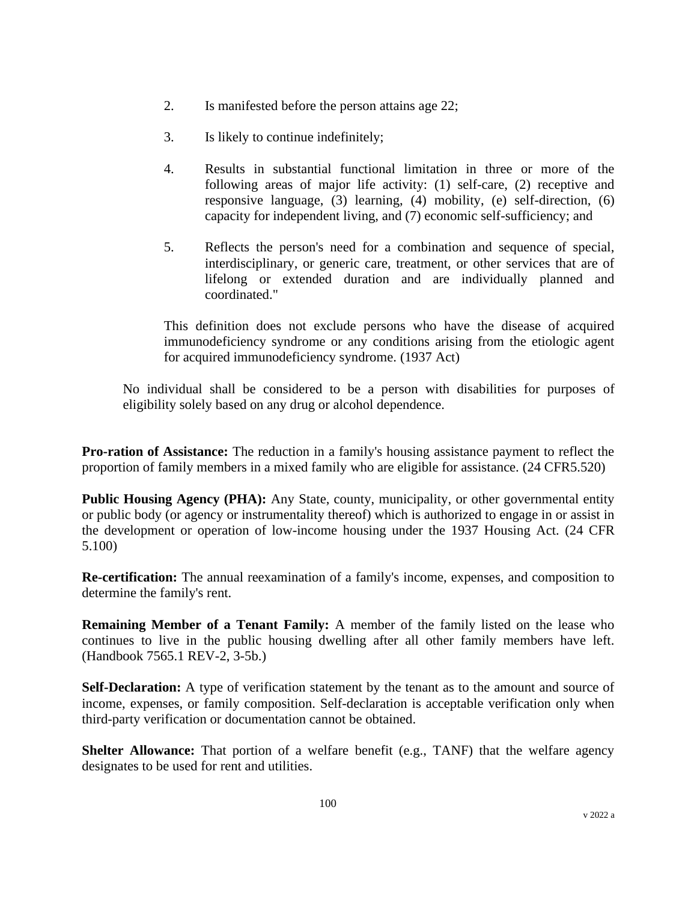2. Is manifested before the person attains age 22;

3. Is likely to continue indefinitely;

4. Results in substantial functional limitation in three or more of the following areas of major life activity: (1) self-care, (2) receptive and responsive language, (3) learning, (4) mobility, (e) self-direction, (6) capacity for independent living, and (7) economic self-sufficiency; and

5. Reflects the person's need for a combination and sequence of special, interdisciplinary, or generic care, treatment, or other services that are of lifelong or extended duration and are individually planned and coordinated."

This definition does not exclude persons who have the disease of acquired immunodeficiency syndrome or any conditions arising from the etiologic agent for acquired immunodeficiency syndrome. (1937 Act)

No individual shall be considered to be a person with disabilities for purposes of eligibility solely based on any drug or alcohol dependence.

**Pro-ration of Assistance:** The reduction in a family's housing assistance payment to reflect the proportion of family members in a mixed family who are eligible for assistance. (24 CFR5.520)

**Public Housing Agency (PHA):** Any State, county, municipality, or other governmental entity or public body (or agency or instrumentality thereof) which is authorized to engage in or assist in the development or operation of low-income housing under the 1937 Housing Act. (24 CFR 5.100)

**Re-certification:** The annual reexamination of a family's income, expenses, and composition to determine the family's rent.

**Remaining Member of a Tenant Family:** A member of the family listed on the lease who continues to live in the public housing dwelling after all other family members have left. (Handbook 7565.1 REV-2, 3-5b.)

**Self-Declaration:** A type of verification statement by the tenant as to the amount and source of income, expenses, or family composition. Self-declaration is acceptable verification only when third-party verification or documentation cannot be obtained.

**Shelter Allowance:** That portion of a welfare benefit (e.g., TANF) that the welfare agency designates to be used for rent and utilities.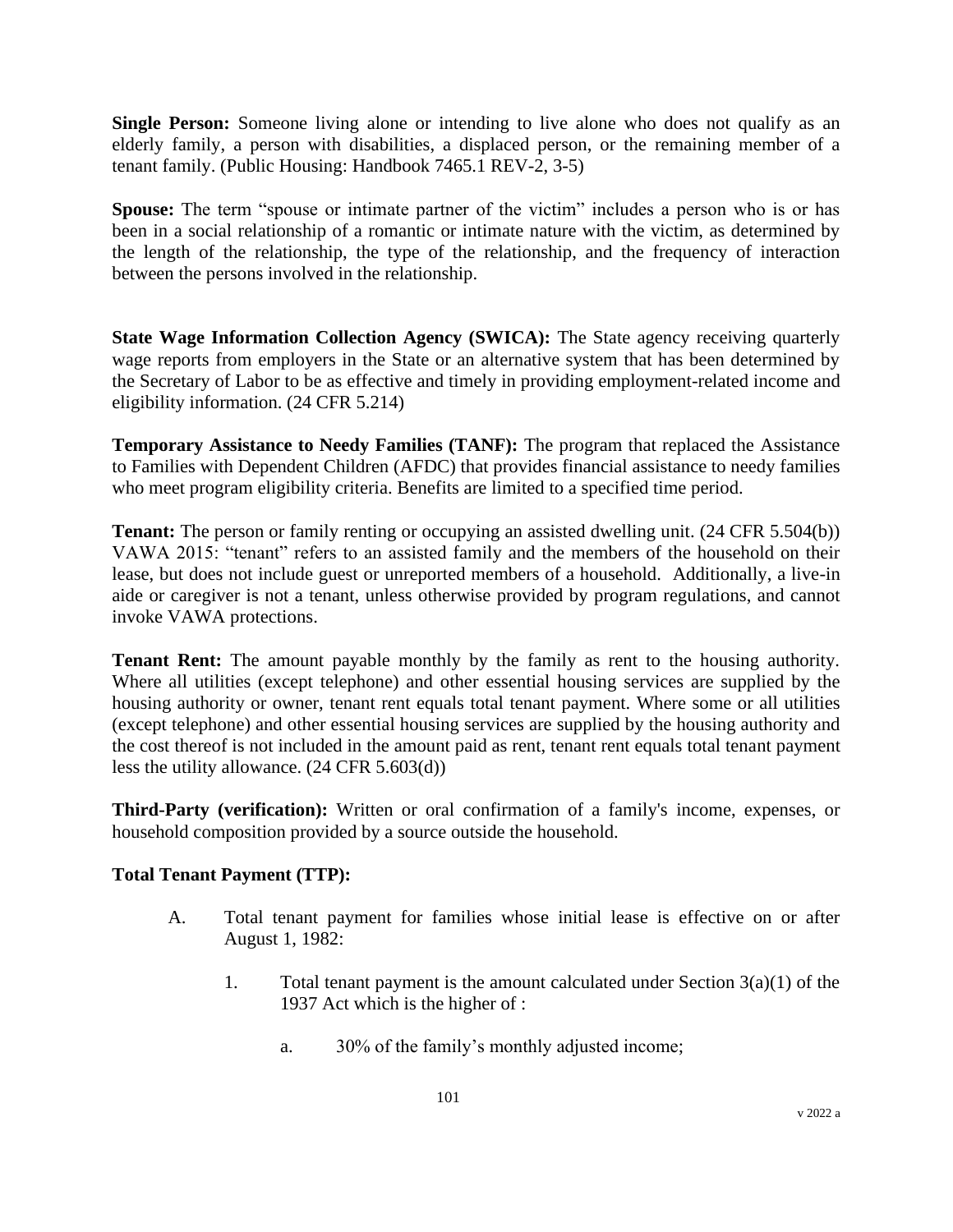**Single Person:** Someone living alone or intending to live alone who does not qualify as an elderly family, a person with disabilities, a displaced person, or the remaining member of a tenant family. (Public Housing: Handbook 7465.1 REV-2, 3-5)

**Spouse:** The term "spouse or intimate partner of the victim" includes a person who is or has been in a social relationship of a romantic or intimate nature with the victim, as determined by the length of the relationship, the type of the relationship, and the frequency of interaction between the persons involved in the relationship.

**State Wage Information Collection Agency (SWICA):** The State agency receiving quarterly wage reports from employers in the State or an alternative system that has been determined by the Secretary of Labor to be as effective and timely in providing employment-related income and eligibility information. (24 CFR 5.214)

**Temporary Assistance to Needy Families (TANF):** The program that replaced the Assistance to Families with Dependent Children (AFDC) that provides financial assistance to needy families who meet program eligibility criteria. Benefits are limited to a specified time period.

**Tenant:** The person or family renting or occupying an assisted dwelling unit. (24 CFR 5.504(b)) VAWA 2015: "tenant" refers to an assisted family and the members of the household on their lease, but does not include guest or unreported members of a household. Additionally, a live-in aide or caregiver is not a tenant, unless otherwise provided by program regulations, and cannot invoke VAWA protections.

**Tenant Rent:** The amount payable monthly by the family as rent to the housing authority. Where all utilities (except telephone) and other essential housing services are supplied by the housing authority or owner, tenant rent equals total tenant payment. Where some or all utilities (except telephone) and other essential housing services are supplied by the housing authority and the cost thereof is not included in the amount paid as rent, tenant rent equals total tenant payment less the utility allowance. (24 CFR 5.603(d))

**Third-Party (verification):** Written or oral confirmation of a family's income, expenses, or household composition provided by a source outside the household.

**Total Tenant Payment (TTP):**

A. Total tenant payment for families whose initial lease is effective on or after August 1, 1982:

   1. Total tenant payment is the amount calculated under Section 3(a)(1) of the 1937 Act which is the higher of :

      a. 30% of the family's monthly adjusted income;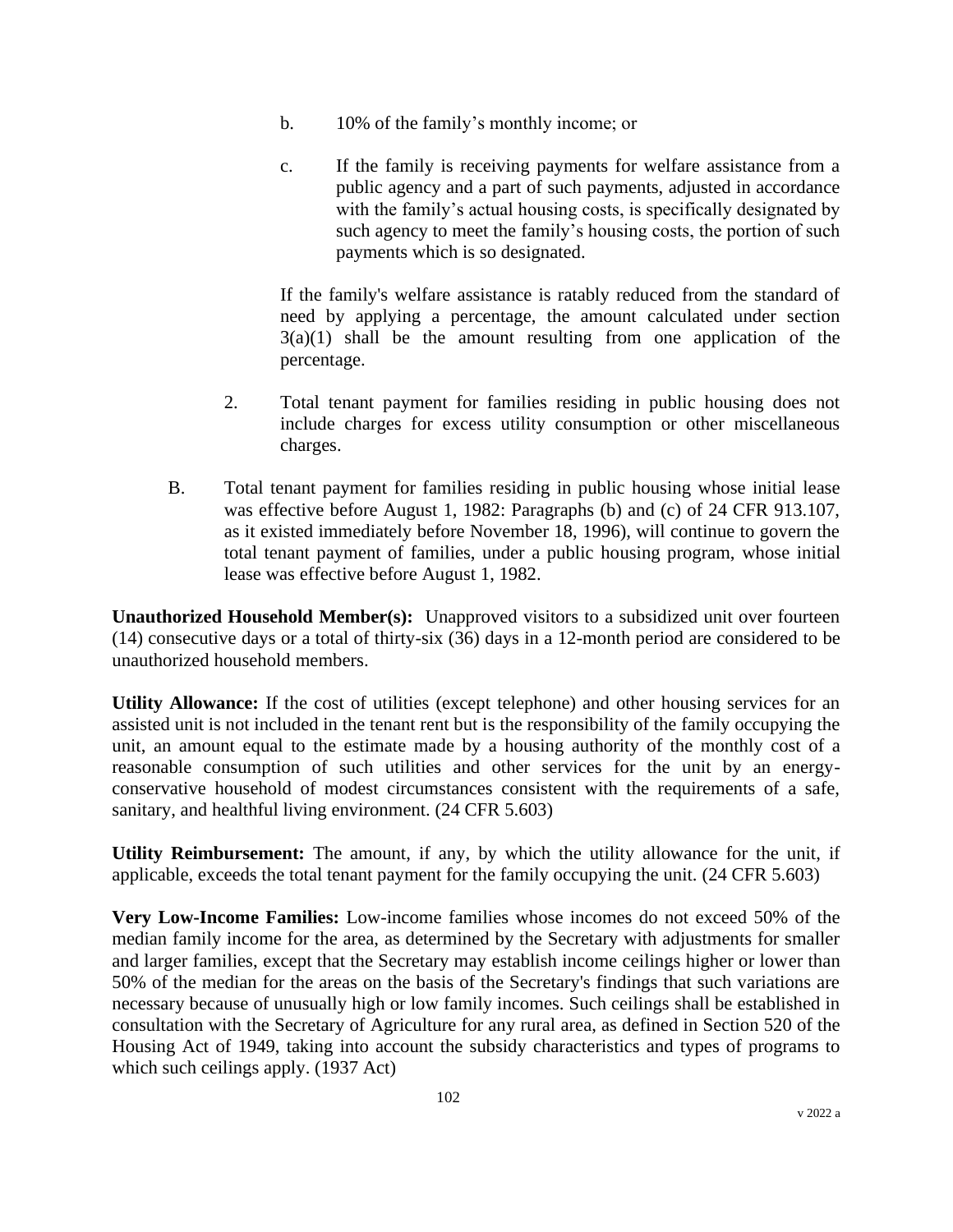b. 10% of the family's monthly income; or

c. If the family is receiving payments for welfare assistance from a public agency and a part of such payments, adjusted in accordance with the family's actual housing costs, is specifically designated by such agency to meet the family's housing costs, the portion of such payments which is so designated.

If the family's welfare assistance is ratably reduced from the standard of need by applying a percentage, the amount calculated under section 3(a)(1) shall be the amount resulting from one application of the percentage.

2. Total tenant payment for families residing in public housing does not include charges for excess utility consumption or other miscellaneous charges.

B. Total tenant payment for families residing in public housing whose initial lease was effective before August 1, 1982: Paragraphs (b) and (c) of 24 CFR 913.107, as it existed immediately before November 18, 1996), will continue to govern the total tenant payment of families, under a public housing program, whose initial lease was effective before August 1, 1982.

**Unauthorized Household Member(s):** Unapproved visitors to a subsidized unit over fourteen (14) consecutive days or a total of thirty-six (36) days in a 12-month period are considered to be unauthorized household members.

**Utility Allowance:** If the cost of utilities (except telephone) and other housing services for an assisted unit is not included in the tenant rent but is the responsibility of the family occupying the unit, an amount equal to the estimate made by a housing authority of the monthly cost of a reasonable consumption of such utilities and other services for the unit by an energy-conservative household of modest circumstances consistent with the requirements of a safe, sanitary, and healthful living environment. (24 CFR 5.603)

**Utility Reimbursement:** The amount, if any, by which the utility allowance for the unit, if applicable, exceeds the total tenant payment for the family occupying the unit. (24 CFR 5.603)

**Very Low-Income Families:** Low-income families whose incomes do not exceed 50% of the median family income for the area, as determined by the Secretary with adjustments for smaller and larger families, except that the Secretary may establish income ceilings higher or lower than 50% of the median for the areas on the basis of the Secretary's findings that such variations are necessary because of unusually high or low family incomes. Such ceilings shall be established in consultation with the Secretary of Agriculture for any rural area, as defined in Section 520 of the Housing Act of 1949, taking into account the subsidy characteristics and types of programs to which such ceilings apply. (1937 Act)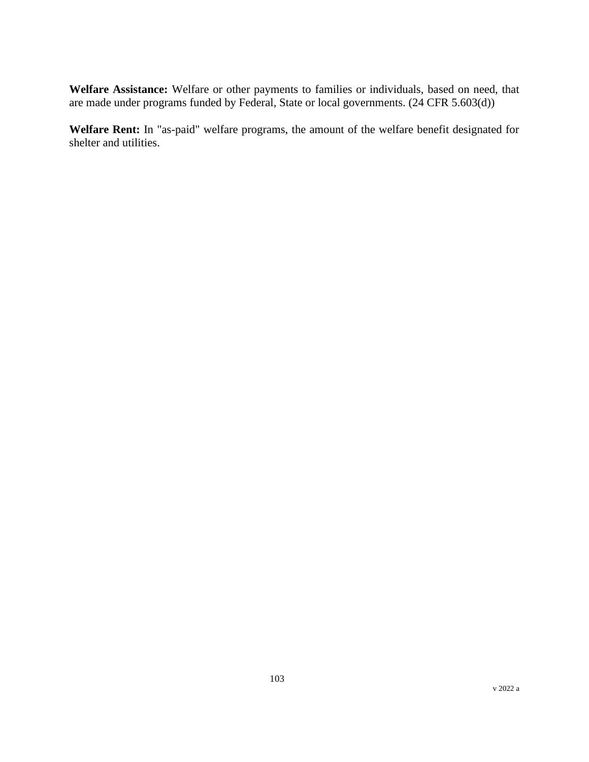**Welfare Assistance:** Welfare or other payments to families or individuals, based on need, that are made under programs funded by Federal, State or local governments. (24 CFR 5.603(d))

**Welfare Rent:** In "as-paid" welfare programs, the amount of the welfare benefit designated for shelter and utilities.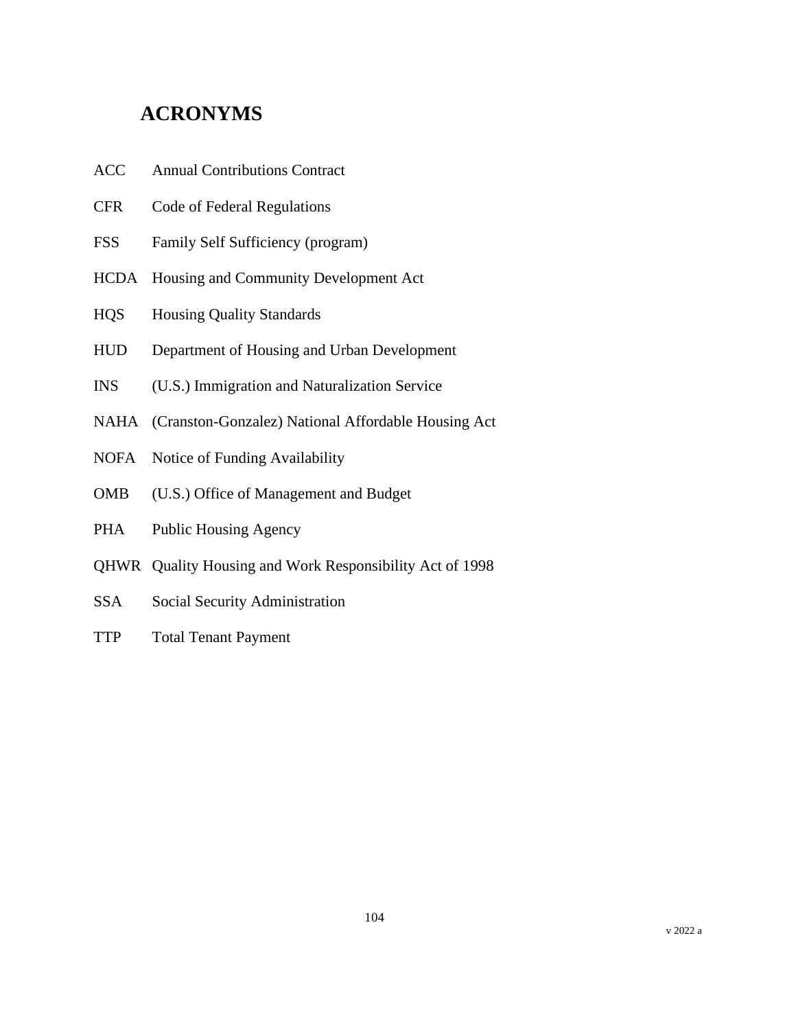## ACRONYMS

| | |
|---|---|
| ACC | Annual Contributions Contract |
| CFR | Code of Federal Regulations |
| FSS | Family Self Sufficiency (program) |
| HCDA | Housing and Community Development Act |
| HQS | Housing Quality Standards |
| HUD | Department of Housing and Urban Development |
| INS | (U.S.) Immigration and Naturalization Service |
| NAHA | (Cranston-Gonzalez) National Affordable Housing Act |
| NOFA | Notice of Funding Availability |
| OMB | (U.S.) Office of Management and Budget |
| PHA | Public Housing Agency |
| QHWR | Quality Housing and Work Responsibility Act of 1998 |
| SSA | Social Security Administration |
| TTP | Total Tenant Payment |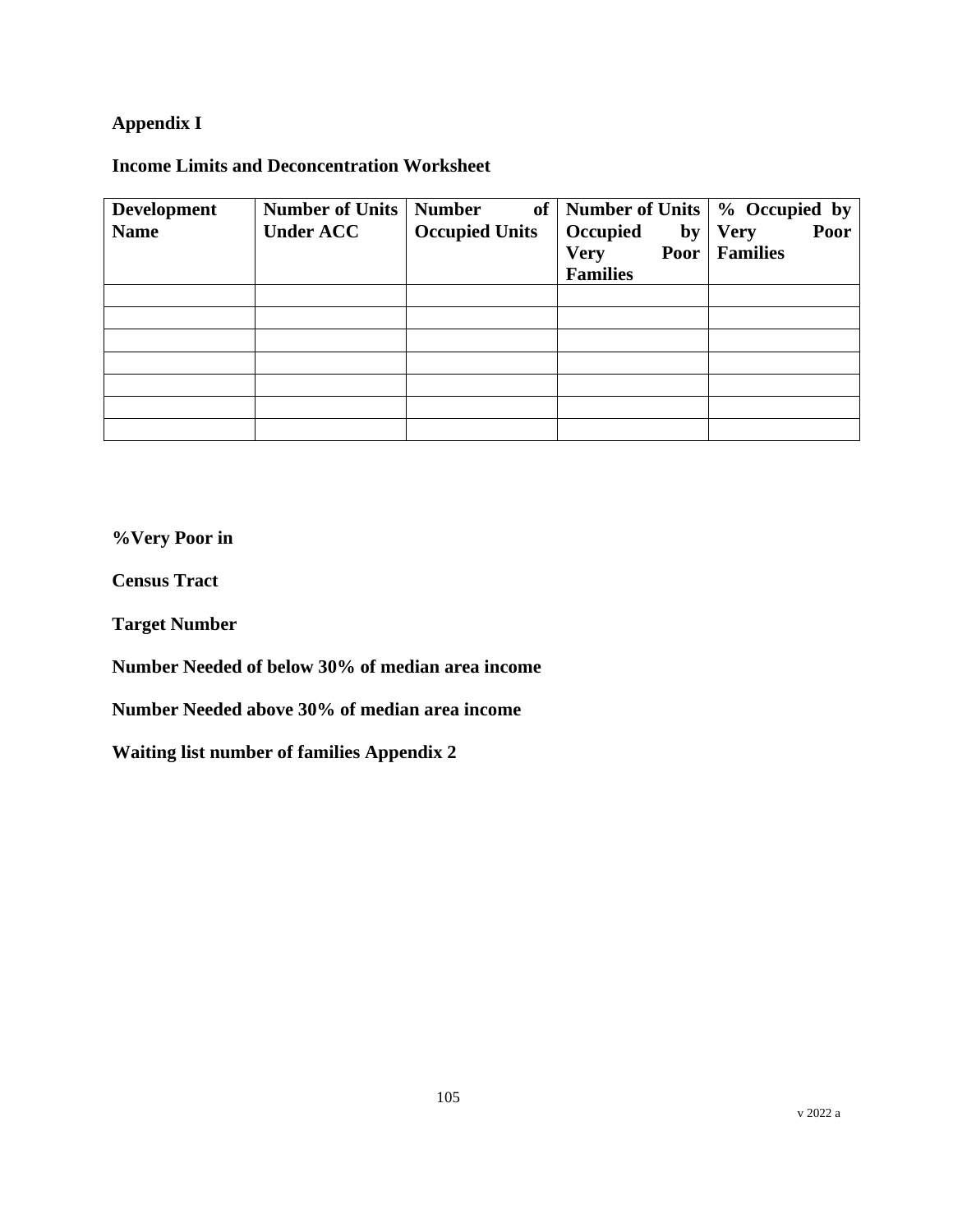**Appendix I**

**Income Limits and Deconcentration Worksheet**

| Development Name | Number of Units Under ACC | Number of Occupied Units | Number of Units Occupied by Very Poor Families | % Occupied by Very Poor Families |
|---|---|---|---|---|
| | | | | |
| | | | | |
| | | | | |
| | | | | |
| | | | | |
| | | | | |
| | | | | |

**%Very Poor in**

**Census Tract**

**Target Number**

**Number Needed of below 30% of median area income**

**Number Needed above 30% of median area income**

**Waiting list number of families Appendix 2**

v 2022 a